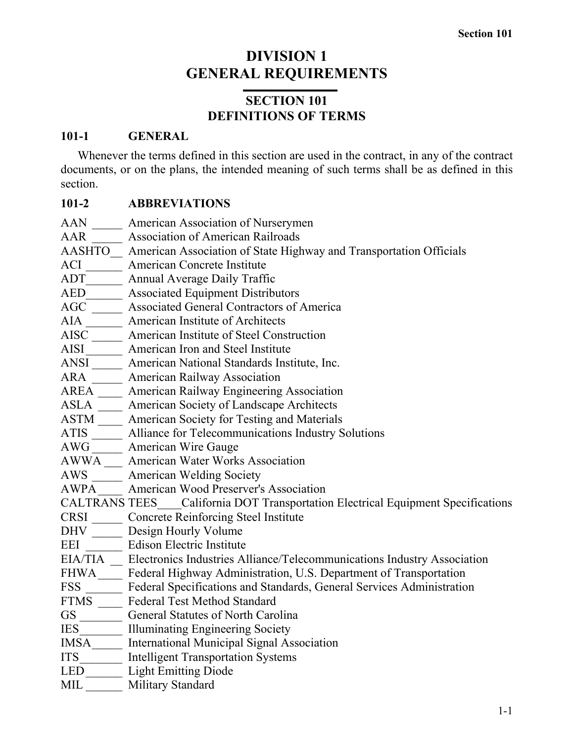# DIVISION 1
# GENERAL REQUIREMENTS

## SECTION 101
## DEFINITIONS OF TERMS

### 101-1 GENERAL

Whenever the terms defined in this section are used in the contract, in any of the contract documents, or on the plans, the intended meaning of such terms shall be as defined in this section.

### 101-2 ABBREVIATIONS

AAN _____ American Association of Nurserymen  
AAR _____ Association of American Railroads  
AASHTO__ American Association of State Highway and Transportation Officials  
ACI ______ American Concrete Institute  
ADT______ Annual Average Daily Traffic  
AED______ Associated Equipment Distributors  
AGC _____ Associated General Contractors of America  
AIA ______ American Institute of Architects  
AISC _____ American Institute of Steel Construction  
AISI______ American Iron and Steel Institute  
ANSI _____ American National Standards Institute, Inc.  
ARA _____ American Railway Association  
AREA ____ American Railway Engineering Association  
ASLA ____ American Society of Landscape Architects  
ASTM ____ American Society for Testing and Materials  
ATIS _____ Alliance for Telecommunications Industry Solutions  
AWG _____ American Wire Gauge  
AWWA ___ American Water Works Association  
AWS _____ American Welding Society  
AWPA____ American Wood Preserver's Association  
CALTRANS TEES____California DOT Transportation Electrical Equipment Specifications  
CRSI _____ Concrete Reinforcing Steel Institute  
DHV _____ Design Hourly Volume  
EEI ______ Edison Electric Institute  
EIA/TIA __ Electronics Industries Alliance/Telecommunications Industry Association  
FHWA____ Federal Highway Administration, U.S. Department of Transportation  
FSS ______ Federal Specifications and Standards, General Services Administration  
FTMS ____ Federal Test Method Standard  
GS _______ General Statutes of North Carolina  
IES_______ Illuminating Engineering Society  
IMSA_____ International Municipal Signal Association  
ITS_______ Intelligent Transportation Systems  
LED______ Light Emitting Diode  
MIL ______ Military Standard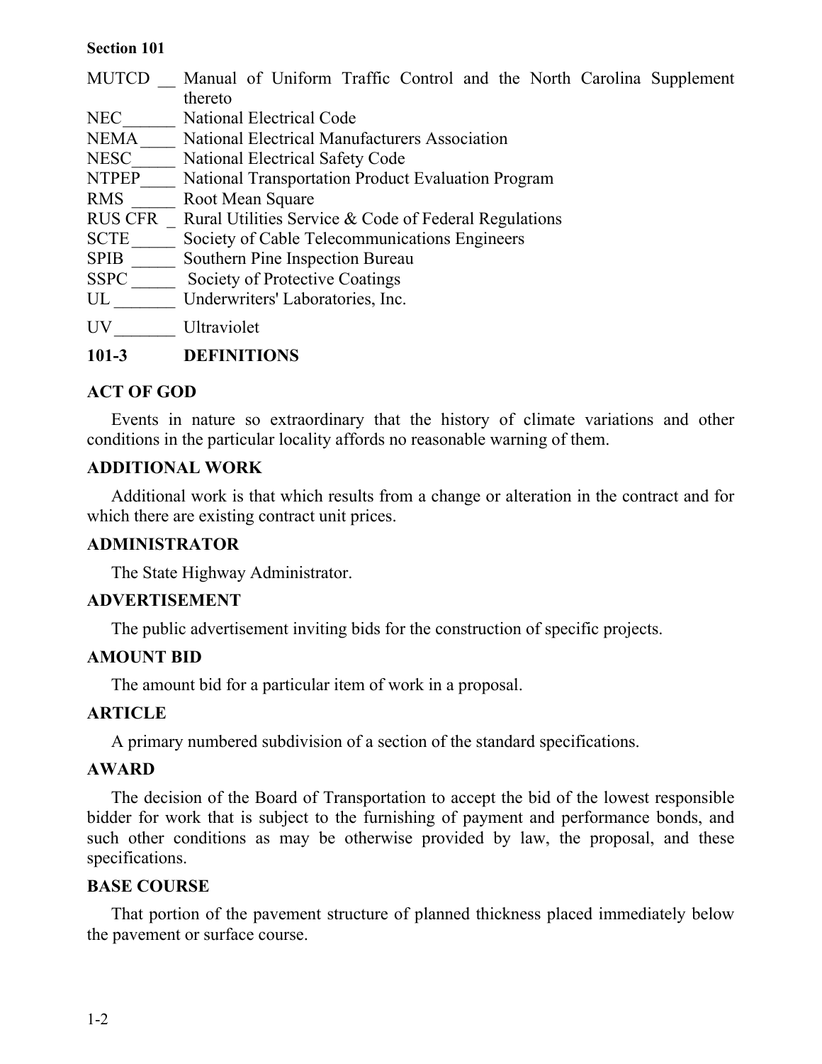MUTCD __ Manual of Uniform Traffic Control and the North Carolina Supplement thereto
NEC______ National Electrical Code
NEMA____ National Electrical Manufacturers Association
NESC_____ National Electrical Safety Code
NTPEP____ National Transportation Product Evaluation Program
RMS _____ Root Mean Square
RUS CFR _ Rural Utilities Service & Code of Federal Regulations
SCTE_____ Society of Cable Telecommunications Engineers
SPIB _____ Southern Pine Inspection Bureau
SSPC _____ Society of Protective Coatings
UL _______ Underwriters' Laboratories, Inc.
UV_______ Ultraviolet

## 101-3 DEFINITIONS

### ACT OF GOD

Events in nature so extraordinary that the history of climate variations and other conditions in the particular locality affords no reasonable warning of them.

### ADDITIONAL WORK

Additional work is that which results from a change or alteration in the contract and for which there are existing contract unit prices.

### ADMINISTRATOR

The State Highway Administrator.

### ADVERTISEMENT

The public advertisement inviting bids for the construction of specific projects.

### AMOUNT BID

The amount bid for a particular item of work in a proposal.

### ARTICLE

A primary numbered subdivision of a section of the standard specifications.

### AWARD

The decision of the Board of Transportation to accept the bid of the lowest responsible bidder for work that is subject to the furnishing of payment and performance bonds, and such other conditions as may be otherwise provided by law, the proposal, and these specifications.

### BASE COURSE

That portion of the pavement structure of planned thickness placed immediately below the pavement or surface course.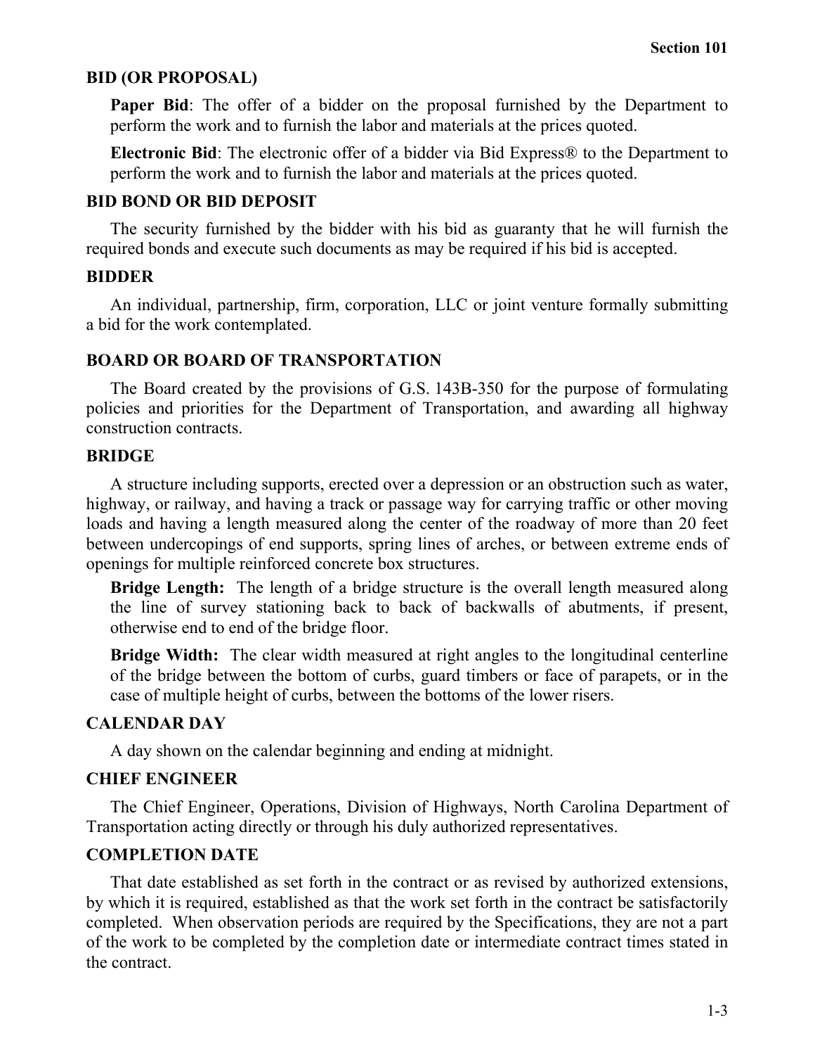### BID (OR PROPOSAL)

**Paper Bid**: The offer of a bidder on the proposal furnished by the Department to perform the work and to furnish the labor and materials at the prices quoted.

**Electronic Bid**: The electronic offer of a bidder via Bid Express® to the Department to perform the work and to furnish the labor and materials at the prices quoted.

### BID BOND OR BID DEPOSIT

The security furnished by the bidder with his bid as guaranty that he will furnish the required bonds and execute such documents as may be required if his bid is accepted.

### BIDDER

An individual, partnership, firm, corporation, LLC or joint venture formally submitting a bid for the work contemplated.

### BOARD OR BOARD OF TRANSPORTATION

The Board created by the provisions of G.S. 143B-350 for the purpose of formulating policies and priorities for the Department of Transportation, and awarding all highway construction contracts.

### BRIDGE

A structure including supports, erected over a depression or an obstruction such as water, highway, or railway, and having a track or passage way for carrying traffic or other moving loads and having a length measured along the center of the roadway of more than 20 feet between undercopings of end supports, spring lines of arches, or between extreme ends of openings for multiple reinforced concrete box structures.

**Bridge Length:** The length of a bridge structure is the overall length measured along the line of survey stationing back to back of backwalls of abutments, if present, otherwise end to end of the bridge floor.

**Bridge Width:** The clear width measured at right angles to the longitudinal centerline of the bridge between the bottom of curbs, guard timbers or face of parapets, or in the case of multiple height of curbs, between the bottoms of the lower risers.

### CALENDAR DAY

A day shown on the calendar beginning and ending at midnight.

### CHIEF ENGINEER

The Chief Engineer, Operations, Division of Highways, North Carolina Department of Transportation acting directly or through his duly authorized representatives.

### COMPLETION DATE

That date established as set forth in the contract or as revised by authorized extensions, by which it is required, established as that the work set forth in the contract be satisfactorily completed. When observation periods are required by the Specifications, they are not a part of the work to be completed by the completion date or intermediate contract times stated in the contract.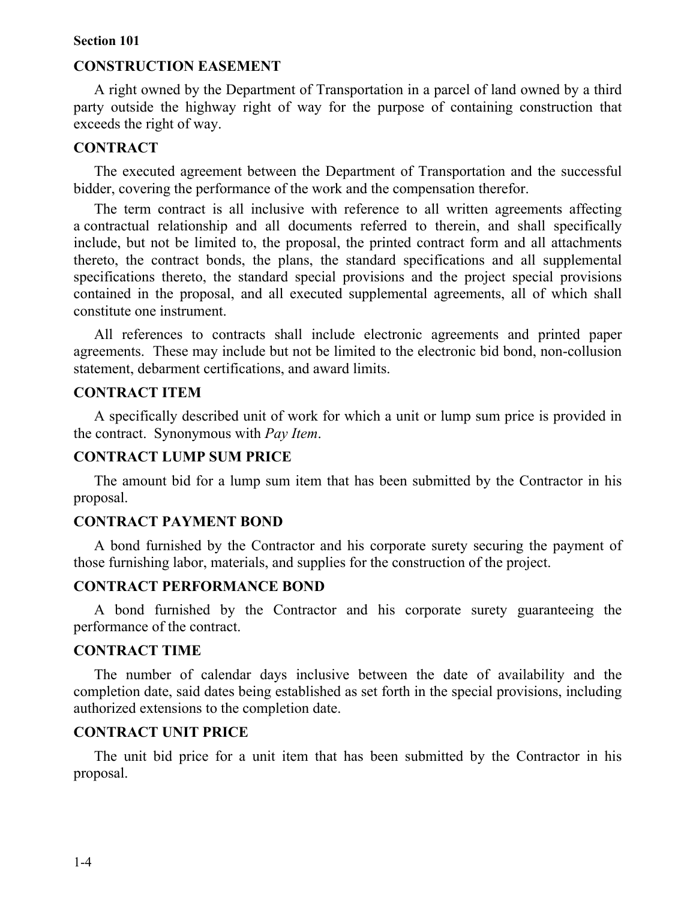## CONSTRUCTION EASEMENT

A right owned by the Department of Transportation in a parcel of land owned by a third party outside the highway right of way for the purpose of containing construction that exceeds the right of way.

## CONTRACT

The executed agreement between the Department of Transportation and the successful bidder, covering the performance of the work and the compensation therefor.

The term contract is all inclusive with reference to all written agreements affecting a contractual relationship and all documents referred to therein, and shall specifically include, but not be limited to, the proposal, the printed contract form and all attachments thereto, the contract bonds, the plans, the standard specifications and all supplemental specifications thereto, the standard special provisions and the project special provisions contained in the proposal, and all executed supplemental agreements, all of which shall constitute one instrument.

All references to contracts shall include electronic agreements and printed paper agreements. These may include but not be limited to the electronic bid bond, non-collusion statement, debarment certifications, and award limits.

## CONTRACT ITEM

A specifically described unit of work for which a unit or lump sum price is provided in the contract. Synonymous with *Pay Item*.

## CONTRACT LUMP SUM PRICE

The amount bid for a lump sum item that has been submitted by the Contractor in his proposal.

## CONTRACT PAYMENT BOND

A bond furnished by the Contractor and his corporate surety securing the payment of those furnishing labor, materials, and supplies for the construction of the project.

## CONTRACT PERFORMANCE BOND

A bond furnished by the Contractor and his corporate surety guaranteeing the performance of the contract.

## CONTRACT TIME

The number of calendar days inclusive between the date of availability and the completion date, said dates being established as set forth in the special provisions, including authorized extensions to the completion date.

## CONTRACT UNIT PRICE

The unit bid price for a unit item that has been submitted by the Contractor in his proposal.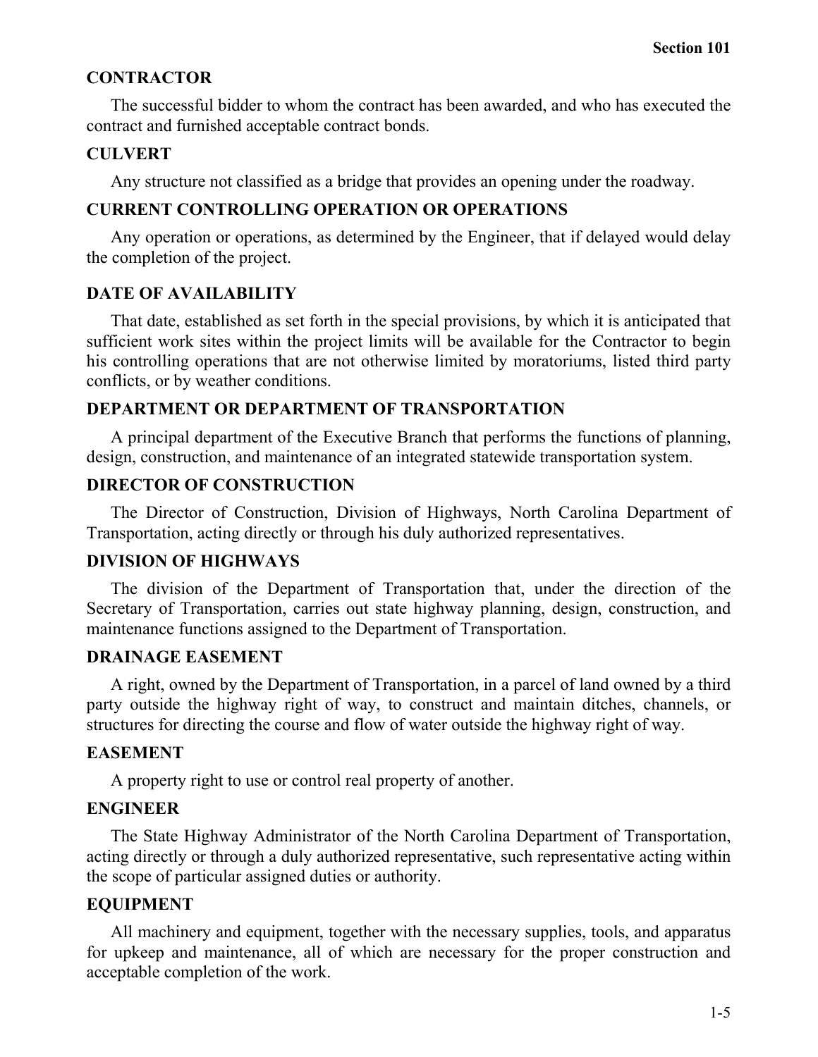### CONTRACTOR

The successful bidder to whom the contract has been awarded, and who has executed the contract and furnished acceptable contract bonds.

### CULVERT

Any structure not classified as a bridge that provides an opening under the roadway.

### CURRENT CONTROLLING OPERATION OR OPERATIONS

Any operation or operations, as determined by the Engineer, that if delayed would delay the completion of the project.

### DATE OF AVAILABILITY

That date, established as set forth in the special provisions, by which it is anticipated that sufficient work sites within the project limits will be available for the Contractor to begin his controlling operations that are not otherwise limited by moratoriums, listed third party conflicts, or by weather conditions.

### DEPARTMENT OR DEPARTMENT OF TRANSPORTATION

A principal department of the Executive Branch that performs the functions of planning, design, construction, and maintenance of an integrated statewide transportation system.

### DIRECTOR OF CONSTRUCTION

The Director of Construction, Division of Highways, North Carolina Department of Transportation, acting directly or through his duly authorized representatives.

### DIVISION OF HIGHWAYS

The division of the Department of Transportation that, under the direction of the Secretary of Transportation, carries out state highway planning, design, construction, and maintenance functions assigned to the Department of Transportation.

### DRAINAGE EASEMENT

A right, owned by the Department of Transportation, in a parcel of land owned by a third party outside the highway right of way, to construct and maintain ditches, channels, or structures for directing the course and flow of water outside the highway right of way.

### EASEMENT

A property right to use or control real property of another.

### ENGINEER

The State Highway Administrator of the North Carolina Department of Transportation, acting directly or through a duly authorized representative, such representative acting within the scope of particular assigned duties or authority.

### EQUIPMENT

All machinery and equipment, together with the necessary supplies, tools, and apparatus for upkeep and maintenance, all of which are necessary for the proper construction and acceptable completion of the work.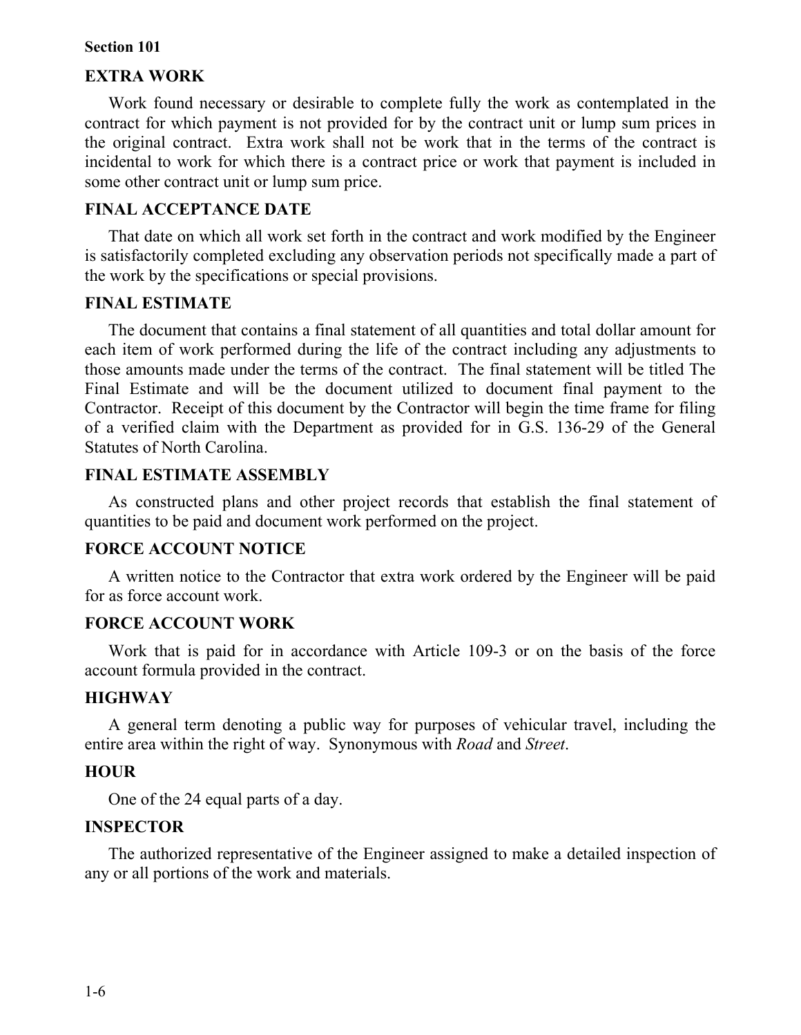## EXTRA WORK

Work found necessary or desirable to complete fully the work as contemplated in the contract for which payment is not provided for by the contract unit or lump sum prices in the original contract. Extra work shall not be work that in the terms of the contract is incidental to work for which there is a contract price or work that payment is included in some other contract unit or lump sum price.

## FINAL ACCEPTANCE DATE

That date on which all work set forth in the contract and work modified by the Engineer is satisfactorily completed excluding any observation periods not specifically made a part of the work by the specifications or special provisions.

## FINAL ESTIMATE

The document that contains a final statement of all quantities and total dollar amount for each item of work performed during the life of the contract including any adjustments to those amounts made under the terms of the contract. The final statement will be titled The Final Estimate and will be the document utilized to document final payment to the Contractor. Receipt of this document by the Contractor will begin the time frame for filing of a verified claim with the Department as provided for in G.S. 136-29 of the General Statutes of North Carolina.

## FINAL ESTIMATE ASSEMBLY

As constructed plans and other project records that establish the final statement of quantities to be paid and document work performed on the project.

## FORCE ACCOUNT NOTICE

A written notice to the Contractor that extra work ordered by the Engineer will be paid for as force account work.

## FORCE ACCOUNT WORK

Work that is paid for in accordance with Article 109-3 or on the basis of the force account formula provided in the contract.

## HIGHWAY

A general term denoting a public way for purposes of vehicular travel, including the entire area within the right of way. Synonymous with *Road* and *Street*.

## HOUR

One of the 24 equal parts of a day.

## INSPECTOR

The authorized representative of the Engineer assigned to make a detailed inspection of any or all portions of the work and materials.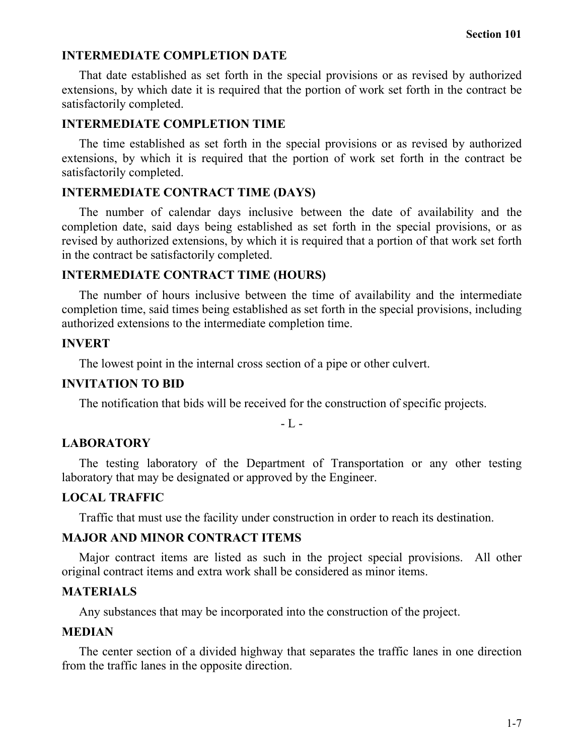### INTERMEDIATE COMPLETION DATE

That date established as set forth in the special provisions or as revised by authorized extensions, by which date it is required that the portion of work set forth in the contract be satisfactorily completed.

### INTERMEDIATE COMPLETION TIME

The time established as set forth in the special provisions or as revised by authorized extensions, by which it is required that the portion of work set forth in the contract be satisfactorily completed.

### INTERMEDIATE CONTRACT TIME (DAYS)

The number of calendar days inclusive between the date of availability and the completion date, said days being established as set forth in the special provisions, or as revised by authorized extensions, by which it is required that a portion of that work set forth in the contract be satisfactorily completed.

### INTERMEDIATE CONTRACT TIME (HOURS)

The number of hours inclusive between the time of availability and the intermediate completion time, said times being established as set forth in the special provisions, including authorized extensions to the intermediate completion time.

### INVERT

The lowest point in the internal cross section of a pipe or other culvert.

### INVITATION TO BID

The notification that bids will be received for the construction of specific projects.

## - L -

### LABORATORY

The testing laboratory of the Department of Transportation or any other testing laboratory that may be designated or approved by the Engineer.

### LOCAL TRAFFIC

Traffic that must use the facility under construction in order to reach its destination.

### MAJOR AND MINOR CONTRACT ITEMS

Major contract items are listed as such in the project special provisions. All other original contract items and extra work shall be considered as minor items.

### MATERIALS

Any substances that may be incorporated into the construction of the project.

### MEDIAN

The center section of a divided highway that separates the traffic lanes in one direction from the traffic lanes in the opposite direction.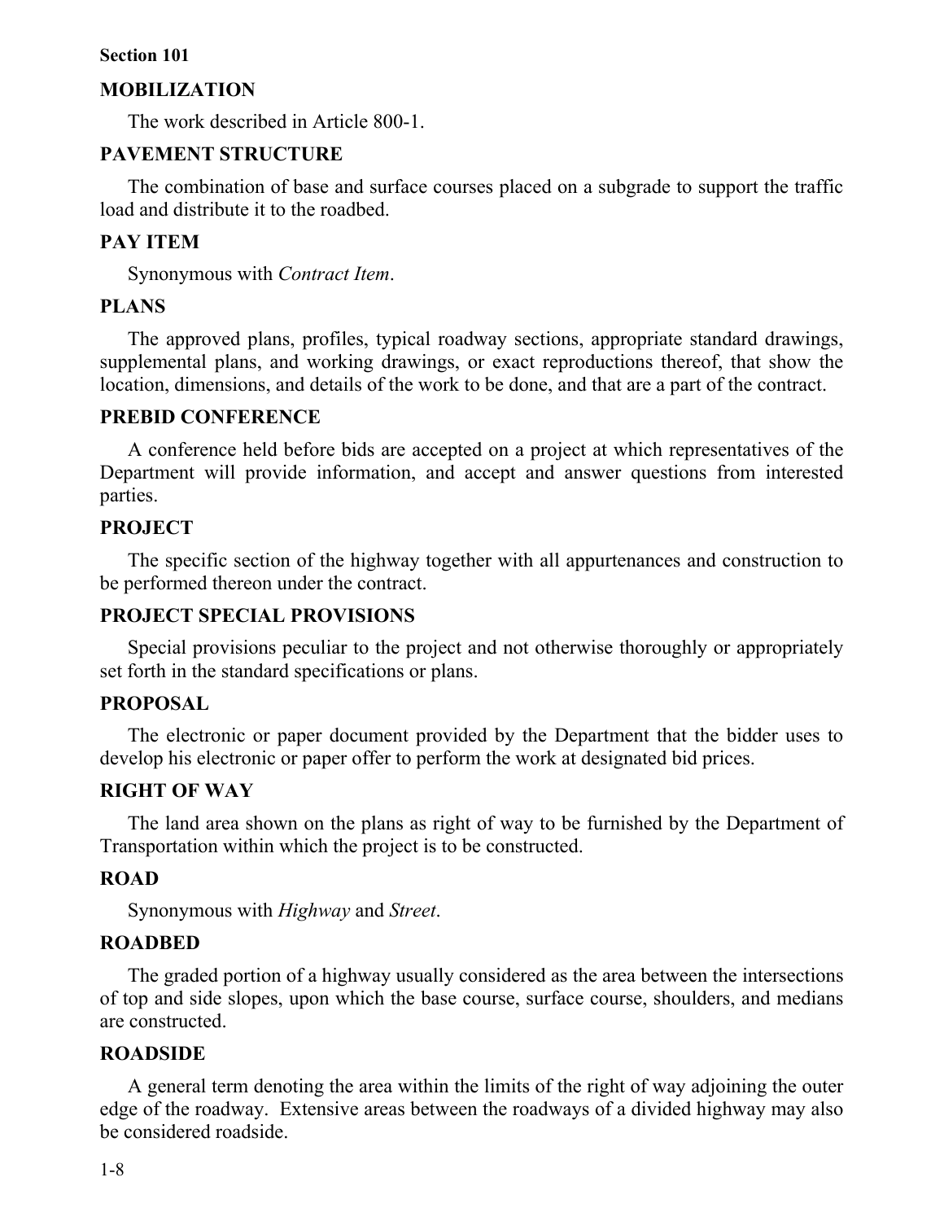## Section 101

### MOBILIZATION

The work described in Article 800-1.

### PAVEMENT STRUCTURE

The combination of base and surface courses placed on a subgrade to support the traffic load and distribute it to the roadbed.

### PAY ITEM

Synonymous with *Contract Item*.

### PLANS

The approved plans, profiles, typical roadway sections, appropriate standard drawings, supplemental plans, and working drawings, or exact reproductions thereof, that show the location, dimensions, and details of the work to be done, and that are a part of the contract.

### PREBID CONFERENCE

A conference held before bids are accepted on a project at which representatives of the Department will provide information, and accept and answer questions from interested parties.

### PROJECT

The specific section of the highway together with all appurtenances and construction to be performed thereon under the contract.

### PROJECT SPECIAL PROVISIONS

Special provisions peculiar to the project and not otherwise thoroughly or appropriately set forth in the standard specifications or plans.

### PROPOSAL

The electronic or paper document provided by the Department that the bidder uses to develop his electronic or paper offer to perform the work at designated bid prices.

### RIGHT OF WAY

The land area shown on the plans as right of way to be furnished by the Department of Transportation within which the project is to be constructed.

### ROAD

Synonymous with *Highway* and *Street*.

### ROADBED

The graded portion of a highway usually considered as the area between the intersections of top and side slopes, upon which the base course, surface course, shoulders, and medians are constructed.

### ROADSIDE

A general term denoting the area within the limits of the right of way adjoining the outer edge of the roadway. Extensive areas between the roadways of a divided highway may also be considered roadside.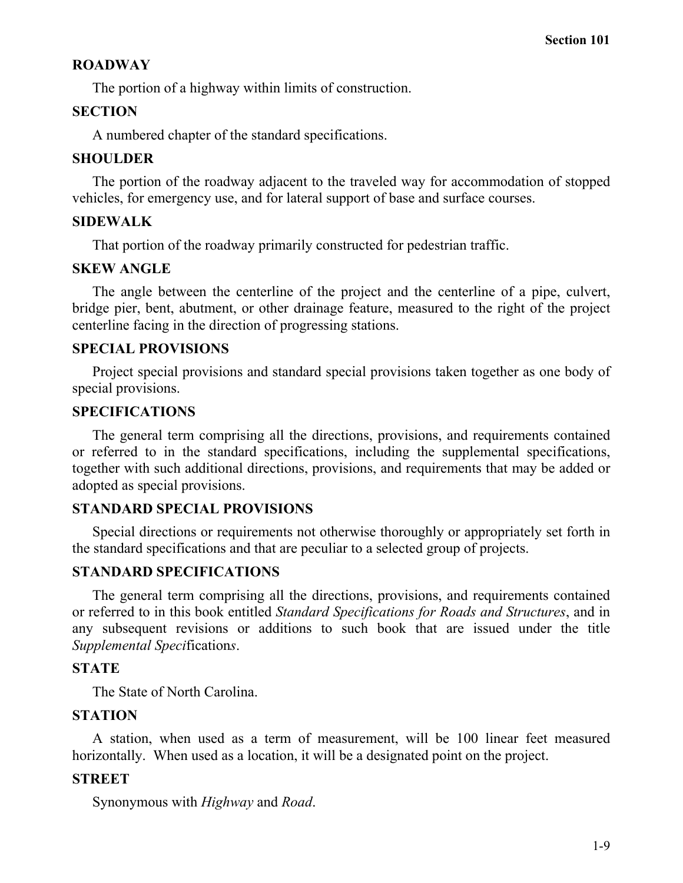**ROADWAY**

The portion of a highway within limits of construction.

**SECTION**

A numbered chapter of the standard specifications.

**SHOULDER**

The portion of the roadway adjacent to the traveled way for accommodation of stopped vehicles, for emergency use, and for lateral support of base and surface courses.

**SIDEWALK**

That portion of the roadway primarily constructed for pedestrian traffic.

**SKEW ANGLE**

The angle between the centerline of the project and the centerline of a pipe, culvert, bridge pier, bent, abutment, or other drainage feature, measured to the right of the project centerline facing in the direction of progressing stations.

**SPECIAL PROVISIONS**

Project special provisions and standard special provisions taken together as one body of special provisions.

**SPECIFICATIONS**

The general term comprising all the directions, provisions, and requirements contained or referred to in the standard specifications, including the supplemental specifications, together with such additional directions, provisions, and requirements that may be added or adopted as special provisions.

**STANDARD SPECIAL PROVISIONS**

Special directions or requirements not otherwise thoroughly or appropriately set forth in the standard specifications and that are peculiar to a selected group of projects.

**STANDARD SPECIFICATIONS**

The general term comprising all the directions, provisions, and requirements contained or referred to in this book entitled *Standard Specifications for Roads and Structures*, and in any subsequent revisions or additions to such book that are issued under the title *Supplemental Specifications*.

**STATE**

The State of North Carolina.

**STATION**

A station, when used as a term of measurement, will be 100 linear feet measured horizontally. When used as a location, it will be a designated point on the project.

**STREET**

Synonymous with *Highway* and *Road*.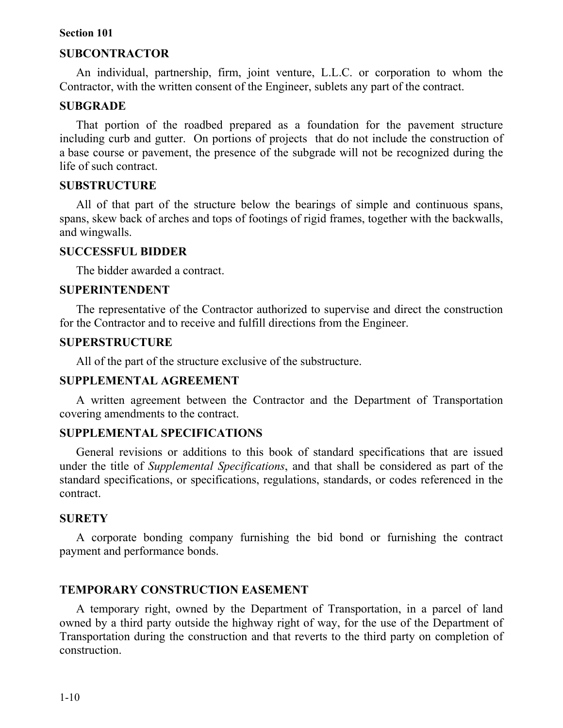### SUBCONTRACTOR

An individual, partnership, firm, joint venture, L.L.C. or corporation to whom the Contractor, with the written consent of the Engineer, sublets any part of the contract.

### SUBGRADE

That portion of the roadbed prepared as a foundation for the pavement structure including curb and gutter. On portions of projects that do not include the construction of a base course or pavement, the presence of the subgrade will not be recognized during the life of such contract.

### SUBSTRUCTURE

All of that part of the structure below the bearings of simple and continuous spans, spans, skew back of arches and tops of footings of rigid frames, together with the backwalls, and wingwalls.

### SUCCESSFUL BIDDER

The bidder awarded a contract.

### SUPERINTENDENT

The representative of the Contractor authorized to supervise and direct the construction for the Contractor and to receive and fulfill directions from the Engineer.

### SUPERSTRUCTURE

All of the part of the structure exclusive of the substructure.

### SUPPLEMENTAL AGREEMENT

A written agreement between the Contractor and the Department of Transportation covering amendments to the contract.

### SUPPLEMENTAL SPECIFICATIONS

General revisions or additions to this book of standard specifications that are issued under the title of *Supplemental Specifications*, and that shall be considered as part of the standard specifications, or specifications, regulations, standards, or codes referenced in the contract.

### SURETY

A corporate bonding company furnishing the bid bond or furnishing the contract payment and performance bonds.

### TEMPORARY CONSTRUCTION EASEMENT

A temporary right, owned by the Department of Transportation, in a parcel of land owned by a third party outside the highway right of way, for the use of the Department of Transportation during the construction and that reverts to the third party on completion of construction.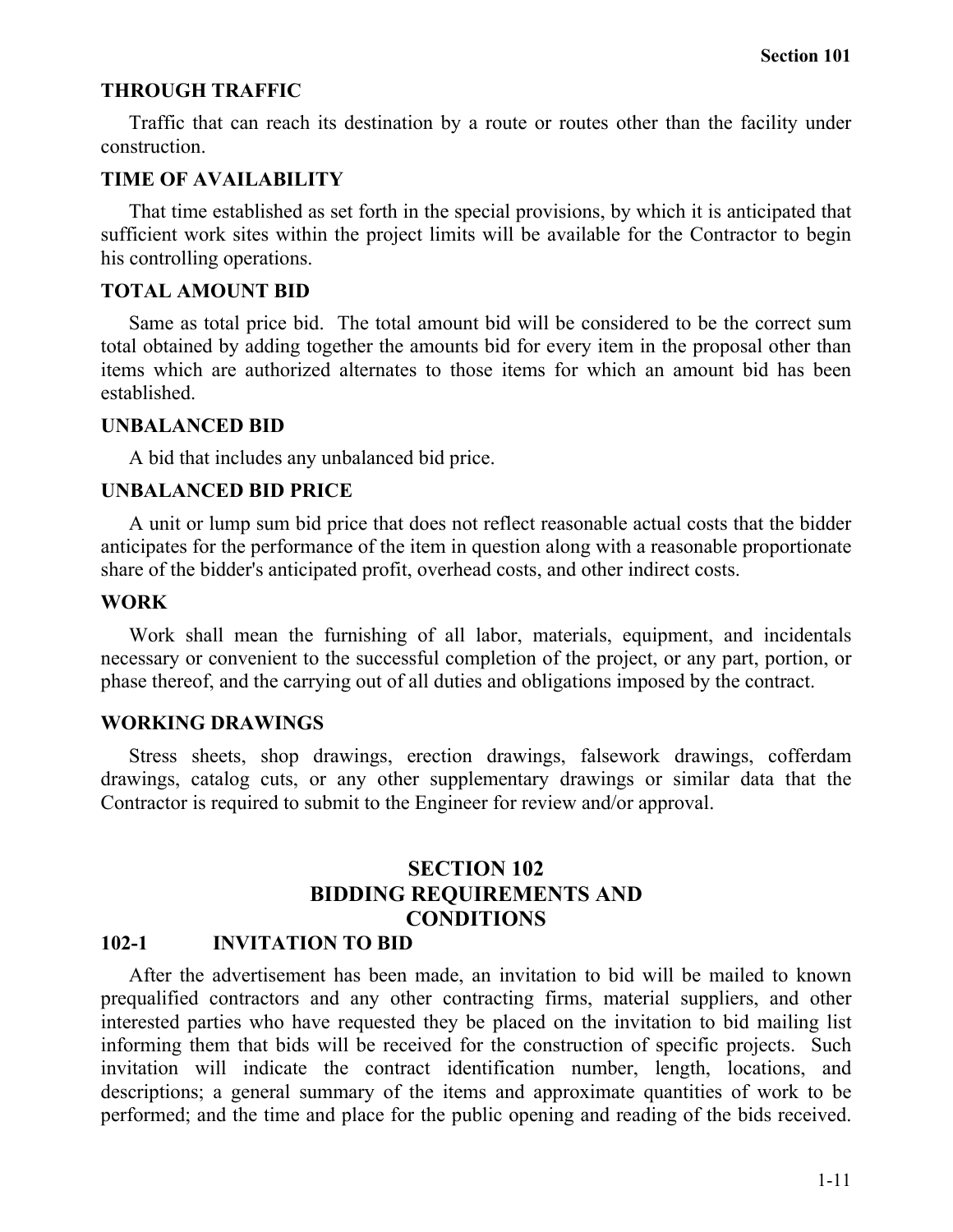### THROUGH TRAFFIC

Traffic that can reach its destination by a route or routes other than the facility under construction.

### TIME OF AVAILABILITY

That time established as set forth in the special provisions, by which it is anticipated that sufficient work sites within the project limits will be available for the Contractor to begin his controlling operations.

### TOTAL AMOUNT BID

Same as total price bid. The total amount bid will be considered to be the correct sum total obtained by adding together the amounts bid for every item in the proposal other than items which are authorized alternates to those items for which an amount bid has been established.

### UNBALANCED BID

A bid that includes any unbalanced bid price.

### UNBALANCED BID PRICE

A unit or lump sum bid price that does not reflect reasonable actual costs that the bidder anticipates for the performance of the item in question along with a reasonable proportionate share of the bidder's anticipated profit, overhead costs, and other indirect costs.

### WORK

Work shall mean the furnishing of all labor, materials, equipment, and incidentals necessary or convenient to the successful completion of the project, or any part, portion, or phase thereof, and the carrying out of all duties and obligations imposed by the contract.

### WORKING DRAWINGS

Stress sheets, shop drawings, erection drawings, falsework drawings, cofferdam drawings, catalog cuts, or any other supplementary drawings or similar data that the Contractor is required to submit to the Engineer for review and/or approval.

# SECTION 102 BIDDING REQUIREMENTS AND CONDITIONS

## 102-1 INVITATION TO BID

After the advertisement has been made, an invitation to bid will be mailed to known prequalified contractors and any other contracting firms, material suppliers, and other interested parties who have requested they be placed on the invitation to bid mailing list informing them that bids will be received for the construction of specific projects. Such invitation will indicate the contract identification number, length, locations, and descriptions; a general summary of the items and approximate quantities of work to be performed; and the time and place for the public opening and reading of the bids received.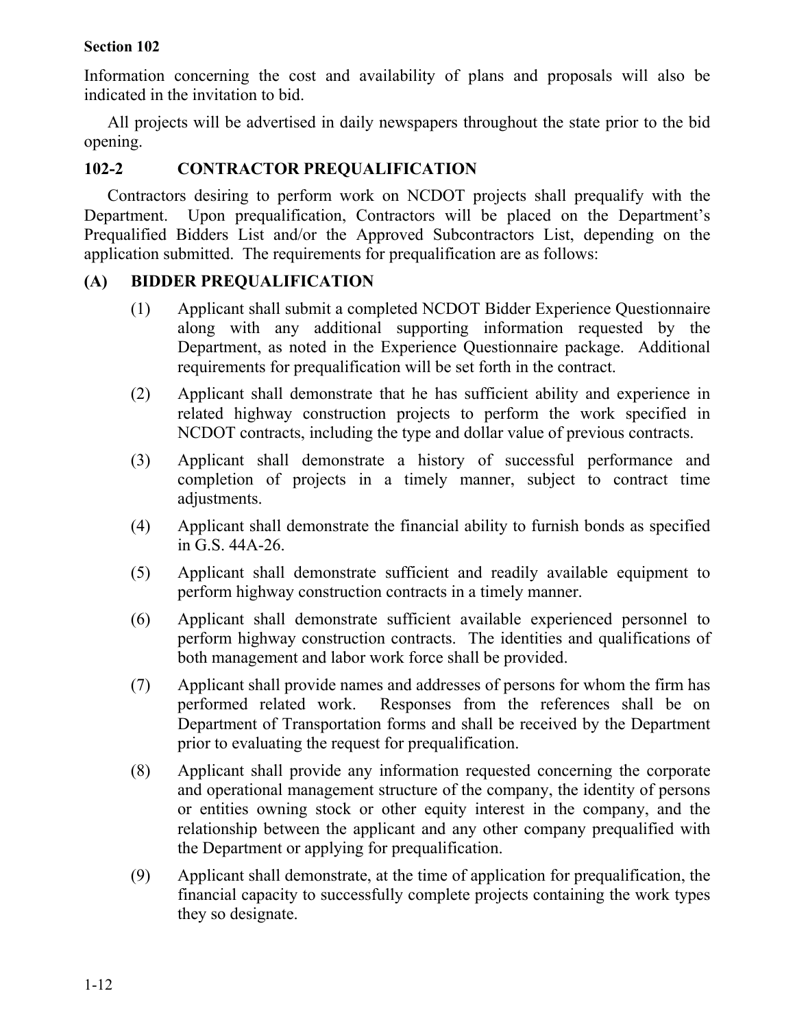Information concerning the cost and availability of plans and proposals will also be indicated in the invitation to bid.

All projects will be advertised in daily newspapers throughout the state prior to the bid opening.

## 102-2 CONTRACTOR PREQUALIFICATION

Contractors desiring to perform work on NCDOT projects shall prequalify with the Department. Upon prequalification, Contractors will be placed on the Department's Prequalified Bidders List and/or the Approved Subcontractors List, depending on the application submitted. The requirements for prequalification are as follows:

### (A) BIDDER PREQUALIFICATION

(1) Applicant shall submit a completed NCDOT Bidder Experience Questionnaire along with any additional supporting information requested by the Department, as noted in the Experience Questionnaire package. Additional requirements for prequalification will be set forth in the contract.

(2) Applicant shall demonstrate that he has sufficient ability and experience in related highway construction projects to perform the work specified in NCDOT contracts, including the type and dollar value of previous contracts.

(3) Applicant shall demonstrate a history of successful performance and completion of projects in a timely manner, subject to contract time adjustments.

(4) Applicant shall demonstrate the financial ability to furnish bonds as specified in G.S. 44A-26.

(5) Applicant shall demonstrate sufficient and readily available equipment to perform highway construction contracts in a timely manner.

(6) Applicant shall demonstrate sufficient available experienced personnel to perform highway construction contracts. The identities and qualifications of both management and labor work force shall be provided.

(7) Applicant shall provide names and addresses of persons for whom the firm has performed related work. Responses from the references shall be on Department of Transportation forms and shall be received by the Department prior to evaluating the request for prequalification.

(8) Applicant shall provide any information requested concerning the corporate and operational management structure of the company, the identity of persons or entities owning stock or other equity interest in the company, and the relationship between the applicant and any other company prequalified with the Department or applying for prequalification.

(9) Applicant shall demonstrate, at the time of application for prequalification, the financial capacity to successfully complete projects containing the work types they so designate.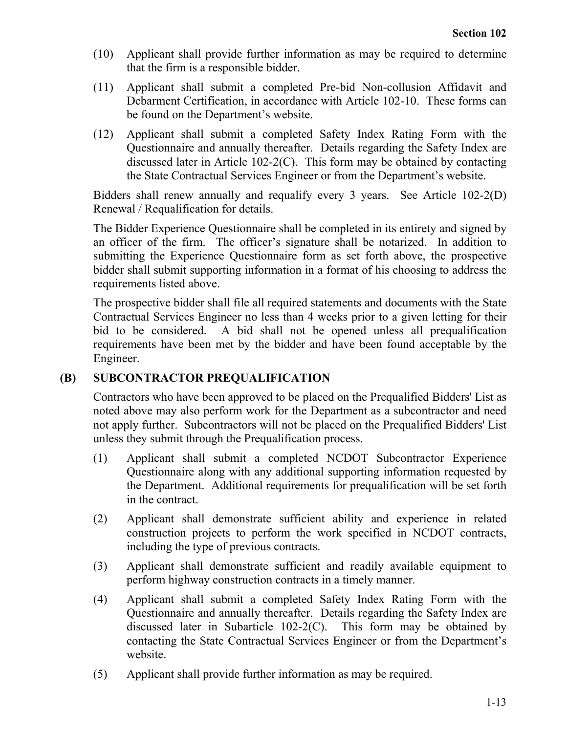(10) Applicant shall provide further information as may be required to determine that the firm is a responsible bidder.

(11) Applicant shall submit a completed Pre-bid Non-collusion Affidavit and Debarment Certification, in accordance with Article 102-10. These forms can be found on the Department's website.

(12) Applicant shall submit a completed Safety Index Rating Form with the Questionnaire and annually thereafter. Details regarding the Safety Index are discussed later in Article 102-2(C). This form may be obtained by contacting the State Contractual Services Engineer or from the Department's website.

Bidders shall renew annually and requalify every 3 years. See Article 102-2(D) Renewal / Requalification for details.

The Bidder Experience Questionnaire shall be completed in its entirety and signed by an officer of the firm. The officer's signature shall be notarized. In addition to submitting the Experience Questionnaire form as set forth above, the prospective bidder shall submit supporting information in a format of his choosing to address the requirements listed above.

The prospective bidder shall file all required statements and documents with the State Contractual Services Engineer no less than 4 weeks prior to a given letting for their bid to be considered. A bid shall not be opened unless all prequalification requirements have been met by the bidder and have been found acceptable by the Engineer.

### (B) SUBCONTRACTOR PREQUALIFICATION

Contractors who have been approved to be placed on the Prequalified Bidders' List as noted above may also perform work for the Department as a subcontractor and need not apply further. Subcontractors will not be placed on the Prequalified Bidders' List unless they submit through the Prequalification process.

(1) Applicant shall submit a completed NCDOT Subcontractor Experience Questionnaire along with any additional supporting information requested by the Department. Additional requirements for prequalification will be set forth in the contract.

(2) Applicant shall demonstrate sufficient ability and experience in related construction projects to perform the work specified in NCDOT contracts, including the type of previous contracts.

(3) Applicant shall demonstrate sufficient and readily available equipment to perform highway construction contracts in a timely manner.

(4) Applicant shall submit a completed Safety Index Rating Form with the Questionnaire and annually thereafter. Details regarding the Safety Index are discussed later in Subarticle 102-2(C). This form may be obtained by contacting the State Contractual Services Engineer or from the Department's website.

(5) Applicant shall provide further information as may be required.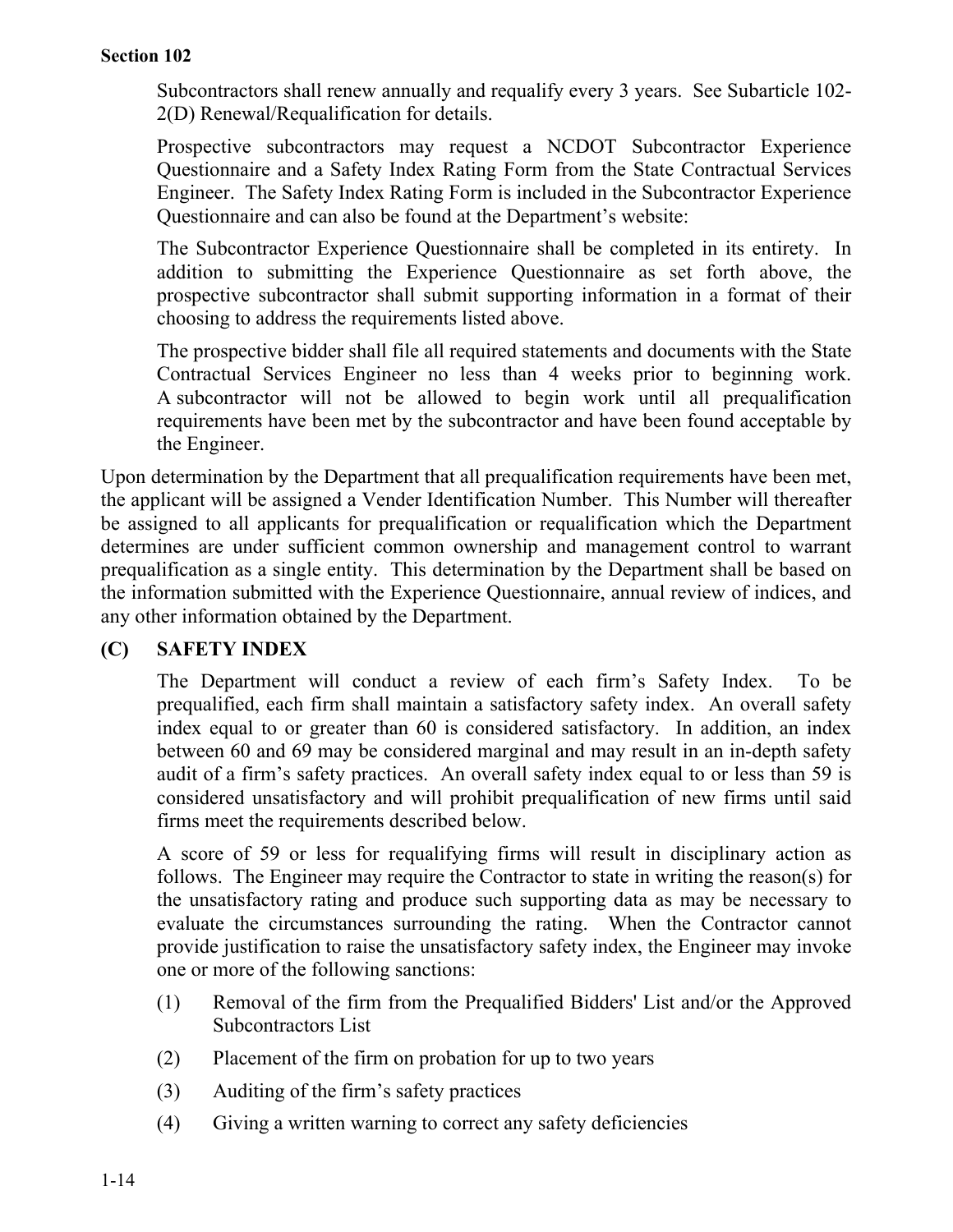Subcontractors shall renew annually and requalify every 3 years. See Subarticle 102-2(D) Renewal/Requalification for details.

Prospective subcontractors may request a NCDOT Subcontractor Experience Questionnaire and a Safety Index Rating Form from the State Contractual Services Engineer. The Safety Index Rating Form is included in the Subcontractor Experience Questionnaire and can also be found at the Department's website:

The Subcontractor Experience Questionnaire shall be completed in its entirety. In addition to submitting the Experience Questionnaire as set forth above, the prospective subcontractor shall submit supporting information in a format of their choosing to address the requirements listed above.

The prospective bidder shall file all required statements and documents with the State Contractual Services Engineer no less than 4 weeks prior to beginning work. A subcontractor will not be allowed to begin work until all prequalification requirements have been met by the subcontractor and have been found acceptable by the Engineer.

Upon determination by the Department that all prequalification requirements have been met, the applicant will be assigned a Vender Identification Number. This Number will thereafter be assigned to all applicants for prequalification or requalification which the Department determines are under sufficient common ownership and management control to warrant prequalification as a single entity. This determination by the Department shall be based on the information submitted with the Experience Questionnaire, annual review of indices, and any other information obtained by the Department.

### (C) SAFETY INDEX

The Department will conduct a review of each firm's Safety Index. To be prequalified, each firm shall maintain a satisfactory safety index. An overall safety index equal to or greater than 60 is considered satisfactory. In addition, an index between 60 and 69 may be considered marginal and may result in an in-depth safety audit of a firm's safety practices. An overall safety index equal to or less than 59 is considered unsatisfactory and will prohibit prequalification of new firms until said firms meet the requirements described below.

A score of 59 or less for requalifying firms will result in disciplinary action as follows. The Engineer may require the Contractor to state in writing the reason(s) for the unsatisfactory rating and produce such supporting data as may be necessary to evaluate the circumstances surrounding the rating. When the Contractor cannot provide justification to raise the unsatisfactory safety index, the Engineer may invoke one or more of the following sanctions:

(1) Removal of the firm from the Prequalified Bidders' List and/or the Approved Subcontractors List

(2) Placement of the firm on probation for up to two years

(3) Auditing of the firm's safety practices

(4) Giving a written warning to correct any safety deficiencies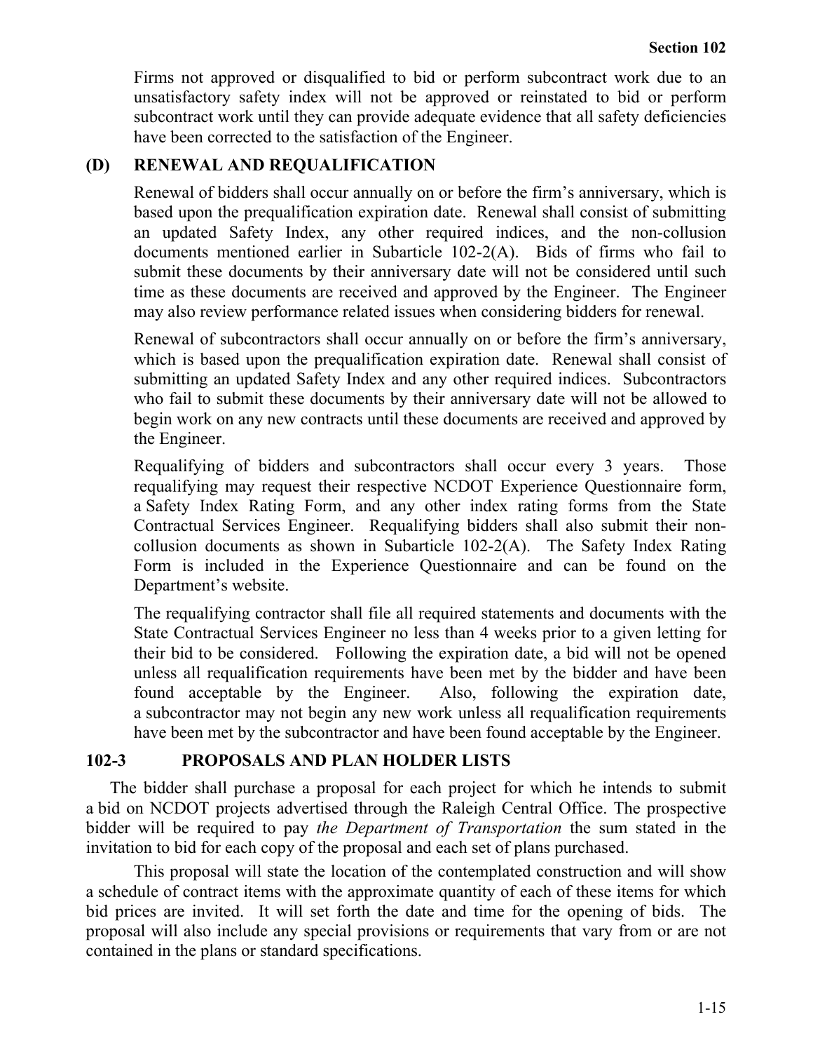Firms not approved or disqualified to bid or perform subcontract work due to an unsatisfactory safety index will not be approved or reinstated to bid or perform subcontract work until they can provide adequate evidence that all safety deficiencies have been corrected to the satisfaction of the Engineer.

### (D) RENEWAL AND REQUALIFICATION

Renewal of bidders shall occur annually on or before the firm's anniversary, which is based upon the prequalification expiration date. Renewal shall consist of submitting an updated Safety Index, any other required indices, and the non-collusion documents mentioned earlier in Subarticle 102-2(A). Bids of firms who fail to submit these documents by their anniversary date will not be considered until such time as these documents are received and approved by the Engineer. The Engineer may also review performance related issues when considering bidders for renewal.

Renewal of subcontractors shall occur annually on or before the firm's anniversary, which is based upon the prequalification expiration date. Renewal shall consist of submitting an updated Safety Index and any other required indices. Subcontractors who fail to submit these documents by their anniversary date will not be allowed to begin work on any new contracts until these documents are received and approved by the Engineer.

Requalifying of bidders and subcontractors shall occur every 3 years. Those requalifying may request their respective NCDOT Experience Questionnaire form, a Safety Index Rating Form, and any other index rating forms from the State Contractual Services Engineer. Requalifying bidders shall also submit their non-collusion documents as shown in Subarticle 102-2(A). The Safety Index Rating Form is included in the Experience Questionnaire and can be found on the Department's website.

The requalifying contractor shall file all required statements and documents with the State Contractual Services Engineer no less than 4 weeks prior to a given letting for their bid to be considered. Following the expiration date, a bid will not be opened unless all requalification requirements have been met by the bidder and have been found acceptable by the Engineer. Also, following the expiration date, a subcontractor may not begin any new work unless all requalification requirements have been met by the subcontractor and have been found acceptable by the Engineer.

## 102-3 PROPOSALS AND PLAN HOLDER LISTS

The bidder shall purchase a proposal for each project for which he intends to submit a bid on NCDOT projects advertised through the Raleigh Central Office. The prospective bidder will be required to pay *the Department of Transportation* the sum stated in the invitation to bid for each copy of the proposal and each set of plans purchased.

This proposal will state the location of the contemplated construction and will show a schedule of contract items with the approximate quantity of each of these items for which bid prices are invited. It will set forth the date and time for the opening of bids. The proposal will also include any special provisions or requirements that vary from or are not contained in the plans or standard specifications.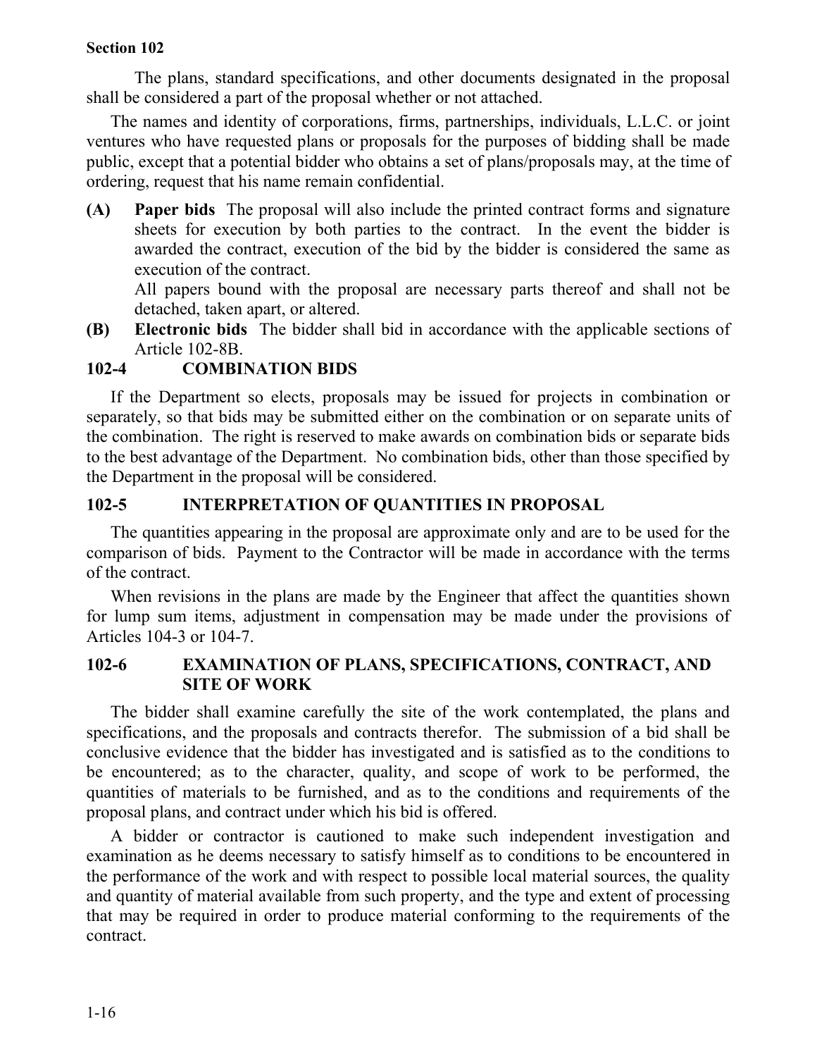The plans, standard specifications, and other documents designated in the proposal shall be considered a part of the proposal whether or not attached.

The names and identity of corporations, firms, partnerships, individuals, L.L.C. or joint ventures who have requested plans or proposals for the purposes of bidding shall be made public, except that a potential bidder who obtains a set of plans/proposals may, at the time of ordering, request that his name remain confidential.

**(A) Paper bids** The proposal will also include the printed contract forms and signature sheets for execution by both parties to the contract. In the event the bidder is awarded the contract, execution of the bid by the bidder is considered the same as execution of the contract.

All papers bound with the proposal are necessary parts thereof and shall not be detached, taken apart, or altered.

**(B) Electronic bids** The bidder shall bid in accordance with the applicable sections of Article 102-8B.

## 102-4 COMBINATION BIDS

If the Department so elects, proposals may be issued for projects in combination or separately, so that bids may be submitted either on the combination or on separate units of the combination. The right is reserved to make awards on combination bids or separate bids to the best advantage of the Department. No combination bids, other than those specified by the Department in the proposal will be considered.

## 102-5 INTERPRETATION OF QUANTITIES IN PROPOSAL

The quantities appearing in the proposal are approximate only and are to be used for the comparison of bids. Payment to the Contractor will be made in accordance with the terms of the contract.

When revisions in the plans are made by the Engineer that affect the quantities shown for lump sum items, adjustment in compensation may be made under the provisions of Articles 104-3 or 104-7.

## 102-6 EXAMINATION OF PLANS, SPECIFICATIONS, CONTRACT, AND SITE OF WORK

The bidder shall examine carefully the site of the work contemplated, the plans and specifications, and the proposals and contracts therefor. The submission of a bid shall be conclusive evidence that the bidder has investigated and is satisfied as to the conditions to be encountered; as to the character, quality, and scope of work to be performed, the quantities of materials to be furnished, and as to the conditions and requirements of the proposal plans, and contract under which his bid is offered.

A bidder or contractor is cautioned to make such independent investigation and examination as he deems necessary to satisfy himself as to conditions to be encountered in the performance of the work and with respect to possible local material sources, the quality and quantity of material available from such property, and the type and extent of processing that may be required in order to produce material conforming to the requirements of the contract.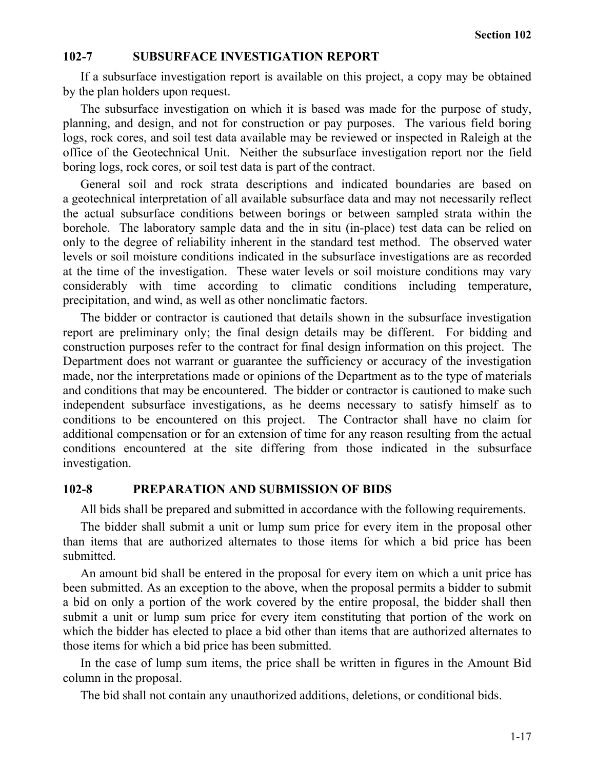## 102-7 SUBSURFACE INVESTIGATION REPORT

If a subsurface investigation report is available on this project, a copy may be obtained by the plan holders upon request.

The subsurface investigation on which it is based was made for the purpose of study, planning, and design, and not for construction or pay purposes. The various field boring logs, rock cores, and soil test data available may be reviewed or inspected in Raleigh at the office of the Geotechnical Unit. Neither the subsurface investigation report nor the field boring logs, rock cores, or soil test data is part of the contract.

General soil and rock strata descriptions and indicated boundaries are based on a geotechnical interpretation of all available subsurface data and may not necessarily reflect the actual subsurface conditions between borings or between sampled strata within the borehole. The laboratory sample data and the in situ (in-place) test data can be relied on only to the degree of reliability inherent in the standard test method. The observed water levels or soil moisture conditions indicated in the subsurface investigations are as recorded at the time of the investigation. These water levels or soil moisture conditions may vary considerably with time according to climatic conditions including temperature, precipitation, and wind, as well as other nonclimatic factors.

The bidder or contractor is cautioned that details shown in the subsurface investigation report are preliminary only; the final design details may be different. For bidding and construction purposes refer to the contract for final design information on this project. The Department does not warrant or guarantee the sufficiency or accuracy of the investigation made, nor the interpretations made or opinions of the Department as to the type of materials and conditions that may be encountered. The bidder or contractor is cautioned to make such independent subsurface investigations, as he deems necessary to satisfy himself as to conditions to be encountered on this project. The Contractor shall have no claim for additional compensation or for an extension of time for any reason resulting from the actual conditions encountered at the site differing from those indicated in the subsurface investigation.

## 102-8 PREPARATION AND SUBMISSION OF BIDS

All bids shall be prepared and submitted in accordance with the following requirements.

The bidder shall submit a unit or lump sum price for every item in the proposal other than items that are authorized alternates to those items for which a bid price has been submitted.

An amount bid shall be entered in the proposal for every item on which a unit price has been submitted. As an exception to the above, when the proposal permits a bidder to submit a bid on only a portion of the work covered by the entire proposal, the bidder shall then submit a unit or lump sum price for every item constituting that portion of the work on which the bidder has elected to place a bid other than items that are authorized alternates to those items for which a bid price has been submitted.

In the case of lump sum items, the price shall be written in figures in the Amount Bid column in the proposal.

The bid shall not contain any unauthorized additions, deletions, or conditional bids.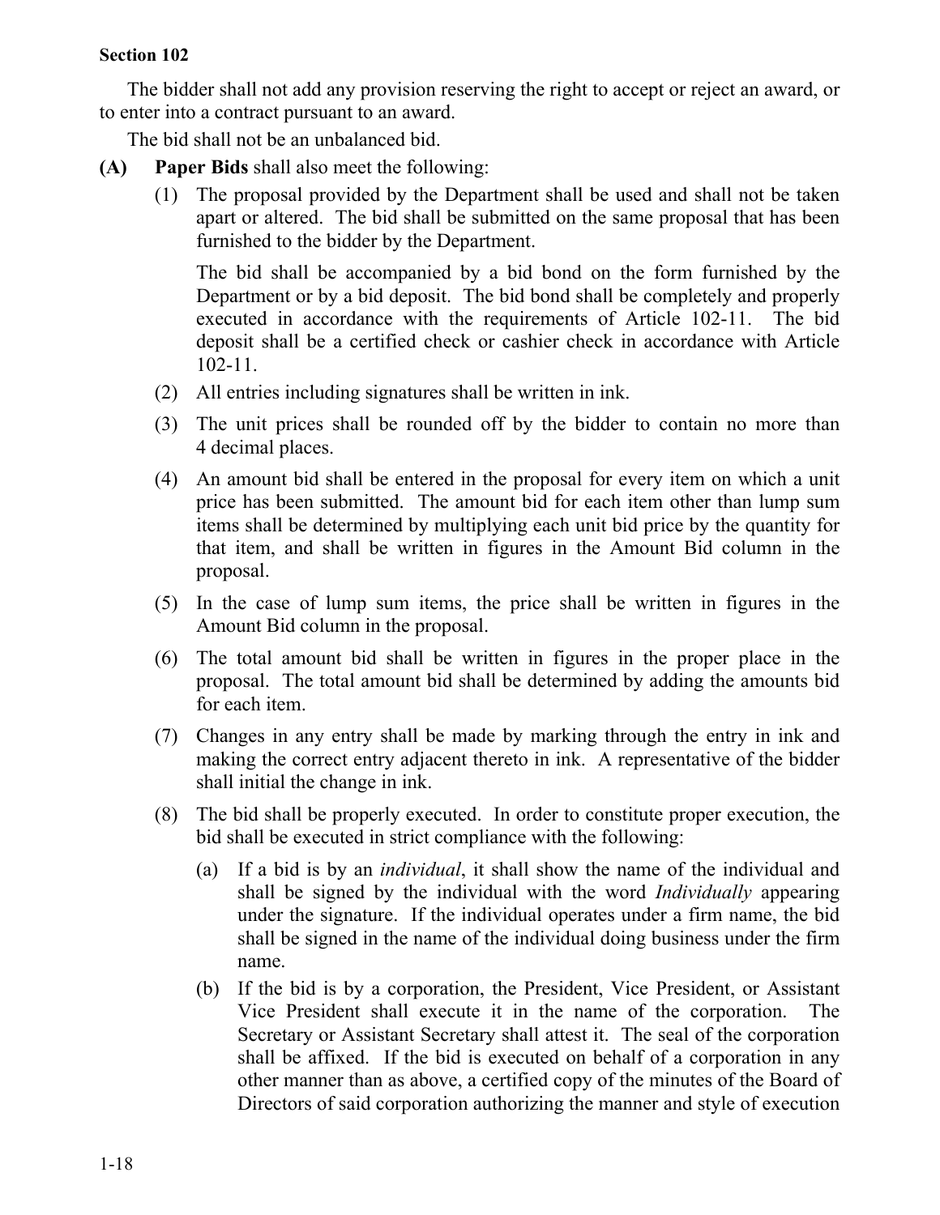**Section 102**

The bidder shall not add any provision reserving the right to accept or reject an award, or to enter into a contract pursuant to an award.

The bid shall not be an unbalanced bid.

**(A) Paper Bids** shall also meet the following:

(1) The proposal provided by the Department shall be used and shall not be taken apart or altered. The bid shall be submitted on the same proposal that has been furnished to the bidder by the Department.

The bid shall be accompanied by a bid bond on the form furnished by the Department or by a bid deposit. The bid bond shall be completely and properly executed in accordance with the requirements of Article 102-11. The bid deposit shall be a certified check or cashier check in accordance with Article 102-11.

(2) All entries including signatures shall be written in ink.

(3) The unit prices shall be rounded off by the bidder to contain no more than 4 decimal places.

(4) An amount bid shall be entered in the proposal for every item on which a unit price has been submitted. The amount bid for each item other than lump sum items shall be determined by multiplying each unit bid price by the quantity for that item, and shall be written in figures in the Amount Bid column in the proposal.

(5) In the case of lump sum items, the price shall be written in figures in the Amount Bid column in the proposal.

(6) The total amount bid shall be written in figures in the proper place in the proposal. The total amount bid shall be determined by adding the amounts bid for each item.

(7) Changes in any entry shall be made by marking through the entry in ink and making the correct entry adjacent thereto in ink. A representative of the bidder shall initial the change in ink.

(8) The bid shall be properly executed. In order to constitute proper execution, the bid shall be executed in strict compliance with the following:

(a) If a bid is by an *individual*, it shall show the name of the individual and shall be signed by the individual with the word *Individually* appearing under the signature. If the individual operates under a firm name, the bid shall be signed in the name of the individual doing business under the firm name.

(b) If the bid is by a corporation, the President, Vice President, or Assistant Vice President shall execute it in the name of the corporation. The Secretary or Assistant Secretary shall attest it. The seal of the corporation shall be affixed. If the bid is executed on behalf of a corporation in any other manner than as above, a certified copy of the minutes of the Board of Directors of said corporation authorizing the manner and style of execution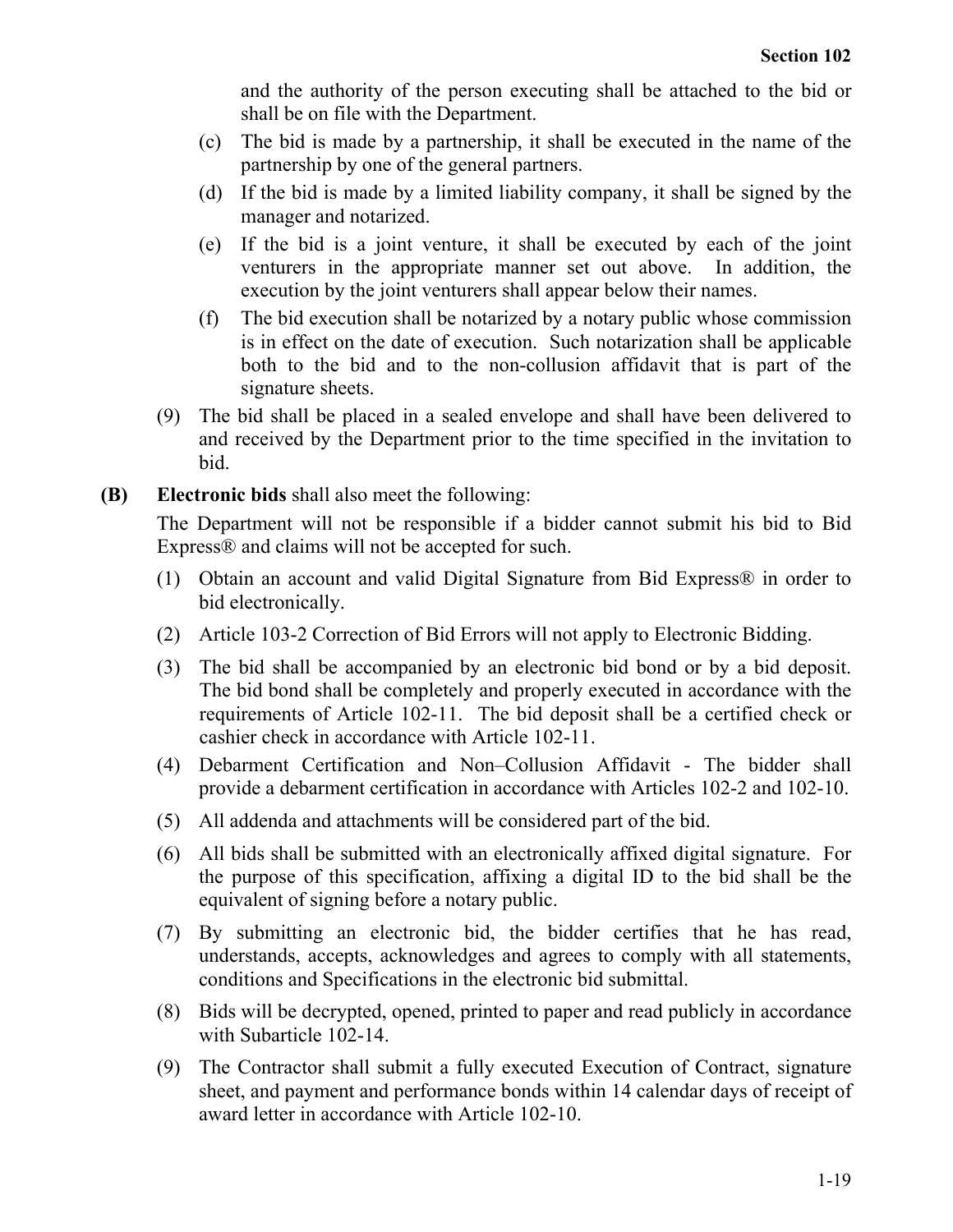and the authority of the person executing shall be attached to the bid or shall be on file with the Department.

(c) The bid is made by a partnership, it shall be executed in the name of the partnership by one of the general partners.

(d) If the bid is made by a limited liability company, it shall be signed by the manager and notarized.

(e) If the bid is a joint venture, it shall be executed by each of the joint venturers in the appropriate manner set out above. In addition, the execution by the joint venturers shall appear below their names.

(f) The bid execution shall be notarized by a notary public whose commission is in effect on the date of execution. Such notarization shall be applicable both to the bid and to the non-collusion affidavit that is part of the signature sheets.

(9) The bid shall be placed in a sealed envelope and shall have been delivered to and received by the Department prior to the time specified in the invitation to bid.

**(B) Electronic bids** shall also meet the following:

The Department will not be responsible if a bidder cannot submit his bid to Bid Express® and claims will not be accepted for such.

(1) Obtain an account and valid Digital Signature from Bid Express® in order to bid electronically.

(2) Article 103-2 Correction of Bid Errors will not apply to Electronic Bidding.

(3) The bid shall be accompanied by an electronic bid bond or by a bid deposit. The bid bond shall be completely and properly executed in accordance with the requirements of Article 102-11. The bid deposit shall be a certified check or cashier check in accordance with Article 102-11.

(4) Debarment Certification and Non–Collusion Affidavit - The bidder shall provide a debarment certification in accordance with Articles 102-2 and 102-10.

(5) All addenda and attachments will be considered part of the bid.

(6) All bids shall be submitted with an electronically affixed digital signature. For the purpose of this specification, affixing a digital ID to the bid shall be the equivalent of signing before a notary public.

(7) By submitting an electronic bid, the bidder certifies that he has read, understands, accepts, acknowledges and agrees to comply with all statements, conditions and Specifications in the electronic bid submittal.

(8) Bids will be decrypted, opened, printed to paper and read publicly in accordance with Subarticle 102-14.

(9) The Contractor shall submit a fully executed Execution of Contract, signature sheet, and payment and performance bonds within 14 calendar days of receipt of award letter in accordance with Article 102-10.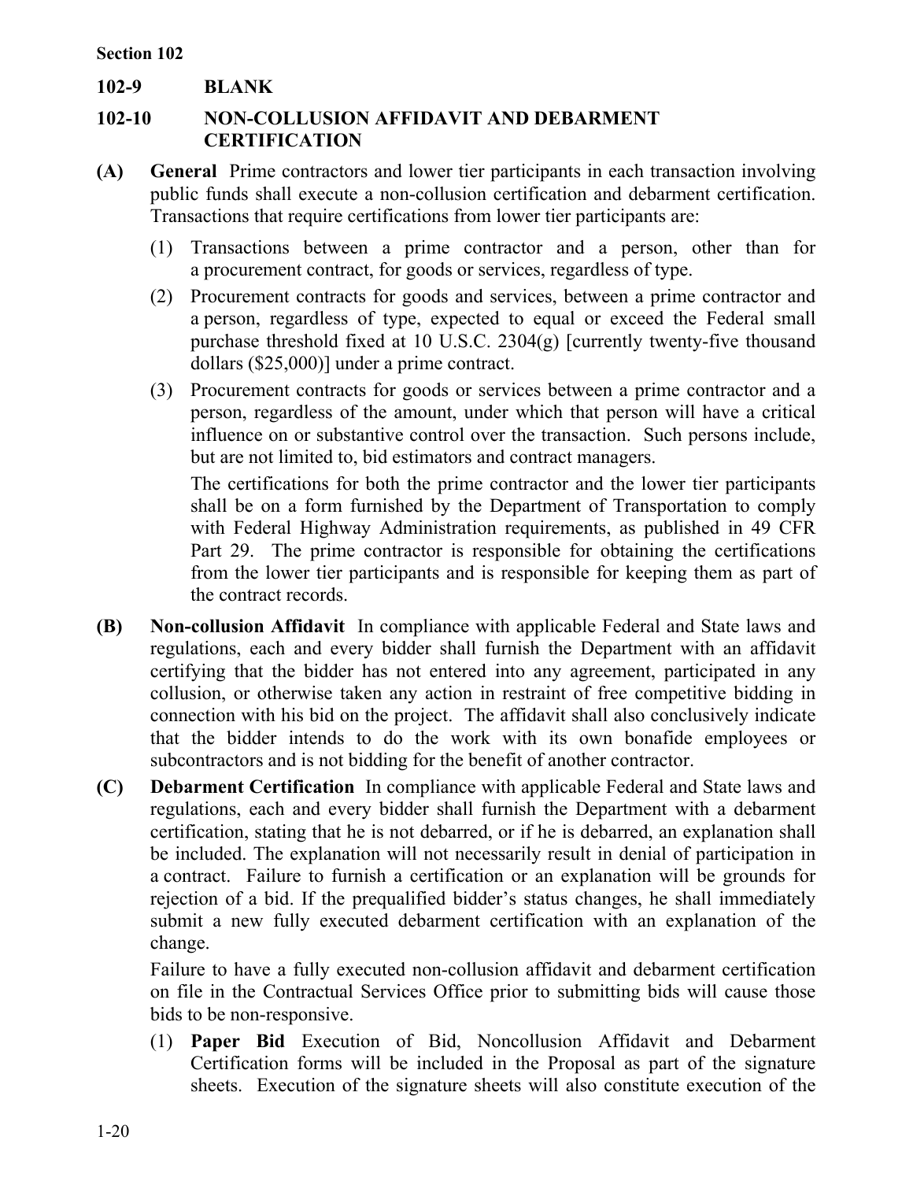## 102-9 BLANK

## 102-10 NON-COLLUSION AFFIDAVIT AND DEBARMENT CERTIFICATION

**(A) General** Prime contractors and lower tier participants in each transaction involving public funds shall execute a non-collusion certification and debarment certification. Transactions that require certifications from lower tier participants are:

(1) Transactions between a prime contractor and a person, other than for a procurement contract, for goods or services, regardless of type.

(2) Procurement contracts for goods and services, between a prime contractor and a person, regardless of type, expected to equal or exceed the Federal small purchase threshold fixed at 10 U.S.C. 2304(g) [currently twenty-five thousand dollars ($25,000)] under a prime contract.

(3) Procurement contracts for goods or services between a prime contractor and a person, regardless of the amount, under which that person will have a critical influence on or substantive control over the transaction. Such persons include, but are not limited to, bid estimators and contract managers.

The certifications for both the prime contractor and the lower tier participants shall be on a form furnished by the Department of Transportation to comply with Federal Highway Administration requirements, as published in 49 CFR Part 29. The prime contractor is responsible for obtaining the certifications from the lower tier participants and is responsible for keeping them as part of the contract records.

**(B) Non-collusion Affidavit** In compliance with applicable Federal and State laws and regulations, each and every bidder shall furnish the Department with an affidavit certifying that the bidder has not entered into any agreement, participated in any collusion, or otherwise taken any action in restraint of free competitive bidding in connection with his bid on the project. The affidavit shall also conclusively indicate that the bidder intends to do the work with its own bonafide employees or subcontractors and is not bidding for the benefit of another contractor.

**(C) Debarment Certification** In compliance with applicable Federal and State laws and regulations, each and every bidder shall furnish the Department with a debarment certification, stating that he is not debarred, or if he is debarred, an explanation shall be included. The explanation will not necessarily result in denial of participation in a contract. Failure to furnish a certification or an explanation will be grounds for rejection of a bid. If the prequalified bidder's status changes, he shall immediately submit a new fully executed debarment certification with an explanation of the change.

Failure to have a fully executed non-collusion affidavit and debarment certification on file in the Contractual Services Office prior to submitting bids will cause those bids to be non-responsive.

(1) **Paper Bid** Execution of Bid, Noncollusion Affidavit and Debarment Certification forms will be included in the Proposal as part of the signature sheets. Execution of the signature sheets will also constitute execution of the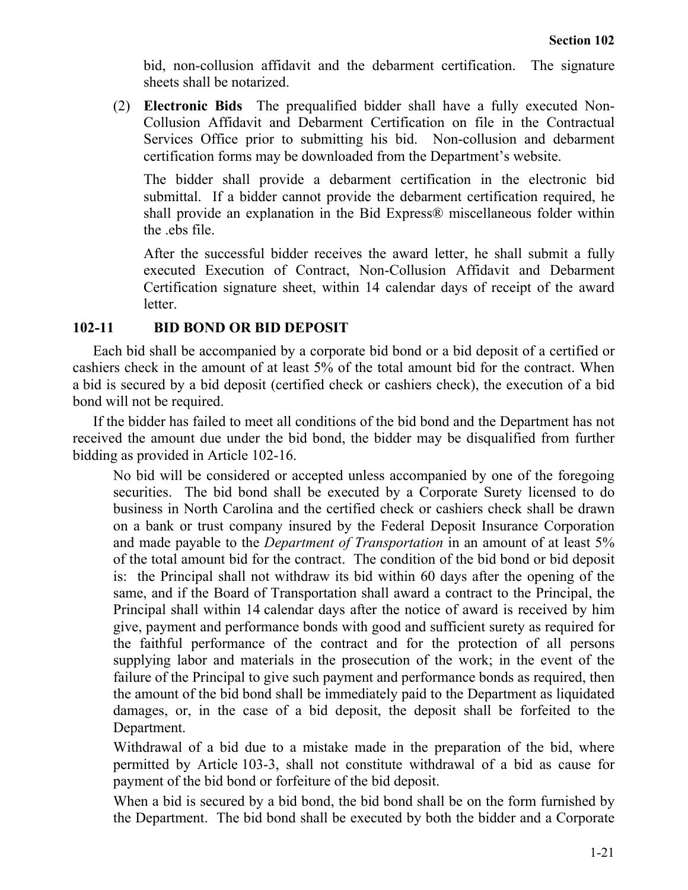bid, non-collusion affidavit and the debarment certification. The signature sheets shall be notarized.

(2) **Electronic Bids** The prequalified bidder shall have a fully executed Non-Collusion Affidavit and Debarment Certification on file in the Contractual Services Office prior to submitting his bid. Non-collusion and debarment certification forms may be downloaded from the Department's website.

The bidder shall provide a debarment certification in the electronic bid submittal. If a bidder cannot provide the debarment certification required, he shall provide an explanation in the Bid Express® miscellaneous folder within the .ebs file.

After the successful bidder receives the award letter, he shall submit a fully executed Execution of Contract, Non-Collusion Affidavit and Debarment Certification signature sheet, within 14 calendar days of receipt of the award letter.

## 102-11 BID BOND OR BID DEPOSIT

Each bid shall be accompanied by a corporate bid bond or a bid deposit of a certified or cashiers check in the amount of at least 5% of the total amount bid for the contract. When a bid is secured by a bid deposit (certified check or cashiers check), the execution of a bid bond will not be required.

If the bidder has failed to meet all conditions of the bid bond and the Department has not received the amount due under the bid bond, the bidder may be disqualified from further bidding as provided in Article 102-16.

No bid will be considered or accepted unless accompanied by one of the foregoing securities. The bid bond shall be executed by a Corporate Surety licensed to do business in North Carolina and the certified check or cashiers check shall be drawn on a bank or trust company insured by the Federal Deposit Insurance Corporation and made payable to the *Department of Transportation* in an amount of at least 5% of the total amount bid for the contract. The condition of the bid bond or bid deposit is: the Principal shall not withdraw its bid within 60 days after the opening of the same, and if the Board of Transportation shall award a contract to the Principal, the Principal shall within 14 calendar days after the notice of award is received by him give, payment and performance bonds with good and sufficient surety as required for the faithful performance of the contract and for the protection of all persons supplying labor and materials in the prosecution of the work; in the event of the failure of the Principal to give such payment and performance bonds as required, then the amount of the bid bond shall be immediately paid to the Department as liquidated damages, or, in the case of a bid deposit, the deposit shall be forfeited to the Department.

Withdrawal of a bid due to a mistake made in the preparation of the bid, where permitted by Article 103-3, shall not constitute withdrawal of a bid as cause for payment of the bid bond or forfeiture of the bid deposit.

When a bid is secured by a bid bond, the bid bond shall be on the form furnished by the Department. The bid bond shall be executed by both the bidder and a Corporate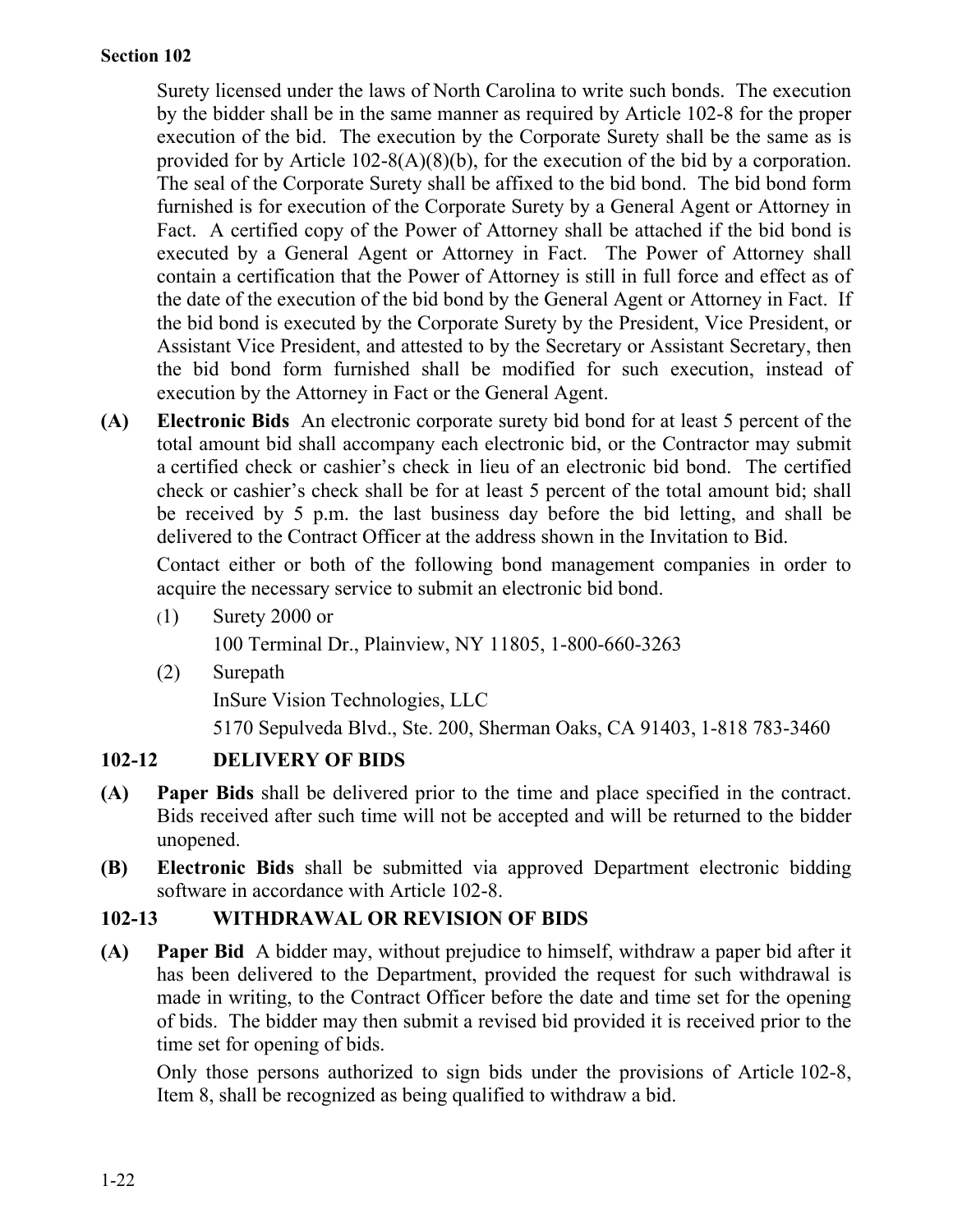Surety licensed under the laws of North Carolina to write such bonds. The execution by the bidder shall be in the same manner as required by Article 102-8 for the proper execution of the bid. The execution by the Corporate Surety shall be the same as is provided for by Article 102-8(A)(8)(b), for the execution of the bid by a corporation. The seal of the Corporate Surety shall be affixed to the bid bond. The bid bond form furnished is for execution of the Corporate Surety by a General Agent or Attorney in Fact. A certified copy of the Power of Attorney shall be attached if the bid bond is executed by a General Agent or Attorney in Fact. The Power of Attorney shall contain a certification that the Power of Attorney is still in full force and effect as of the date of the execution of the bid bond by the General Agent or Attorney in Fact. If the bid bond is executed by the Corporate Surety by the President, Vice President, or Assistant Vice President, and attested to by the Secretary or Assistant Secretary, then the bid bond form furnished shall be modified for such execution, instead of execution by the Attorney in Fact or the General Agent.

**(A) Electronic Bids** An electronic corporate surety bid bond for at least 5 percent of the total amount bid shall accompany each electronic bid, or the Contractor may submit a certified check or cashier's check in lieu of an electronic bid bond. The certified check or cashier's check shall be for at least 5 percent of the total amount bid; shall be received by 5 p.m. the last business day before the bid letting, and shall be delivered to the Contract Officer at the address shown in the Invitation to Bid.

Contact either or both of the following bond management companies in order to acquire the necessary service to submit an electronic bid bond.

(1) Surety 2000 or
100 Terminal Dr., Plainview, NY 11805, 1-800-660-3263

(2) Surepath
InSure Vision Technologies, LLC
5170 Sepulveda Blvd., Ste. 200, Sherman Oaks, CA 91403, 1-818 783-3460

## 102-12 DELIVERY OF BIDS

**(A) Paper Bids** shall be delivered prior to the time and place specified in the contract. Bids received after such time will not be accepted and will be returned to the bidder unopened.

**(B) Electronic Bids** shall be submitted via approved Department electronic bidding software in accordance with Article 102-8.

## 102-13 WITHDRAWAL OR REVISION OF BIDS

**(A) Paper Bid** A bidder may, without prejudice to himself, withdraw a paper bid after it has been delivered to the Department, provided the request for such withdrawal is made in writing, to the Contract Officer before the date and time set for the opening of bids. The bidder may then submit a revised bid provided it is received prior to the time set for opening of bids.

Only those persons authorized to sign bids under the provisions of Article 102-8, Item 8, shall be recognized as being qualified to withdraw a bid.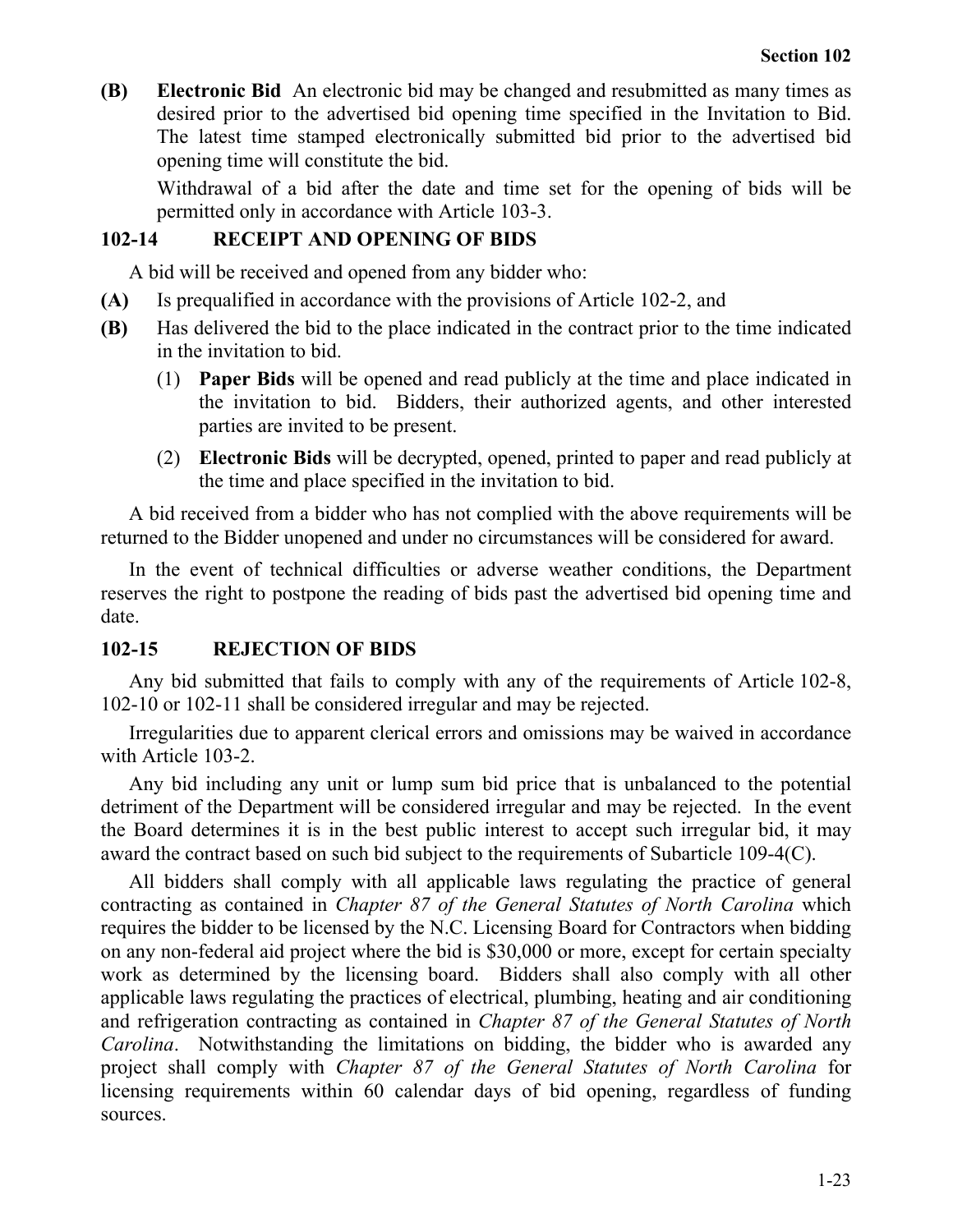**(B) Electronic Bid** An electronic bid may be changed and resubmitted as many times as desired prior to the advertised bid opening time specified in the Invitation to Bid. The latest time stamped electronically submitted bid prior to the advertised bid opening time will constitute the bid.

Withdrawal of a bid after the date and time set for the opening of bids will be permitted only in accordance with Article 103-3.

## 102-14 RECEIPT AND OPENING OF BIDS

A bid will be received and opened from any bidder who:

**(A)** Is prequalified in accordance with the provisions of Article 102-2, and

**(B)** Has delivered the bid to the place indicated in the contract prior to the time indicated in the invitation to bid.

(1) **Paper Bids** will be opened and read publicly at the time and place indicated in the invitation to bid. Bidders, their authorized agents, and other interested parties are invited to be present.

(2) **Electronic Bids** will be decrypted, opened, printed to paper and read publicly at the time and place specified in the invitation to bid.

A bid received from a bidder who has not complied with the above requirements will be returned to the Bidder unopened and under no circumstances will be considered for award.

In the event of technical difficulties or adverse weather conditions, the Department reserves the right to postpone the reading of bids past the advertised bid opening time and date.

## 102-15 REJECTION OF BIDS

Any bid submitted that fails to comply with any of the requirements of Article 102-8, 102-10 or 102-11 shall be considered irregular and may be rejected.

Irregularities due to apparent clerical errors and omissions may be waived in accordance with Article 103-2.

Any bid including any unit or lump sum bid price that is unbalanced to the potential detriment of the Department will be considered irregular and may be rejected. In the event the Board determines it is in the best public interest to accept such irregular bid, it may award the contract based on such bid subject to the requirements of Subarticle 109-4(C).

All bidders shall comply with all applicable laws regulating the practice of general contracting as contained in *Chapter 87 of the General Statutes of North Carolina* which requires the bidder to be licensed by the N.C. Licensing Board for Contractors when bidding on any non-federal aid project where the bid is $30,000 or more, except for certain specialty work as determined by the licensing board. Bidders shall also comply with all other applicable laws regulating the practices of electrical, plumbing, heating and air conditioning and refrigeration contracting as contained in *Chapter 87 of the General Statutes of North Carolina*. Notwithstanding the limitations on bidding, the bidder who is awarded any project shall comply with *Chapter 87 of the General Statutes of North Carolina* for licensing requirements within 60 calendar days of bid opening, regardless of funding sources.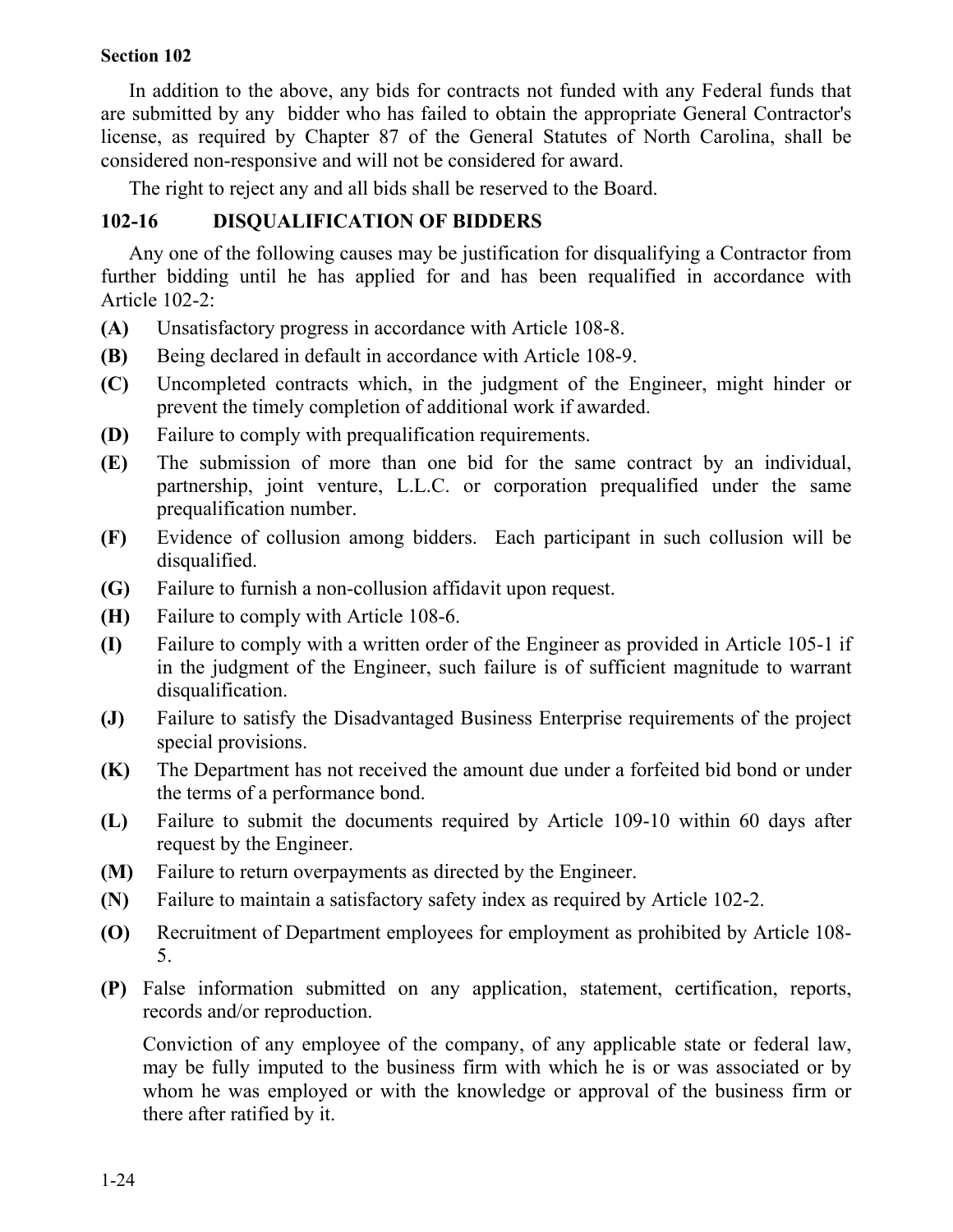In addition to the above, any bids for contracts not funded with any Federal funds that are submitted by any bidder who has failed to obtain the appropriate General Contractor's license, as required by Chapter 87 of the General Statutes of North Carolina, shall be considered non-responsive and will not be considered for award.

The right to reject any and all bids shall be reserved to the Board.

## 102-16 DISQUALIFICATION OF BIDDERS

Any one of the following causes may be justification for disqualifying a Contractor from further bidding until he has applied for and has been requalified in accordance with Article 102-2:

**(A)** Unsatisfactory progress in accordance with Article 108-8.

**(B)** Being declared in default in accordance with Article 108-9.

**(C)** Uncompleted contracts which, in the judgment of the Engineer, might hinder or prevent the timely completion of additional work if awarded.

**(D)** Failure to comply with prequalification requirements.

**(E)** The submission of more than one bid for the same contract by an individual, partnership, joint venture, L.L.C. or corporation prequalified under the same prequalification number.

**(F)** Evidence of collusion among bidders. Each participant in such collusion will be disqualified.

**(G)** Failure to furnish a non-collusion affidavit upon request.

**(H)** Failure to comply with Article 108-6.

**(I)** Failure to comply with a written order of the Engineer as provided in Article 105-1 if in the judgment of the Engineer, such failure is of sufficient magnitude to warrant disqualification.

**(J)** Failure to satisfy the Disadvantaged Business Enterprise requirements of the project special provisions.

**(K)** The Department has not received the amount due under a forfeited bid bond or under the terms of a performance bond.

**(L)** Failure to submit the documents required by Article 109-10 within 60 days after request by the Engineer.

**(M)** Failure to return overpayments as directed by the Engineer.

**(N)** Failure to maintain a satisfactory safety index as required by Article 102-2.

**(O)** Recruitment of Department employees for employment as prohibited by Article 108-5.

**(P)** False information submitted on any application, statement, certification, reports, records and/or reproduction.

Conviction of any employee of the company, of any applicable state or federal law, may be fully imputed to the business firm with which he is or was associated or by whom he was employed or with the knowledge or approval of the business firm or there after ratified by it.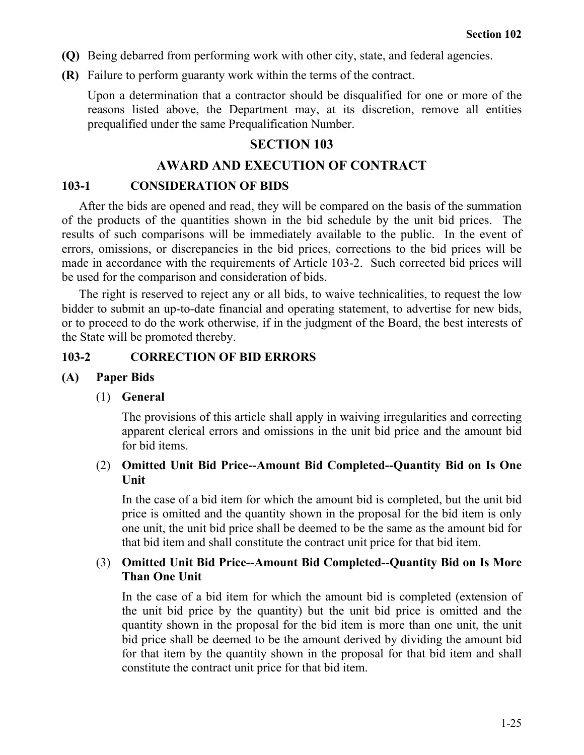**(Q)** Being debarred from performing work with other city, state, and federal agencies.

**(R)** Failure to perform guaranty work within the terms of the contract.

Upon a determination that a contractor should be disqualified for one or more of the reasons listed above, the Department may, at its discretion, remove all entities prequalified under the same Prequalification Number.

# SECTION 103

# AWARD AND EXECUTION OF CONTRACT

## 103-1 CONSIDERATION OF BIDS

After the bids are opened and read, they will be compared on the basis of the summation of the products of the quantities shown in the bid schedule by the unit bid prices. The results of such comparisons will be immediately available to the public. In the event of errors, omissions, or discrepancies in the bid prices, corrections to the bid prices will be made in accordance with the requirements of Article 103-2. Such corrected bid prices will be used for the comparison and consideration of bids.

The right is reserved to reject any or all bids, to waive technicalities, to request the low bidder to submit an up-to-date financial and operating statement, to advertise for new bids, or to proceed to do the work otherwise, if in the judgment of the Board, the best interests of the State will be promoted thereby.

## 103-2 CORRECTION OF BID ERRORS

### (A) Paper Bids

(1) **General**

The provisions of this article shall apply in waiving irregularities and correcting apparent clerical errors and omissions in the unit bid price and the amount bid for bid items.

(2) **Omitted Unit Bid Price--Amount Bid Completed--Quantity Bid on Is One Unit**

In the case of a bid item for which the amount bid is completed, but the unit bid price is omitted and the quantity shown in the proposal for the bid item is only one unit, the unit bid price shall be deemed to be the same as the amount bid for that bid item and shall constitute the contract unit price for that bid item.

(3) **Omitted Unit Bid Price--Amount Bid Completed--Quantity Bid on Is More Than One Unit**

In the case of a bid item for which the amount bid is completed (extension of the unit bid price by the quantity) but the unit bid price is omitted and the quantity shown in the proposal for the bid item is more than one unit, the unit bid price shall be deemed to be the amount derived by dividing the amount bid for that item by the quantity shown in the proposal for that bid item and shall constitute the contract unit price for that bid item.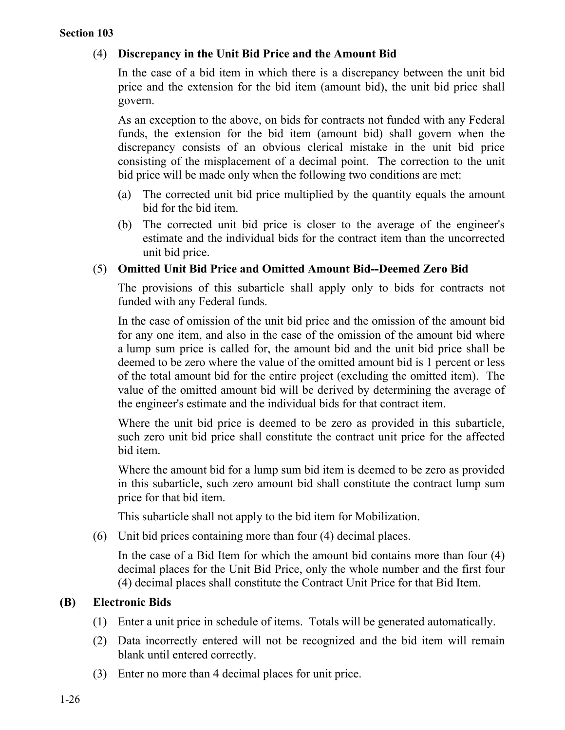(4) **Discrepancy in the Unit Bid Price and the Amount Bid**

In the case of a bid item in which there is a discrepancy between the unit bid price and the extension for the bid item (amount bid), the unit bid price shall govern.

As an exception to the above, on bids for contracts not funded with any Federal funds, the extension for the bid item (amount bid) shall govern when the discrepancy consists of an obvious clerical mistake in the unit bid price consisting of the misplacement of a decimal point. The correction to the unit bid price will be made only when the following two conditions are met:

(a) The corrected unit bid price multiplied by the quantity equals the amount bid for the bid item.

(b) The corrected unit bid price is closer to the average of the engineer's estimate and the individual bids for the contract item than the uncorrected unit bid price.

(5) **Omitted Unit Bid Price and Omitted Amount Bid--Deemed Zero Bid**

The provisions of this subarticle shall apply only to bids for contracts not funded with any Federal funds.

In the case of omission of the unit bid price and the omission of the amount bid for any one item, and also in the case of the omission of the amount bid where a lump sum price is called for, the amount bid and the unit bid price shall be deemed to be zero where the value of the omitted amount bid is 1 percent or less of the total amount bid for the entire project (excluding the omitted item). The value of the omitted amount bid will be derived by determining the average of the engineer's estimate and the individual bids for that contract item.

Where the unit bid price is deemed to be zero as provided in this subarticle, such zero unit bid price shall constitute the contract unit price for the affected bid item.

Where the amount bid for a lump sum bid item is deemed to be zero as provided in this subarticle, such zero amount bid shall constitute the contract lump sum price for that bid item.

This subarticle shall not apply to the bid item for Mobilization.

(6) Unit bid prices containing more than four (4) decimal places.

In the case of a Bid Item for which the amount bid contains more than four (4) decimal places for the Unit Bid Price, only the whole number and the first four (4) decimal places shall constitute the Contract Unit Price for that Bid Item.

**(B) Electronic Bids**

(1) Enter a unit price in schedule of items. Totals will be generated automatically.

(2) Data incorrectly entered will not be recognized and the bid item will remain blank until entered correctly.

(3) Enter no more than 4 decimal places for unit price.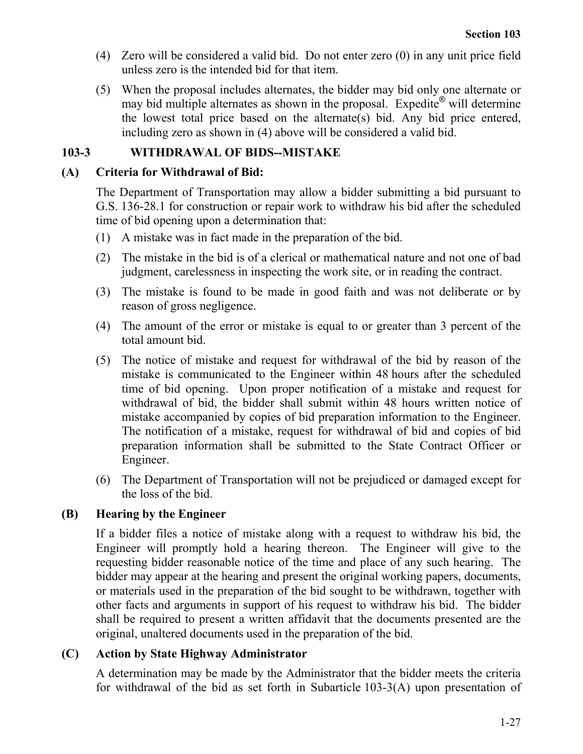(4) Zero will be considered a valid bid. Do not enter zero (0) in any unit price field unless zero is the intended bid for that item.

(5) When the proposal includes alternates, the bidder may bid only one alternate or may bid multiple alternates as shown in the proposal. Expedite® will determine the lowest total price based on the alternate(s) bid. Any bid price entered, including zero as shown in (4) above will be considered a valid bid.

## 103-3 WITHDRAWAL OF BIDS--MISTAKE

### (A) Criteria for Withdrawal of Bid:

The Department of Transportation may allow a bidder submitting a bid pursuant to G.S. 136-28.1 for construction or repair work to withdraw his bid after the scheduled time of bid opening upon a determination that:

(1) A mistake was in fact made in the preparation of the bid.

(2) The mistake in the bid is of a clerical or mathematical nature and not one of bad judgment, carelessness in inspecting the work site, or in reading the contract.

(3) The mistake is found to be made in good faith and was not deliberate or by reason of gross negligence.

(4) The amount of the error or mistake is equal to or greater than 3 percent of the total amount bid.

(5) The notice of mistake and request for withdrawal of the bid by reason of the mistake is communicated to the Engineer within 48 hours after the scheduled time of bid opening. Upon proper notification of a mistake and request for withdrawal of bid, the bidder shall submit within 48 hours written notice of mistake accompanied by copies of bid preparation information to the Engineer. The notification of a mistake, request for withdrawal of bid and copies of bid preparation information shall be submitted to the State Contract Officer or Engineer.

(6) The Department of Transportation will not be prejudiced or damaged except for the loss of the bid.

### (B) Hearing by the Engineer

If a bidder files a notice of mistake along with a request to withdraw his bid, the Engineer will promptly hold a hearing thereon. The Engineer will give to the requesting bidder reasonable notice of the time and place of any such hearing. The bidder may appear at the hearing and present the original working papers, documents, or materials used in the preparation of the bid sought to be withdrawn, together with other facts and arguments in support of his request to withdraw his bid. The bidder shall be required to present a written affidavit that the documents presented are the original, unaltered documents used in the preparation of the bid.

### (C) Action by State Highway Administrator

A determination may be made by the Administrator that the bidder meets the criteria for withdrawal of the bid as set forth in Subarticle 103-3(A) upon presentation of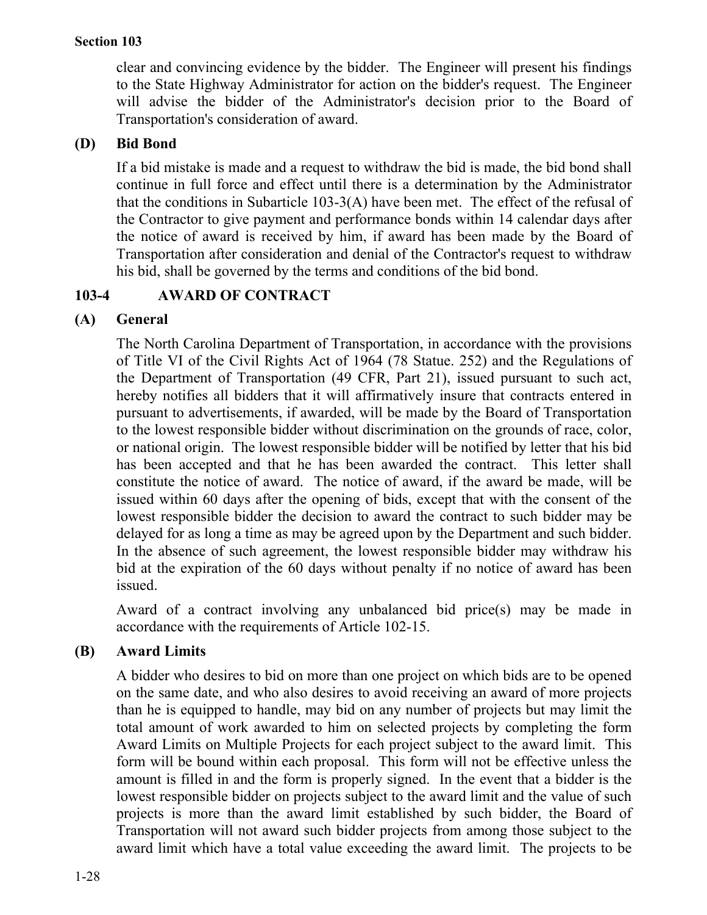clear and convincing evidence by the bidder. The Engineer will present his findings to the State Highway Administrator for action on the bidder's request. The Engineer will advise the bidder of the Administrator's decision prior to the Board of Transportation's consideration of award.

### (D) Bid Bond

If a bid mistake is made and a request to withdraw the bid is made, the bid bond shall continue in full force and effect until there is a determination by the Administrator that the conditions in Subarticle 103-3(A) have been met. The effect of the refusal of the Contractor to give payment and performance bonds within 14 calendar days after the notice of award is received by him, if award has been made by the Board of Transportation after consideration and denial of the Contractor's request to withdraw his bid, shall be governed by the terms and conditions of the bid bond.

## 103-4 AWARD OF CONTRACT

### (A) General

The North Carolina Department of Transportation, in accordance with the provisions of Title VI of the Civil Rights Act of 1964 (78 Statue. 252) and the Regulations of the Department of Transportation (49 CFR, Part 21), issued pursuant to such act, hereby notifies all bidders that it will affirmatively insure that contracts entered in pursuant to advertisements, if awarded, will be made by the Board of Transportation to the lowest responsible bidder without discrimination on the grounds of race, color, or national origin. The lowest responsible bidder will be notified by letter that his bid has been accepted and that he has been awarded the contract. This letter shall constitute the notice of award. The notice of award, if the award be made, will be issued within 60 days after the opening of bids, except that with the consent of the lowest responsible bidder the decision to award the contract to such bidder may be delayed for as long a time as may be agreed upon by the Department and such bidder. In the absence of such agreement, the lowest responsible bidder may withdraw his bid at the expiration of the 60 days without penalty if no notice of award has been issued.

Award of a contract involving any unbalanced bid price(s) may be made in accordance with the requirements of Article 102-15.

### (B) Award Limits

A bidder who desires to bid on more than one project on which bids are to be opened on the same date, and who also desires to avoid receiving an award of more projects than he is equipped to handle, may bid on any number of projects but may limit the total amount of work awarded to him on selected projects by completing the form Award Limits on Multiple Projects for each project subject to the award limit. This form will be bound within each proposal. This form will not be effective unless the amount is filled in and the form is properly signed. In the event that a bidder is the lowest responsible bidder on projects subject to the award limit and the value of such projects is more than the award limit established by such bidder, the Board of Transportation will not award such bidder projects from among those subject to the award limit which have a total value exceeding the award limit. The projects to be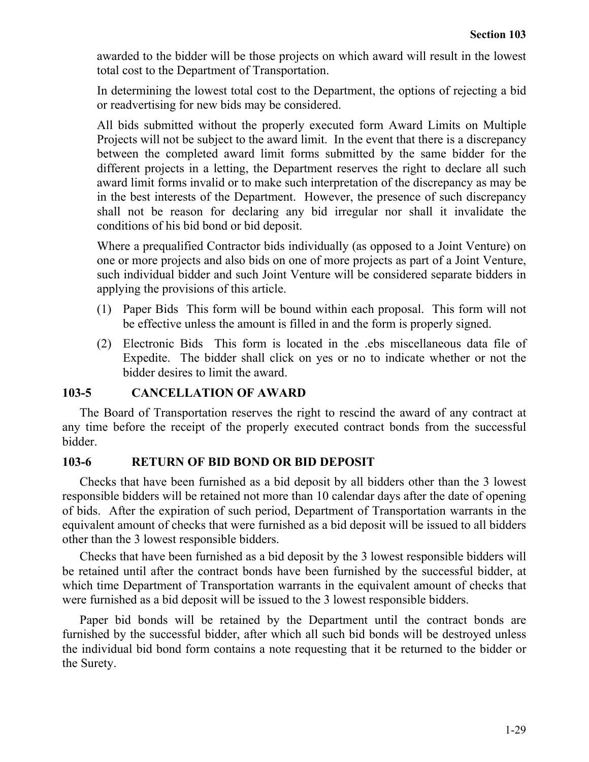awarded to the bidder will be those projects on which award will result in the lowest total cost to the Department of Transportation.

In determining the lowest total cost to the Department, the options of rejecting a bid or readvertising for new bids may be considered.

All bids submitted without the properly executed form Award Limits on Multiple Projects will not be subject to the award limit. In the event that there is a discrepancy between the completed award limit forms submitted by the same bidder for the different projects in a letting, the Department reserves the right to declare all such award limit forms invalid or to make such interpretation of the discrepancy as may be in the best interests of the Department. However, the presence of such discrepancy shall not be reason for declaring any bid irregular nor shall it invalidate the conditions of his bid bond or bid deposit.

Where a prequalified Contractor bids individually (as opposed to a Joint Venture) on one or more projects and also bids on one of more projects as part of a Joint Venture, such individual bidder and such Joint Venture will be considered separate bidders in applying the provisions of this article.

(1) Paper Bids This form will be bound within each proposal. This form will not be effective unless the amount is filled in and the form is properly signed.

(2) Electronic Bids This form is located in the .ebs miscellaneous data file of Expedite. The bidder shall click on yes or no to indicate whether or not the bidder desires to limit the award.

## 103-5 CANCELLATION OF AWARD

The Board of Transportation reserves the right to rescind the award of any contract at any time before the receipt of the properly executed contract bonds from the successful bidder.

## 103-6 RETURN OF BID BOND OR BID DEPOSIT

Checks that have been furnished as a bid deposit by all bidders other than the 3 lowest responsible bidders will be retained not more than 10 calendar days after the date of opening of bids. After the expiration of such period, Department of Transportation warrants in the equivalent amount of checks that were furnished as a bid deposit will be issued to all bidders other than the 3 lowest responsible bidders.

Checks that have been furnished as a bid deposit by the 3 lowest responsible bidders will be retained until after the contract bonds have been furnished by the successful bidder, at which time Department of Transportation warrants in the equivalent amount of checks that were furnished as a bid deposit will be issued to the 3 lowest responsible bidders.

Paper bid bonds will be retained by the Department until the contract bonds are furnished by the successful bidder, after which all such bid bonds will be destroyed unless the individual bid bond form contains a note requesting that it be returned to the bidder or the Surety.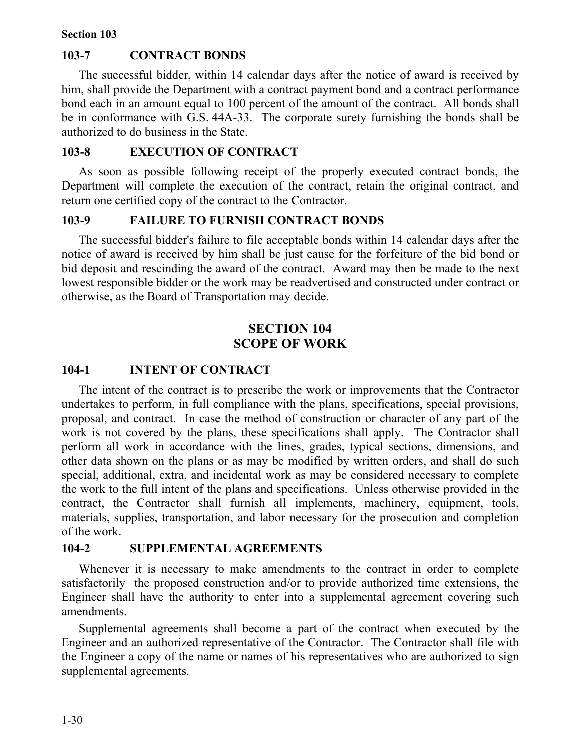### 103-7 CONTRACT BONDS

The successful bidder, within 14 calendar days after the notice of award is received by him, shall provide the Department with a contract payment bond and a contract performance bond each in an amount equal to 100 percent of the amount of the contract. All bonds shall be in conformance with G.S. 44A-33. The corporate surety furnishing the bonds shall be authorized to do business in the State.

### 103-8 EXECUTION OF CONTRACT

As soon as possible following receipt of the properly executed contract bonds, the Department will complete the execution of the contract, retain the original contract, and return one certified copy of the contract to the Contractor.

### 103-9 FAILURE TO FURNISH CONTRACT BONDS

The successful bidder's failure to file acceptable bonds within 14 calendar days after the notice of award is received by him shall be just cause for the forfeiture of the bid bond or bid deposit and rescinding the award of the contract. Award may then be made to the next lowest responsible bidder or the work may be readvertised and constructed under contract or otherwise, as the Board of Transportation may decide.

## SECTION 104
## SCOPE OF WORK

### 104-1 INTENT OF CONTRACT

The intent of the contract is to prescribe the work or improvements that the Contractor undertakes to perform, in full compliance with the plans, specifications, special provisions, proposal, and contract. In case the method of construction or character of any part of the work is not covered by the plans, these specifications shall apply. The Contractor shall perform all work in accordance with the lines, grades, typical sections, dimensions, and other data shown on the plans or as may be modified by written orders, and shall do such special, additional, extra, and incidental work as may be considered necessary to complete the work to the full intent of the plans and specifications. Unless otherwise provided in the contract, the Contractor shall furnish all implements, machinery, equipment, tools, materials, supplies, transportation, and labor necessary for the prosecution and completion of the work.

### 104-2 SUPPLEMENTAL AGREEMENTS

Whenever it is necessary to make amendments to the contract in order to complete satisfactorily the proposed construction and/or to provide authorized time extensions, the Engineer shall have the authority to enter into a supplemental agreement covering such amendments.

Supplemental agreements shall become a part of the contract when executed by the Engineer and an authorized representative of the Contractor. The Contractor shall file with the Engineer a copy of the name or names of his representatives who are authorized to sign supplemental agreements.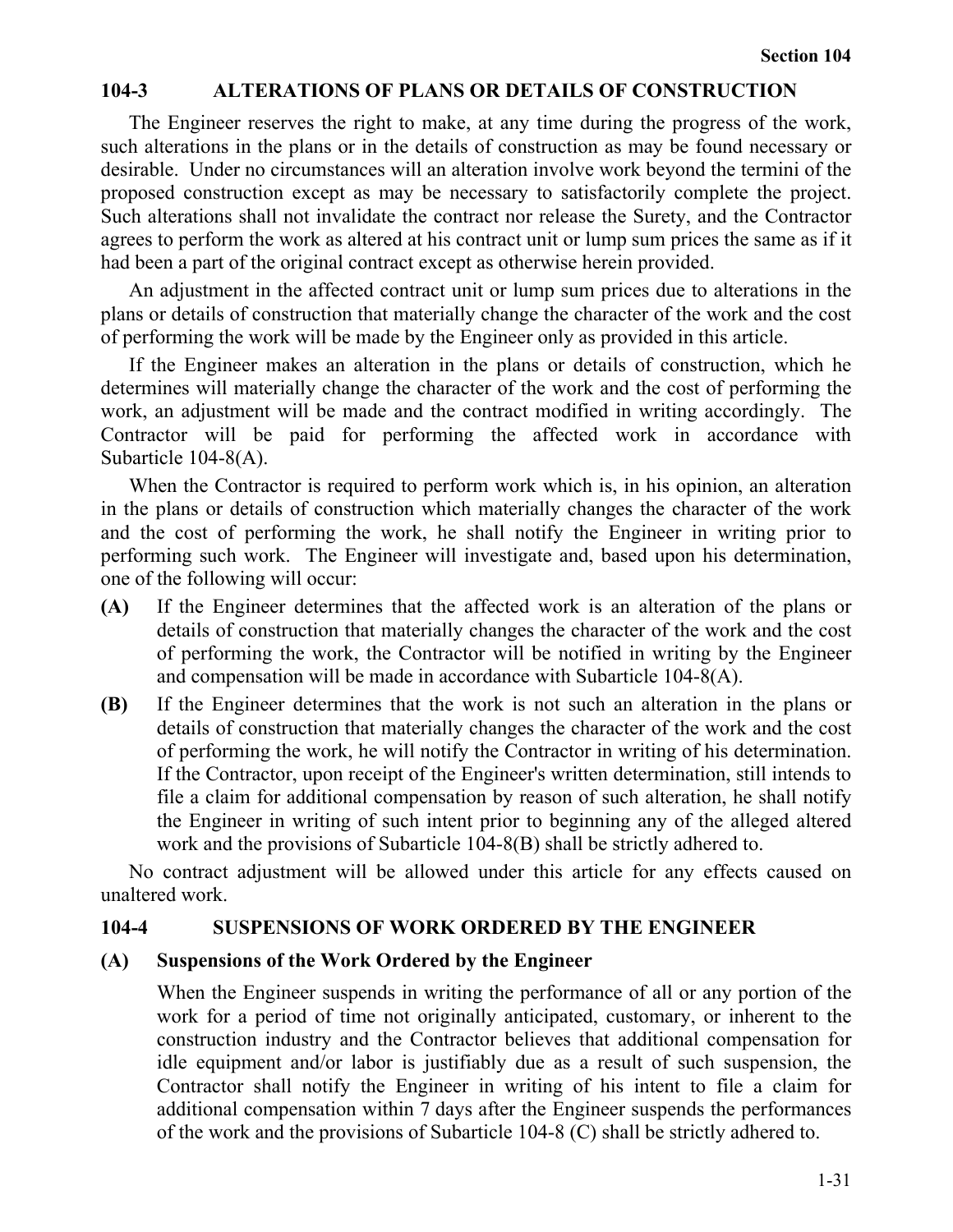## 104-3 ALTERATIONS OF PLANS OR DETAILS OF CONSTRUCTION

The Engineer reserves the right to make, at any time during the progress of the work, such alterations in the plans or in the details of construction as may be found necessary or desirable. Under no circumstances will an alteration involve work beyond the termini of the proposed construction except as may be necessary to satisfactorily complete the project. Such alterations shall not invalidate the contract nor release the Surety, and the Contractor agrees to perform the work as altered at his contract unit or lump sum prices the same as if it had been a part of the original contract except as otherwise herein provided.

An adjustment in the affected contract unit or lump sum prices due to alterations in the plans or details of construction that materially change the character of the work and the cost of performing the work will be made by the Engineer only as provided in this article.

If the Engineer makes an alteration in the plans or details of construction, which he determines will materially change the character of the work and the cost of performing the work, an adjustment will be made and the contract modified in writing accordingly. The Contractor will be paid for performing the affected work in accordance with Subarticle 104-8(A).

When the Contractor is required to perform work which is, in his opinion, an alteration in the plans or details of construction which materially changes the character of the work and the cost of performing the work, he shall notify the Engineer in writing prior to performing such work. The Engineer will investigate and, based upon his determination, one of the following will occur:

**(A)** If the Engineer determines that the affected work is an alteration of the plans or details of construction that materially changes the character of the work and the cost of performing the work, the Contractor will be notified in writing by the Engineer and compensation will be made in accordance with Subarticle 104-8(A).

**(B)** If the Engineer determines that the work is not such an alteration in the plans or details of construction that materially changes the character of the work and the cost of performing the work, he will notify the Contractor in writing of his determination. If the Contractor, upon receipt of the Engineer's written determination, still intends to file a claim for additional compensation by reason of such alteration, he shall notify the Engineer in writing of such intent prior to beginning any of the alleged altered work and the provisions of Subarticle 104-8(B) shall be strictly adhered to.

No contract adjustment will be allowed under this article for any effects caused on unaltered work.

## 104-4 SUSPENSIONS OF WORK ORDERED BY THE ENGINEER

### (A) Suspensions of the Work Ordered by the Engineer

When the Engineer suspends in writing the performance of all or any portion of the work for a period of time not originally anticipated, customary, or inherent to the construction industry and the Contractor believes that additional compensation for idle equipment and/or labor is justifiably due as a result of such suspension, the Contractor shall notify the Engineer in writing of his intent to file a claim for additional compensation within 7 days after the Engineer suspends the performances of the work and the provisions of Subarticle 104-8 (C) shall be strictly adhered to.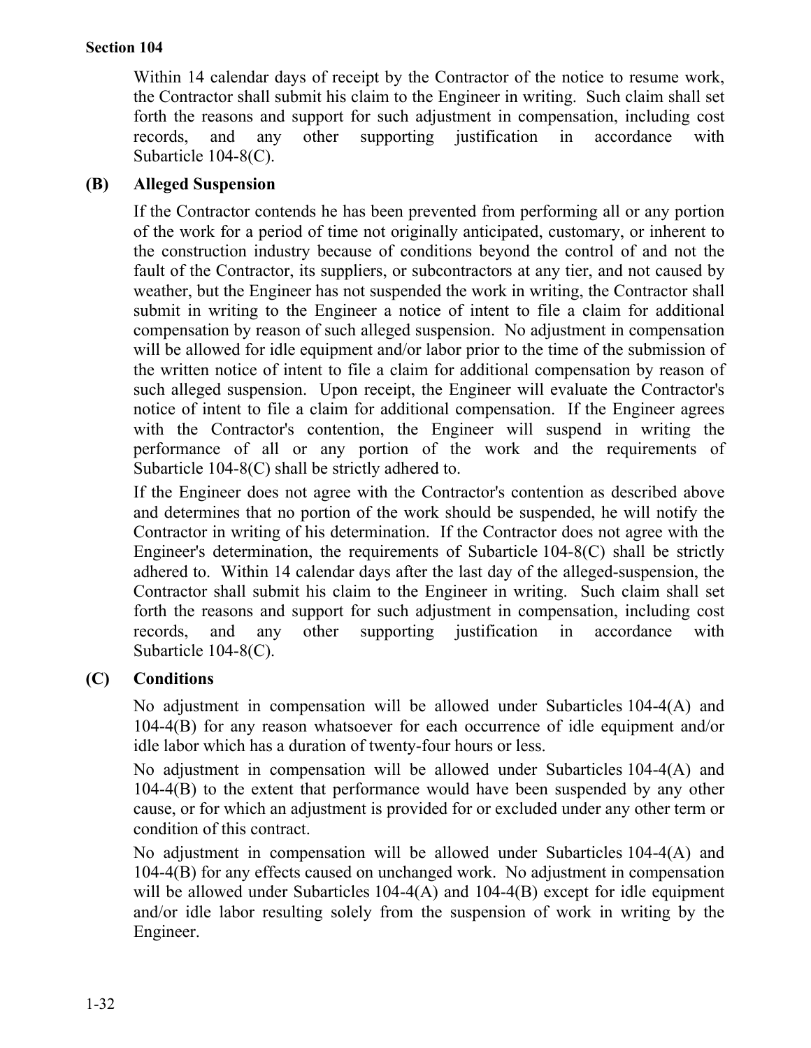Within 14 calendar days of receipt by the Contractor of the notice to resume work, the Contractor shall submit his claim to the Engineer in writing. Such claim shall set forth the reasons and support for such adjustment in compensation, including cost records, and any other supporting justification in accordance with Subarticle 104-8(C).

### (B) Alleged Suspension

If the Contractor contends he has been prevented from performing all or any portion of the work for a period of time not originally anticipated, customary, or inherent to the construction industry because of conditions beyond the control of and not the fault of the Contractor, its suppliers, or subcontractors at any tier, and not caused by weather, but the Engineer has not suspended the work in writing, the Contractor shall submit in writing to the Engineer a notice of intent to file a claim for additional compensation by reason of such alleged suspension. No adjustment in compensation will be allowed for idle equipment and/or labor prior to the time of the submission of the written notice of intent to file a claim for additional compensation by reason of such alleged suspension. Upon receipt, the Engineer will evaluate the Contractor's notice of intent to file a claim for additional compensation. If the Engineer agrees with the Contractor's contention, the Engineer will suspend in writing the performance of all or any portion of the work and the requirements of Subarticle 104-8(C) shall be strictly adhered to.

If the Engineer does not agree with the Contractor's contention as described above and determines that no portion of the work should be suspended, he will notify the Contractor in writing of his determination. If the Contractor does not agree with the Engineer's determination, the requirements of Subarticle 104-8(C) shall be strictly adhered to. Within 14 calendar days after the last day of the alleged-suspension, the Contractor shall submit his claim to the Engineer in writing. Such claim shall set forth the reasons and support for such adjustment in compensation, including cost records, and any other supporting justification in accordance with Subarticle 104-8(C).

### (C) Conditions

No adjustment in compensation will be allowed under Subarticles 104-4(A) and 104-4(B) for any reason whatsoever for each occurrence of idle equipment and/or idle labor which has a duration of twenty-four hours or less.

No adjustment in compensation will be allowed under Subarticles 104-4(A) and 104-4(B) to the extent that performance would have been suspended by any other cause, or for which an adjustment is provided for or excluded under any other term or condition of this contract.

No adjustment in compensation will be allowed under Subarticles 104-4(A) and 104-4(B) for any effects caused on unchanged work. No adjustment in compensation will be allowed under Subarticles 104-4(A) and 104-4(B) except for idle equipment and/or idle labor resulting solely from the suspension of work in writing by the Engineer.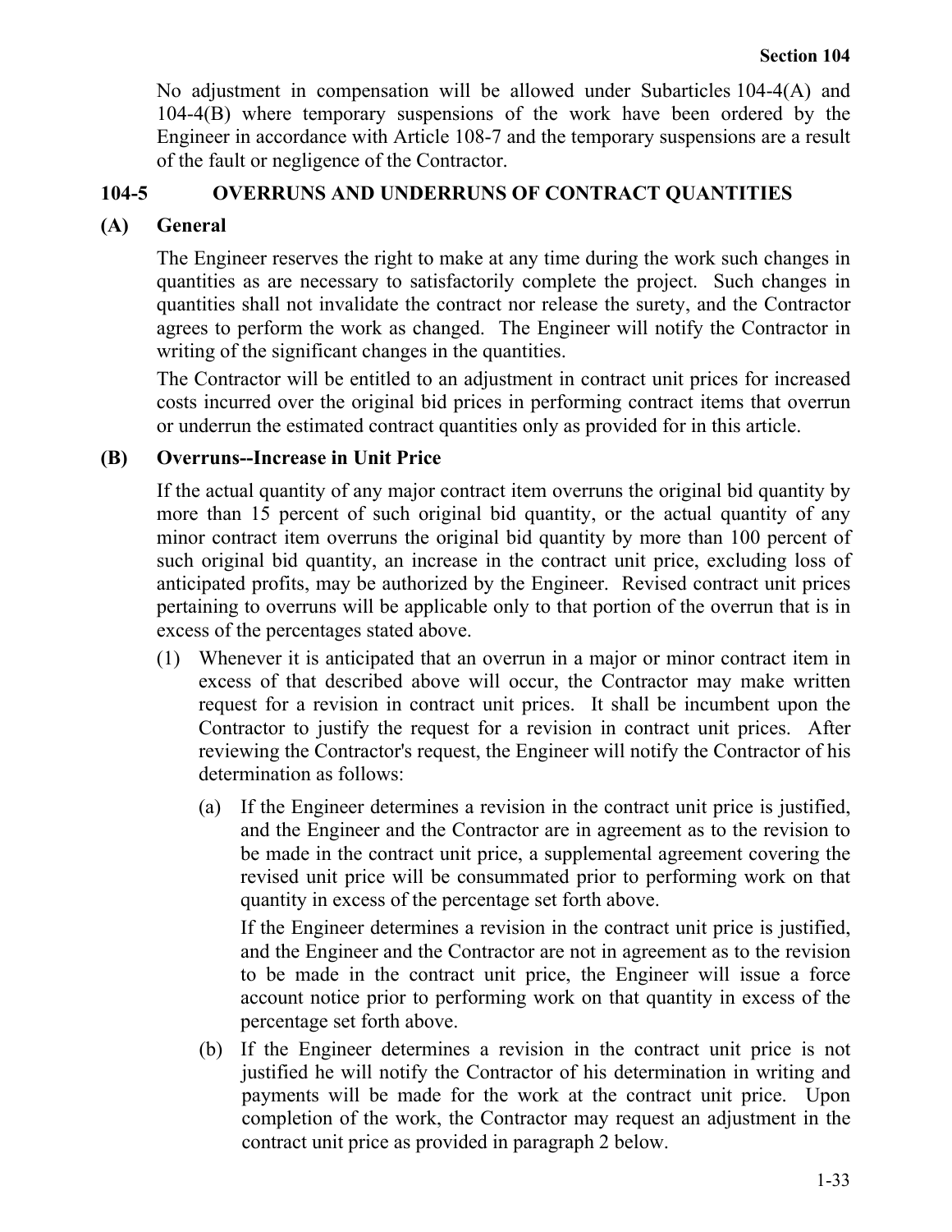No adjustment in compensation will be allowed under Subarticles 104-4(A) and 104-4(B) where temporary suspensions of the work have been ordered by the Engineer in accordance with Article 108-7 and the temporary suspensions are a result of the fault or negligence of the Contractor.

## 104-5 OVERRUNS AND UNDERRUNS OF CONTRACT QUANTITIES

### (A) General

The Engineer reserves the right to make at any time during the work such changes in quantities as are necessary to satisfactorily complete the project. Such changes in quantities shall not invalidate the contract nor release the surety, and the Contractor agrees to perform the work as changed. The Engineer will notify the Contractor in writing of the significant changes in the quantities.

The Contractor will be entitled to an adjustment in contract unit prices for increased costs incurred over the original bid prices in performing contract items that overrun or underrun the estimated contract quantities only as provided for in this article.

### (B) Overruns--Increase in Unit Price

If the actual quantity of any major contract item overruns the original bid quantity by more than 15 percent of such original bid quantity, or the actual quantity of any minor contract item overruns the original bid quantity by more than 100 percent of such original bid quantity, an increase in the contract unit price, excluding loss of anticipated profits, may be authorized by the Engineer. Revised contract unit prices pertaining to overruns will be applicable only to that portion of the overrun that is in excess of the percentages stated above.

(1) Whenever it is anticipated that an overrun in a major or minor contract item in excess of that described above will occur, the Contractor may make written request for a revision in contract unit prices. It shall be incumbent upon the Contractor to justify the request for a revision in contract unit prices. After reviewing the Contractor's request, the Engineer will notify the Contractor of his determination as follows:

   (a) If the Engineer determines a revision in the contract unit price is justified, and the Engineer and the Contractor are in agreement as to the revision to be made in the contract unit price, a supplemental agreement covering the revised unit price will be consummated prior to performing work on that quantity in excess of the percentage set forth above.

   If the Engineer determines a revision in the contract unit price is justified, and the Engineer and the Contractor are not in agreement as to the revision to be made in the contract unit price, the Engineer will issue a force account notice prior to performing work on that quantity in excess of the percentage set forth above.

   (b) If the Engineer determines a revision in the contract unit price is not justified he will notify the Contractor of his determination in writing and payments will be made for the work at the contract unit price. Upon completion of the work, the Contractor may request an adjustment in the contract unit price as provided in paragraph 2 below.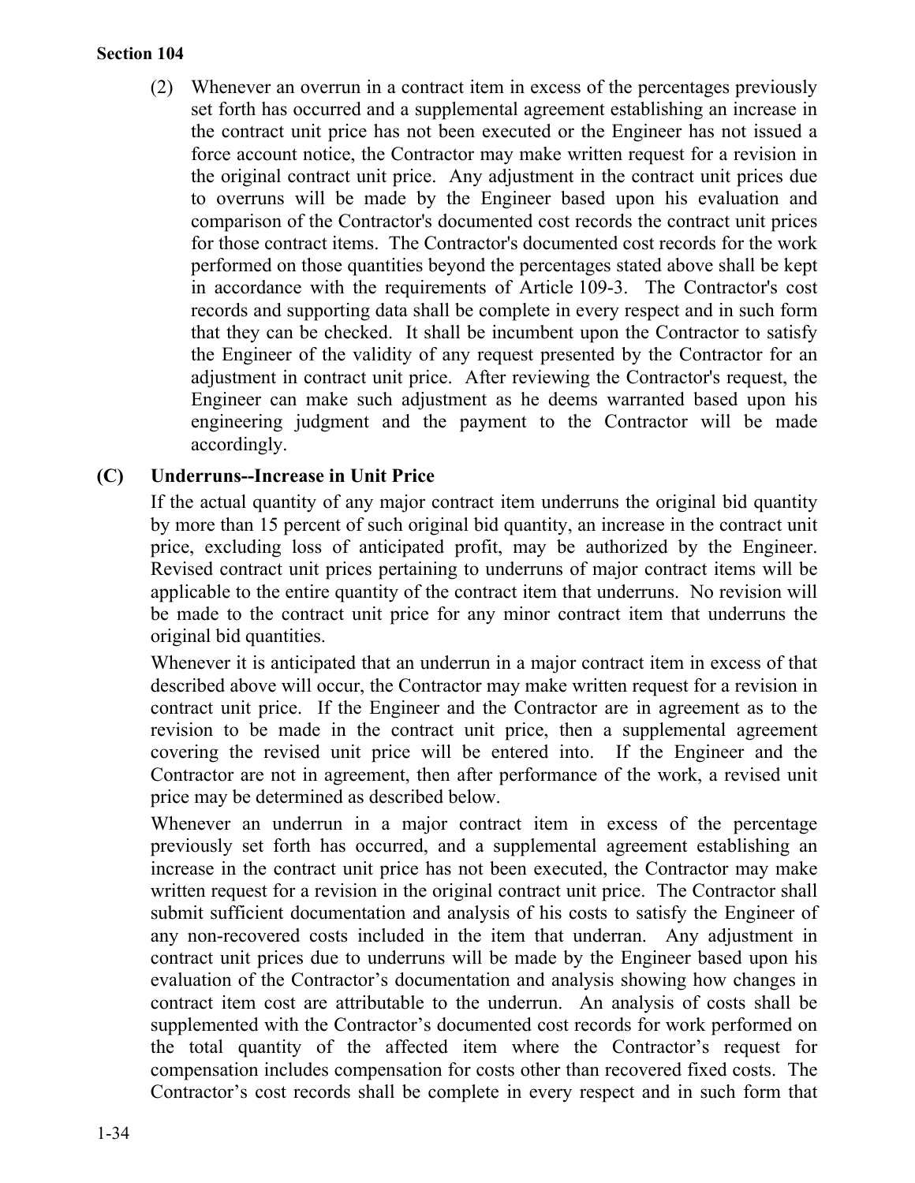(2) Whenever an overrun in a contract item in excess of the percentages previously set forth has occurred and a supplemental agreement establishing an increase in the contract unit price has not been executed or the Engineer has not issued a force account notice, the Contractor may make written request for a revision in the original contract unit price. Any adjustment in the contract unit prices due to overruns will be made by the Engineer based upon his evaluation and comparison of the Contractor's documented cost records the contract unit prices for those contract items. The Contractor's documented cost records for the work performed on those quantities beyond the percentages stated above shall be kept in accordance with the requirements of Article 109-3. The Contractor's cost records and supporting data shall be complete in every respect and in such form that they can be checked. It shall be incumbent upon the Contractor to satisfy the Engineer of the validity of any request presented by the Contractor for an adjustment in contract unit price. After reviewing the Contractor's request, the Engineer can make such adjustment as he deems warranted based upon his engineering judgment and the payment to the Contractor will be made accordingly.

**(C) Underruns--Increase in Unit Price**

If the actual quantity of any major contract item underruns the original bid quantity by more than 15 percent of such original bid quantity, an increase in the contract unit price, excluding loss of anticipated profit, may be authorized by the Engineer. Revised contract unit prices pertaining to underruns of major contract items will be applicable to the entire quantity of the contract item that underruns. No revision will be made to the contract unit price for any minor contract item that underruns the original bid quantities.

Whenever it is anticipated that an underrun in a major contract item in excess of that described above will occur, the Contractor may make written request for a revision in contract unit price. If the Engineer and the Contractor are in agreement as to the revision to be made in the contract unit price, then a supplemental agreement covering the revised unit price will be entered into. If the Engineer and the Contractor are not in agreement, then after performance of the work, a revised unit price may be determined as described below.

Whenever an underrun in a major contract item in excess of the percentage previously set forth has occurred, and a supplemental agreement establishing an increase in the contract unit price has not been executed, the Contractor may make written request for a revision in the original contract unit price. The Contractor shall submit sufficient documentation and analysis of his costs to satisfy the Engineer of any non-recovered costs included in the item that underran. Any adjustment in contract unit prices due to underruns will be made by the Engineer based upon his evaluation of the Contractor's documentation and analysis showing how changes in contract item cost are attributable to the underrun. An analysis of costs shall be supplemented with the Contractor's documented cost records for work performed on the total quantity of the affected item where the Contractor's request for compensation includes compensation for costs other than recovered fixed costs. The Contractor's cost records shall be complete in every respect and in such form that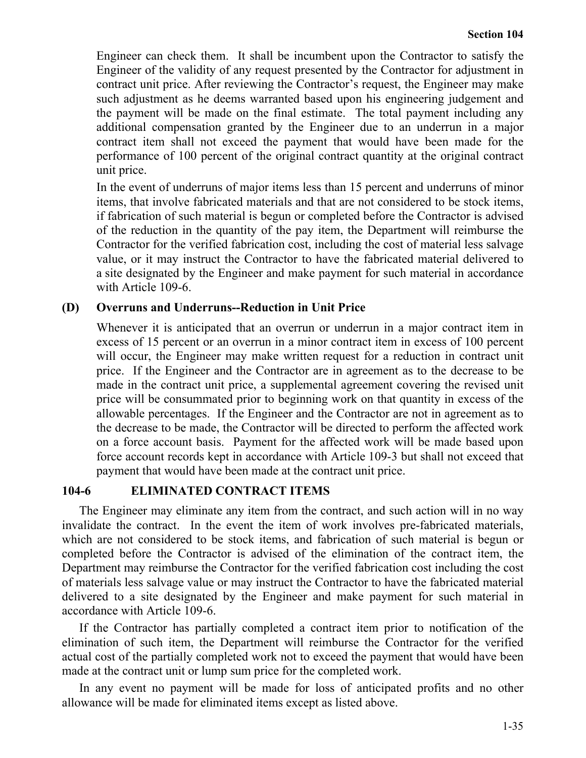Engineer can check them. It shall be incumbent upon the Contractor to satisfy the Engineer of the validity of any request presented by the Contractor for adjustment in contract unit price. After reviewing the Contractor's request, the Engineer may make such adjustment as he deems warranted based upon his engineering judgement and the payment will be made on the final estimate. The total payment including any additional compensation granted by the Engineer due to an underrun in a major contract item shall not exceed the payment that would have been made for the performance of 100 percent of the original contract quantity at the original contract unit price.

In the event of underruns of major items less than 15 percent and underruns of minor items, that involve fabricated materials and that are not considered to be stock items, if fabrication of such material is begun or completed before the Contractor is advised of the reduction in the quantity of the pay item, the Department will reimburse the Contractor for the verified fabrication cost, including the cost of material less salvage value, or it may instruct the Contractor to have the fabricated material delivered to a site designated by the Engineer and make payment for such material in accordance with Article 109-6.

**(D) Overruns and Underruns--Reduction in Unit Price**

Whenever it is anticipated that an overrun or underrun in a major contract item in excess of 15 percent or an overrun in a minor contract item in excess of 100 percent will occur, the Engineer may make written request for a reduction in contract unit price. If the Engineer and the Contractor are in agreement as to the decrease to be made in the contract unit price, a supplemental agreement covering the revised unit price will be consummated prior to beginning work on that quantity in excess of the allowable percentages. If the Engineer and the Contractor are not in agreement as to the decrease to be made, the Contractor will be directed to perform the affected work on a force account basis. Payment for the affected work will be made based upon force account records kept in accordance with Article 109-3 but shall not exceed that payment that would have been made at the contract unit price.

## 104-6 ELIMINATED CONTRACT ITEMS

The Engineer may eliminate any item from the contract, and such action will in no way invalidate the contract. In the event the item of work involves pre-fabricated materials, which are not considered to be stock items, and fabrication of such material is begun or completed before the Contractor is advised of the elimination of the contract item, the Department may reimburse the Contractor for the verified fabrication cost including the cost of materials less salvage value or may instruct the Contractor to have the fabricated material delivered to a site designated by the Engineer and make payment for such material in accordance with Article 109-6.

If the Contractor has partially completed a contract item prior to notification of the elimination of such item, the Department will reimburse the Contractor for the verified actual cost of the partially completed work not to exceed the payment that would have been made at the contract unit or lump sum price for the completed work.

In any event no payment will be made for loss of anticipated profits and no other allowance will be made for eliminated items except as listed above.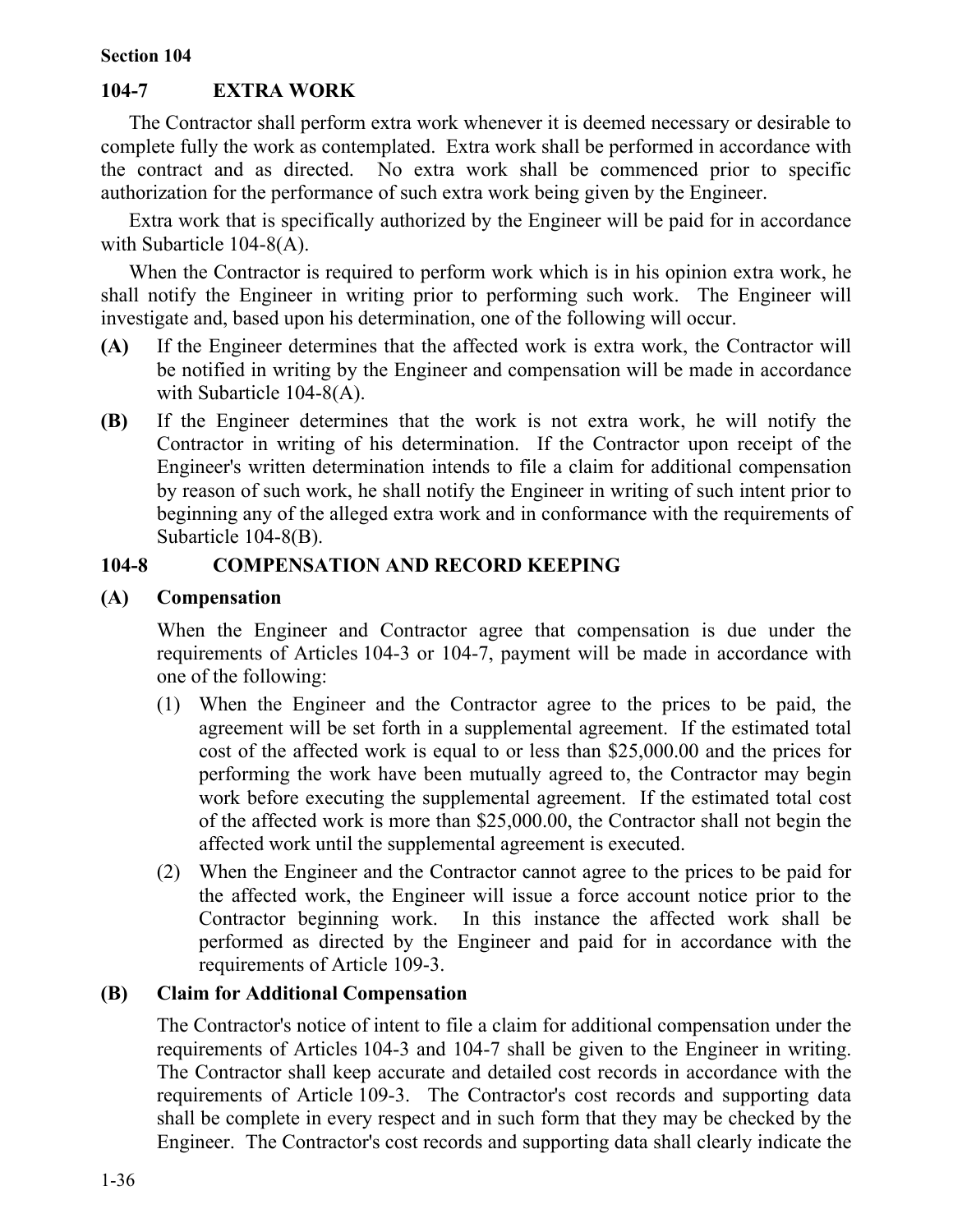## 104-7 EXTRA WORK

The Contractor shall perform extra work whenever it is deemed necessary or desirable to complete fully the work as contemplated. Extra work shall be performed in accordance with the contract and as directed. No extra work shall be commenced prior to specific authorization for the performance of such extra work being given by the Engineer.

Extra work that is specifically authorized by the Engineer will be paid for in accordance with Subarticle 104-8(A).

When the Contractor is required to perform work which is in his opinion extra work, he shall notify the Engineer in writing prior to performing such work. The Engineer will investigate and, based upon his determination, one of the following will occur.

**(A)** If the Engineer determines that the affected work is extra work, the Contractor will be notified in writing by the Engineer and compensation will be made in accordance with Subarticle 104-8(A).

**(B)** If the Engineer determines that the work is not extra work, he will notify the Contractor in writing of his determination. If the Contractor upon receipt of the Engineer's written determination intends to file a claim for additional compensation by reason of such work, he shall notify the Engineer in writing of such intent prior to beginning any of the alleged extra work and in conformance with the requirements of Subarticle 104-8(B).

## 104-8 COMPENSATION AND RECORD KEEPING

### (A) Compensation

When the Engineer and Contractor agree that compensation is due under the requirements of Articles 104-3 or 104-7, payment will be made in accordance with one of the following:

(1) When the Engineer and the Contractor agree to the prices to be paid, the agreement will be set forth in a supplemental agreement. If the estimated total cost of the affected work is equal to or less than $25,000.00 and the prices for performing the work have been mutually agreed to, the Contractor may begin work before executing the supplemental agreement. If the estimated total cost of the affected work is more than $25,000.00, the Contractor shall not begin the affected work until the supplemental agreement is executed.

(2) When the Engineer and the Contractor cannot agree to the prices to be paid for the affected work, the Engineer will issue a force account notice prior to the Contractor beginning work. In this instance the affected work shall be performed as directed by the Engineer and paid for in accordance with the requirements of Article 109-3.

### (B) Claim for Additional Compensation

The Contractor's notice of intent to file a claim for additional compensation under the requirements of Articles 104-3 and 104-7 shall be given to the Engineer in writing. The Contractor shall keep accurate and detailed cost records in accordance with the requirements of Article 109-3. The Contractor's cost records and supporting data shall be complete in every respect and in such form that they may be checked by the Engineer. The Contractor's cost records and supporting data shall clearly indicate the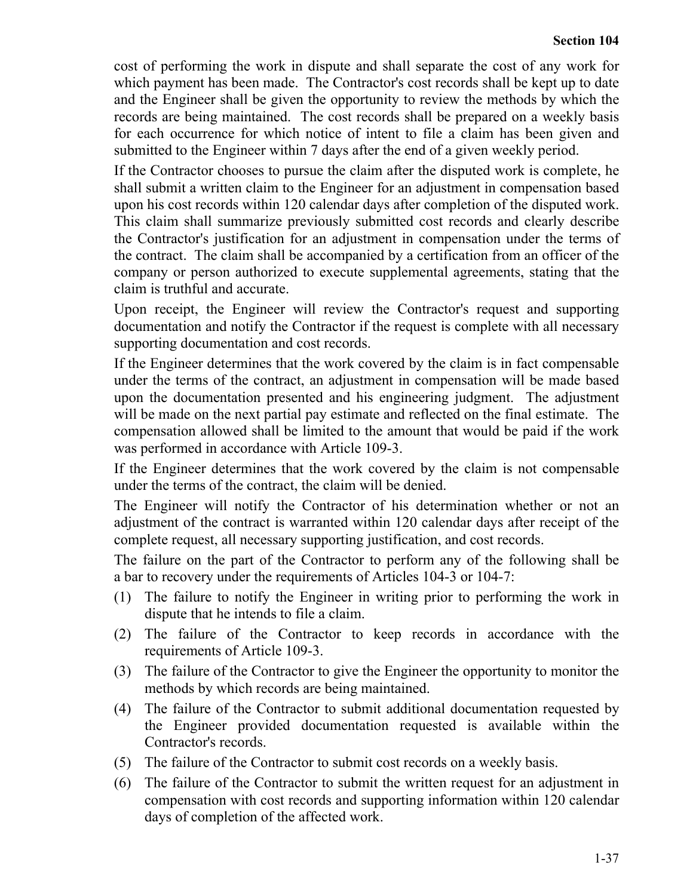cost of performing the work in dispute and shall separate the cost of any work for which payment has been made. The Contractor's cost records shall be kept up to date and the Engineer shall be given the opportunity to review the methods by which the records are being maintained. The cost records shall be prepared on a weekly basis for each occurrence for which notice of intent to file a claim has been given and submitted to the Engineer within 7 days after the end of a given weekly period.

If the Contractor chooses to pursue the claim after the disputed work is complete, he shall submit a written claim to the Engineer for an adjustment in compensation based upon his cost records within 120 calendar days after completion of the disputed work. This claim shall summarize previously submitted cost records and clearly describe the Contractor's justification for an adjustment in compensation under the terms of the contract. The claim shall be accompanied by a certification from an officer of the company or person authorized to execute supplemental agreements, stating that the claim is truthful and accurate.

Upon receipt, the Engineer will review the Contractor's request and supporting documentation and notify the Contractor if the request is complete with all necessary supporting documentation and cost records.

If the Engineer determines that the work covered by the claim is in fact compensable under the terms of the contract, an adjustment in compensation will be made based upon the documentation presented and his engineering judgment. The adjustment will be made on the next partial pay estimate and reflected on the final estimate. The compensation allowed shall be limited to the amount that would be paid if the work was performed in accordance with Article 109-3.

If the Engineer determines that the work covered by the claim is not compensable under the terms of the contract, the claim will be denied.

The Engineer will notify the Contractor of his determination whether or not an adjustment of the contract is warranted within 120 calendar days after receipt of the complete request, all necessary supporting justification, and cost records.

The failure on the part of the Contractor to perform any of the following shall be a bar to recovery under the requirements of Articles 104-3 or 104-7:

(1) The failure to notify the Engineer in writing prior to performing the work in dispute that he intends to file a claim.

(2) The failure of the Contractor to keep records in accordance with the requirements of Article 109-3.

(3) The failure of the Contractor to give the Engineer the opportunity to monitor the methods by which records are being maintained.

(4) The failure of the Contractor to submit additional documentation requested by the Engineer provided documentation requested is available within the Contractor's records.

(5) The failure of the Contractor to submit cost records on a weekly basis.

(6) The failure of the Contractor to submit the written request for an adjustment in compensation with cost records and supporting information within 120 calendar days of completion of the affected work.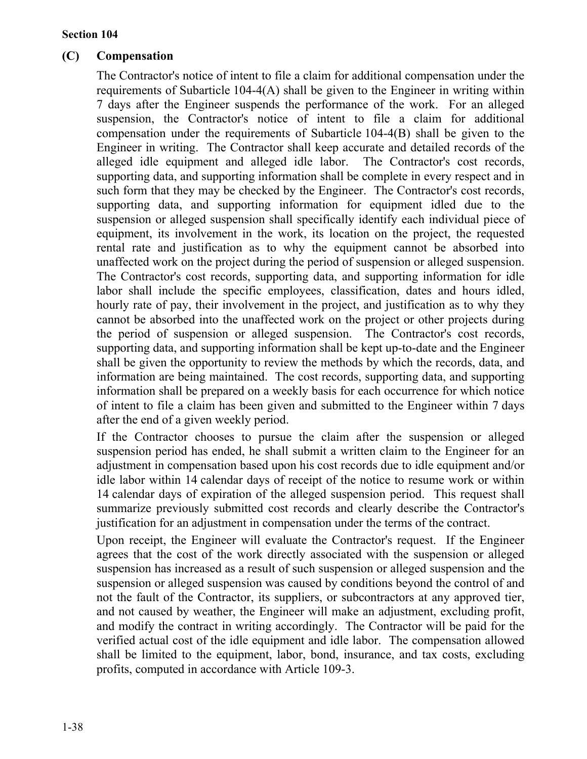### (C) Compensation

The Contractor's notice of intent to file a claim for additional compensation under the requirements of Subarticle 104-4(A) shall be given to the Engineer in writing within 7 days after the Engineer suspends the performance of the work. For an alleged suspension, the Contractor's notice of intent to file a claim for additional compensation under the requirements of Subarticle 104-4(B) shall be given to the Engineer in writing. The Contractor shall keep accurate and detailed records of the alleged idle equipment and alleged idle labor. The Contractor's cost records, supporting data, and supporting information shall be complete in every respect and in such form that they may be checked by the Engineer. The Contractor's cost records, supporting data, and supporting information for equipment idled due to the suspension or alleged suspension shall specifically identify each individual piece of equipment, its involvement in the work, its location on the project, the requested rental rate and justification as to why the equipment cannot be absorbed into unaffected work on the project during the period of suspension or alleged suspension. The Contractor's cost records, supporting data, and supporting information for idle labor shall include the specific employees, classification, dates and hours idled, hourly rate of pay, their involvement in the project, and justification as to why they cannot be absorbed into the unaffected work on the project or other projects during the period of suspension or alleged suspension. The Contractor's cost records, supporting data, and supporting information shall be kept up-to-date and the Engineer shall be given the opportunity to review the methods by which the records, data, and information are being maintained. The cost records, supporting data, and supporting information shall be prepared on a weekly basis for each occurrence for which notice of intent to file a claim has been given and submitted to the Engineer within 7 days after the end of a given weekly period.

If the Contractor chooses to pursue the claim after the suspension or alleged suspension period has ended, he shall submit a written claim to the Engineer for an adjustment in compensation based upon his cost records due to idle equipment and/or idle labor within 14 calendar days of receipt of the notice to resume work or within 14 calendar days of expiration of the alleged suspension period. This request shall summarize previously submitted cost records and clearly describe the Contractor's justification for an adjustment in compensation under the terms of the contract.

Upon receipt, the Engineer will evaluate the Contractor's request. If the Engineer agrees that the cost of the work directly associated with the suspension or alleged suspension has increased as a result of such suspension or alleged suspension and the suspension or alleged suspension was caused by conditions beyond the control of and not the fault of the Contractor, its suppliers, or subcontractors at any approved tier, and not caused by weather, the Engineer will make an adjustment, excluding profit, and modify the contract in writing accordingly. The Contractor will be paid for the verified actual cost of the idle equipment and idle labor. The compensation allowed shall be limited to the equipment, labor, bond, insurance, and tax costs, excluding profits, computed in accordance with Article 109-3.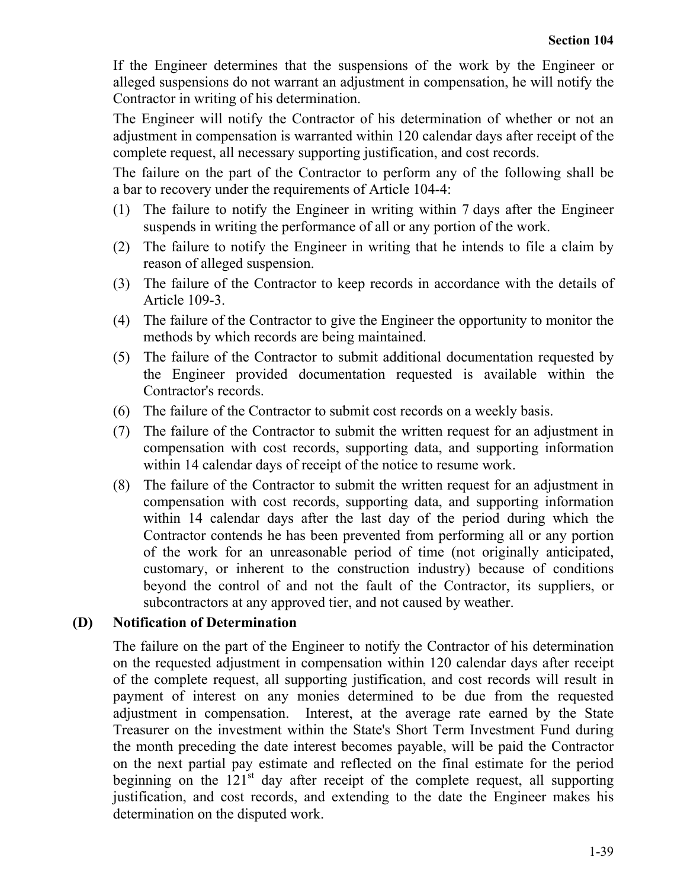If the Engineer determines that the suspensions of the work by the Engineer or alleged suspensions do not warrant an adjustment in compensation, he will notify the Contractor in writing of his determination.

The Engineer will notify the Contractor of his determination of whether or not an adjustment in compensation is warranted within 120 calendar days after receipt of the complete request, all necessary supporting justification, and cost records.

The failure on the part of the Contractor to perform any of the following shall be a bar to recovery under the requirements of Article 104-4:

(1) The failure to notify the Engineer in writing within 7 days after the Engineer suspends in writing the performance of all or any portion of the work.

(2) The failure to notify the Engineer in writing that he intends to file a claim by reason of alleged suspension.

(3) The failure of the Contractor to keep records in accordance with the details of Article 109-3.

(4) The failure of the Contractor to give the Engineer the opportunity to monitor the methods by which records are being maintained.

(5) The failure of the Contractor to submit additional documentation requested by the Engineer provided documentation requested is available within the Contractor's records.

(6) The failure of the Contractor to submit cost records on a weekly basis.

(7) The failure of the Contractor to submit the written request for an adjustment in compensation with cost records, supporting data, and supporting information within 14 calendar days of receipt of the notice to resume work.

(8) The failure of the Contractor to submit the written request for an adjustment in compensation with cost records, supporting data, and supporting information within 14 calendar days after the last day of the period during which the Contractor contends he has been prevented from performing all or any portion of the work for an unreasonable period of time (not originally anticipated, customary, or inherent to the construction industry) because of conditions beyond the control of and not the fault of the Contractor, its suppliers, or subcontractors at any approved tier, and not caused by weather.

**(D) Notification of Determination**

The failure on the part of the Engineer to notify the Contractor of his determination on the requested adjustment in compensation within 120 calendar days after receipt of the complete request, all supporting justification, and cost records will result in payment of interest on any monies determined to be due from the requested adjustment in compensation. Interest, at the average rate earned by the State Treasurer on the investment within the State's Short Term Investment Fund during the month preceding the date interest becomes payable, will be paid the Contractor on the next partial pay estimate and reflected on the final estimate for the period beginning on the 121st day after receipt of the complete request, all supporting justification, and cost records, and extending to the date the Engineer makes his determination on the disputed work.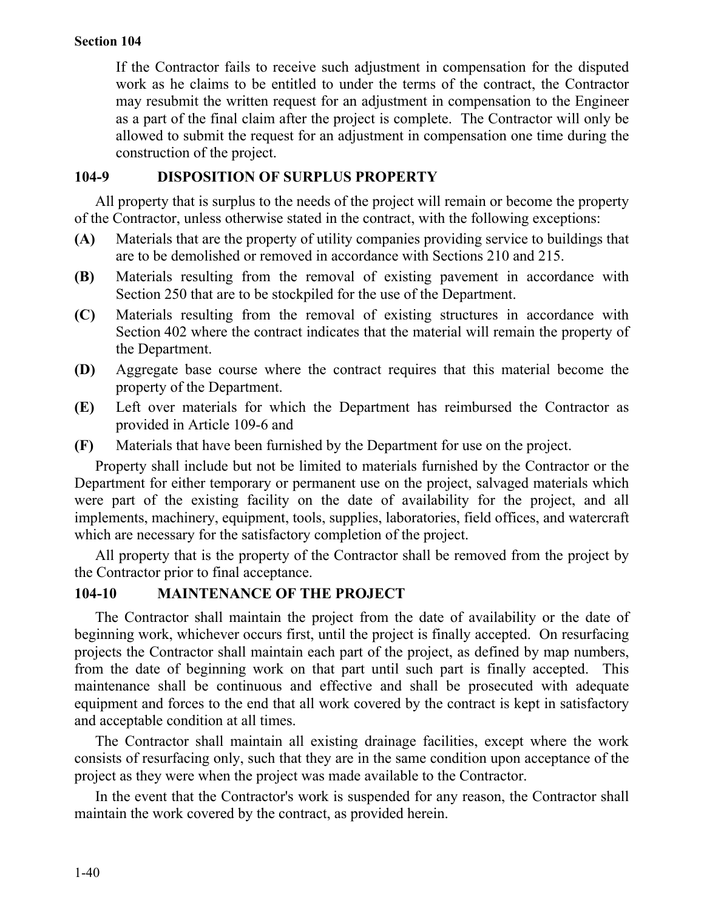If the Contractor fails to receive such adjustment in compensation for the disputed work as he claims to be entitled to under the terms of the contract, the Contractor may resubmit the written request for an adjustment in compensation to the Engineer as a part of the final claim after the project is complete. The Contractor will only be allowed to submit the request for an adjustment in compensation one time during the construction of the project.

## 104-9 DISPOSITION OF SURPLUS PROPERTY

All property that is surplus to the needs of the project will remain or become the property of the Contractor, unless otherwise stated in the contract, with the following exceptions:

**(A)** Materials that are the property of utility companies providing service to buildings that are to be demolished or removed in accordance with Sections 210 and 215.

**(B)** Materials resulting from the removal of existing pavement in accordance with Section 250 that are to be stockpiled for the use of the Department.

**(C)** Materials resulting from the removal of existing structures in accordance with Section 402 where the contract indicates that the material will remain the property of the Department.

**(D)** Aggregate base course where the contract requires that this material become the property of the Department.

**(E)** Left over materials for which the Department has reimbursed the Contractor as provided in Article 109-6 and

**(F)** Materials that have been furnished by the Department for use on the project.

Property shall include but not be limited to materials furnished by the Contractor or the Department for either temporary or permanent use on the project, salvaged materials which were part of the existing facility on the date of availability for the project, and all implements, machinery, equipment, tools, supplies, laboratories, field offices, and watercraft which are necessary for the satisfactory completion of the project.

All property that is the property of the Contractor shall be removed from the project by the Contractor prior to final acceptance.

## 104-10 MAINTENANCE OF THE PROJECT

The Contractor shall maintain the project from the date of availability or the date of beginning work, whichever occurs first, until the project is finally accepted. On resurfacing projects the Contractor shall maintain each part of the project, as defined by map numbers, from the date of beginning work on that part until such part is finally accepted. This maintenance shall be continuous and effective and shall be prosecuted with adequate equipment and forces to the end that all work covered by the contract is kept in satisfactory and acceptable condition at all times.

The Contractor shall maintain all existing drainage facilities, except where the work consists of resurfacing only, such that they are in the same condition upon acceptance of the project as they were when the project was made available to the Contractor.

In the event that the Contractor's work is suspended for any reason, the Contractor shall maintain the work covered by the contract, as provided herein.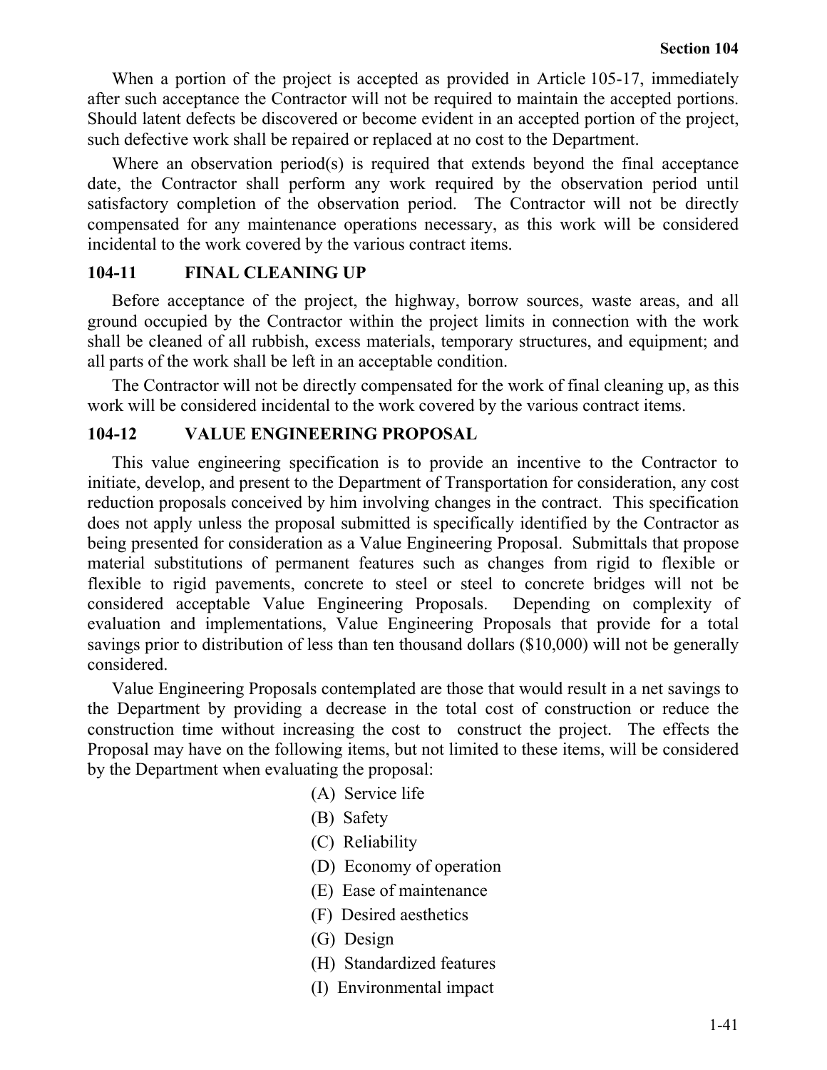When a portion of the project is accepted as provided in Article 105-17, immediately after such acceptance the Contractor will not be required to maintain the accepted portions. Should latent defects be discovered or become evident in an accepted portion of the project, such defective work shall be repaired or replaced at no cost to the Department.

Where an observation period(s) is required that extends beyond the final acceptance date, the Contractor shall perform any work required by the observation period until satisfactory completion of the observation period. The Contractor will not be directly compensated for any maintenance operations necessary, as this work will be considered incidental to the work covered by the various contract items.

## 104-11 FINAL CLEANING UP

Before acceptance of the project, the highway, borrow sources, waste areas, and all ground occupied by the Contractor within the project limits in connection with the work shall be cleaned of all rubbish, excess materials, temporary structures, and equipment; and all parts of the work shall be left in an acceptable condition.

The Contractor will not be directly compensated for the work of final cleaning up, as this work will be considered incidental to the work covered by the various contract items.

## 104-12 VALUE ENGINEERING PROPOSAL

This value engineering specification is to provide an incentive to the Contractor to initiate, develop, and present to the Department of Transportation for consideration, any cost reduction proposals conceived by him involving changes in the contract. This specification does not apply unless the proposal submitted is specifically identified by the Contractor as being presented for consideration as a Value Engineering Proposal. Submittals that propose material substitutions of permanent features such as changes from rigid to flexible or flexible to rigid pavements, concrete to steel or steel to concrete bridges will not be considered acceptable Value Engineering Proposals. Depending on complexity of evaluation and implementations, Value Engineering Proposals that provide for a total savings prior to distribution of less than ten thousand dollars ($10,000) will not be generally considered.

Value Engineering Proposals contemplated are those that would result in a net savings to the Department by providing a decrease in the total cost of construction or reduce the construction time without increasing the cost to construct the project. The effects the Proposal may have on the following items, but not limited to these items, will be considered by the Department when evaluating the proposal:

(A) Service life
(B) Safety
(C) Reliability
(D) Economy of operation
(E) Ease of maintenance
(F) Desired aesthetics
(G) Design
(H) Standardized features
(I) Environmental impact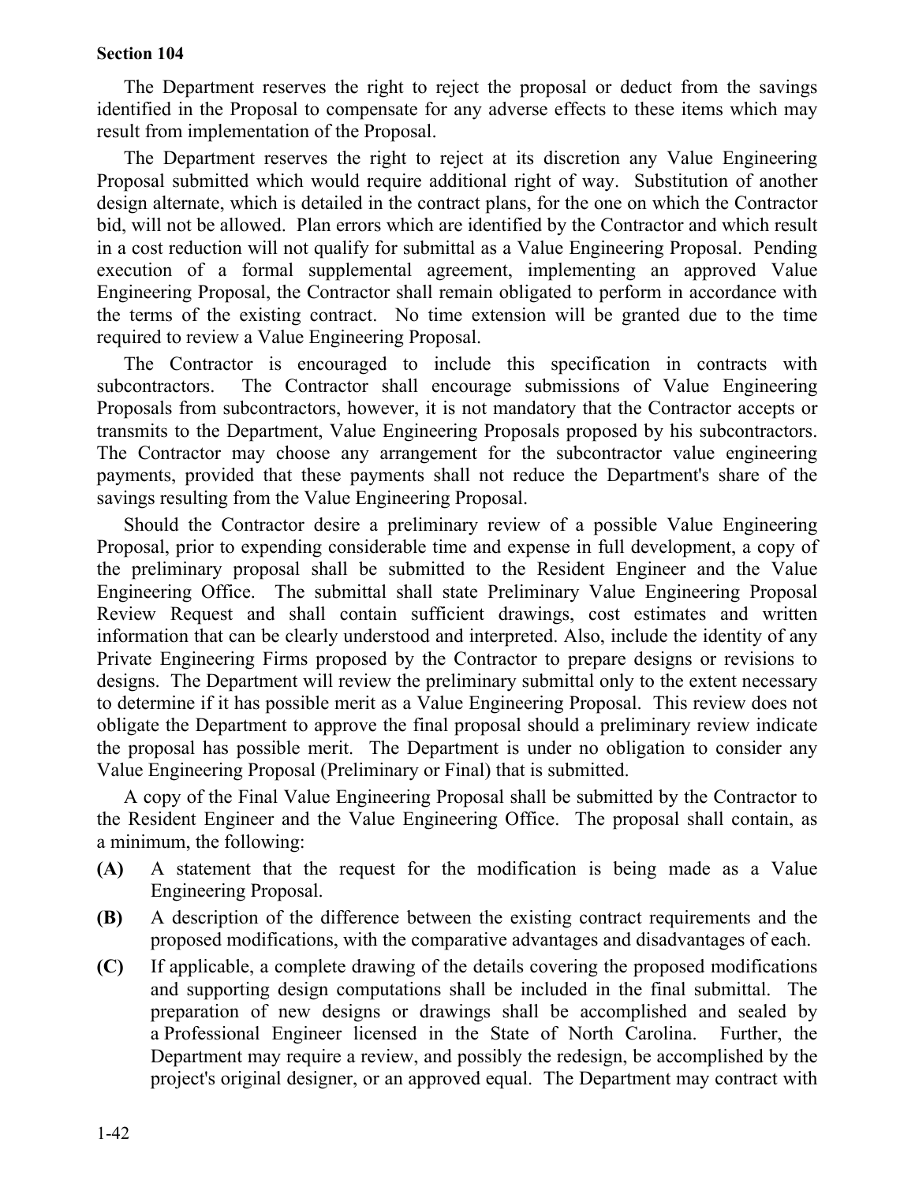The Department reserves the right to reject the proposal or deduct from the savings identified in the Proposal to compensate for any adverse effects to these items which may result from implementation of the Proposal.

The Department reserves the right to reject at its discretion any Value Engineering Proposal submitted which would require additional right of way. Substitution of another design alternate, which is detailed in the contract plans, for the one on which the Contractor bid, will not be allowed. Plan errors which are identified by the Contractor and which result in a cost reduction will not qualify for submittal as a Value Engineering Proposal. Pending execution of a formal supplemental agreement, implementing an approved Value Engineering Proposal, the Contractor shall remain obligated to perform in accordance with the terms of the existing contract. No time extension will be granted due to the time required to review a Value Engineering Proposal.

The Contractor is encouraged to include this specification in contracts with subcontractors. The Contractor shall encourage submissions of Value Engineering Proposals from subcontractors, however, it is not mandatory that the Contractor accepts or transmits to the Department, Value Engineering Proposals proposed by his subcontractors. The Contractor may choose any arrangement for the subcontractor value engineering payments, provided that these payments shall not reduce the Department's share of the savings resulting from the Value Engineering Proposal.

Should the Contractor desire a preliminary review of a possible Value Engineering Proposal, prior to expending considerable time and expense in full development, a copy of the preliminary proposal shall be submitted to the Resident Engineer and the Value Engineering Office. The submittal shall state Preliminary Value Engineering Proposal Review Request and shall contain sufficient drawings, cost estimates and written information that can be clearly understood and interpreted. Also, include the identity of any Private Engineering Firms proposed by the Contractor to prepare designs or revisions to designs. The Department will review the preliminary submittal only to the extent necessary to determine if it has possible merit as a Value Engineering Proposal. This review does not obligate the Department to approve the final proposal should a preliminary review indicate the proposal has possible merit. The Department is under no obligation to consider any Value Engineering Proposal (Preliminary or Final) that is submitted.

A copy of the Final Value Engineering Proposal shall be submitted by the Contractor to the Resident Engineer and the Value Engineering Office. The proposal shall contain, as a minimum, the following:

**(A)** A statement that the request for the modification is being made as a Value Engineering Proposal.

**(B)** A description of the difference between the existing contract requirements and the proposed modifications, with the comparative advantages and disadvantages of each.

**(C)** If applicable, a complete drawing of the details covering the proposed modifications and supporting design computations shall be included in the final submittal. The preparation of new designs or drawings shall be accomplished and sealed by a Professional Engineer licensed in the State of North Carolina. Further, the Department may require a review, and possibly the redesign, be accomplished by the project's original designer, or an approved equal. The Department may contract with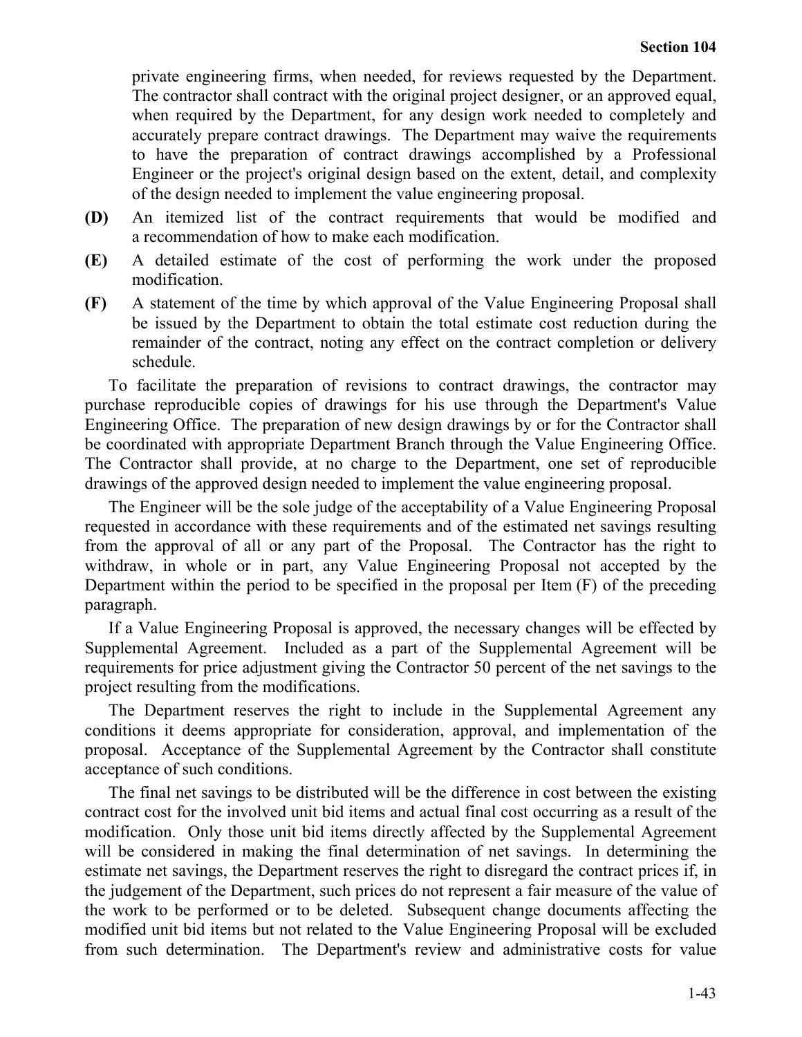private engineering firms, when needed, for reviews requested by the Department. The contractor shall contract with the original project designer, or an approved equal, when required by the Department, for any design work needed to completely and accurately prepare contract drawings. The Department may waive the requirements to have the preparation of contract drawings accomplished by a Professional Engineer or the project's original design based on the extent, detail, and complexity of the design needed to implement the value engineering proposal.

**(D)** An itemized list of the contract requirements that would be modified and a recommendation of how to make each modification.

**(E)** A detailed estimate of the cost of performing the work under the proposed modification.

**(F)** A statement of the time by which approval of the Value Engineering Proposal shall be issued by the Department to obtain the total estimate cost reduction during the remainder of the contract, noting any effect on the contract completion or delivery schedule.

To facilitate the preparation of revisions to contract drawings, the contractor may purchase reproducible copies of drawings for his use through the Department's Value Engineering Office. The preparation of new design drawings by or for the Contractor shall be coordinated with appropriate Department Branch through the Value Engineering Office. The Contractor shall provide, at no charge to the Department, one set of reproducible drawings of the approved design needed to implement the value engineering proposal.

The Engineer will be the sole judge of the acceptability of a Value Engineering Proposal requested in accordance with these requirements and of the estimated net savings resulting from the approval of all or any part of the Proposal. The Contractor has the right to withdraw, in whole or in part, any Value Engineering Proposal not accepted by the Department within the period to be specified in the proposal per Item (F) of the preceding paragraph.

If a Value Engineering Proposal is approved, the necessary changes will be effected by Supplemental Agreement. Included as a part of the Supplemental Agreement will be requirements for price adjustment giving the Contractor 50 percent of the net savings to the project resulting from the modifications.

The Department reserves the right to include in the Supplemental Agreement any conditions it deems appropriate for consideration, approval, and implementation of the proposal. Acceptance of the Supplemental Agreement by the Contractor shall constitute acceptance of such conditions.

The final net savings to be distributed will be the difference in cost between the existing contract cost for the involved unit bid items and actual final cost occurring as a result of the modification. Only those unit bid items directly affected by the Supplemental Agreement will be considered in making the final determination of net savings. In determining the estimate net savings, the Department reserves the right to disregard the contract prices if, in the judgement of the Department, such prices do not represent a fair measure of the value of the work to be performed or to be deleted. Subsequent change documents affecting the modified unit bid items but not related to the Value Engineering Proposal will be excluded from such determination. The Department's review and administrative costs for value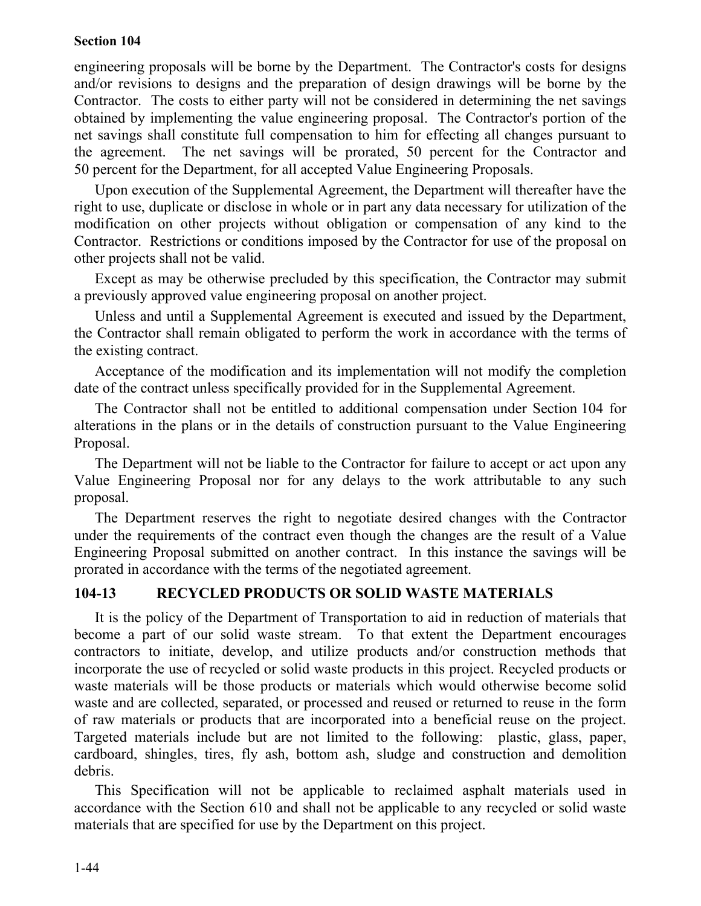engineering proposals will be borne by the Department. The Contractor's costs for designs and/or revisions to designs and the preparation of design drawings will be borne by the Contractor. The costs to either party will not be considered in determining the net savings obtained by implementing the value engineering proposal. The Contractor's portion of the net savings shall constitute full compensation to him for effecting all changes pursuant to the agreement. The net savings will be prorated, 50 percent for the Contractor and 50 percent for the Department, for all accepted Value Engineering Proposals.

Upon execution of the Supplemental Agreement, the Department will thereafter have the right to use, duplicate or disclose in whole or in part any data necessary for utilization of the modification on other projects without obligation or compensation of any kind to the Contractor. Restrictions or conditions imposed by the Contractor for use of the proposal on other projects shall not be valid.

Except as may be otherwise precluded by this specification, the Contractor may submit a previously approved value engineering proposal on another project.

Unless and until a Supplemental Agreement is executed and issued by the Department, the Contractor shall remain obligated to perform the work in accordance with the terms of the existing contract.

Acceptance of the modification and its implementation will not modify the completion date of the contract unless specifically provided for in the Supplemental Agreement.

The Contractor shall not be entitled to additional compensation under Section 104 for alterations in the plans or in the details of construction pursuant to the Value Engineering Proposal.

The Department will not be liable to the Contractor for failure to accept or act upon any Value Engineering Proposal nor for any delays to the work attributable to any such proposal.

The Department reserves the right to negotiate desired changes with the Contractor under the requirements of the contract even though the changes are the result of a Value Engineering Proposal submitted on another contract. In this instance the savings will be prorated in accordance with the terms of the negotiated agreement.

## 104-13 RECYCLED PRODUCTS OR SOLID WASTE MATERIALS

It is the policy of the Department of Transportation to aid in reduction of materials that become a part of our solid waste stream. To that extent the Department encourages contractors to initiate, develop, and utilize products and/or construction methods that incorporate the use of recycled or solid waste products in this project. Recycled products or waste materials will be those products or materials which would otherwise become solid waste and are collected, separated, or processed and reused or returned to reuse in the form of raw materials or products that are incorporated into a beneficial reuse on the project. Targeted materials include but are not limited to the following: plastic, glass, paper, cardboard, shingles, tires, fly ash, bottom ash, sludge and construction and demolition debris.

This Specification will not be applicable to reclaimed asphalt materials used in accordance with the Section 610 and shall not be applicable to any recycled or solid waste materials that are specified for use by the Department on this project.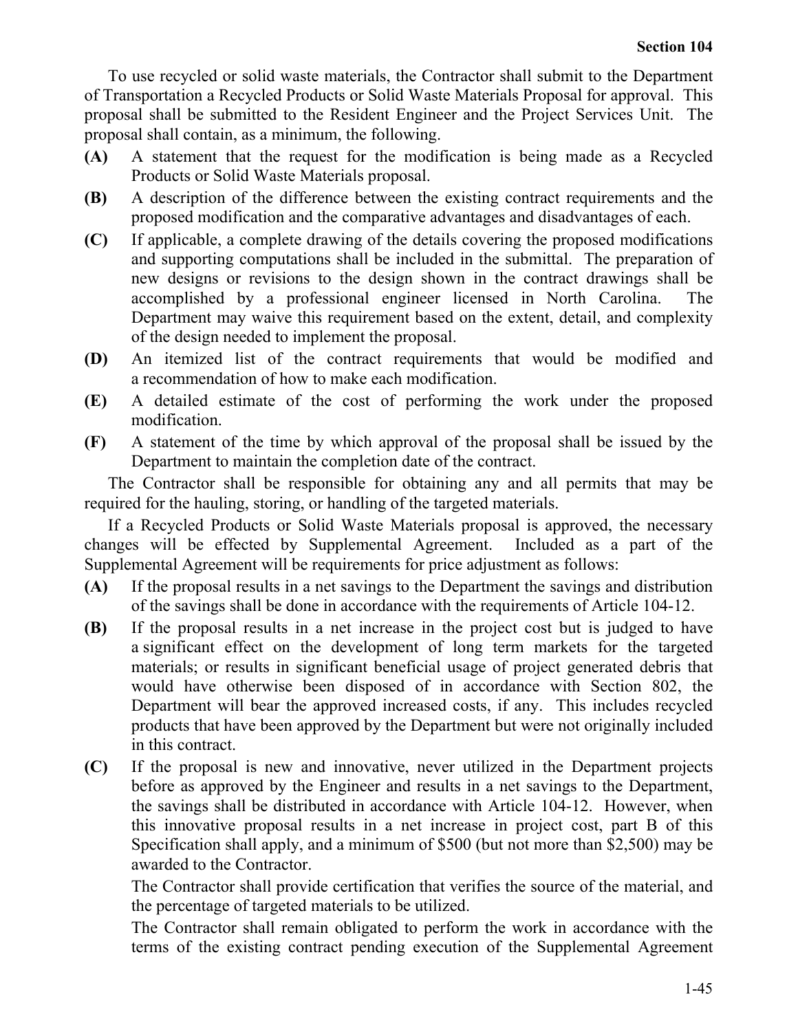To use recycled or solid waste materials, the Contractor shall submit to the Department of Transportation a Recycled Products or Solid Waste Materials Proposal for approval. This proposal shall be submitted to the Resident Engineer and the Project Services Unit. The proposal shall contain, as a minimum, the following.

**(A)** A statement that the request for the modification is being made as a Recycled Products or Solid Waste Materials proposal.

**(B)** A description of the difference between the existing contract requirements and the proposed modification and the comparative advantages and disadvantages of each.

**(C)** If applicable, a complete drawing of the details covering the proposed modifications and supporting computations shall be included in the submittal. The preparation of new designs or revisions to the design shown in the contract drawings shall be accomplished by a professional engineer licensed in North Carolina. The Department may waive this requirement based on the extent, detail, and complexity of the design needed to implement the proposal.

**(D)** An itemized list of the contract requirements that would be modified and a recommendation of how to make each modification.

**(E)** A detailed estimate of the cost of performing the work under the proposed modification.

**(F)** A statement of the time by which approval of the proposal shall be issued by the Department to maintain the completion date of the contract.

The Contractor shall be responsible for obtaining any and all permits that may be required for the hauling, storing, or handling of the targeted materials.

If a Recycled Products or Solid Waste Materials proposal is approved, the necessary changes will be effected by Supplemental Agreement. Included as a part of the Supplemental Agreement will be requirements for price adjustment as follows:

**(A)** If the proposal results in a net savings to the Department the savings and distribution of the savings shall be done in accordance with the requirements of Article 104-12.

**(B)** If the proposal results in a net increase in the project cost but is judged to have a significant effect on the development of long term markets for the targeted materials; or results in significant beneficial usage of project generated debris that would have otherwise been disposed of in accordance with Section 802, the Department will bear the approved increased costs, if any. This includes recycled products that have been approved by the Department but were not originally included in this contract.

**(C)** If the proposal is new and innovative, never utilized in the Department projects before as approved by the Engineer and results in a net savings to the Department, the savings shall be distributed in accordance with Article 104-12. However, when this innovative proposal results in a net increase in project cost, part B of this Specification shall apply, and a minimum of $500 (but not more than $2,500) may be awarded to the Contractor.

The Contractor shall provide certification that verifies the source of the material, and the percentage of targeted materials to be utilized.

The Contractor shall remain obligated to perform the work in accordance with the terms of the existing contract pending execution of the Supplemental Agreement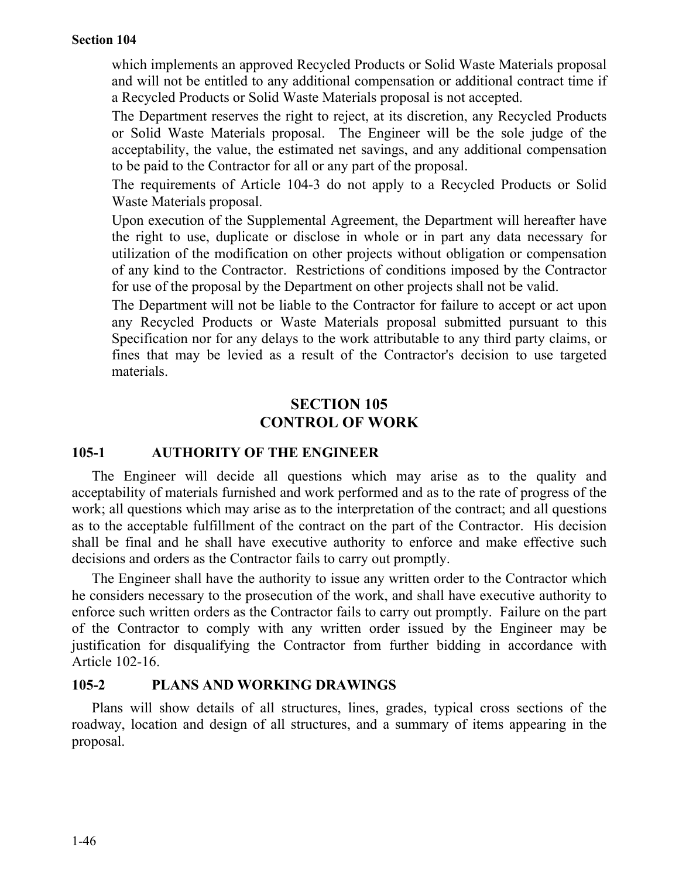which implements an approved Recycled Products or Solid Waste Materials proposal and will not be entitled to any additional compensation or additional contract time if a Recycled Products or Solid Waste Materials proposal is not accepted.

The Department reserves the right to reject, at its discretion, any Recycled Products or Solid Waste Materials proposal. The Engineer will be the sole judge of the acceptability, the value, the estimated net savings, and any additional compensation to be paid to the Contractor for all or any part of the proposal.

The requirements of Article 104-3 do not apply to a Recycled Products or Solid Waste Materials proposal.

Upon execution of the Supplemental Agreement, the Department will hereafter have the right to use, duplicate or disclose in whole or in part any data necessary for utilization of the modification on other projects without obligation or compensation of any kind to the Contractor. Restrictions of conditions imposed by the Contractor for use of the proposal by the Department on other projects shall not be valid.

The Department will not be liable to the Contractor for failure to accept or act upon any Recycled Products or Waste Materials proposal submitted pursuant to this Specification nor for any delays to the work attributable to any third party claims, or fines that may be levied as a result of the Contractor's decision to use targeted materials.

# SECTION 105
# CONTROL OF WORK

## 105-1 AUTHORITY OF THE ENGINEER

The Engineer will decide all questions which may arise as to the quality and acceptability of materials furnished and work performed and as to the rate of progress of the work; all questions which may arise as to the interpretation of the contract; and all questions as to the acceptable fulfillment of the contract on the part of the Contractor. His decision shall be final and he shall have executive authority to enforce and make effective such decisions and orders as the Contractor fails to carry out promptly.

The Engineer shall have the authority to issue any written order to the Contractor which he considers necessary to the prosecution of the work, and shall have executive authority to enforce such written orders as the Contractor fails to carry out promptly. Failure on the part of the Contractor to comply with any written order issued by the Engineer may be justification for disqualifying the Contractor from further bidding in accordance with Article 102-16.

## 105-2 PLANS AND WORKING DRAWINGS

Plans will show details of all structures, lines, grades, typical cross sections of the roadway, location and design of all structures, and a summary of items appearing in the proposal.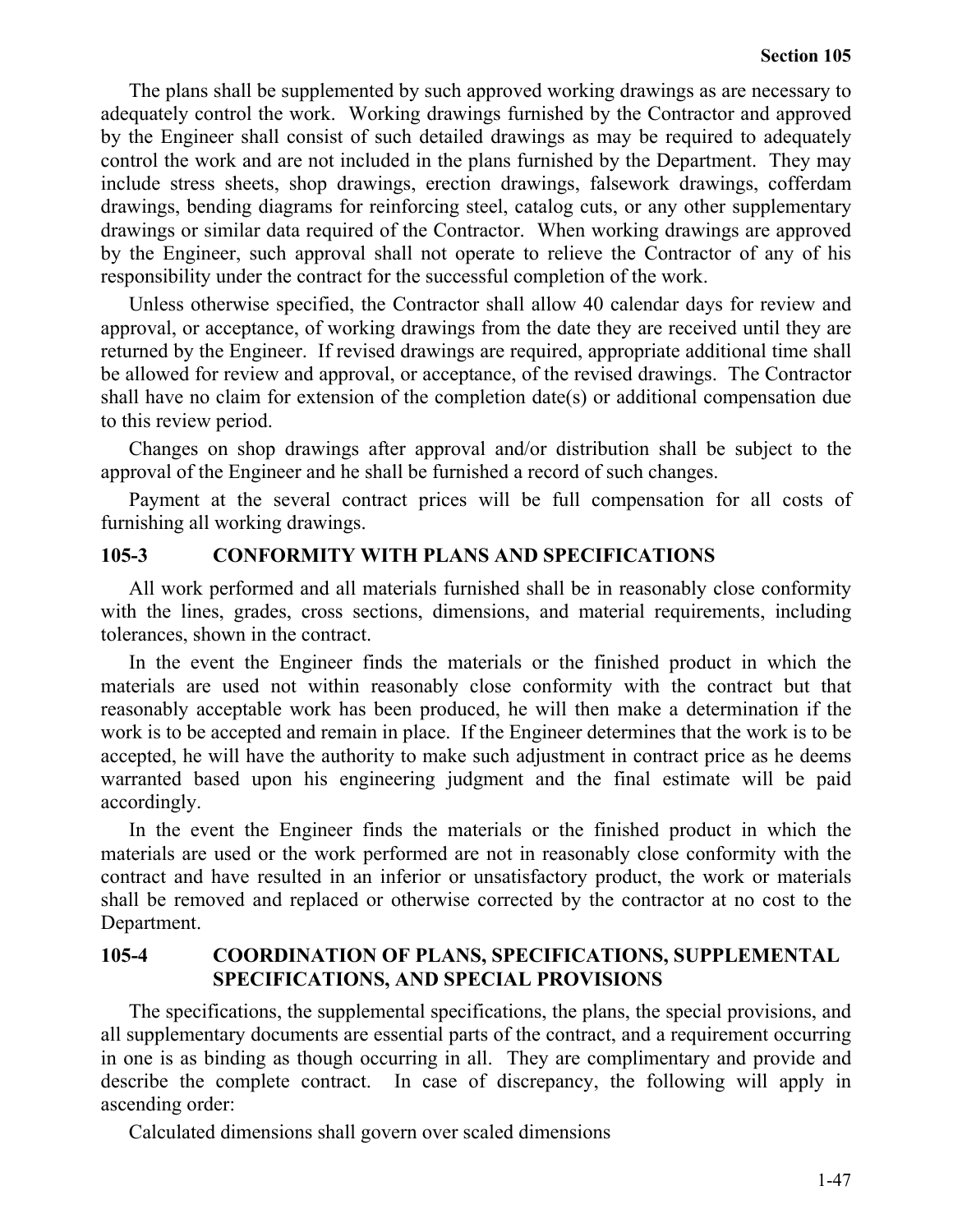The plans shall be supplemented by such approved working drawings as are necessary to adequately control the work. Working drawings furnished by the Contractor and approved by the Engineer shall consist of such detailed drawings as may be required to adequately control the work and are not included in the plans furnished by the Department. They may include stress sheets, shop drawings, erection drawings, falsework drawings, cofferdam drawings, bending diagrams for reinforcing steel, catalog cuts, or any other supplementary drawings or similar data required of the Contractor. When working drawings are approved by the Engineer, such approval shall not operate to relieve the Contractor of any of his responsibility under the contract for the successful completion of the work.

Unless otherwise specified, the Contractor shall allow 40 calendar days for review and approval, or acceptance, of working drawings from the date they are received until they are returned by the Engineer. If revised drawings are required, appropriate additional time shall be allowed for review and approval, or acceptance, of the revised drawings. The Contractor shall have no claim for extension of the completion date(s) or additional compensation due to this review period.

Changes on shop drawings after approval and/or distribution shall be subject to the approval of the Engineer and he shall be furnished a record of such changes.

Payment at the several contract prices will be full compensation for all costs of furnishing all working drawings.

## 105-3 CONFORMITY WITH PLANS AND SPECIFICATIONS

All work performed and all materials furnished shall be in reasonably close conformity with the lines, grades, cross sections, dimensions, and material requirements, including tolerances, shown in the contract.

In the event the Engineer finds the materials or the finished product in which the materials are used not within reasonably close conformity with the contract but that reasonably acceptable work has been produced, he will then make a determination if the work is to be accepted and remain in place. If the Engineer determines that the work is to be accepted, he will have the authority to make such adjustment in contract price as he deems warranted based upon his engineering judgment and the final estimate will be paid accordingly.

In the event the Engineer finds the materials or the finished product in which the materials are used or the work performed are not in reasonably close conformity with the contract and have resulted in an inferior or unsatisfactory product, the work or materials shall be removed and replaced or otherwise corrected by the contractor at no cost to the Department.

## 105-4 COORDINATION OF PLANS, SPECIFICATIONS, SUPPLEMENTAL SPECIFICATIONS, AND SPECIAL PROVISIONS

The specifications, the supplemental specifications, the plans, the special provisions, and all supplementary documents are essential parts of the contract, and a requirement occurring in one is as binding as though occurring in all. They are complimentary and provide and describe the complete contract. In case of discrepancy, the following will apply in ascending order:

Calculated dimensions shall govern over scaled dimensions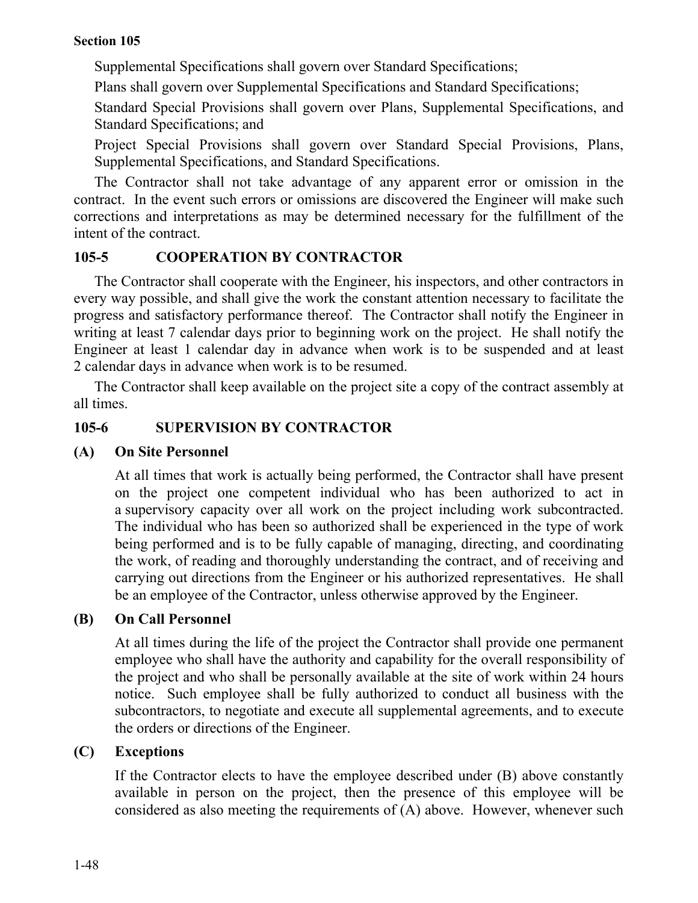Supplemental Specifications shall govern over Standard Specifications;

Plans shall govern over Supplemental Specifications and Standard Specifications;

Standard Special Provisions shall govern over Plans, Supplemental Specifications, and Standard Specifications; and

Project Special Provisions shall govern over Standard Special Provisions, Plans, Supplemental Specifications, and Standard Specifications.

The Contractor shall not take advantage of any apparent error or omission in the contract. In the event such errors or omissions are discovered the Engineer will make such corrections and interpretations as may be determined necessary for the fulfillment of the intent of the contract.

## 105-5 COOPERATION BY CONTRACTOR

The Contractor shall cooperate with the Engineer, his inspectors, and other contractors in every way possible, and shall give the work the constant attention necessary to facilitate the progress and satisfactory performance thereof. The Contractor shall notify the Engineer in writing at least 7 calendar days prior to beginning work on the project. He shall notify the Engineer at least 1 calendar day in advance when work is to be suspended and at least 2 calendar days in advance when work is to be resumed.

The Contractor shall keep available on the project site a copy of the contract assembly at all times.

## 105-6 SUPERVISION BY CONTRACTOR

### (A) On Site Personnel

At all times that work is actually being performed, the Contractor shall have present on the project one competent individual who has been authorized to act in a supervisory capacity over all work on the project including work subcontracted. The individual who has been so authorized shall be experienced in the type of work being performed and is to be fully capable of managing, directing, and coordinating the work, of reading and thoroughly understanding the contract, and of receiving and carrying out directions from the Engineer or his authorized representatives. He shall be an employee of the Contractor, unless otherwise approved by the Engineer.

### (B) On Call Personnel

At all times during the life of the project the Contractor shall provide one permanent employee who shall have the authority and capability for the overall responsibility of the project and who shall be personally available at the site of work within 24 hours notice. Such employee shall be fully authorized to conduct all business with the subcontractors, to negotiate and execute all supplemental agreements, and to execute the orders or directions of the Engineer.

### (C) Exceptions

If the Contractor elects to have the employee described under (B) above constantly available in person on the project, then the presence of this employee will be considered as also meeting the requirements of (A) above. However, whenever such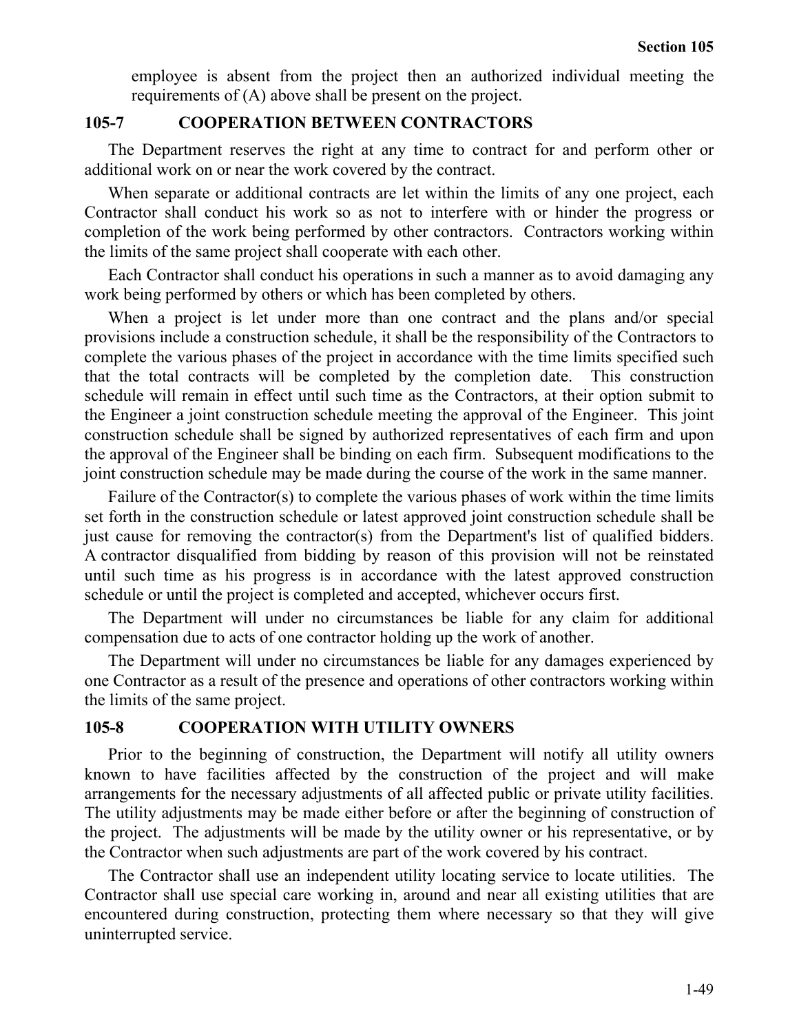employee is absent from the project then an authorized individual meeting the requirements of (A) above shall be present on the project.

## 105-7 COOPERATION BETWEEN CONTRACTORS

The Department reserves the right at any time to contract for and perform other or additional work on or near the work covered by the contract.

When separate or additional contracts are let within the limits of any one project, each Contractor shall conduct his work so as not to interfere with or hinder the progress or completion of the work being performed by other contractors. Contractors working within the limits of the same project shall cooperate with each other.

Each Contractor shall conduct his operations in such a manner as to avoid damaging any work being performed by others or which has been completed by others.

When a project is let under more than one contract and the plans and/or special provisions include a construction schedule, it shall be the responsibility of the Contractors to complete the various phases of the project in accordance with the time limits specified such that the total contracts will be completed by the completion date. This construction schedule will remain in effect until such time as the Contractors, at their option submit to the Engineer a joint construction schedule meeting the approval of the Engineer. This joint construction schedule shall be signed by authorized representatives of each firm and upon the approval of the Engineer shall be binding on each firm. Subsequent modifications to the joint construction schedule may be made during the course of the work in the same manner.

Failure of the Contractor(s) to complete the various phases of work within the time limits set forth in the construction schedule or latest approved joint construction schedule shall be just cause for removing the contractor(s) from the Department's list of qualified bidders. A contractor disqualified from bidding by reason of this provision will not be reinstated until such time as his progress is in accordance with the latest approved construction schedule or until the project is completed and accepted, whichever occurs first.

The Department will under no circumstances be liable for any claim for additional compensation due to acts of one contractor holding up the work of another.

The Department will under no circumstances be liable for any damages experienced by one Contractor as a result of the presence and operations of other contractors working within the limits of the same project.

## 105-8 COOPERATION WITH UTILITY OWNERS

Prior to the beginning of construction, the Department will notify all utility owners known to have facilities affected by the construction of the project and will make arrangements for the necessary adjustments of all affected public or private utility facilities. The utility adjustments may be made either before or after the beginning of construction of the project. The adjustments will be made by the utility owner or his representative, or by the Contractor when such adjustments are part of the work covered by his contract.

The Contractor shall use an independent utility locating service to locate utilities. The Contractor shall use special care working in, around and near all existing utilities that are encountered during construction, protecting them where necessary so that they will give uninterrupted service.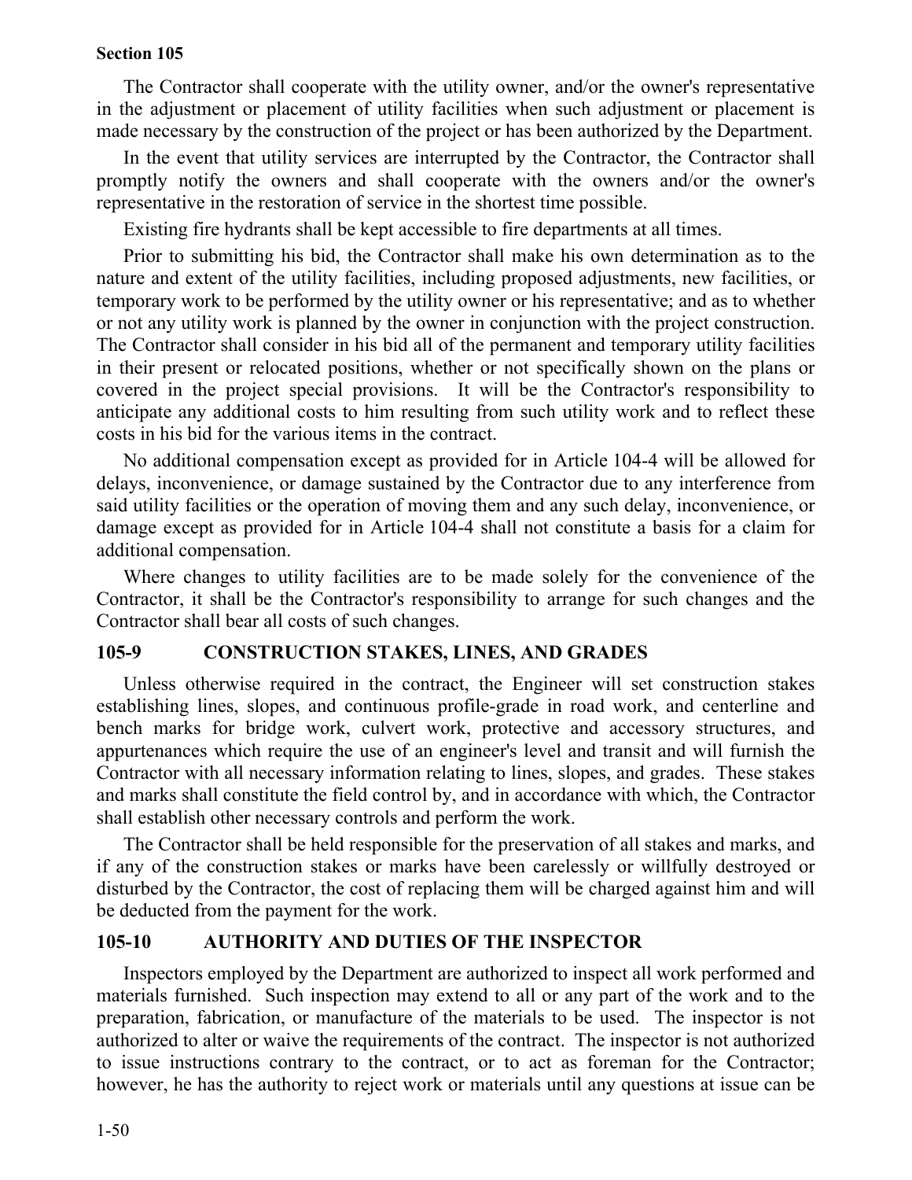The Contractor shall cooperate with the utility owner, and/or the owner's representative in the adjustment or placement of utility facilities when such adjustment or placement is made necessary by the construction of the project or has been authorized by the Department.

In the event that utility services are interrupted by the Contractor, the Contractor shall promptly notify the owners and shall cooperate with the owners and/or the owner's representative in the restoration of service in the shortest time possible.

Existing fire hydrants shall be kept accessible to fire departments at all times.

Prior to submitting his bid, the Contractor shall make his own determination as to the nature and extent of the utility facilities, including proposed adjustments, new facilities, or temporary work to be performed by the utility owner or his representative; and as to whether or not any utility work is planned by the owner in conjunction with the project construction. The Contractor shall consider in his bid all of the permanent and temporary utility facilities in their present or relocated positions, whether or not specifically shown on the plans or covered in the project special provisions. It will be the Contractor's responsibility to anticipate any additional costs to him resulting from such utility work and to reflect these costs in his bid for the various items in the contract.

No additional compensation except as provided for in Article 104-4 will be allowed for delays, inconvenience, or damage sustained by the Contractor due to any interference from said utility facilities or the operation of moving them and any such delay, inconvenience, or damage except as provided for in Article 104-4 shall not constitute a basis for a claim for additional compensation.

Where changes to utility facilities are to be made solely for the convenience of the Contractor, it shall be the Contractor's responsibility to arrange for such changes and the Contractor shall bear all costs of such changes.

## 105-9 CONSTRUCTION STAKES, LINES, AND GRADES

Unless otherwise required in the contract, the Engineer will set construction stakes establishing lines, slopes, and continuous profile-grade in road work, and centerline and bench marks for bridge work, culvert work, protective and accessory structures, and appurtenances which require the use of an engineer's level and transit and will furnish the Contractor with all necessary information relating to lines, slopes, and grades. These stakes and marks shall constitute the field control by, and in accordance with which, the Contractor shall establish other necessary controls and perform the work.

The Contractor shall be held responsible for the preservation of all stakes and marks, and if any of the construction stakes or marks have been carelessly or willfully destroyed or disturbed by the Contractor, the cost of replacing them will be charged against him and will be deducted from the payment for the work.

## 105-10 AUTHORITY AND DUTIES OF THE INSPECTOR

Inspectors employed by the Department are authorized to inspect all work performed and materials furnished. Such inspection may extend to all or any part of the work and to the preparation, fabrication, or manufacture of the materials to be used. The inspector is not authorized to alter or waive the requirements of the contract. The inspector is not authorized to issue instructions contrary to the contract, or to act as foreman for the Contractor; however, he has the authority to reject work or materials until any questions at issue can be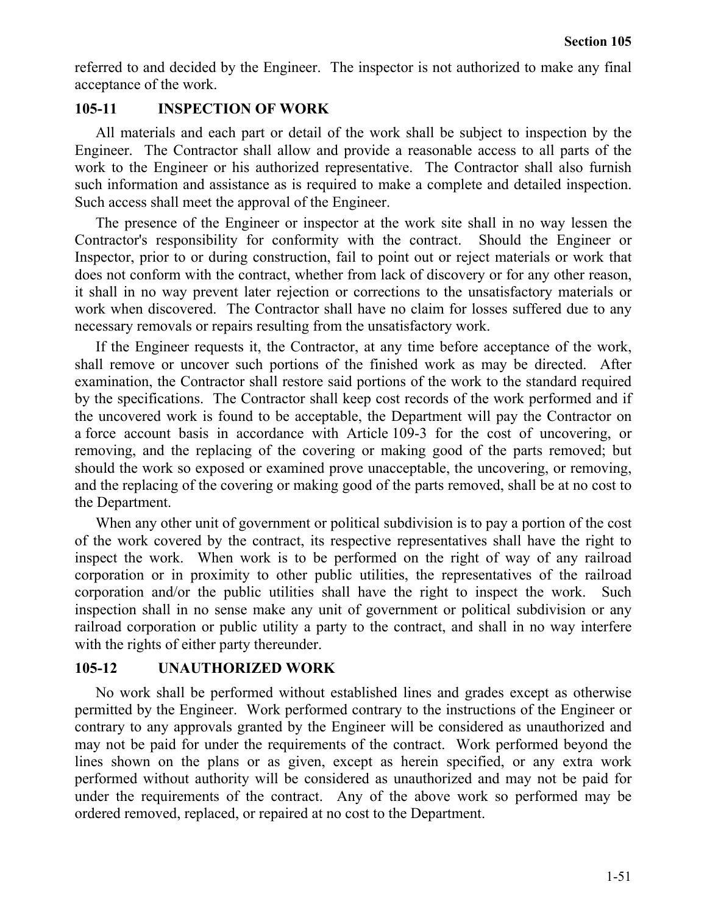referred to and decided by the Engineer. The inspector is not authorized to make any final acceptance of the work.

### 105-11 INSPECTION OF WORK

All materials and each part or detail of the work shall be subject to inspection by the Engineer. The Contractor shall allow and provide a reasonable access to all parts of the work to the Engineer or his authorized representative. The Contractor shall also furnish such information and assistance as is required to make a complete and detailed inspection. Such access shall meet the approval of the Engineer.

The presence of the Engineer or inspector at the work site shall in no way lessen the Contractor's responsibility for conformity with the contract. Should the Engineer or Inspector, prior to or during construction, fail to point out or reject materials or work that does not conform with the contract, whether from lack of discovery or for any other reason, it shall in no way prevent later rejection or corrections to the unsatisfactory materials or work when discovered. The Contractor shall have no claim for losses suffered due to any necessary removals or repairs resulting from the unsatisfactory work.

If the Engineer requests it, the Contractor, at any time before acceptance of the work, shall remove or uncover such portions of the finished work as may be directed. After examination, the Contractor shall restore said portions of the work to the standard required by the specifications. The Contractor shall keep cost records of the work performed and if the uncovered work is found to be acceptable, the Department will pay the Contractor on a force account basis in accordance with Article 109-3 for the cost of uncovering, or removing, and the replacing of the covering or making good of the parts removed; but should the work so exposed or examined prove unacceptable, the uncovering, or removing, and the replacing of the covering or making good of the parts removed, shall be at no cost to the Department.

When any other unit of government or political subdivision is to pay a portion of the cost of the work covered by the contract, its respective representatives shall have the right to inspect the work. When work is to be performed on the right of way of any railroad corporation or in proximity to other public utilities, the representatives of the railroad corporation and/or the public utilities shall have the right to inspect the work. Such inspection shall in no sense make any unit of government or political subdivision or any railroad corporation or public utility a party to the contract, and shall in no way interfere with the rights of either party thereunder.

### 105-12 UNAUTHORIZED WORK

No work shall be performed without established lines and grades except as otherwise permitted by the Engineer. Work performed contrary to the instructions of the Engineer or contrary to any approvals granted by the Engineer will be considered as unauthorized and may not be paid for under the requirements of the contract. Work performed beyond the lines shown on the plans or as given, except as herein specified, or any extra work performed without authority will be considered as unauthorized and may not be paid for under the requirements of the contract. Any of the above work so performed may be ordered removed, replaced, or repaired at no cost to the Department.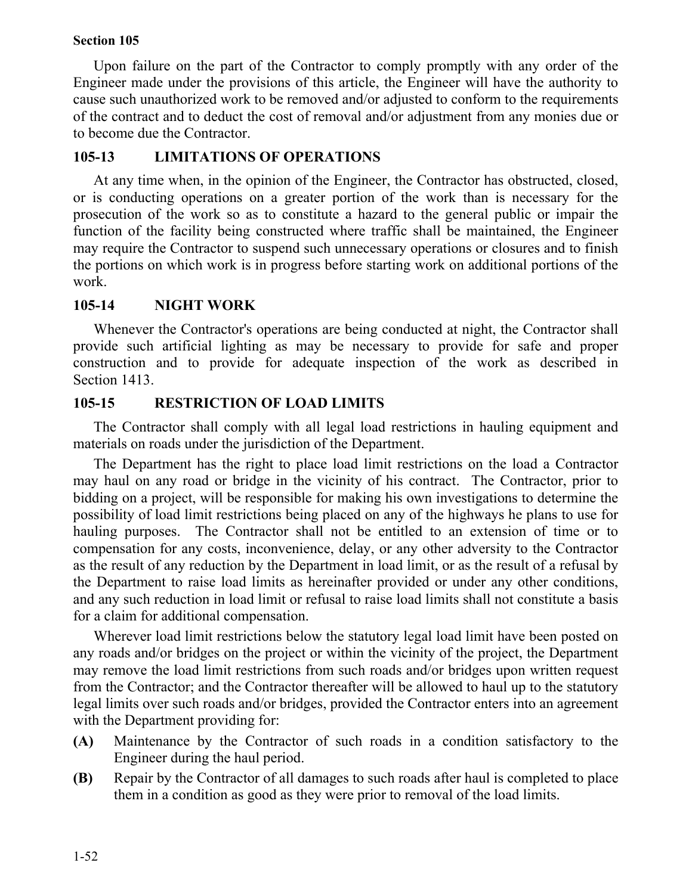Upon failure on the part of the Contractor to comply promptly with any order of the Engineer made under the provisions of this article, the Engineer will have the authority to cause such unauthorized work to be removed and/or adjusted to conform to the requirements of the contract and to deduct the cost of removal and/or adjustment from any monies due or to become due the Contractor.

## 105-13 LIMITATIONS OF OPERATIONS

At any time when, in the opinion of the Engineer, the Contractor has obstructed, closed, or is conducting operations on a greater portion of the work than is necessary for the prosecution of the work so as to constitute a hazard to the general public or impair the function of the facility being constructed where traffic shall be maintained, the Engineer may require the Contractor to suspend such unnecessary operations or closures and to finish the portions on which work is in progress before starting work on additional portions of the work.

## 105-14 NIGHT WORK

Whenever the Contractor's operations are being conducted at night, the Contractor shall provide such artificial lighting as may be necessary to provide for safe and proper construction and to provide for adequate inspection of the work as described in Section 1413.

## 105-15 RESTRICTION OF LOAD LIMITS

The Contractor shall comply with all legal load restrictions in hauling equipment and materials on roads under the jurisdiction of the Department.

The Department has the right to place load limit restrictions on the load a Contractor may haul on any road or bridge in the vicinity of his contract. The Contractor, prior to bidding on a project, will be responsible for making his own investigations to determine the possibility of load limit restrictions being placed on any of the highways he plans to use for hauling purposes. The Contractor shall not be entitled to an extension of time or to compensation for any costs, inconvenience, delay, or any other adversity to the Contractor as the result of any reduction by the Department in load limit, or as the result of a refusal by the Department to raise load limits as hereinafter provided or under any other conditions, and any such reduction in load limit or refusal to raise load limits shall not constitute a basis for a claim for additional compensation.

Wherever load limit restrictions below the statutory legal load limit have been posted on any roads and/or bridges on the project or within the vicinity of the project, the Department may remove the load limit restrictions from such roads and/or bridges upon written request from the Contractor; and the Contractor thereafter will be allowed to haul up to the statutory legal limits over such roads and/or bridges, provided the Contractor enters into an agreement with the Department providing for:

**(A)** Maintenance by the Contractor of such roads in a condition satisfactory to the Engineer during the haul period.

**(B)** Repair by the Contractor of all damages to such roads after haul is completed to place them in a condition as good as they were prior to removal of the load limits.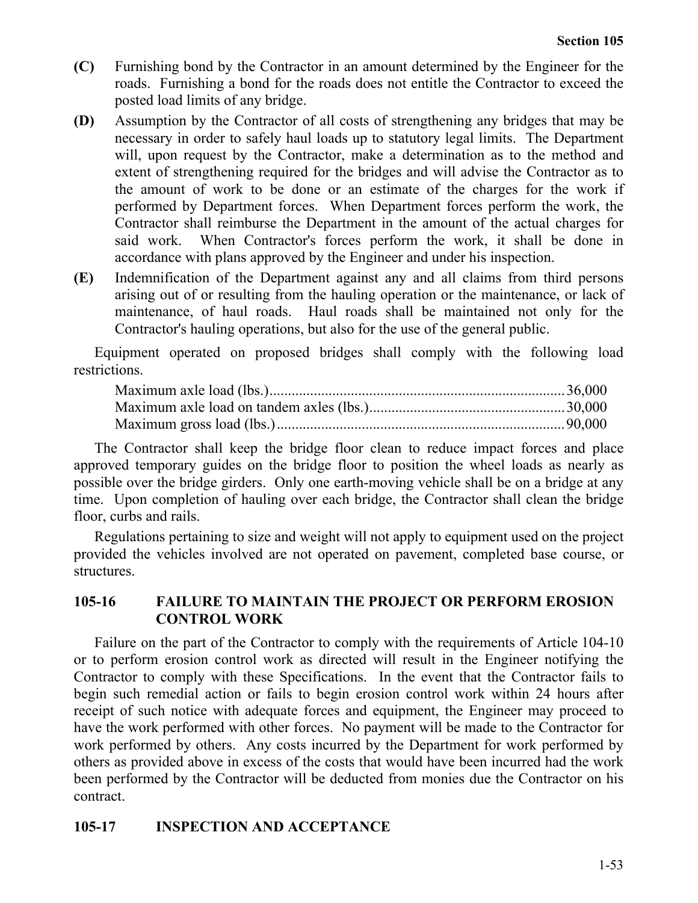**(C)** Furnishing bond by the Contractor in an amount determined by the Engineer for the roads. Furnishing a bond for the roads does not entitle the Contractor to exceed the posted load limits of any bridge.

**(D)** Assumption by the Contractor of all costs of strengthening any bridges that may be necessary in order to safely haul loads up to statutory legal limits. The Department will, upon request by the Contractor, make a determination as to the method and extent of strengthening required for the bridges and will advise the Contractor as to the amount of work to be done or an estimate of the charges for the work if performed by Department forces. When Department forces perform the work, the Contractor shall reimburse the Department in the amount of the actual charges for said work. When Contractor's forces perform the work, it shall be done in accordance with plans approved by the Engineer and under his inspection.

**(E)** Indemnification of the Department against any and all claims from third persons arising out of or resulting from the hauling operation or the maintenance, or lack of maintenance, of haul roads. Haul roads shall be maintained not only for the Contractor's hauling operations, but also for the use of the general public.

Equipment operated on proposed bridges shall comply with the following load restrictions.

| | |
|---|---|
| Maximum axle load (lbs.) | 36,000 |
| Maximum axle load on tandem axles (lbs.) | 30,000 |
| Maximum gross load (lbs.) | 90,000 |

The Contractor shall keep the bridge floor clean to reduce impact forces and place approved temporary guides on the bridge floor to position the wheel loads as nearly as possible over the bridge girders. Only one earth-moving vehicle shall be on a bridge at any time. Upon completion of hauling over each bridge, the Contractor shall clean the bridge floor, curbs and rails.

Regulations pertaining to size and weight will not apply to equipment used on the project provided the vehicles involved are not operated on pavement, completed base course, or structures.

## 105-16 FAILURE TO MAINTAIN THE PROJECT OR PERFORM EROSION CONTROL WORK

Failure on the part of the Contractor to comply with the requirements of Article 104-10 or to perform erosion control work as directed will result in the Engineer notifying the Contractor to comply with these Specifications. In the event that the Contractor fails to begin such remedial action or fails to begin erosion control work within 24 hours after receipt of such notice with adequate forces and equipment, the Engineer may proceed to have the work performed with other forces. No payment will be made to the Contractor for work performed by others. Any costs incurred by the Department for work performed by others as provided above in excess of the costs that would have been incurred had the work been performed by the Contractor will be deducted from monies due the Contractor on his contract.

## 105-17 INSPECTION AND ACCEPTANCE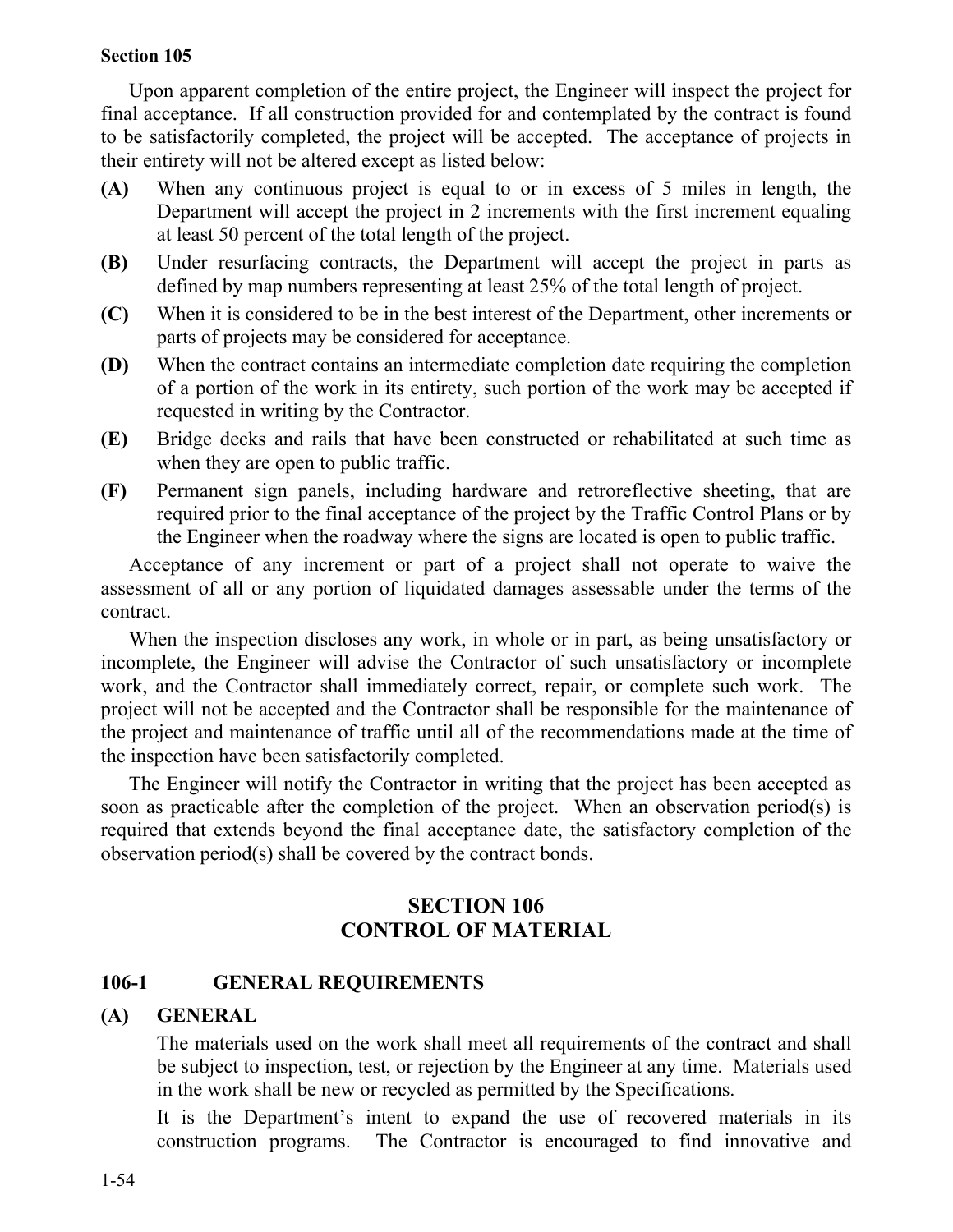Upon apparent completion of the entire project, the Engineer will inspect the project for final acceptance. If all construction provided for and contemplated by the contract is found to be satisfactorily completed, the project will be accepted. The acceptance of projects in their entirety will not be altered except as listed below:

**(A)** When any continuous project is equal to or in excess of 5 miles in length, the Department will accept the project in 2 increments with the first increment equaling at least 50 percent of the total length of the project.

**(B)** Under resurfacing contracts, the Department will accept the project in parts as defined by map numbers representing at least 25% of the total length of project.

**(C)** When it is considered to be in the best interest of the Department, other increments or parts of projects may be considered for acceptance.

**(D)** When the contract contains an intermediate completion date requiring the completion of a portion of the work in its entirety, such portion of the work may be accepted if requested in writing by the Contractor.

**(E)** Bridge decks and rails that have been constructed or rehabilitated at such time as when they are open to public traffic.

**(F)** Permanent sign panels, including hardware and retroreflective sheeting, that are required prior to the final acceptance of the project by the Traffic Control Plans or by the Engineer when the roadway where the signs are located is open to public traffic.

Acceptance of any increment or part of a project shall not operate to waive the assessment of all or any portion of liquidated damages assessable under the terms of the contract.

When the inspection discloses any work, in whole or in part, as being unsatisfactory or incomplete, the Engineer will advise the Contractor of such unsatisfactory or incomplete work, and the Contractor shall immediately correct, repair, or complete such work. The project will not be accepted and the Contractor shall be responsible for the maintenance of the project and maintenance of traffic until all of the recommendations made at the time of the inspection have been satisfactorily completed.

The Engineer will notify the Contractor in writing that the project has been accepted as soon as practicable after the completion of the project. When an observation period(s) is required that extends beyond the final acceptance date, the satisfactory completion of the observation period(s) shall be covered by the contract bonds.

# SECTION 106
# CONTROL OF MATERIAL

## 106-1 GENERAL REQUIREMENTS

### (A) GENERAL

The materials used on the work shall meet all requirements of the contract and shall be subject to inspection, test, or rejection by the Engineer at any time. Materials used in the work shall be new or recycled as permitted by the Specifications.

It is the Department's intent to expand the use of recovered materials in its construction programs. The Contractor is encouraged to find innovative and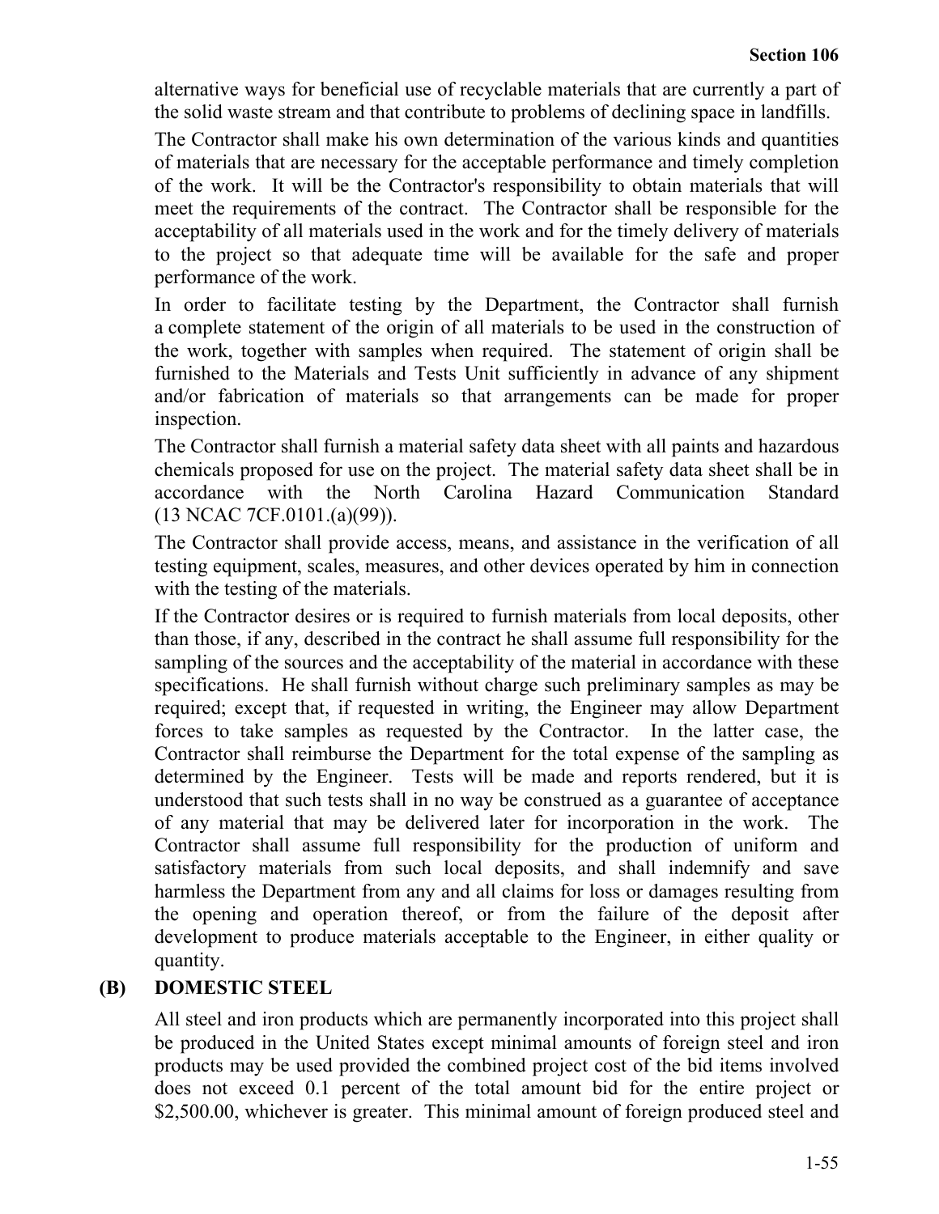alternative ways for beneficial use of recyclable materials that are currently a part of the solid waste stream and that contribute to problems of declining space in landfills.

The Contractor shall make his own determination of the various kinds and quantities of materials that are necessary for the acceptable performance and timely completion of the work. It will be the Contractor's responsibility to obtain materials that will meet the requirements of the contract. The Contractor shall be responsible for the acceptability of all materials used in the work and for the timely delivery of materials to the project so that adequate time will be available for the safe and proper performance of the work.

In order to facilitate testing by the Department, the Contractor shall furnish a complete statement of the origin of all materials to be used in the construction of the work, together with samples when required. The statement of origin shall be furnished to the Materials and Tests Unit sufficiently in advance of any shipment and/or fabrication of materials so that arrangements can be made for proper inspection.

The Contractor shall furnish a material safety data sheet with all paints and hazardous chemicals proposed for use on the project. The material safety data sheet shall be in accordance with the North Carolina Hazard Communication Standard (13 NCAC 7CF.0101.(a)(99)).

The Contractor shall provide access, means, and assistance in the verification of all testing equipment, scales, measures, and other devices operated by him in connection with the testing of the materials.

If the Contractor desires or is required to furnish materials from local deposits, other than those, if any, described in the contract he shall assume full responsibility for the sampling of the sources and the acceptability of the material in accordance with these specifications. He shall furnish without charge such preliminary samples as may be required; except that, if requested in writing, the Engineer may allow Department forces to take samples as requested by the Contractor. In the latter case, the Contractor shall reimburse the Department for the total expense of the sampling as determined by the Engineer. Tests will be made and reports rendered, but it is understood that such tests shall in no way be construed as a guarantee of acceptance of any material that may be delivered later for incorporation in the work. The Contractor shall assume full responsibility for the production of uniform and satisfactory materials from such local deposits, and shall indemnify and save harmless the Department from any and all claims for loss or damages resulting from the opening and operation thereof, or from the failure of the deposit after development to produce materials acceptable to the Engineer, in either quality or quantity.

### (B) DOMESTIC STEEL

All steel and iron products which are permanently incorporated into this project shall be produced in the United States except minimal amounts of foreign steel and iron products may be used provided the combined project cost of the bid items involved does not exceed 0.1 percent of the total amount bid for the entire project or $2,500.00, whichever is greater. This minimal amount of foreign produced steel and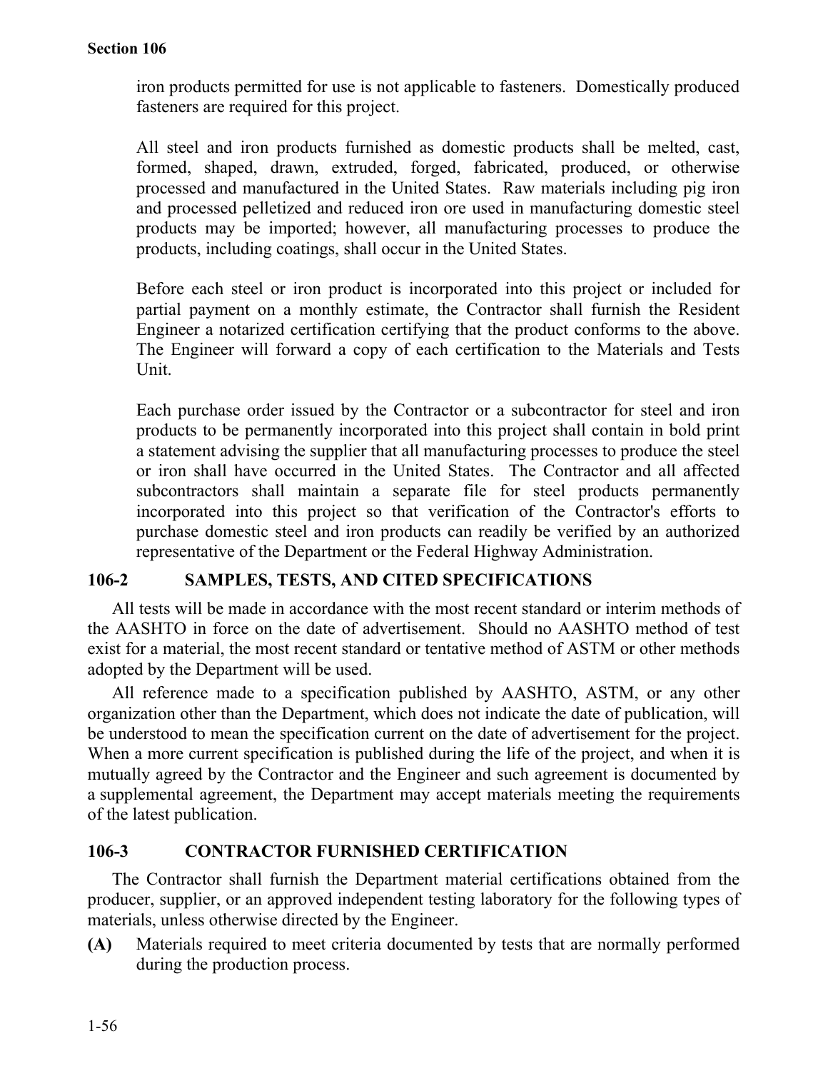iron products permitted for use is not applicable to fasteners. Domestically produced fasteners are required for this project.

All steel and iron products furnished as domestic products shall be melted, cast, formed, shaped, drawn, extruded, forged, fabricated, produced, or otherwise processed and manufactured in the United States. Raw materials including pig iron and processed pelletized and reduced iron ore used in manufacturing domestic steel products may be imported; however, all manufacturing processes to produce the products, including coatings, shall occur in the United States.

Before each steel or iron product is incorporated into this project or included for partial payment on a monthly estimate, the Contractor shall furnish the Resident Engineer a notarized certification certifying that the product conforms to the above. The Engineer will forward a copy of each certification to the Materials and Tests Unit.

Each purchase order issued by the Contractor or a subcontractor for steel and iron products to be permanently incorporated into this project shall contain in bold print a statement advising the supplier that all manufacturing processes to produce the steel or iron shall have occurred in the United States. The Contractor and all affected subcontractors shall maintain a separate file for steel products permanently incorporated into this project so that verification of the Contractor's efforts to purchase domestic steel and iron products can readily be verified by an authorized representative of the Department or the Federal Highway Administration.

## 106-2 SAMPLES, TESTS, AND CITED SPECIFICATIONS

All tests will be made in accordance with the most recent standard or interim methods of the AASHTO in force on the date of advertisement. Should no AASHTO method of test exist for a material, the most recent standard or tentative method of ASTM or other methods adopted by the Department will be used.

All reference made to a specification published by AASHTO, ASTM, or any other organization other than the Department, which does not indicate the date of publication, will be understood to mean the specification current on the date of advertisement for the project. When a more current specification is published during the life of the project, and when it is mutually agreed by the Contractor and the Engineer and such agreement is documented by a supplemental agreement, the Department may accept materials meeting the requirements of the latest publication.

## 106-3 CONTRACTOR FURNISHED CERTIFICATION

The Contractor shall furnish the Department material certifications obtained from the producer, supplier, or an approved independent testing laboratory for the following types of materials, unless otherwise directed by the Engineer.

**(A)** Materials required to meet criteria documented by tests that are normally performed during the production process.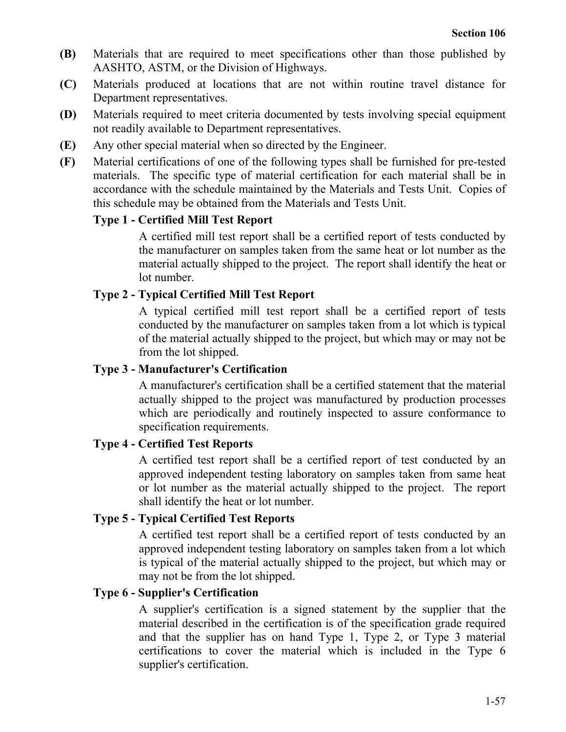**(B)** Materials that are required to meet specifications other than those published by AASHTO, ASTM, or the Division of Highways.

**(C)** Materials produced at locations that are not within routine travel distance for Department representatives.

**(D)** Materials required to meet criteria documented by tests involving special equipment not readily available to Department representatives.

**(E)** Any other special material when so directed by the Engineer.

**(F)** Material certifications of one of the following types shall be furnished for pre-tested materials. The specific type of material certification for each material shall be in accordance with the schedule maintained by the Materials and Tests Unit. Copies of this schedule may be obtained from the Materials and Tests Unit.

**Type 1 - Certified Mill Test Report**

A certified mill test report shall be a certified report of tests conducted by the manufacturer on samples taken from the same heat or lot number as the material actually shipped to the project. The report shall identify the heat or lot number.

**Type 2 - Typical Certified Mill Test Report**

A typical certified mill test report shall be a certified report of tests conducted by the manufacturer on samples taken from a lot which is typical of the material actually shipped to the project, but which may or may not be from the lot shipped.

**Type 3 - Manufacturer's Certification**

A manufacturer's certification shall be a certified statement that the material actually shipped to the project was manufactured by production processes which are periodically and routinely inspected to assure conformance to specification requirements.

**Type 4 - Certified Test Reports**

A certified test report shall be a certified report of test conducted by an approved independent testing laboratory on samples taken from same heat or lot number as the material actually shipped to the project. The report shall identify the heat or lot number.

**Type 5 - Typical Certified Test Reports**

A certified test report shall be a certified report of tests conducted by an approved independent testing laboratory on samples taken from a lot which is typical of the material actually shipped to the project, but which may or may not be from the lot shipped.

**Type 6 - Supplier's Certification**

A supplier's certification is a signed statement by the supplier that the material described in the certification is of the specification grade required and that the supplier has on hand Type 1, Type 2, or Type 3 material certifications to cover the material which is included in the Type 6 supplier's certification.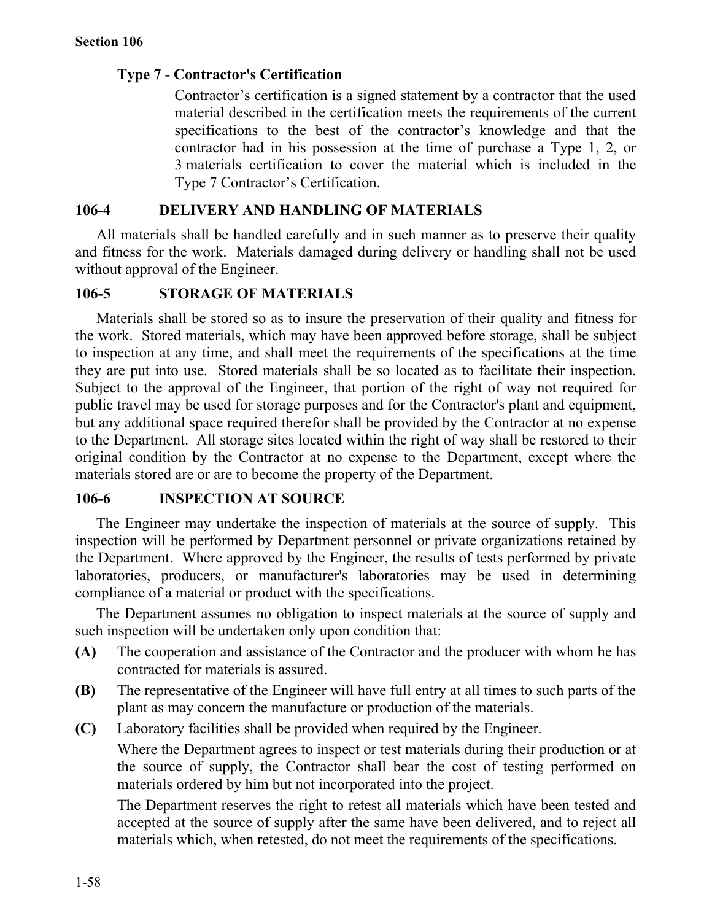**Type 7 - Contractor's Certification**

Contractor's certification is a signed statement by a contractor that the used material described in the certification meets the requirements of the current specifications to the best of the contractor's knowledge and that the contractor had in his possession at the time of purchase a Type 1, 2, or 3 materials certification to cover the material which is included in the Type 7 Contractor's Certification.

## 106-4 DELIVERY AND HANDLING OF MATERIALS

All materials shall be handled carefully and in such manner as to preserve their quality and fitness for the work. Materials damaged during delivery or handling shall not be used without approval of the Engineer.

## 106-5 STORAGE OF MATERIALS

Materials shall be stored so as to insure the preservation of their quality and fitness for the work. Stored materials, which may have been approved before storage, shall be subject to inspection at any time, and shall meet the requirements of the specifications at the time they are put into use. Stored materials shall be so located as to facilitate their inspection. Subject to the approval of the Engineer, that portion of the right of way not required for public travel may be used for storage purposes and for the Contractor's plant and equipment, but any additional space required therefor shall be provided by the Contractor at no expense to the Department. All storage sites located within the right of way shall be restored to their original condition by the Contractor at no expense to the Department, except where the materials stored are or are to become the property of the Department.

## 106-6 INSPECTION AT SOURCE

The Engineer may undertake the inspection of materials at the source of supply. This inspection will be performed by Department personnel or private organizations retained by the Department. Where approved by the Engineer, the results of tests performed by private laboratories, producers, or manufacturer's laboratories may be used in determining compliance of a material or product with the specifications.

The Department assumes no obligation to inspect materials at the source of supply and such inspection will be undertaken only upon condition that:

**(A)** The cooperation and assistance of the Contractor and the producer with whom he has contracted for materials is assured.

**(B)** The representative of the Engineer will have full entry at all times to such parts of the plant as may concern the manufacture or production of the materials.

**(C)** Laboratory facilities shall be provided when required by the Engineer.

Where the Department agrees to inspect or test materials during their production or at the source of supply, the Contractor shall bear the cost of testing performed on materials ordered by him but not incorporated into the project.

The Department reserves the right to retest all materials which have been tested and accepted at the source of supply after the same have been delivered, and to reject all materials which, when retested, do not meet the requirements of the specifications.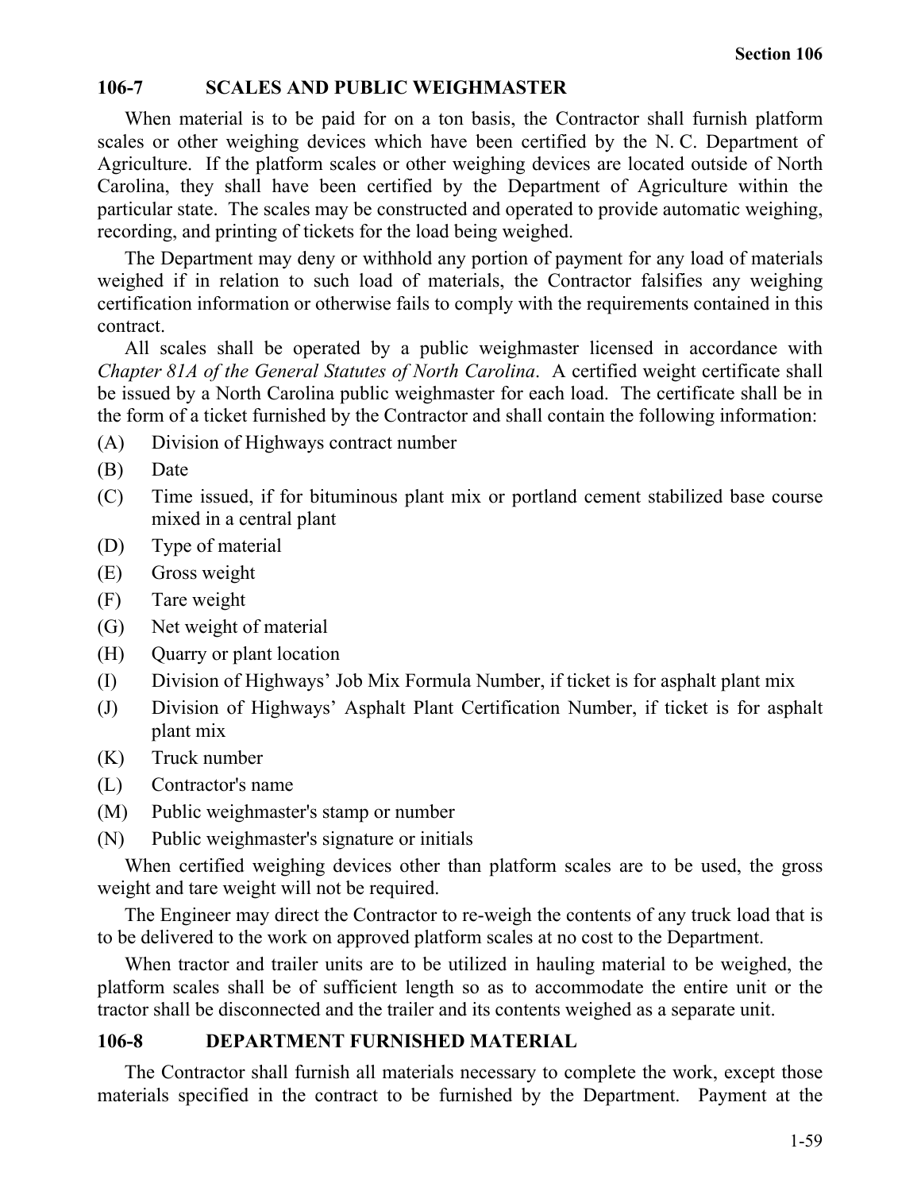## 106-7 SCALES AND PUBLIC WEIGHMASTER

When material is to be paid for on a ton basis, the Contractor shall furnish platform scales or other weighing devices which have been certified by the N. C. Department of Agriculture. If the platform scales or other weighing devices are located outside of North Carolina, they shall have been certified by the Department of Agriculture within the particular state. The scales may be constructed and operated to provide automatic weighing, recording, and printing of tickets for the load being weighed.

The Department may deny or withhold any portion of payment for any load of materials weighed if in relation to such load of materials, the Contractor falsifies any weighing certification information or otherwise fails to comply with the requirements contained in this contract.

All scales shall be operated by a public weighmaster licensed in accordance with *Chapter 81A of the General Statutes of North Carolina*. A certified weight certificate shall be issued by a North Carolina public weighmaster for each load. The certificate shall be in the form of a ticket furnished by the Contractor and shall contain the following information:

(A) Division of Highways contract number

(B) Date

(C) Time issued, if for bituminous plant mix or portland cement stabilized base course mixed in a central plant

(D) Type of material

(E) Gross weight

(F) Tare weight

(G) Net weight of material

(H) Quarry or plant location

(I) Division of Highways' Job Mix Formula Number, if ticket is for asphalt plant mix

(J) Division of Highways' Asphalt Plant Certification Number, if ticket is for asphalt plant mix

(K) Truck number

(L) Contractor's name

(M) Public weighmaster's stamp or number

(N) Public weighmaster's signature or initials

When certified weighing devices other than platform scales are to be used, the gross weight and tare weight will not be required.

The Engineer may direct the Contractor to re-weigh the contents of any truck load that is to be delivered to the work on approved platform scales at no cost to the Department.

When tractor and trailer units are to be utilized in hauling material to be weighed, the platform scales shall be of sufficient length so as to accommodate the entire unit or the tractor shall be disconnected and the trailer and its contents weighed as a separate unit.

## 106-8 DEPARTMENT FURNISHED MATERIAL

The Contractor shall furnish all materials necessary to complete the work, except those materials specified in the contract to be furnished by the Department. Payment at the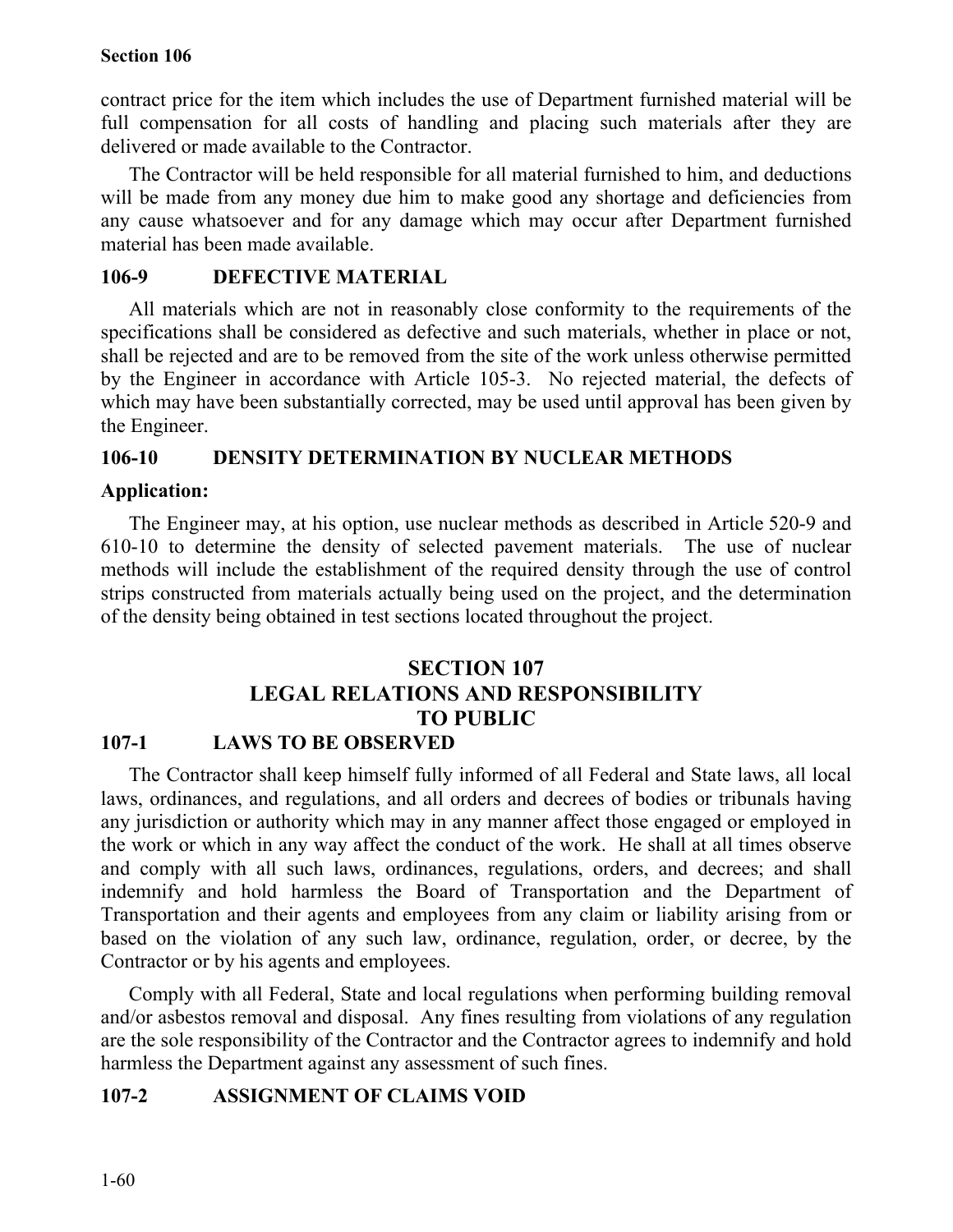contract price for the item which includes the use of Department furnished material will be full compensation for all costs of handling and placing such materials after they are delivered or made available to the Contractor.

The Contractor will be held responsible for all material furnished to him, and deductions will be made from any money due him to make good any shortage and deficiencies from any cause whatsoever and for any damage which may occur after Department furnished material has been made available.

### 106-9 DEFECTIVE MATERIAL

All materials which are not in reasonably close conformity to the requirements of the specifications shall be considered as defective and such materials, whether in place or not, shall be rejected and are to be removed from the site of the work unless otherwise permitted by the Engineer in accordance with Article 105-3. No rejected material, the defects of which may have been substantially corrected, may be used until approval has been given by the Engineer.

### 106-10 DENSITY DETERMINATION BY NUCLEAR METHODS

**Application:**

The Engineer may, at his option, use nuclear methods as described in Article 520-9 and 610-10 to determine the density of selected pavement materials. The use of nuclear methods will include the establishment of the required density through the use of control strips constructed from materials actually being used on the project, and the determination of the density being obtained in test sections located throughout the project.

## SECTION 107
## LEGAL RELATIONS AND RESPONSIBILITY TO PUBLIC

### 107-1 LAWS TO BE OBSERVED

The Contractor shall keep himself fully informed of all Federal and State laws, all local laws, ordinances, and regulations, and all orders and decrees of bodies or tribunals having any jurisdiction or authority which may in any manner affect those engaged or employed in the work or which in any way affect the conduct of the work. He shall at all times observe and comply with all such laws, ordinances, regulations, orders, and decrees; and shall indemnify and hold harmless the Board of Transportation and the Department of Transportation and their agents and employees from any claim or liability arising from or based on the violation of any such law, ordinance, regulation, order, or decree, by the Contractor or by his agents and employees.

Comply with all Federal, State and local regulations when performing building removal and/or asbestos removal and disposal. Any fines resulting from violations of any regulation are the sole responsibility of the Contractor and the Contractor agrees to indemnify and hold harmless the Department against any assessment of such fines.

### 107-2 ASSIGNMENT OF CLAIMS VOID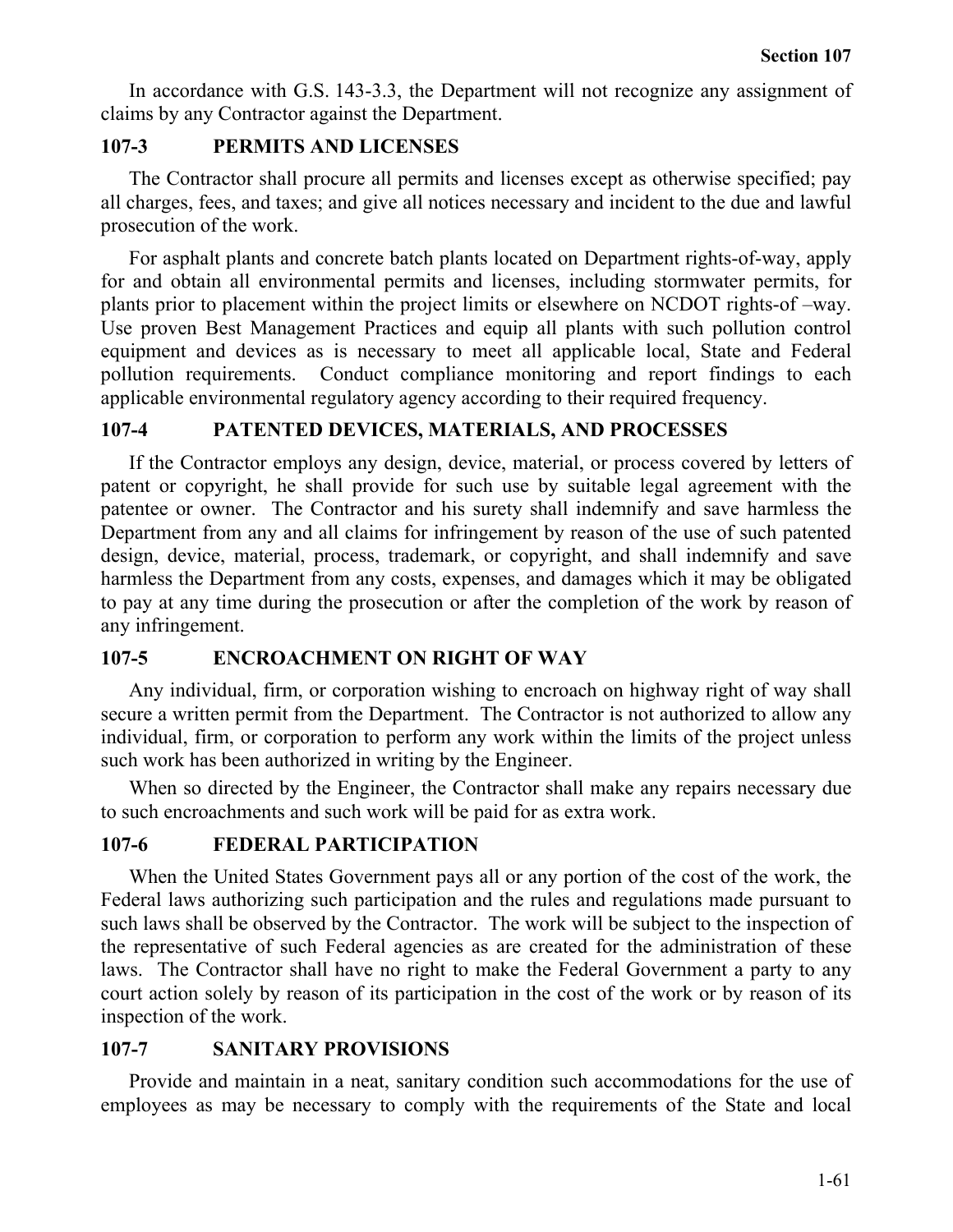In accordance with G.S. 143-3.3, the Department will not recognize any assignment of claims by any Contractor against the Department.

## 107-3 PERMITS AND LICENSES

The Contractor shall procure all permits and licenses except as otherwise specified; pay all charges, fees, and taxes; and give all notices necessary and incident to the due and lawful prosecution of the work.

For asphalt plants and concrete batch plants located on Department rights-of-way, apply for and obtain all environmental permits and licenses, including stormwater permits, for plants prior to placement within the project limits or elsewhere on NCDOT rights-of –way. Use proven Best Management Practices and equip all plants with such pollution control equipment and devices as is necessary to meet all applicable local, State and Federal pollution requirements. Conduct compliance monitoring and report findings to each applicable environmental regulatory agency according to their required frequency.

## 107-4 PATENTED DEVICES, MATERIALS, AND PROCESSES

If the Contractor employs any design, device, material, or process covered by letters of patent or copyright, he shall provide for such use by suitable legal agreement with the patentee or owner. The Contractor and his surety shall indemnify and save harmless the Department from any and all claims for infringement by reason of the use of such patented design, device, material, process, trademark, or copyright, and shall indemnify and save harmless the Department from any costs, expenses, and damages which it may be obligated to pay at any time during the prosecution or after the completion of the work by reason of any infringement.

## 107-5 ENCROACHMENT ON RIGHT OF WAY

Any individual, firm, or corporation wishing to encroach on highway right of way shall secure a written permit from the Department. The Contractor is not authorized to allow any individual, firm, or corporation to perform any work within the limits of the project unless such work has been authorized in writing by the Engineer.

When so directed by the Engineer, the Contractor shall make any repairs necessary due to such encroachments and such work will be paid for as extra work.

## 107-6 FEDERAL PARTICIPATION

When the United States Government pays all or any portion of the cost of the work, the Federal laws authorizing such participation and the rules and regulations made pursuant to such laws shall be observed by the Contractor. The work will be subject to the inspection of the representative of such Federal agencies as are created for the administration of these laws. The Contractor shall have no right to make the Federal Government a party to any court action solely by reason of its participation in the cost of the work or by reason of its inspection of the work.

## 107-7 SANITARY PROVISIONS

Provide and maintain in a neat, sanitary condition such accommodations for the use of employees as may be necessary to comply with the requirements of the State and local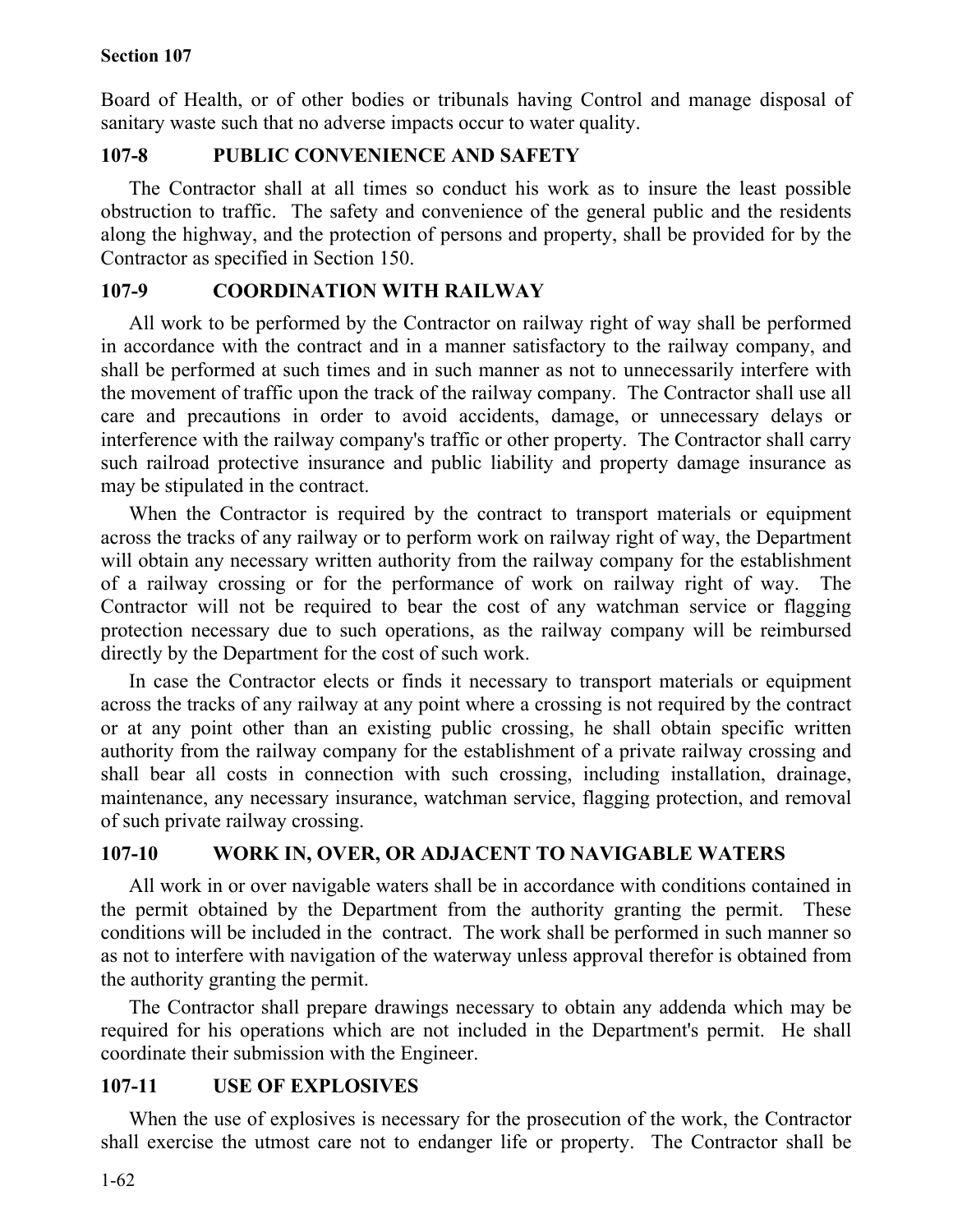Board of Health, or of other bodies or tribunals having Control and manage disposal of sanitary waste such that no adverse impacts occur to water quality.

## 107-8 PUBLIC CONVENIENCE AND SAFETY

The Contractor shall at all times so conduct his work as to insure the least possible obstruction to traffic. The safety and convenience of the general public and the residents along the highway, and the protection of persons and property, shall be provided for by the Contractor as specified in Section 150.

## 107-9 COORDINATION WITH RAILWAY

All work to be performed by the Contractor on railway right of way shall be performed in accordance with the contract and in a manner satisfactory to the railway company, and shall be performed at such times and in such manner as not to unnecessarily interfere with the movement of traffic upon the track of the railway company. The Contractor shall use all care and precautions in order to avoid accidents, damage, or unnecessary delays or interference with the railway company's traffic or other property. The Contractor shall carry such railroad protective insurance and public liability and property damage insurance as may be stipulated in the contract.

When the Contractor is required by the contract to transport materials or equipment across the tracks of any railway or to perform work on railway right of way, the Department will obtain any necessary written authority from the railway company for the establishment of a railway crossing or for the performance of work on railway right of way. The Contractor will not be required to bear the cost of any watchman service or flagging protection necessary due to such operations, as the railway company will be reimbursed directly by the Department for the cost of such work.

In case the Contractor elects or finds it necessary to transport materials or equipment across the tracks of any railway at any point where a crossing is not required by the contract or at any point other than an existing public crossing, he shall obtain specific written authority from the railway company for the establishment of a private railway crossing and shall bear all costs in connection with such crossing, including installation, drainage, maintenance, any necessary insurance, watchman service, flagging protection, and removal of such private railway crossing.

## 107-10 WORK IN, OVER, OR ADJACENT TO NAVIGABLE WATERS

All work in or over navigable waters shall be in accordance with conditions contained in the permit obtained by the Department from the authority granting the permit. These conditions will be included in the contract. The work shall be performed in such manner so as not to interfere with navigation of the waterway unless approval therefor is obtained from the authority granting the permit.

The Contractor shall prepare drawings necessary to obtain any addenda which may be required for his operations which are not included in the Department's permit. He shall coordinate their submission with the Engineer.

## 107-11 USE OF EXPLOSIVES

When the use of explosives is necessary for the prosecution of the work, the Contractor shall exercise the utmost care not to endanger life or property. The Contractor shall be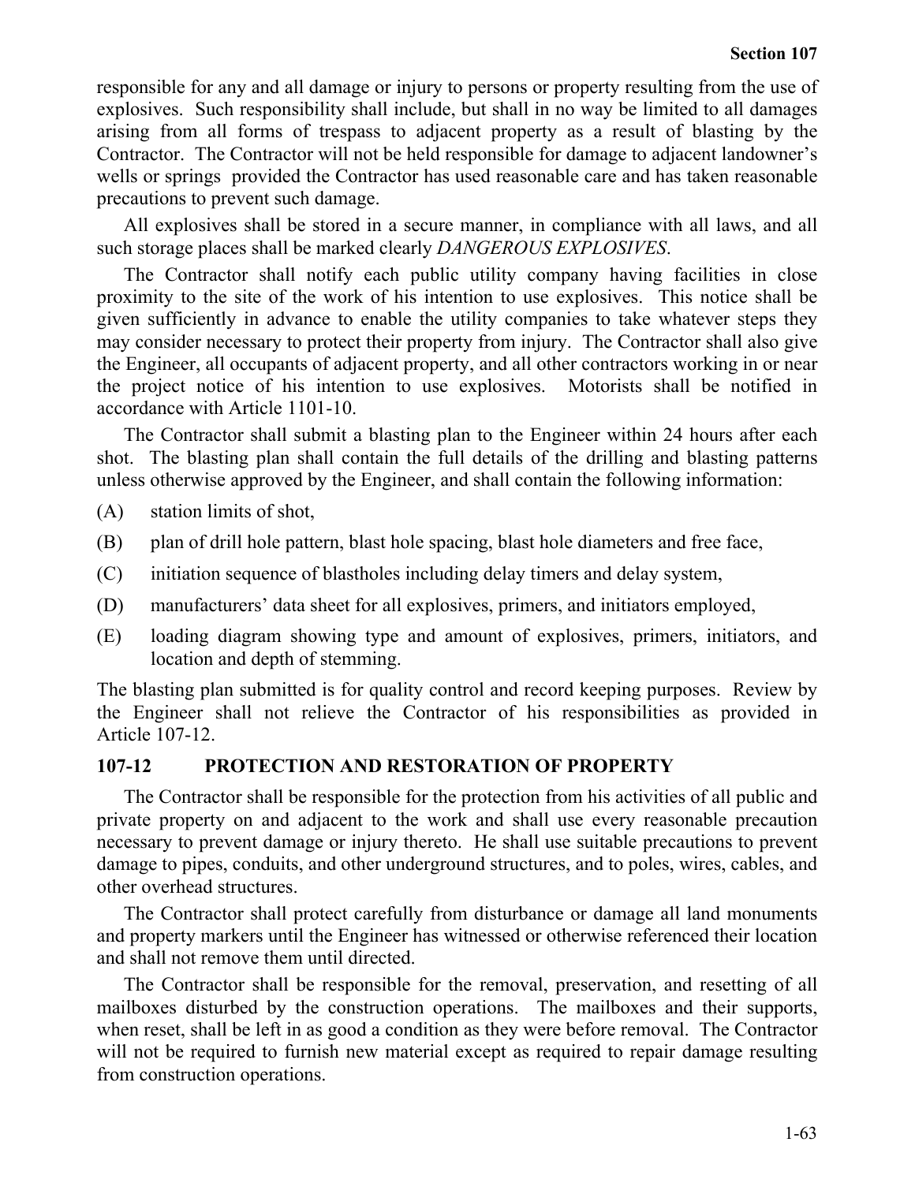responsible for any and all damage or injury to persons or property resulting from the use of explosives. Such responsibility shall include, but shall in no way be limited to all damages arising from all forms of trespass to adjacent property as a result of blasting by the Contractor. The Contractor will not be held responsible for damage to adjacent landowner's wells or springs provided the Contractor has used reasonable care and has taken reasonable precautions to prevent such damage.

All explosives shall be stored in a secure manner, in compliance with all laws, and all such storage places shall be marked clearly *DANGEROUS EXPLOSIVES*.

The Contractor shall notify each public utility company having facilities in close proximity to the site of the work of his intention to use explosives. This notice shall be given sufficiently in advance to enable the utility companies to take whatever steps they may consider necessary to protect their property from injury. The Contractor shall also give the Engineer, all occupants of adjacent property, and all other contractors working in or near the project notice of his intention to use explosives. Motorists shall be notified in accordance with Article 1101-10.

The Contractor shall submit a blasting plan to the Engineer within 24 hours after each shot. The blasting plan shall contain the full details of the drilling and blasting patterns unless otherwise approved by the Engineer, and shall contain the following information:

(A) station limits of shot,

(B) plan of drill hole pattern, blast hole spacing, blast hole diameters and free face,

(C) initiation sequence of blastholes including delay timers and delay system,

(D) manufacturers' data sheet for all explosives, primers, and initiators employed,

(E) loading diagram showing type and amount of explosives, primers, initiators, and location and depth of stemming.

The blasting plan submitted is for quality control and record keeping purposes. Review by the Engineer shall not relieve the Contractor of his responsibilities as provided in Article 107-12.

## 107-12 PROTECTION AND RESTORATION OF PROPERTY

The Contractor shall be responsible for the protection from his activities of all public and private property on and adjacent to the work and shall use every reasonable precaution necessary to prevent damage or injury thereto. He shall use suitable precautions to prevent damage to pipes, conduits, and other underground structures, and to poles, wires, cables, and other overhead structures.

The Contractor shall protect carefully from disturbance or damage all land monuments and property markers until the Engineer has witnessed or otherwise referenced their location and shall not remove them until directed.

The Contractor shall be responsible for the removal, preservation, and resetting of all mailboxes disturbed by the construction operations. The mailboxes and their supports, when reset, shall be left in as good a condition as they were before removal. The Contractor will not be required to furnish new material except as required to repair damage resulting from construction operations.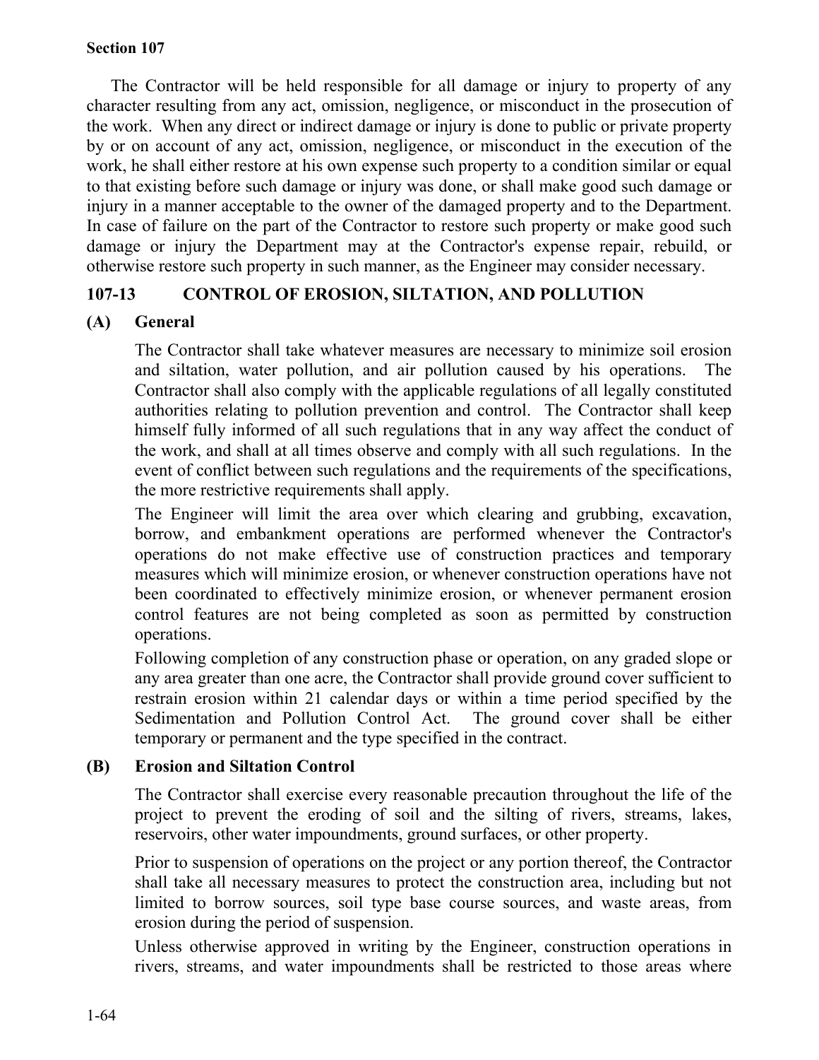The Contractor will be held responsible for all damage or injury to property of any character resulting from any act, omission, negligence, or misconduct in the prosecution of the work. When any direct or indirect damage or injury is done to public or private property by or on account of any act, omission, negligence, or misconduct in the execution of the work, he shall either restore at his own expense such property to a condition similar or equal to that existing before such damage or injury was done, or shall make good such damage or injury in a manner acceptable to the owner of the damaged property and to the Department. In case of failure on the part of the Contractor to restore such property or make good such damage or injury the Department may at the Contractor's expense repair, rebuild, or otherwise restore such property in such manner, as the Engineer may consider necessary.

## 107-13 CONTROL OF EROSION, SILTATION, AND POLLUTION

### (A) General

The Contractor shall take whatever measures are necessary to minimize soil erosion and siltation, water pollution, and air pollution caused by his operations. The Contractor shall also comply with the applicable regulations of all legally constituted authorities relating to pollution prevention and control. The Contractor shall keep himself fully informed of all such regulations that in any way affect the conduct of the work, and shall at all times observe and comply with all such regulations. In the event of conflict between such regulations and the requirements of the specifications, the more restrictive requirements shall apply.

The Engineer will limit the area over which clearing and grubbing, excavation, borrow, and embankment operations are performed whenever the Contractor's operations do not make effective use of construction practices and temporary measures which will minimize erosion, or whenever construction operations have not been coordinated to effectively minimize erosion, or whenever permanent erosion control features are not being completed as soon as permitted by construction operations.

Following completion of any construction phase or operation, on any graded slope or any area greater than one acre, the Contractor shall provide ground cover sufficient to restrain erosion within 21 calendar days or within a time period specified by the Sedimentation and Pollution Control Act. The ground cover shall be either temporary or permanent and the type specified in the contract.

### (B) Erosion and Siltation Control

The Contractor shall exercise every reasonable precaution throughout the life of the project to prevent the eroding of soil and the silting of rivers, streams, lakes, reservoirs, other water impoundments, ground surfaces, or other property.

Prior to suspension of operations on the project or any portion thereof, the Contractor shall take all necessary measures to protect the construction area, including but not limited to borrow sources, soil type base course sources, and waste areas, from erosion during the period of suspension.

Unless otherwise approved in writing by the Engineer, construction operations in rivers, streams, and water impoundments shall be restricted to those areas where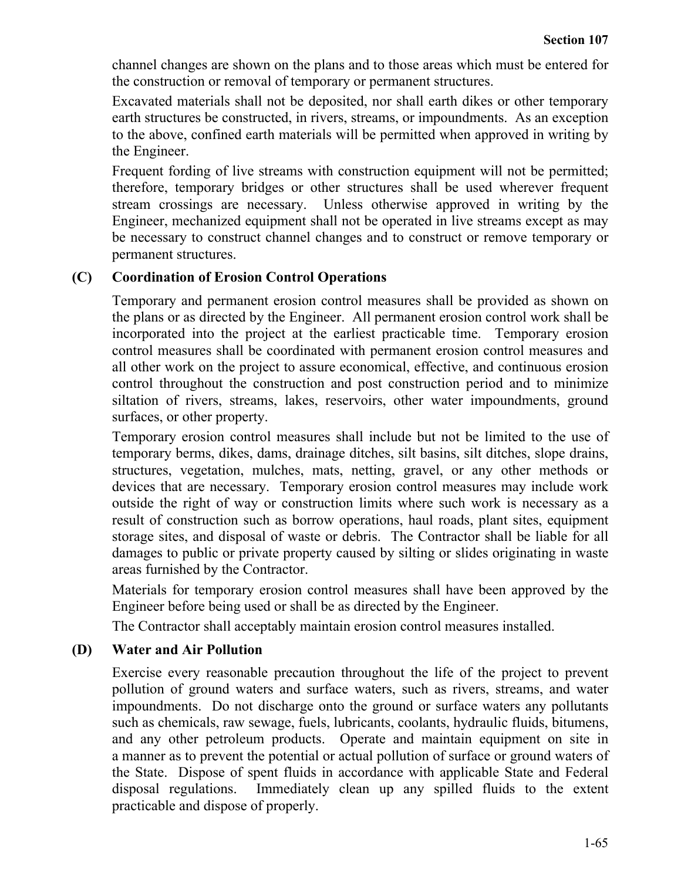channel changes are shown on the plans and to those areas which must be entered for the construction or removal of temporary or permanent structures.

Excavated materials shall not be deposited, nor shall earth dikes or other temporary earth structures be constructed, in rivers, streams, or impoundments. As an exception to the above, confined earth materials will be permitted when approved in writing by the Engineer.

Frequent fording of live streams with construction equipment will not be permitted; therefore, temporary bridges or other structures shall be used wherever frequent stream crossings are necessary. Unless otherwise approved in writing by the Engineer, mechanized equipment shall not be operated in live streams except as may be necessary to construct channel changes and to construct or remove temporary or permanent structures.

### (C) Coordination of Erosion Control Operations

Temporary and permanent erosion control measures shall be provided as shown on the plans or as directed by the Engineer. All permanent erosion control work shall be incorporated into the project at the earliest practicable time. Temporary erosion control measures shall be coordinated with permanent erosion control measures and all other work on the project to assure economical, effective, and continuous erosion control throughout the construction and post construction period and to minimize siltation of rivers, streams, lakes, reservoirs, other water impoundments, ground surfaces, or other property.

Temporary erosion control measures shall include but not be limited to the use of temporary berms, dikes, dams, drainage ditches, silt basins, silt ditches, slope drains, structures, vegetation, mulches, mats, netting, gravel, or any other methods or devices that are necessary. Temporary erosion control measures may include work outside the right of way or construction limits where such work is necessary as a result of construction such as borrow operations, haul roads, plant sites, equipment storage sites, and disposal of waste or debris. The Contractor shall be liable for all damages to public or private property caused by silting or slides originating in waste areas furnished by the Contractor.

Materials for temporary erosion control measures shall have been approved by the Engineer before being used or shall be as directed by the Engineer.

The Contractor shall acceptably maintain erosion control measures installed.

### (D) Water and Air Pollution

Exercise every reasonable precaution throughout the life of the project to prevent pollution of ground waters and surface waters, such as rivers, streams, and water impoundments. Do not discharge onto the ground or surface waters any pollutants such as chemicals, raw sewage, fuels, lubricants, coolants, hydraulic fluids, bitumens, and any other petroleum products. Operate and maintain equipment on site in a manner as to prevent the potential or actual pollution of surface or ground waters of the State. Dispose of spent fluids in accordance with applicable State and Federal disposal regulations. Immediately clean up any spilled fluids to the extent practicable and dispose of properly.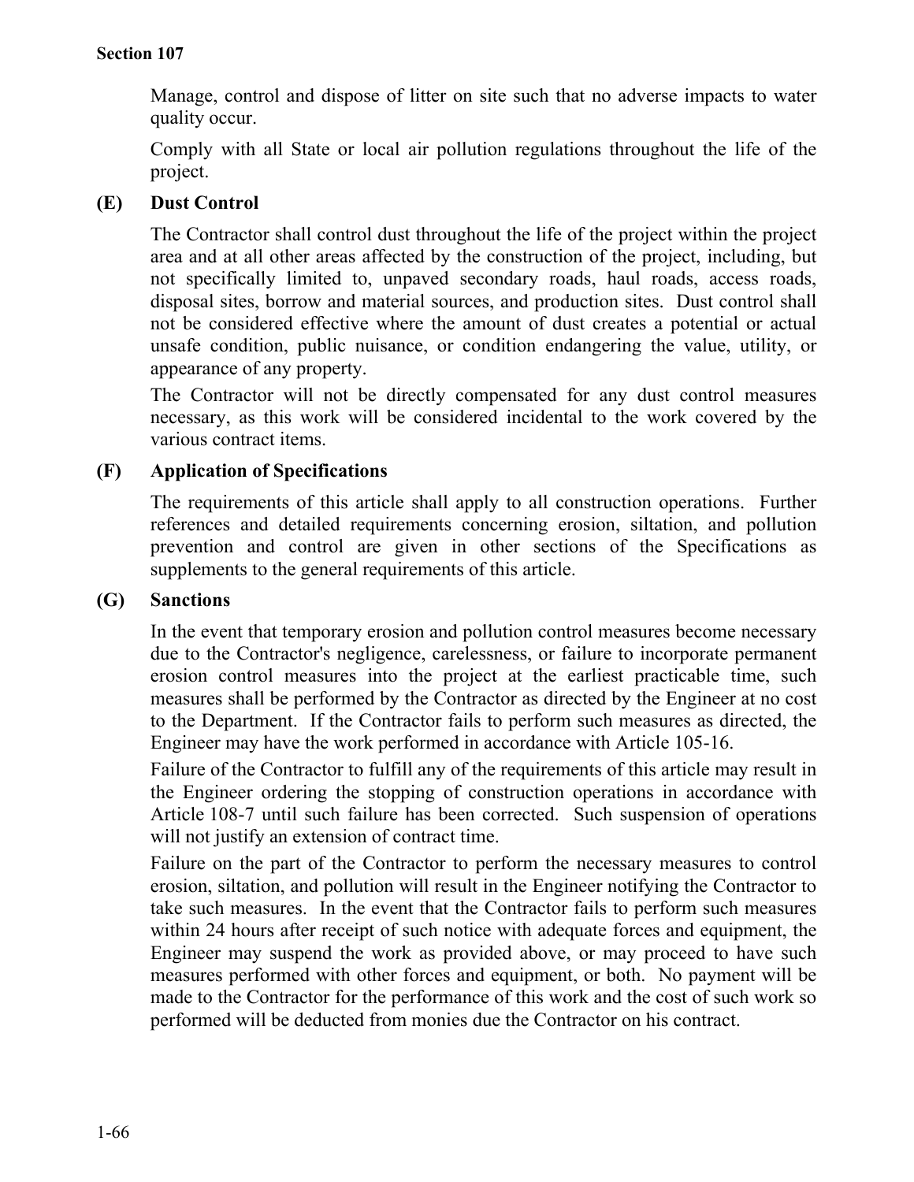Manage, control and dispose of litter on site such that no adverse impacts to water quality occur.

Comply with all State or local air pollution regulations throughout the life of the project.

### (E) Dust Control

The Contractor shall control dust throughout the life of the project within the project area and at all other areas affected by the construction of the project, including, but not specifically limited to, unpaved secondary roads, haul roads, access roads, disposal sites, borrow and material sources, and production sites. Dust control shall not be considered effective where the amount of dust creates a potential or actual unsafe condition, public nuisance, or condition endangering the value, utility, or appearance of any property.

The Contractor will not be directly compensated for any dust control measures necessary, as this work will be considered incidental to the work covered by the various contract items.

### (F) Application of Specifications

The requirements of this article shall apply to all construction operations. Further references and detailed requirements concerning erosion, siltation, and pollution prevention and control are given in other sections of the Specifications as supplements to the general requirements of this article.

### (G) Sanctions

In the event that temporary erosion and pollution control measures become necessary due to the Contractor's negligence, carelessness, or failure to incorporate permanent erosion control measures into the project at the earliest practicable time, such measures shall be performed by the Contractor as directed by the Engineer at no cost to the Department. If the Contractor fails to perform such measures as directed, the Engineer may have the work performed in accordance with Article 105-16.

Failure of the Contractor to fulfill any of the requirements of this article may result in the Engineer ordering the stopping of construction operations in accordance with Article 108-7 until such failure has been corrected. Such suspension of operations will not justify an extension of contract time.

Failure on the part of the Contractor to perform the necessary measures to control erosion, siltation, and pollution will result in the Engineer notifying the Contractor to take such measures. In the event that the Contractor fails to perform such measures within 24 hours after receipt of such notice with adequate forces and equipment, the Engineer may suspend the work as provided above, or may proceed to have such measures performed with other forces and equipment, or both. No payment will be made to the Contractor for the performance of this work and the cost of such work so performed will be deducted from monies due the Contractor on his contract.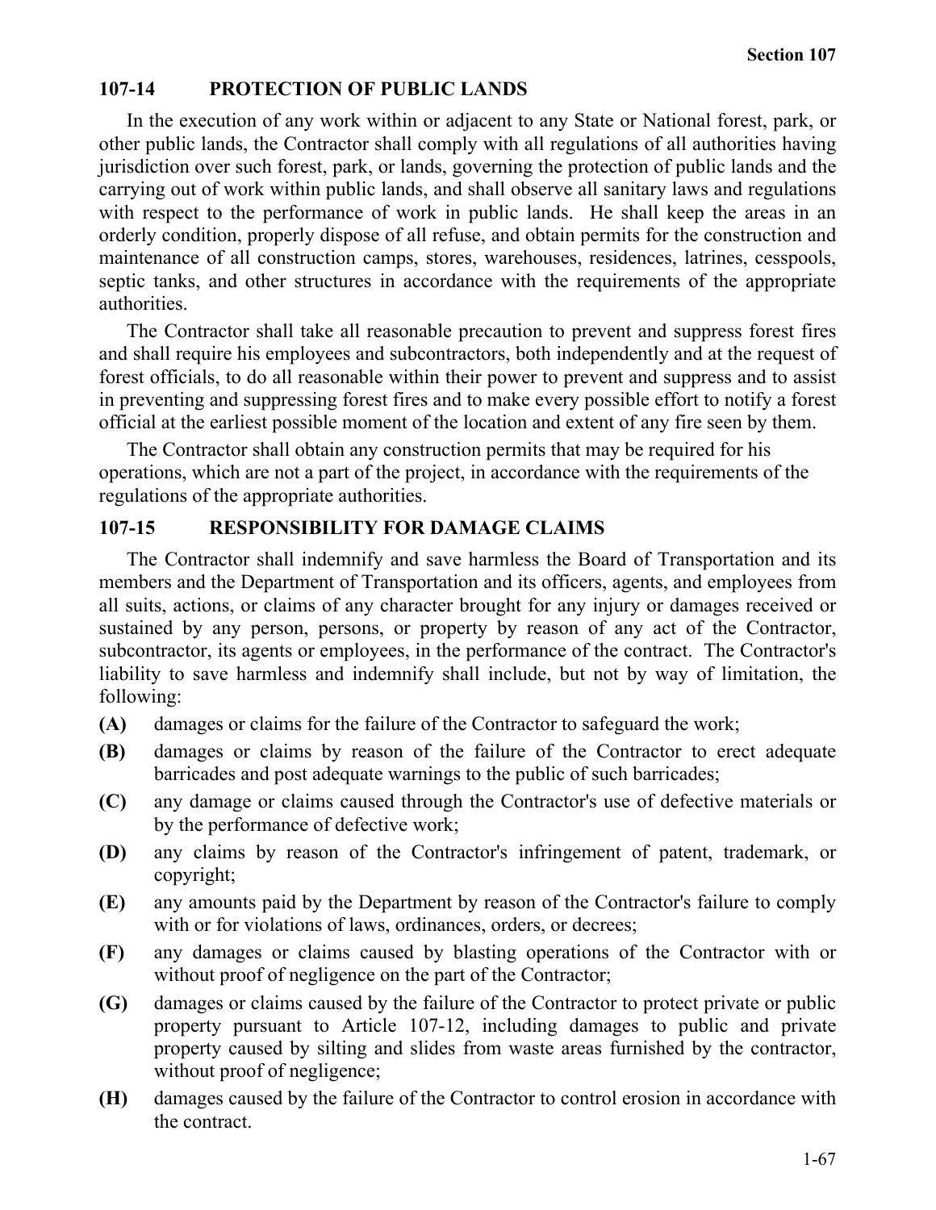## 107-14 PROTECTION OF PUBLIC LANDS

In the execution of any work within or adjacent to any State or National forest, park, or other public lands, the Contractor shall comply with all regulations of all authorities having jurisdiction over such forest, park, or lands, governing the protection of public lands and the carrying out of work within public lands, and shall observe all sanitary laws and regulations with respect to the performance of work in public lands. He shall keep the areas in an orderly condition, properly dispose of all refuse, and obtain permits for the construction and maintenance of all construction camps, stores, warehouses, residences, latrines, cesspools, septic tanks, and other structures in accordance with the requirements of the appropriate authorities.

The Contractor shall take all reasonable precaution to prevent and suppress forest fires and shall require his employees and subcontractors, both independently and at the request of forest officials, to do all reasonable within their power to prevent and suppress and to assist in preventing and suppressing forest fires and to make every possible effort to notify a forest official at the earliest possible moment of the location and extent of any fire seen by them.

The Contractor shall obtain any construction permits that may be required for his operations, which are not a part of the project, in accordance with the requirements of the regulations of the appropriate authorities.

## 107-15 RESPONSIBILITY FOR DAMAGE CLAIMS

The Contractor shall indemnify and save harmless the Board of Transportation and its members and the Department of Transportation and its officers, agents, and employees from all suits, actions, or claims of any character brought for any injury or damages received or sustained by any person, persons, or property by reason of any act of the Contractor, subcontractor, its agents or employees, in the performance of the contract. The Contractor's liability to save harmless and indemnify shall include, but not by way of limitation, the following:

- **(A)** damages or claims for the failure of the Contractor to safeguard the work;
- **(B)** damages or claims by reason of the failure of the Contractor to erect adequate barricades and post adequate warnings to the public of such barricades;
- **(C)** any damage or claims caused through the Contractor's use of defective materials or by the performance of defective work;
- **(D)** any claims by reason of the Contractor's infringement of patent, trademark, or copyright;
- **(E)** any amounts paid by the Department by reason of the Contractor's failure to comply with or for violations of laws, ordinances, orders, or decrees;
- **(F)** any damages or claims caused by blasting operations of the Contractor with or without proof of negligence on the part of the Contractor;
- **(G)** damages or claims caused by the failure of the Contractor to protect private or public property pursuant to Article 107-12, including damages to public and private property caused by silting and slides from waste areas furnished by the contractor, without proof of negligence;
- **(H)** damages caused by the failure of the Contractor to control erosion in accordance with the contract.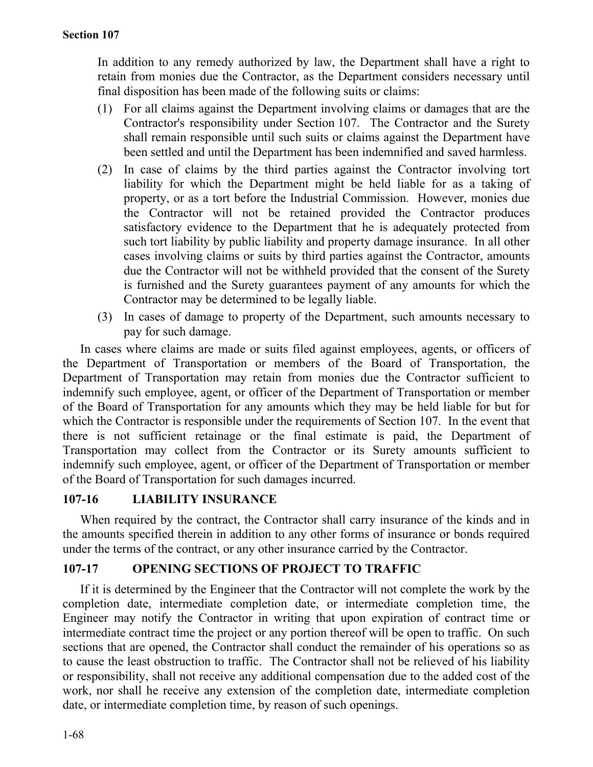In addition to any remedy authorized by law, the Department shall have a right to retain from monies due the Contractor, as the Department considers necessary until final disposition has been made of the following suits or claims:

(1) For all claims against the Department involving claims or damages that are the Contractor's responsibility under Section 107. The Contractor and the Surety shall remain responsible until such suits or claims against the Department have been settled and until the Department has been indemnified and saved harmless.

(2) In case of claims by the third parties against the Contractor involving tort liability for which the Department might be held liable for as a taking of property, or as a tort before the Industrial Commission. However, monies due the Contractor will not be retained provided the Contractor produces satisfactory evidence to the Department that he is adequately protected from such tort liability by public liability and property damage insurance. In all other cases involving claims or suits by third parties against the Contractor, amounts due the Contractor will not be withheld provided that the consent of the Surety is furnished and the Surety guarantees payment of any amounts for which the Contractor may be determined to be legally liable.

(3) In cases of damage to property of the Department, such amounts necessary to pay for such damage.

In cases where claims are made or suits filed against employees, agents, or officers of the Department of Transportation or members of the Board of Transportation, the Department of Transportation may retain from monies due the Contractor sufficient to indemnify such employee, agent, or officer of the Department of Transportation or member of the Board of Transportation for any amounts which they may be held liable for but for which the Contractor is responsible under the requirements of Section 107. In the event that there is not sufficient retainage or the final estimate is paid, the Department of Transportation may collect from the Contractor or its Surety amounts sufficient to indemnify such employee, agent, or officer of the Department of Transportation or member of the Board of Transportation for such damages incurred.

## 107-16 LIABILITY INSURANCE

When required by the contract, the Contractor shall carry insurance of the kinds and in the amounts specified therein in addition to any other forms of insurance or bonds required under the terms of the contract, or any other insurance carried by the Contractor.

## 107-17 OPENING SECTIONS OF PROJECT TO TRAFFIC

If it is determined by the Engineer that the Contractor will not complete the work by the completion date, intermediate completion date, or intermediate completion time, the Engineer may notify the Contractor in writing that upon expiration of contract time or intermediate contract time the project or any portion thereof will be open to traffic. On such sections that are opened, the Contractor shall conduct the remainder of his operations so as to cause the least obstruction to traffic. The Contractor shall not be relieved of his liability or responsibility, shall not receive any additional compensation due to the added cost of the work, nor shall he receive any extension of the completion date, intermediate completion date, or intermediate completion time, by reason of such openings.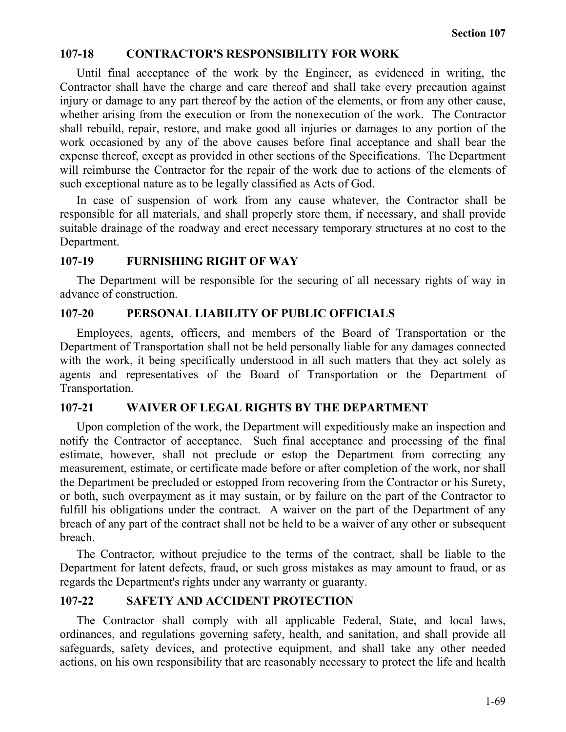## 107-18 CONTRACTOR'S RESPONSIBILITY FOR WORK

Until final acceptance of the work by the Engineer, as evidenced in writing, the Contractor shall have the charge and care thereof and shall take every precaution against injury or damage to any part thereof by the action of the elements, or from any other cause, whether arising from the execution or from the nonexecution of the work. The Contractor shall rebuild, repair, restore, and make good all injuries or damages to any portion of the work occasioned by any of the above causes before final acceptance and shall bear the expense thereof, except as provided in other sections of the Specifications. The Department will reimburse the Contractor for the repair of the work due to actions of the elements of such exceptional nature as to be legally classified as Acts of God.

In case of suspension of work from any cause whatever, the Contractor shall be responsible for all materials, and shall properly store them, if necessary, and shall provide suitable drainage of the roadway and erect necessary temporary structures at no cost to the Department.

## 107-19 FURNISHING RIGHT OF WAY

The Department will be responsible for the securing of all necessary rights of way in advance of construction.

## 107-20 PERSONAL LIABILITY OF PUBLIC OFFICIALS

Employees, agents, officers, and members of the Board of Transportation or the Department of Transportation shall not be held personally liable for any damages connected with the work, it being specifically understood in all such matters that they act solely as agents and representatives of the Board of Transportation or the Department of Transportation.

## 107-21 WAIVER OF LEGAL RIGHTS BY THE DEPARTMENT

Upon completion of the work, the Department will expeditiously make an inspection and notify the Contractor of acceptance. Such final acceptance and processing of the final estimate, however, shall not preclude or estop the Department from correcting any measurement, estimate, or certificate made before or after completion of the work, nor shall the Department be precluded or estopped from recovering from the Contractor or his Surety, or both, such overpayment as it may sustain, or by failure on the part of the Contractor to fulfill his obligations under the contract. A waiver on the part of the Department of any breach of any part of the contract shall not be held to be a waiver of any other or subsequent breach.

The Contractor, without prejudice to the terms of the contract, shall be liable to the Department for latent defects, fraud, or such gross mistakes as may amount to fraud, or as regards the Department's rights under any warranty or guaranty.

## 107-22 SAFETY AND ACCIDENT PROTECTION

The Contractor shall comply with all applicable Federal, State, and local laws, ordinances, and regulations governing safety, health, and sanitation, and shall provide all safeguards, safety devices, and protective equipment, and shall take any other needed actions, on his own responsibility that are reasonably necessary to protect the life and health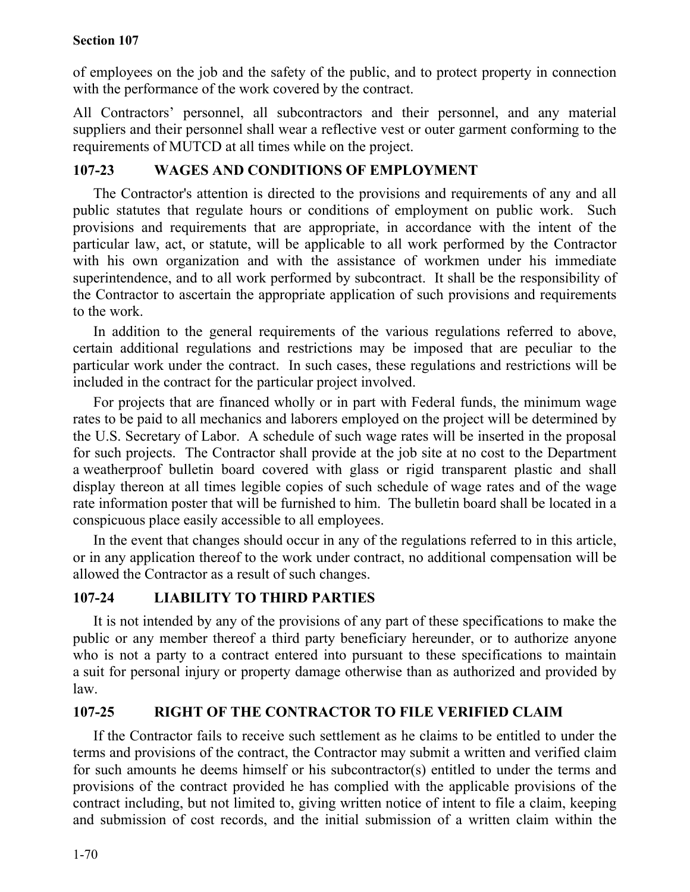of employees on the job and the safety of the public, and to protect property in connection with the performance of the work covered by the contract.

All Contractors' personnel, all subcontractors and their personnel, and any material suppliers and their personnel shall wear a reflective vest or outer garment conforming to the requirements of MUTCD at all times while on the project.

## 107-23 WAGES AND CONDITIONS OF EMPLOYMENT

The Contractor's attention is directed to the provisions and requirements of any and all public statutes that regulate hours or conditions of employment on public work. Such provisions and requirements that are appropriate, in accordance with the intent of the particular law, act, or statute, will be applicable to all work performed by the Contractor with his own organization and with the assistance of workmen under his immediate superintendence, and to all work performed by subcontract. It shall be the responsibility of the Contractor to ascertain the appropriate application of such provisions and requirements to the work.

In addition to the general requirements of the various regulations referred to above, certain additional regulations and restrictions may be imposed that are peculiar to the particular work under the contract. In such cases, these regulations and restrictions will be included in the contract for the particular project involved.

For projects that are financed wholly or in part with Federal funds, the minimum wage rates to be paid to all mechanics and laborers employed on the project will be determined by the U.S. Secretary of Labor. A schedule of such wage rates will be inserted in the proposal for such projects. The Contractor shall provide at the job site at no cost to the Department a weatherproof bulletin board covered with glass or rigid transparent plastic and shall display thereon at all times legible copies of such schedule of wage rates and of the wage rate information poster that will be furnished to him. The bulletin board shall be located in a conspicuous place easily accessible to all employees.

In the event that changes should occur in any of the regulations referred to in this article, or in any application thereof to the work under contract, no additional compensation will be allowed the Contractor as a result of such changes.

## 107-24 LIABILITY TO THIRD PARTIES

It is not intended by any of the provisions of any part of these specifications to make the public or any member thereof a third party beneficiary hereunder, or to authorize anyone who is not a party to a contract entered into pursuant to these specifications to maintain a suit for personal injury or property damage otherwise than as authorized and provided by law.

## 107-25 RIGHT OF THE CONTRACTOR TO FILE VERIFIED CLAIM

If the Contractor fails to receive such settlement as he claims to be entitled to under the terms and provisions of the contract, the Contractor may submit a written and verified claim for such amounts he deems himself or his subcontractor(s) entitled to under the terms and provisions of the contract provided he has complied with the applicable provisions of the contract including, but not limited to, giving written notice of intent to file a claim, keeping and submission of cost records, and the initial submission of a written claim within the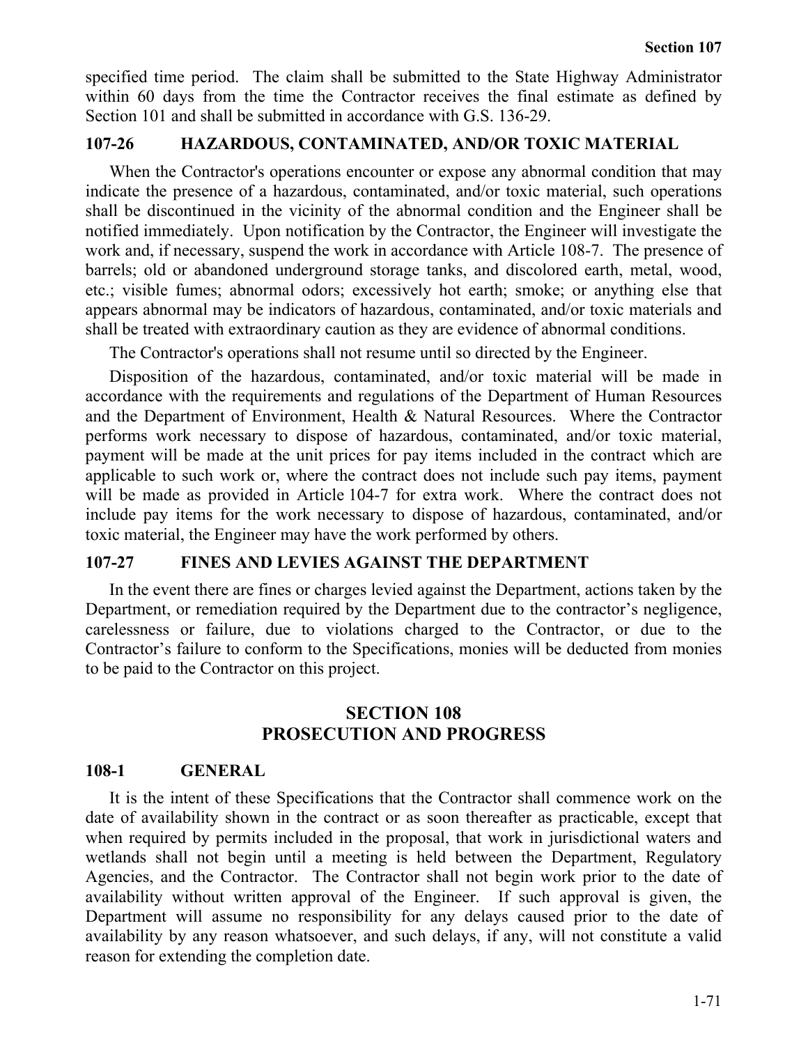specified time period. The claim shall be submitted to the State Highway Administrator within 60 days from the time the Contractor receives the final estimate as defined by Section 101 and shall be submitted in accordance with G.S. 136-29.

### 107-26 HAZARDOUS, CONTAMINATED, AND/OR TOXIC MATERIAL

When the Contractor's operations encounter or expose any abnormal condition that may indicate the presence of a hazardous, contaminated, and/or toxic material, such operations shall be discontinued in the vicinity of the abnormal condition and the Engineer shall be notified immediately. Upon notification by the Contractor, the Engineer will investigate the work and, if necessary, suspend the work in accordance with Article 108-7. The presence of barrels; old or abandoned underground storage tanks, and discolored earth, metal, wood, etc.; visible fumes; abnormal odors; excessively hot earth; smoke; or anything else that appears abnormal may be indicators of hazardous, contaminated, and/or toxic materials and shall be treated with extraordinary caution as they are evidence of abnormal conditions.

The Contractor's operations shall not resume until so directed by the Engineer.

Disposition of the hazardous, contaminated, and/or toxic material will be made in accordance with the requirements and regulations of the Department of Human Resources and the Department of Environment, Health & Natural Resources. Where the Contractor performs work necessary to dispose of hazardous, contaminated, and/or toxic material, payment will be made at the unit prices for pay items included in the contract which are applicable to such work or, where the contract does not include such pay items, payment will be made as provided in Article 104-7 for extra work. Where the contract does not include pay items for the work necessary to dispose of hazardous, contaminated, and/or toxic material, the Engineer may have the work performed by others.

### 107-27 FINES AND LEVIES AGAINST THE DEPARTMENT

In the event there are fines or charges levied against the Department, actions taken by the Department, or remediation required by the Department due to the contractor's negligence, carelessness or failure, due to violations charged to the Contractor, or due to the Contractor's failure to conform to the Specifications, monies will be deducted from monies to be paid to the Contractor on this project.

## SECTION 108
## PROSECUTION AND PROGRESS

### 108-1 GENERAL

It is the intent of these Specifications that the Contractor shall commence work on the date of availability shown in the contract or as soon thereafter as practicable, except that when required by permits included in the proposal, that work in jurisdictional waters and wetlands shall not begin until a meeting is held between the Department, Regulatory Agencies, and the Contractor. The Contractor shall not begin work prior to the date of availability without written approval of the Engineer. If such approval is given, the Department will assume no responsibility for any delays caused prior to the date of availability by any reason whatsoever, and such delays, if any, will not constitute a valid reason for extending the completion date.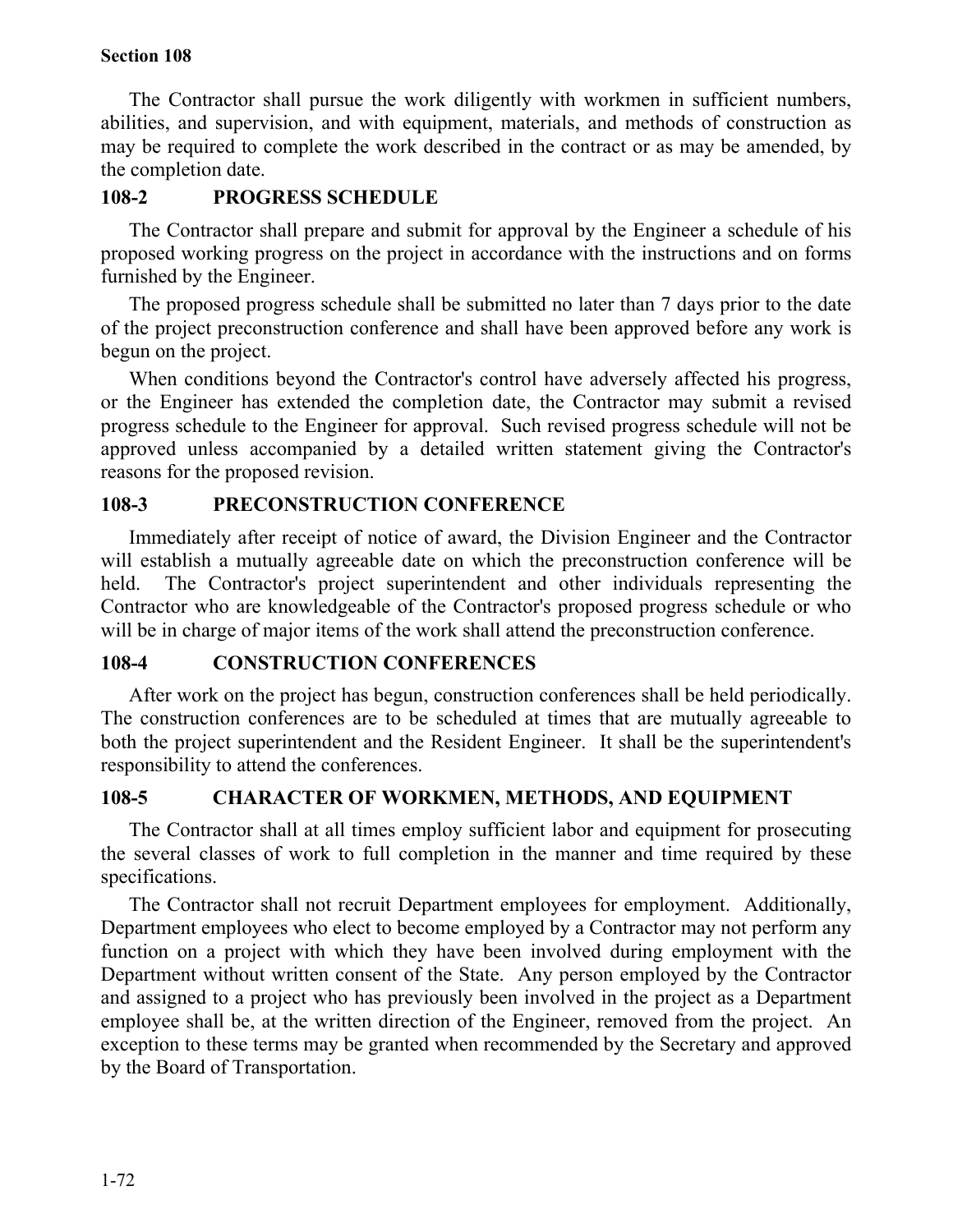The Contractor shall pursue the work diligently with workmen in sufficient numbers, abilities, and supervision, and with equipment, materials, and methods of construction as may be required to complete the work described in the contract or as may be amended, by the completion date.

## 108-2 PROGRESS SCHEDULE

The Contractor shall prepare and submit for approval by the Engineer a schedule of his proposed working progress on the project in accordance with the instructions and on forms furnished by the Engineer.

The proposed progress schedule shall be submitted no later than 7 days prior to the date of the project preconstruction conference and shall have been approved before any work is begun on the project.

When conditions beyond the Contractor's control have adversely affected his progress, or the Engineer has extended the completion date, the Contractor may submit a revised progress schedule to the Engineer for approval. Such revised progress schedule will not be approved unless accompanied by a detailed written statement giving the Contractor's reasons for the proposed revision.

## 108-3 PRECONSTRUCTION CONFERENCE

Immediately after receipt of notice of award, the Division Engineer and the Contractor will establish a mutually agreeable date on which the preconstruction conference will be held. The Contractor's project superintendent and other individuals representing the Contractor who are knowledgeable of the Contractor's proposed progress schedule or who will be in charge of major items of the work shall attend the preconstruction conference.

## 108-4 CONSTRUCTION CONFERENCES

After work on the project has begun, construction conferences shall be held periodically. The construction conferences are to be scheduled at times that are mutually agreeable to both the project superintendent and the Resident Engineer. It shall be the superintendent's responsibility to attend the conferences.

## 108-5 CHARACTER OF WORKMEN, METHODS, AND EQUIPMENT

The Contractor shall at all times employ sufficient labor and equipment for prosecuting the several classes of work to full completion in the manner and time required by these specifications.

The Contractor shall not recruit Department employees for employment. Additionally, Department employees who elect to become employed by a Contractor may not perform any function on a project with which they have been involved during employment with the Department without written consent of the State. Any person employed by the Contractor and assigned to a project who has previously been involved in the project as a Department employee shall be, at the written direction of the Engineer, removed from the project. An exception to these terms may be granted when recommended by the Secretary and approved by the Board of Transportation.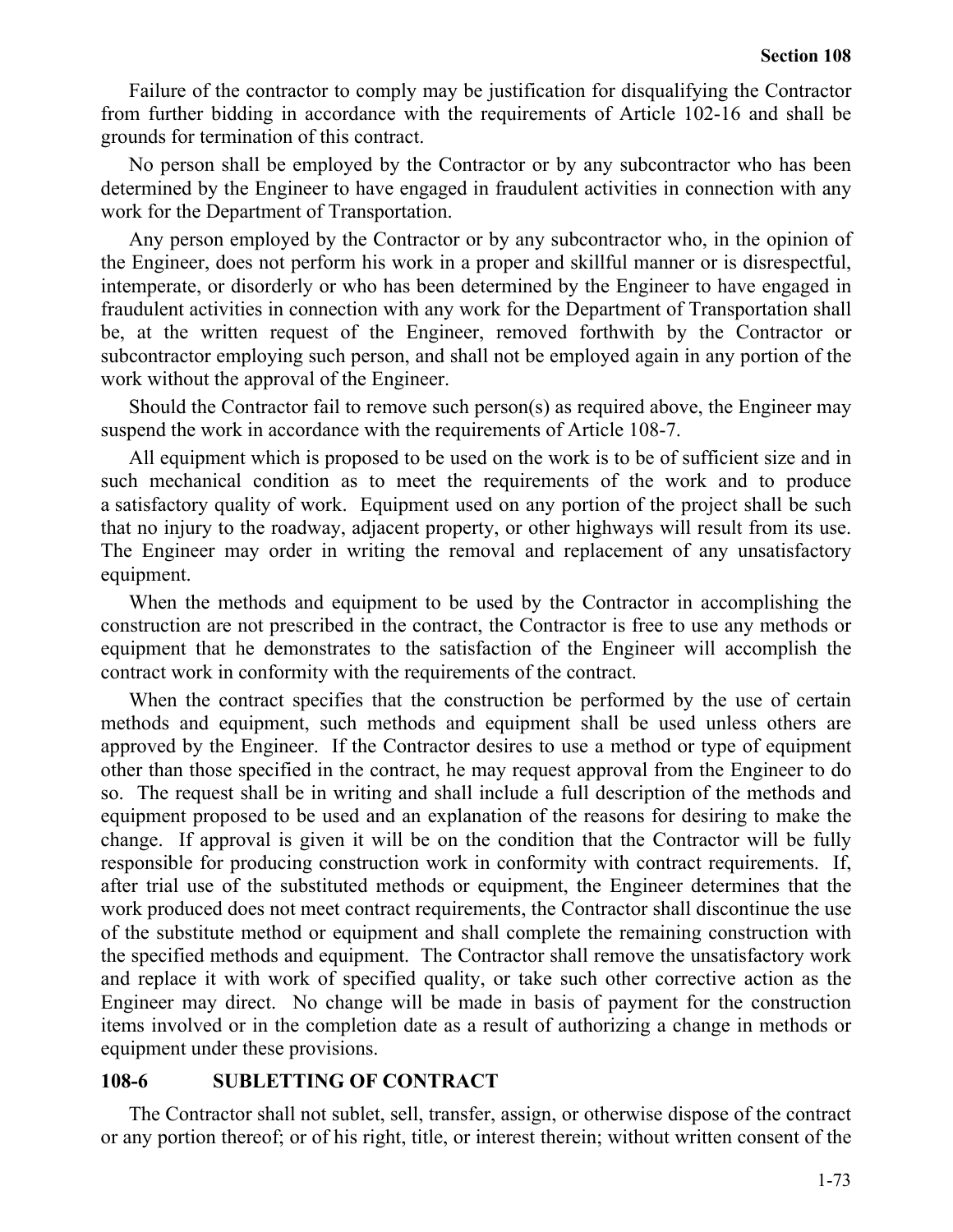Failure of the contractor to comply may be justification for disqualifying the Contractor from further bidding in accordance with the requirements of Article 102-16 and shall be grounds for termination of this contract.

No person shall be employed by the Contractor or by any subcontractor who has been determined by the Engineer to have engaged in fraudulent activities in connection with any work for the Department of Transportation.

Any person employed by the Contractor or by any subcontractor who, in the opinion of the Engineer, does not perform his work in a proper and skillful manner or is disrespectful, intemperate, or disorderly or who has been determined by the Engineer to have engaged in fraudulent activities in connection with any work for the Department of Transportation shall be, at the written request of the Engineer, removed forthwith by the Contractor or subcontractor employing such person, and shall not be employed again in any portion of the work without the approval of the Engineer.

Should the Contractor fail to remove such person(s) as required above, the Engineer may suspend the work in accordance with the requirements of Article 108-7.

All equipment which is proposed to be used on the work is to be of sufficient size and in such mechanical condition as to meet the requirements of the work and to produce a satisfactory quality of work. Equipment used on any portion of the project shall be such that no injury to the roadway, adjacent property, or other highways will result from its use. The Engineer may order in writing the removal and replacement of any unsatisfactory equipment.

When the methods and equipment to be used by the Contractor in accomplishing the construction are not prescribed in the contract, the Contractor is free to use any methods or equipment that he demonstrates to the satisfaction of the Engineer will accomplish the contract work in conformity with the requirements of the contract.

When the contract specifies that the construction be performed by the use of certain methods and equipment, such methods and equipment shall be used unless others are approved by the Engineer. If the Contractor desires to use a method or type of equipment other than those specified in the contract, he may request approval from the Engineer to do so. The request shall be in writing and shall include a full description of the methods and equipment proposed to be used and an explanation of the reasons for desiring to make the change. If approval is given it will be on the condition that the Contractor will be fully responsible for producing construction work in conformity with contract requirements. If, after trial use of the substituted methods or equipment, the Engineer determines that the work produced does not meet contract requirements, the Contractor shall discontinue the use of the substitute method or equipment and shall complete the remaining construction with the specified methods and equipment. The Contractor shall remove the unsatisfactory work and replace it with work of specified quality, or take such other corrective action as the Engineer may direct. No change will be made in basis of payment for the construction items involved or in the completion date as a result of authorizing a change in methods or equipment under these provisions.

## 108-6 SUBLETTING OF CONTRACT

The Contractor shall not sublet, sell, transfer, assign, or otherwise dispose of the contract or any portion thereof; or of his right, title, or interest therein; without written consent of the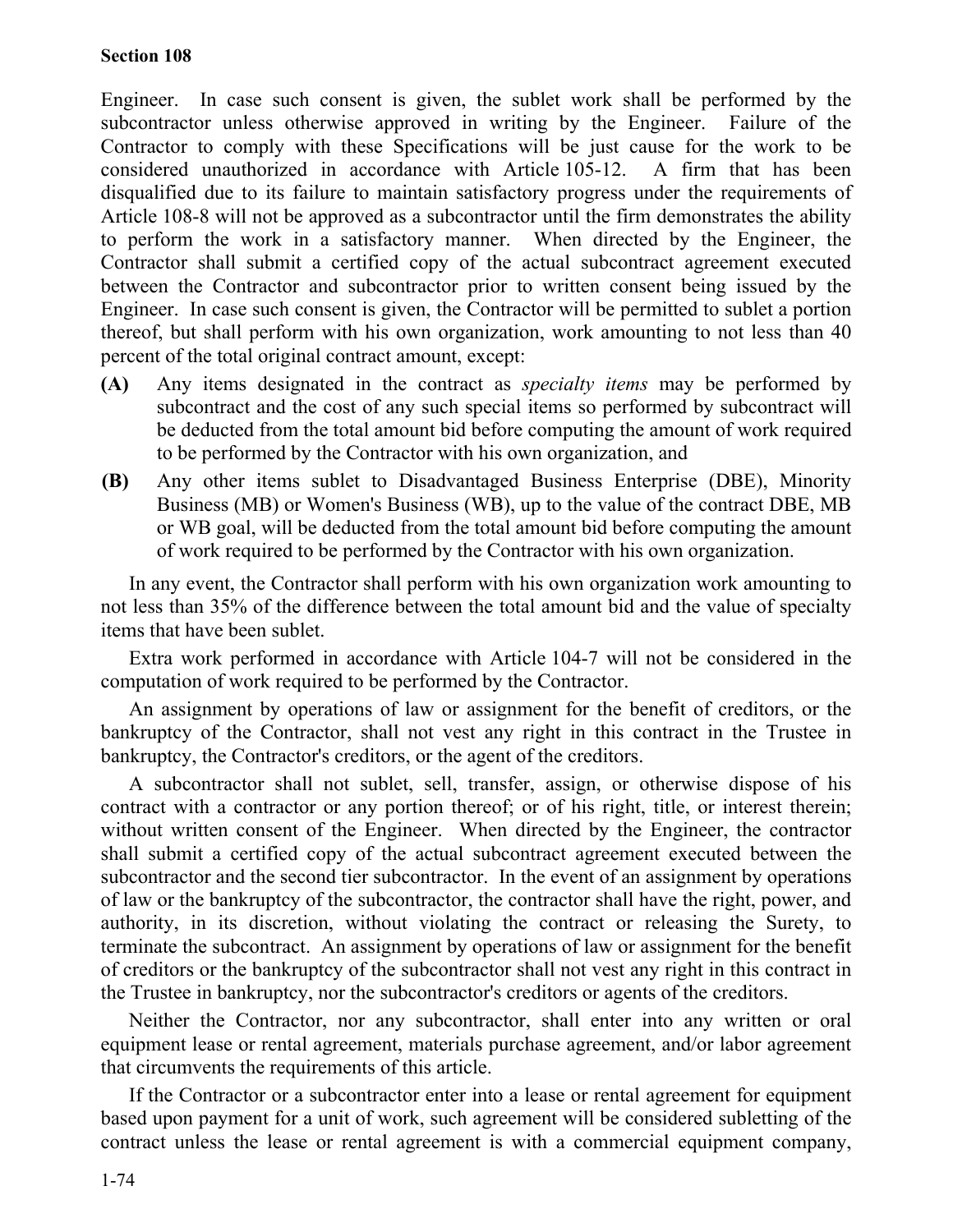Engineer. In case such consent is given, the sublet work shall be performed by the subcontractor unless otherwise approved in writing by the Engineer. Failure of the Contractor to comply with these Specifications will be just cause for the work to be considered unauthorized in accordance with Article 105-12. A firm that has been disqualified due to its failure to maintain satisfactory progress under the requirements of Article 108-8 will not be approved as a subcontractor until the firm demonstrates the ability to perform the work in a satisfactory manner. When directed by the Engineer, the Contractor shall submit a certified copy of the actual subcontract agreement executed between the Contractor and subcontractor prior to written consent being issued by the Engineer. In case such consent is given, the Contractor will be permitted to sublet a portion thereof, but shall perform with his own organization, work amounting to not less than 40 percent of the total original contract amount, except:

**(A)** Any items designated in the contract as *specialty items* may be performed by subcontract and the cost of any such special items so performed by subcontract will be deducted from the total amount bid before computing the amount of work required to be performed by the Contractor with his own organization, and

**(B)** Any other items sublet to Disadvantaged Business Enterprise (DBE), Minority Business (MB) or Women's Business (WB), up to the value of the contract DBE, MB or WB goal, will be deducted from the total amount bid before computing the amount of work required to be performed by the Contractor with his own organization.

In any event, the Contractor shall perform with his own organization work amounting to not less than 35% of the difference between the total amount bid and the value of specialty items that have been sublet.

Extra work performed in accordance with Article 104-7 will not be considered in the computation of work required to be performed by the Contractor.

An assignment by operations of law or assignment for the benefit of creditors, or the bankruptcy of the Contractor, shall not vest any right in this contract in the Trustee in bankruptcy, the Contractor's creditors, or the agent of the creditors.

A subcontractor shall not sublet, sell, transfer, assign, or otherwise dispose of his contract with a contractor or any portion thereof; or of his right, title, or interest therein; without written consent of the Engineer. When directed by the Engineer, the contractor shall submit a certified copy of the actual subcontract agreement executed between the subcontractor and the second tier subcontractor. In the event of an assignment by operations of law or the bankruptcy of the subcontractor, the contractor shall have the right, power, and authority, in its discretion, without violating the contract or releasing the Surety, to terminate the subcontract. An assignment by operations of law or assignment for the benefit of creditors or the bankruptcy of the subcontractor shall not vest any right in this contract in the Trustee in bankruptcy, nor the subcontractor's creditors or agents of the creditors.

Neither the Contractor, nor any subcontractor, shall enter into any written or oral equipment lease or rental agreement, materials purchase agreement, and/or labor agreement that circumvents the requirements of this article.

If the Contractor or a subcontractor enter into a lease or rental agreement for equipment based upon payment for a unit of work, such agreement will be considered subletting of the contract unless the lease or rental agreement is with a commercial equipment company,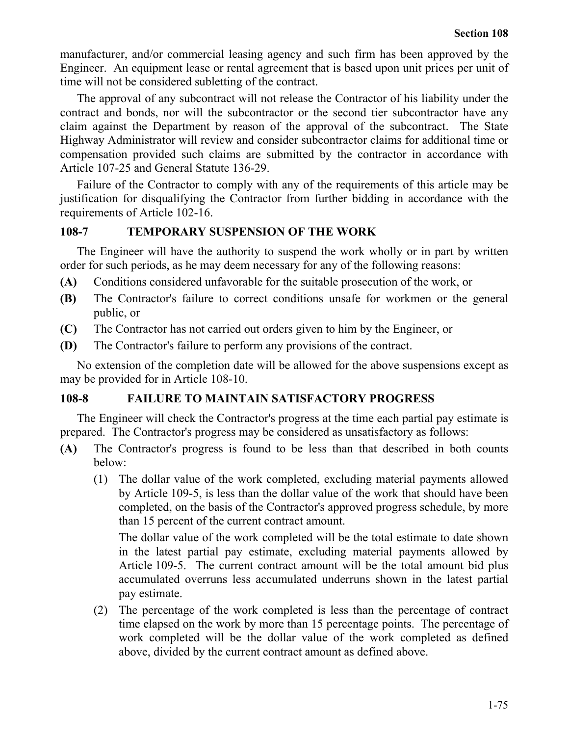manufacturer, and/or commercial leasing agency and such firm has been approved by the Engineer. An equipment lease or rental agreement that is based upon unit prices per unit of time will not be considered subletting of the contract.

The approval of any subcontract will not release the Contractor of his liability under the contract and bonds, nor will the subcontractor or the second tier subcontractor have any claim against the Department by reason of the approval of the subcontract. The State Highway Administrator will review and consider subcontractor claims for additional time or compensation provided such claims are submitted by the contractor in accordance with Article 107-25 and General Statute 136-29.

Failure of the Contractor to comply with any of the requirements of this article may be justification for disqualifying the Contractor from further bidding in accordance with the requirements of Article 102-16.

## 108-7 TEMPORARY SUSPENSION OF THE WORK

The Engineer will have the authority to suspend the work wholly or in part by written order for such periods, as he may deem necessary for any of the following reasons:

**(A)** Conditions considered unfavorable for the suitable prosecution of the work, or

**(B)** The Contractor's failure to correct conditions unsafe for workmen or the general public, or

**(C)** The Contractor has not carried out orders given to him by the Engineer, or

**(D)** The Contractor's failure to perform any provisions of the contract.

No extension of the completion date will be allowed for the above suspensions except as may be provided for in Article 108-10.

## 108-8 FAILURE TO MAINTAIN SATISFACTORY PROGRESS

The Engineer will check the Contractor's progress at the time each partial pay estimate is prepared. The Contractor's progress may be considered as unsatisfactory as follows:

**(A)** The Contractor's progress is found to be less than that described in both counts below:

(1) The dollar value of the work completed, excluding material payments allowed by Article 109-5, is less than the dollar value of the work that should have been completed, on the basis of the Contractor's approved progress schedule, by more than 15 percent of the current contract amount.

The dollar value of the work completed will be the total estimate to date shown in the latest partial pay estimate, excluding material payments allowed by Article 109-5. The current contract amount will be the total amount bid plus accumulated overruns less accumulated underruns shown in the latest partial pay estimate.

(2) The percentage of the work completed is less than the percentage of contract time elapsed on the work by more than 15 percentage points. The percentage of work completed will be the dollar value of the work completed as defined above, divided by the current contract amount as defined above.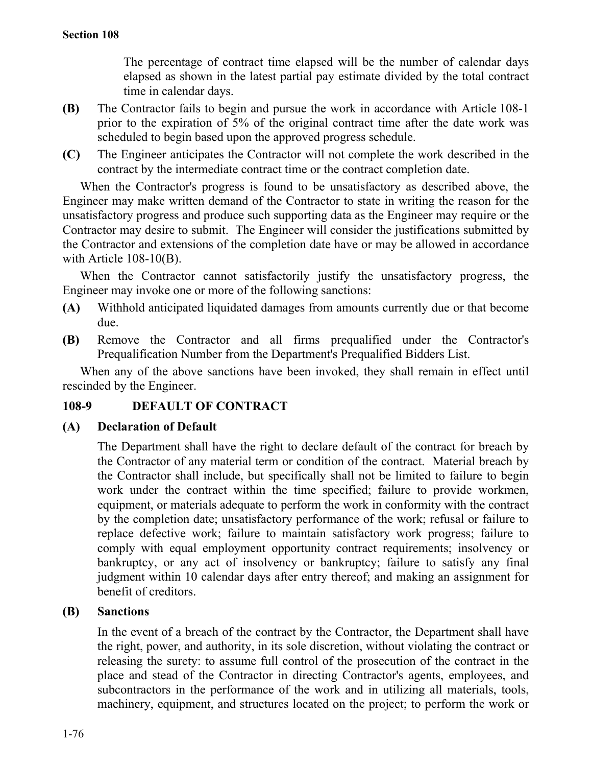The percentage of contract time elapsed will be the number of calendar days elapsed as shown in the latest partial pay estimate divided by the total contract time in calendar days.

**(B)** The Contractor fails to begin and pursue the work in accordance with Article 108-1 prior to the expiration of 5% of the original contract time after the date work was scheduled to begin based upon the approved progress schedule.

**(C)** The Engineer anticipates the Contractor will not complete the work described in the contract by the intermediate contract time or the contract completion date.

When the Contractor's progress is found to be unsatisfactory as described above, the Engineer may make written demand of the Contractor to state in writing the reason for the unsatisfactory progress and produce such supporting data as the Engineer may require or the Contractor may desire to submit. The Engineer will consider the justifications submitted by the Contractor and extensions of the completion date have or may be allowed in accordance with Article 108-10(B).

When the Contractor cannot satisfactorily justify the unsatisfactory progress, the Engineer may invoke one or more of the following sanctions:

**(A)** Withhold anticipated liquidated damages from amounts currently due or that become due.

**(B)** Remove the Contractor and all firms prequalified under the Contractor's Prequalification Number from the Department's Prequalified Bidders List.

When any of the above sanctions have been invoked, they shall remain in effect until rescinded by the Engineer.

## 108-9 DEFAULT OF CONTRACT

### (A) Declaration of Default

The Department shall have the right to declare default of the contract for breach by the Contractor of any material term or condition of the contract. Material breach by the Contractor shall include, but specifically shall not be limited to failure to begin work under the contract within the time specified; failure to provide workmen, equipment, or materials adequate to perform the work in conformity with the contract by the completion date; unsatisfactory performance of the work; refusal or failure to replace defective work; failure to maintain satisfactory work progress; failure to comply with equal employment opportunity contract requirements; insolvency or bankruptcy, or any act of insolvency or bankruptcy; failure to satisfy any final judgment within 10 calendar days after entry thereof; and making an assignment for benefit of creditors.

### (B) Sanctions

In the event of a breach of the contract by the Contractor, the Department shall have the right, power, and authority, in its sole discretion, without violating the contract or releasing the surety: to assume full control of the prosecution of the contract in the place and stead of the Contractor in directing Contractor's agents, employees, and subcontractors in the performance of the work and in utilizing all materials, tools, machinery, equipment, and structures located on the project; to perform the work or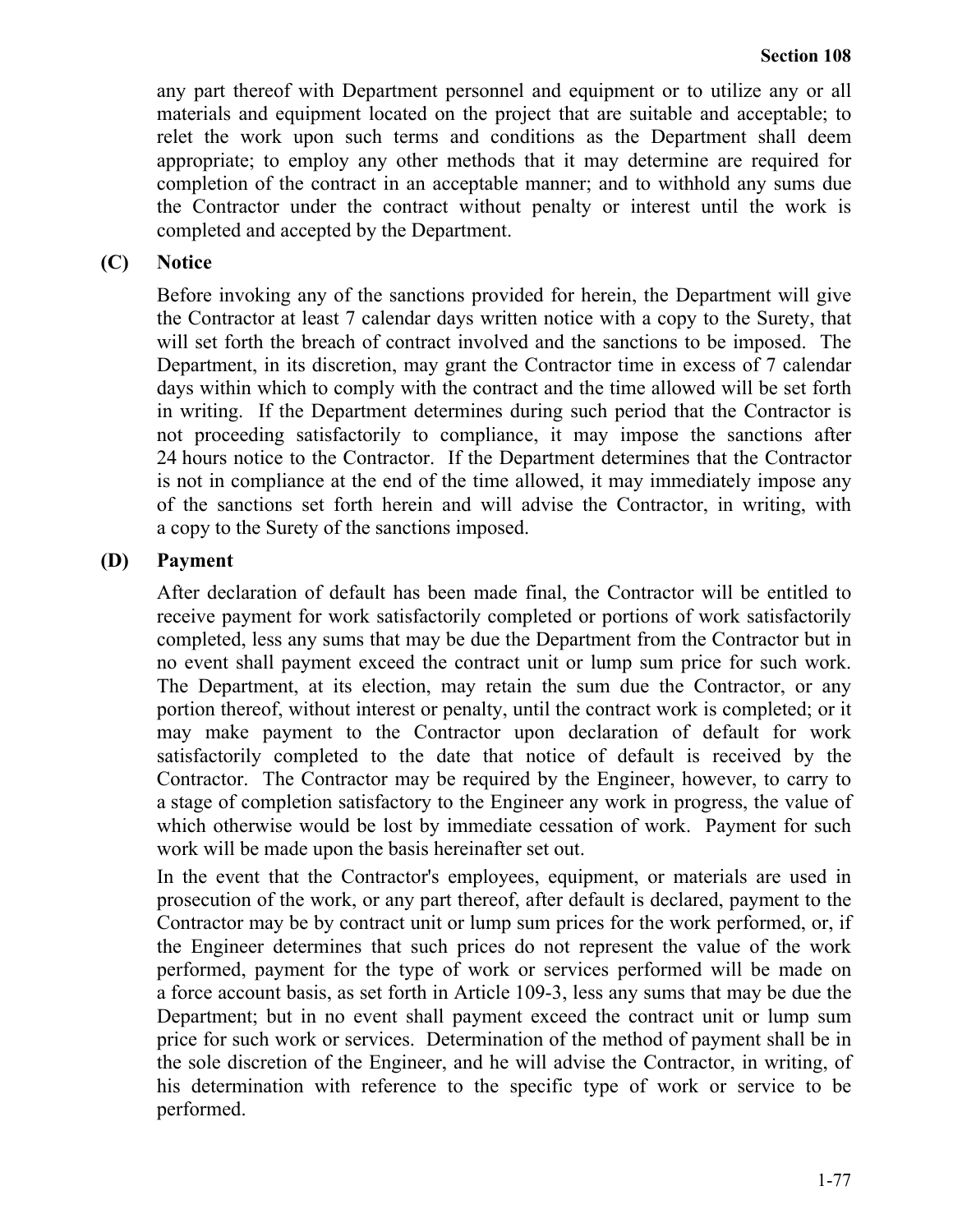any part thereof with Department personnel and equipment or to utilize any or all materials and equipment located on the project that are suitable and acceptable; to relet the work upon such terms and conditions as the Department shall deem appropriate; to employ any other methods that it may determine are required for completion of the contract in an acceptable manner; and to withhold any sums due the Contractor under the contract without penalty or interest until the work is completed and accepted by the Department.

### (C) Notice

Before invoking any of the sanctions provided for herein, the Department will give the Contractor at least 7 calendar days written notice with a copy to the Surety, that will set forth the breach of contract involved and the sanctions to be imposed. The Department, in its discretion, may grant the Contractor time in excess of 7 calendar days within which to comply with the contract and the time allowed will be set forth in writing. If the Department determines during such period that the Contractor is not proceeding satisfactorily to compliance, it may impose the sanctions after 24 hours notice to the Contractor. If the Department determines that the Contractor is not in compliance at the end of the time allowed, it may immediately impose any of the sanctions set forth herein and will advise the Contractor, in writing, with a copy to the Surety of the sanctions imposed.

### (D) Payment

After declaration of default has been made final, the Contractor will be entitled to receive payment for work satisfactorily completed or portions of work satisfactorily completed, less any sums that may be due the Department from the Contractor but in no event shall payment exceed the contract unit or lump sum price for such work. The Department, at its election, may retain the sum due the Contractor, or any portion thereof, without interest or penalty, until the contract work is completed; or it may make payment to the Contractor upon declaration of default for work satisfactorily completed to the date that notice of default is received by the Contractor. The Contractor may be required by the Engineer, however, to carry to a stage of completion satisfactory to the Engineer any work in progress, the value of which otherwise would be lost by immediate cessation of work. Payment for such work will be made upon the basis hereinafter set out.

In the event that the Contractor's employees, equipment, or materials are used in prosecution of the work, or any part thereof, after default is declared, payment to the Contractor may be by contract unit or lump sum prices for the work performed, or, if the Engineer determines that such prices do not represent the value of the work performed, payment for the type of work or services performed will be made on a force account basis, as set forth in Article 109-3, less any sums that may be due the Department; but in no event shall payment exceed the contract unit or lump sum price for such work or services. Determination of the method of payment shall be in the sole discretion of the Engineer, and he will advise the Contractor, in writing, of his determination with reference to the specific type of work or service to be performed.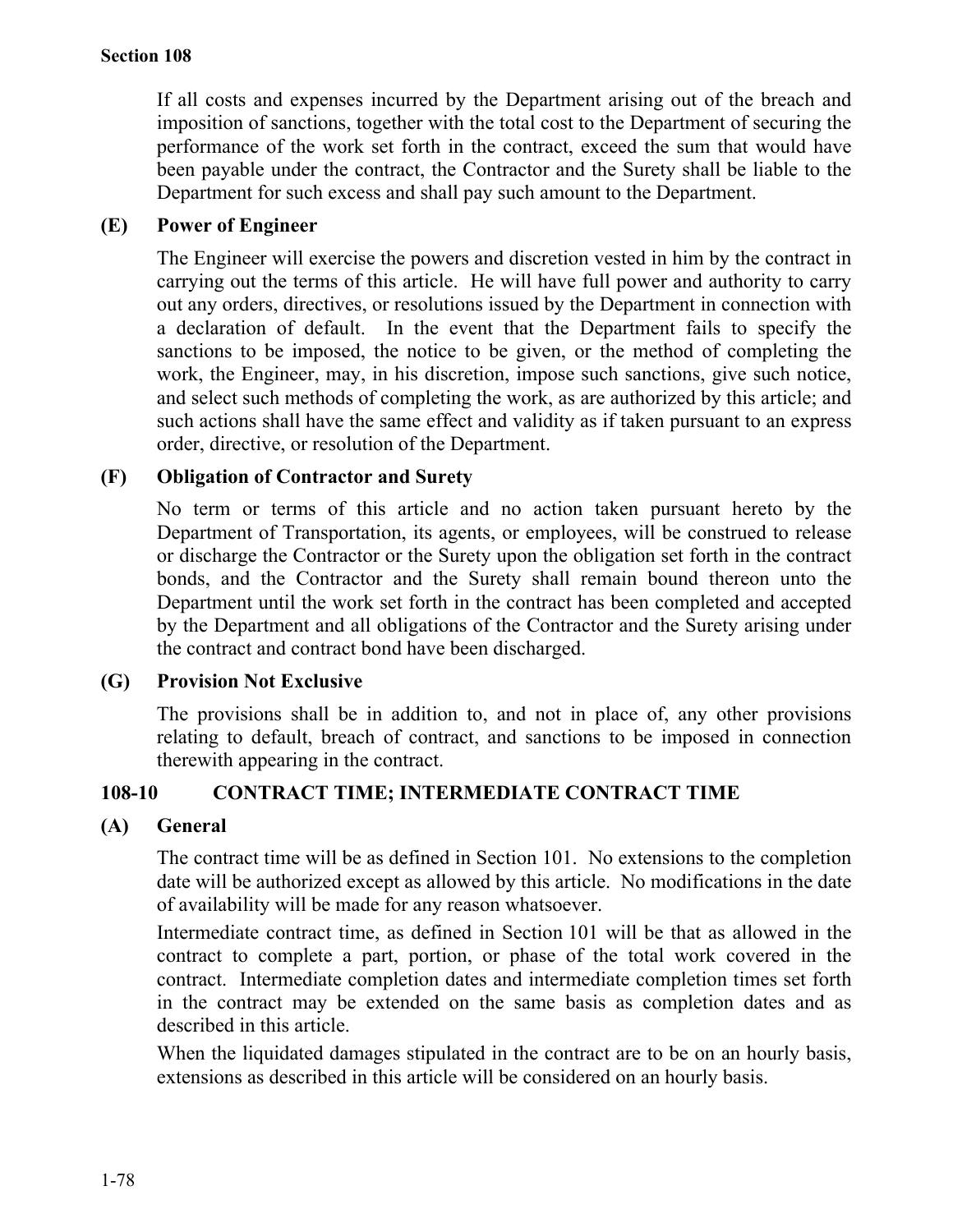If all costs and expenses incurred by the Department arising out of the breach and imposition of sanctions, together with the total cost to the Department of securing the performance of the work set forth in the contract, exceed the sum that would have been payable under the contract, the Contractor and the Surety shall be liable to the Department for such excess and shall pay such amount to the Department.

### (E) Power of Engineer

The Engineer will exercise the powers and discretion vested in him by the contract in carrying out the terms of this article. He will have full power and authority to carry out any orders, directives, or resolutions issued by the Department in connection with a declaration of default. In the event that the Department fails to specify the sanctions to be imposed, the notice to be given, or the method of completing the work, the Engineer, may, in his discretion, impose such sanctions, give such notice, and select such methods of completing the work, as are authorized by this article; and such actions shall have the same effect and validity as if taken pursuant to an express order, directive, or resolution of the Department.

### (F) Obligation of Contractor and Surety

No term or terms of this article and no action taken pursuant hereto by the Department of Transportation, its agents, or employees, will be construed to release or discharge the Contractor or the Surety upon the obligation set forth in the contract bonds, and the Contractor and the Surety shall remain bound thereon unto the Department until the work set forth in the contract has been completed and accepted by the Department and all obligations of the Contractor and the Surety arising under the contract and contract bond have been discharged.

### (G) Provision Not Exclusive

The provisions shall be in addition to, and not in place of, any other provisions relating to default, breach of contract, and sanctions to be imposed in connection therewith appearing in the contract.

## 108-10 CONTRACT TIME; INTERMEDIATE CONTRACT TIME

### (A) General

The contract time will be as defined in Section 101. No extensions to the completion date will be authorized except as allowed by this article. No modifications in the date of availability will be made for any reason whatsoever.

Intermediate contract time, as defined in Section 101 will be that as allowed in the contract to complete a part, portion, or phase of the total work covered in the contract. Intermediate completion dates and intermediate completion times set forth in the contract may be extended on the same basis as completion dates and as described in this article.

When the liquidated damages stipulated in the contract are to be on an hourly basis, extensions as described in this article will be considered on an hourly basis.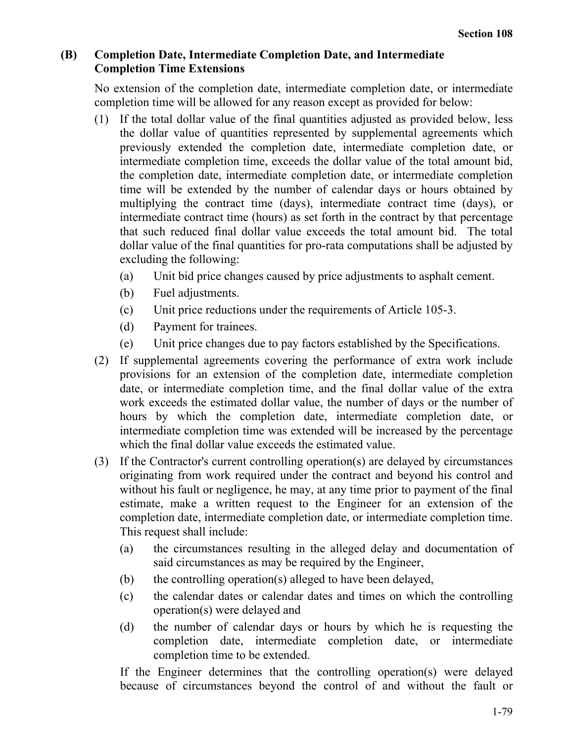### (B) Completion Date, Intermediate Completion Date, and Intermediate Completion Time Extensions

No extension of the completion date, intermediate completion date, or intermediate completion time will be allowed for any reason except as provided for below:

(1) If the total dollar value of the final quantities adjusted as provided below, less the dollar value of quantities represented by supplemental agreements which previously extended the completion date, intermediate completion date, or intermediate completion time, exceeds the dollar value of the total amount bid, the completion date, intermediate completion date, or intermediate completion time will be extended by the number of calendar days or hours obtained by multiplying the contract time (days), intermediate contract time (days), or intermediate contract time (hours) as set forth in the contract by that percentage that such reduced final dollar value exceeds the total amount bid. The total dollar value of the final quantities for pro-rata computations shall be adjusted by excluding the following:

- (a) Unit bid price changes caused by price adjustments to asphalt cement.
- (b) Fuel adjustments.
- (c) Unit price reductions under the requirements of Article 105-3.
- (d) Payment for trainees.
- (e) Unit price changes due to pay factors established by the Specifications.

(2) If supplemental agreements covering the performance of extra work include provisions for an extension of the completion date, intermediate completion date, or intermediate completion time, and the final dollar value of the extra work exceeds the estimated dollar value, the number of days or the number of hours by which the completion date, intermediate completion date, or intermediate completion time was extended will be increased by the percentage which the final dollar value exceeds the estimated value.

(3) If the Contractor's current controlling operation(s) are delayed by circumstances originating from work required under the contract and beyond his control and without his fault or negligence, he may, at any time prior to payment of the final estimate, make a written request to the Engineer for an extension of the completion date, intermediate completion date, or intermediate completion time. This request shall include:

- (a) the circumstances resulting in the alleged delay and documentation of said circumstances as may be required by the Engineer,
- (b) the controlling operation(s) alleged to have been delayed,
- (c) the calendar dates or calendar dates and times on which the controlling operation(s) were delayed and
- (d) the number of calendar days or hours by which he is requesting the completion date, intermediate completion date, or intermediate completion time to be extended.

If the Engineer determines that the controlling operation(s) were delayed because of circumstances beyond the control of and without the fault or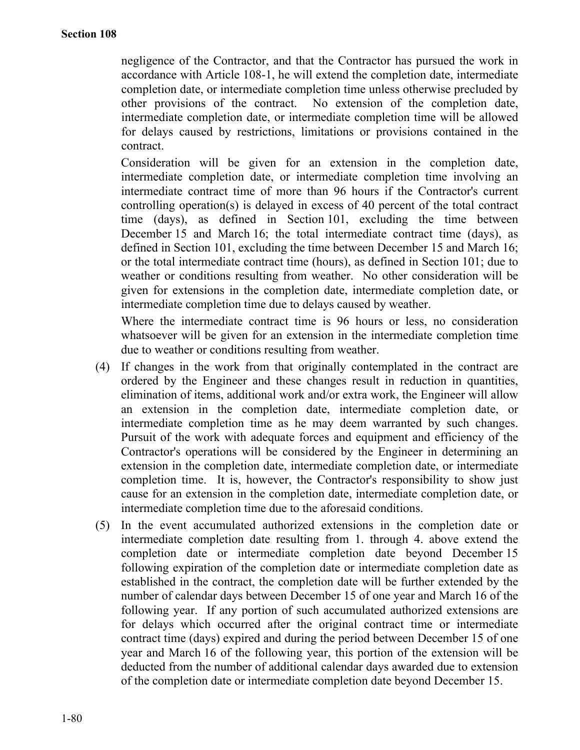negligence of the Contractor, and that the Contractor has pursued the work in accordance with Article 108-1, he will extend the completion date, intermediate completion date, or intermediate completion time unless otherwise precluded by other provisions of the contract. No extension of the completion date, intermediate completion date, or intermediate completion time will be allowed for delays caused by restrictions, limitations or provisions contained in the contract.

Consideration will be given for an extension in the completion date, intermediate completion date, or intermediate completion time involving an intermediate contract time of more than 96 hours if the Contractor's current controlling operation(s) is delayed in excess of 40 percent of the total contract time (days), as defined in Section 101, excluding the time between December 15 and March 16; the total intermediate contract time (days), as defined in Section 101, excluding the time between December 15 and March 16; or the total intermediate contract time (hours), as defined in Section 101; due to weather or conditions resulting from weather. No other consideration will be given for extensions in the completion date, intermediate completion date, or intermediate completion time due to delays caused by weather.

Where the intermediate contract time is 96 hours or less, no consideration whatsoever will be given for an extension in the intermediate completion time due to weather or conditions resulting from weather.

(4) If changes in the work from that originally contemplated in the contract are ordered by the Engineer and these changes result in reduction in quantities, elimination of items, additional work and/or extra work, the Engineer will allow an extension in the completion date, intermediate completion date, or intermediate completion time as he may deem warranted by such changes. Pursuit of the work with adequate forces and equipment and efficiency of the Contractor's operations will be considered by the Engineer in determining an extension in the completion date, intermediate completion date, or intermediate completion time. It is, however, the Contractor's responsibility to show just cause for an extension in the completion date, intermediate completion date, or intermediate completion time due to the aforesaid conditions.

(5) In the event accumulated authorized extensions in the completion date or intermediate completion date resulting from 1. through 4. above extend the completion date or intermediate completion date beyond December 15 following expiration of the completion date or intermediate completion date as established in the contract, the completion date will be further extended by the number of calendar days between December 15 of one year and March 16 of the following year. If any portion of such accumulated authorized extensions are for delays which occurred after the original contract time or intermediate contract time (days) expired and during the period between December 15 of one year and March 16 of the following year, this portion of the extension will be deducted from the number of additional calendar days awarded due to extension of the completion date or intermediate completion date beyond December 15.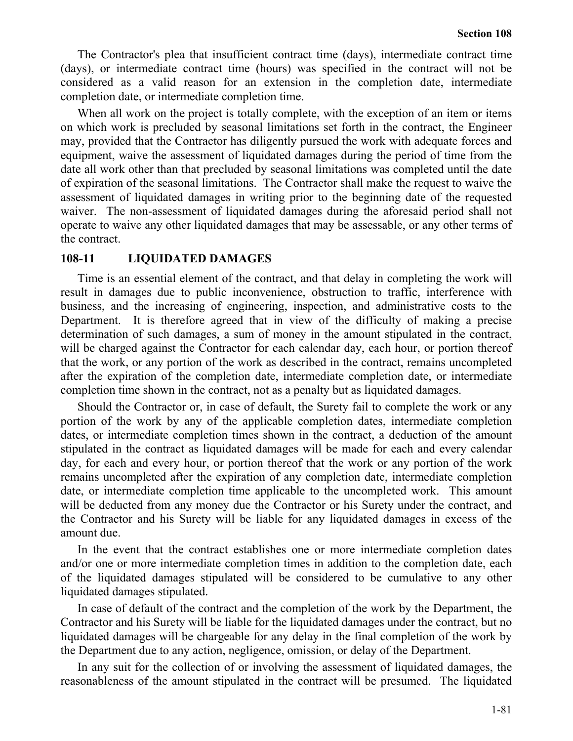The Contractor's plea that insufficient contract time (days), intermediate contract time (days), or intermediate contract time (hours) was specified in the contract will not be considered as a valid reason for an extension in the completion date, intermediate completion date, or intermediate completion time.

When all work on the project is totally complete, with the exception of an item or items on which work is precluded by seasonal limitations set forth in the contract, the Engineer may, provided that the Contractor has diligently pursued the work with adequate forces and equipment, waive the assessment of liquidated damages during the period of time from the date all work other than that precluded by seasonal limitations was completed until the date of expiration of the seasonal limitations. The Contractor shall make the request to waive the assessment of liquidated damages in writing prior to the beginning date of the requested waiver. The non-assessment of liquidated damages during the aforesaid period shall not operate to waive any other liquidated damages that may be assessable, or any other terms of the contract.

## 108-11 LIQUIDATED DAMAGES

Time is an essential element of the contract, and that delay in completing the work will result in damages due to public inconvenience, obstruction to traffic, interference with business, and the increasing of engineering, inspection, and administrative costs to the Department. It is therefore agreed that in view of the difficulty of making a precise determination of such damages, a sum of money in the amount stipulated in the contract, will be charged against the Contractor for each calendar day, each hour, or portion thereof that the work, or any portion of the work as described in the contract, remains uncompleted after the expiration of the completion date, intermediate completion date, or intermediate completion time shown in the contract, not as a penalty but as liquidated damages.

Should the Contractor or, in case of default, the Surety fail to complete the work or any portion of the work by any of the applicable completion dates, intermediate completion dates, or intermediate completion times shown in the contract, a deduction of the amount stipulated in the contract as liquidated damages will be made for each and every calendar day, for each and every hour, or portion thereof that the work or any portion of the work remains uncompleted after the expiration of any completion date, intermediate completion date, or intermediate completion time applicable to the uncompleted work. This amount will be deducted from any money due the Contractor or his Surety under the contract, and the Contractor and his Surety will be liable for any liquidated damages in excess of the amount due.

In the event that the contract establishes one or more intermediate completion dates and/or one or more intermediate completion times in addition to the completion date, each of the liquidated damages stipulated will be considered to be cumulative to any other liquidated damages stipulated.

In case of default of the contract and the completion of the work by the Department, the Contractor and his Surety will be liable for the liquidated damages under the contract, but no liquidated damages will be chargeable for any delay in the final completion of the work by the Department due to any action, negligence, omission, or delay of the Department.

In any suit for the collection of or involving the assessment of liquidated damages, the reasonableness of the amount stipulated in the contract will be presumed. The liquidated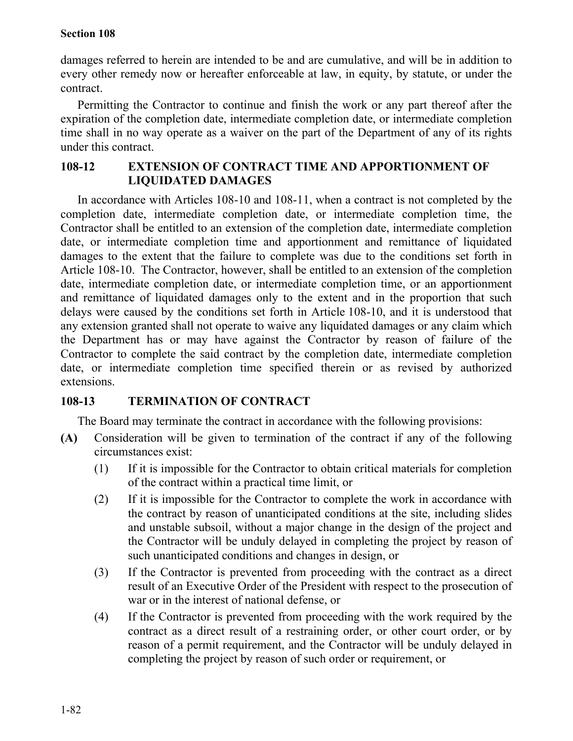damages referred to herein are intended to be and are cumulative, and will be in addition to every other remedy now or hereafter enforceable at law, in equity, by statute, or under the contract.

Permitting the Contractor to continue and finish the work or any part thereof after the expiration of the completion date, intermediate completion date, or intermediate completion time shall in no way operate as a waiver on the part of the Department of any of its rights under this contract.

## 108-12 EXTENSION OF CONTRACT TIME AND APPORTIONMENT OF LIQUIDATED DAMAGES

In accordance with Articles 108-10 and 108-11, when a contract is not completed by the completion date, intermediate completion date, or intermediate completion time, the Contractor shall be entitled to an extension of the completion date, intermediate completion date, or intermediate completion time and apportionment and remittance of liquidated damages to the extent that the failure to complete was due to the conditions set forth in Article 108-10. The Contractor, however, shall be entitled to an extension of the completion date, intermediate completion date, or intermediate completion time, or an apportionment and remittance of liquidated damages only to the extent and in the proportion that such delays were caused by the conditions set forth in Article 108-10, and it is understood that any extension granted shall not operate to waive any liquidated damages or any claim which the Department has or may have against the Contractor by reason of failure of the Contractor to complete the said contract by the completion date, intermediate completion date, or intermediate completion time specified therein or as revised by authorized extensions.

## 108-13 TERMINATION OF CONTRACT

The Board may terminate the contract in accordance with the following provisions:

**(A)** Consideration will be given to termination of the contract if any of the following circumstances exist:

(1) If it is impossible for the Contractor to obtain critical materials for completion of the contract within a practical time limit, or

(2) If it is impossible for the Contractor to complete the work in accordance with the contract by reason of unanticipated conditions at the site, including slides and unstable subsoil, without a major change in the design of the project and the Contractor will be unduly delayed in completing the project by reason of such unanticipated conditions and changes in design, or

(3) If the Contractor is prevented from proceeding with the contract as a direct result of an Executive Order of the President with respect to the prosecution of war or in the interest of national defense, or

(4) If the Contractor is prevented from proceeding with the work required by the contract as a direct result of a restraining order, or other court order, or by reason of a permit requirement, and the Contractor will be unduly delayed in completing the project by reason of such order or requirement, or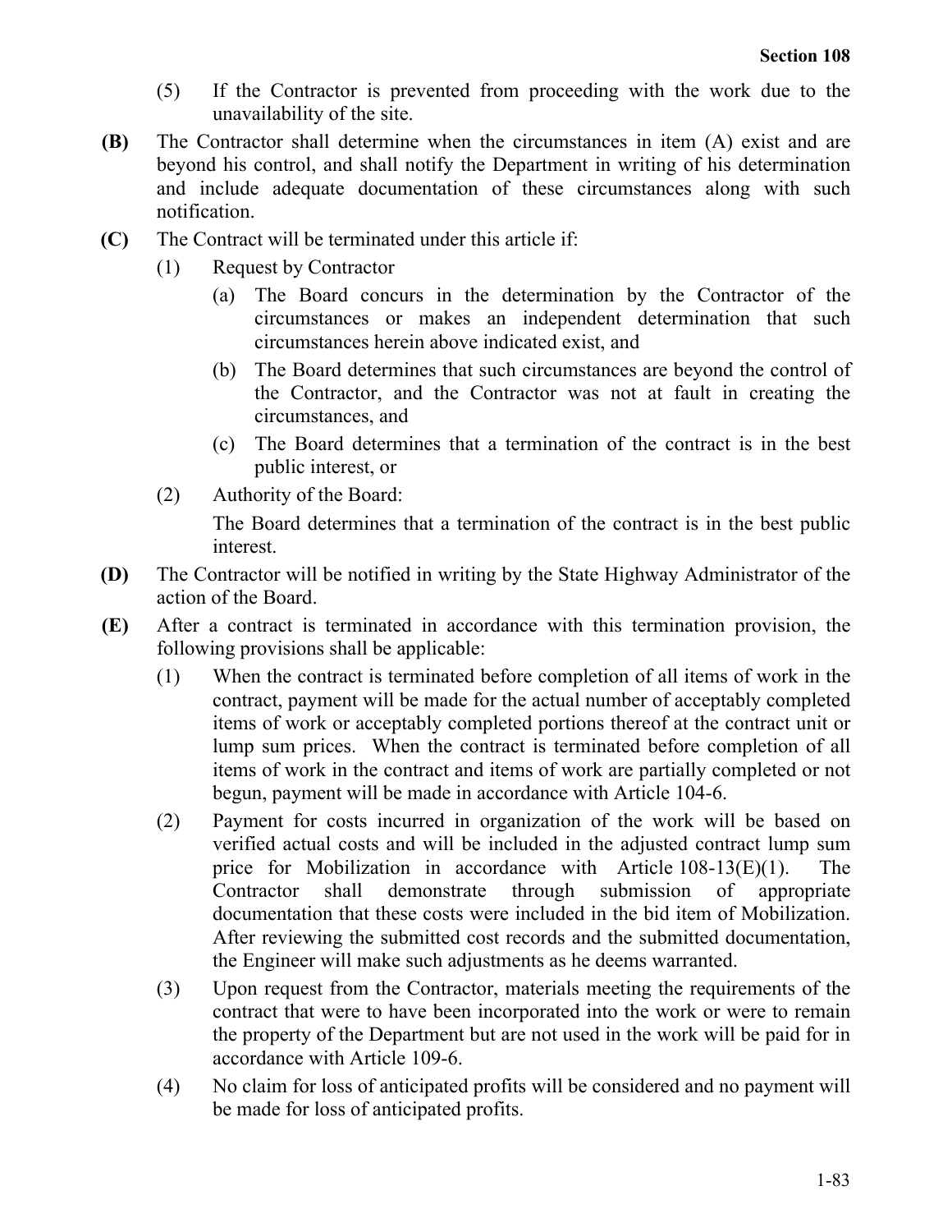(5) If the Contractor is prevented from proceeding with the work due to the unavailability of the site.

**(B)** The Contractor shall determine when the circumstances in item (A) exist and are beyond his control, and shall notify the Department in writing of his determination and include adequate documentation of these circumstances along with such notification.

**(C)** The Contract will be terminated under this article if:

(1) Request by Contractor

(a) The Board concurs in the determination by the Contractor of the circumstances or makes an independent determination that such circumstances herein above indicated exist, and

(b) The Board determines that such circumstances are beyond the control of the Contractor, and the Contractor was not at fault in creating the circumstances, and

(c) The Board determines that a termination of the contract is in the best public interest, or

(2) Authority of the Board:

The Board determines that a termination of the contract is in the best public interest.

**(D)** The Contractor will be notified in writing by the State Highway Administrator of the action of the Board.

**(E)** After a contract is terminated in accordance with this termination provision, the following provisions shall be applicable:

(1) When the contract is terminated before completion of all items of work in the contract, payment will be made for the actual number of acceptably completed items of work or acceptably completed portions thereof at the contract unit or lump sum prices. When the contract is terminated before completion of all items of work in the contract and items of work are partially completed or not begun, payment will be made in accordance with Article 104-6.

(2) Payment for costs incurred in organization of the work will be based on verified actual costs and will be included in the adjusted contract lump sum price for Mobilization in accordance with Article 108-13(E)(1). The Contractor shall demonstrate through submission of appropriate documentation that these costs were included in the bid item of Mobilization. After reviewing the submitted cost records and the submitted documentation, the Engineer will make such adjustments as he deems warranted.

(3) Upon request from the Contractor, materials meeting the requirements of the contract that were to have been incorporated into the work or were to remain the property of the Department but are not used in the work will be paid for in accordance with Article 109-6.

(4) No claim for loss of anticipated profits will be considered and no payment will be made for loss of anticipated profits.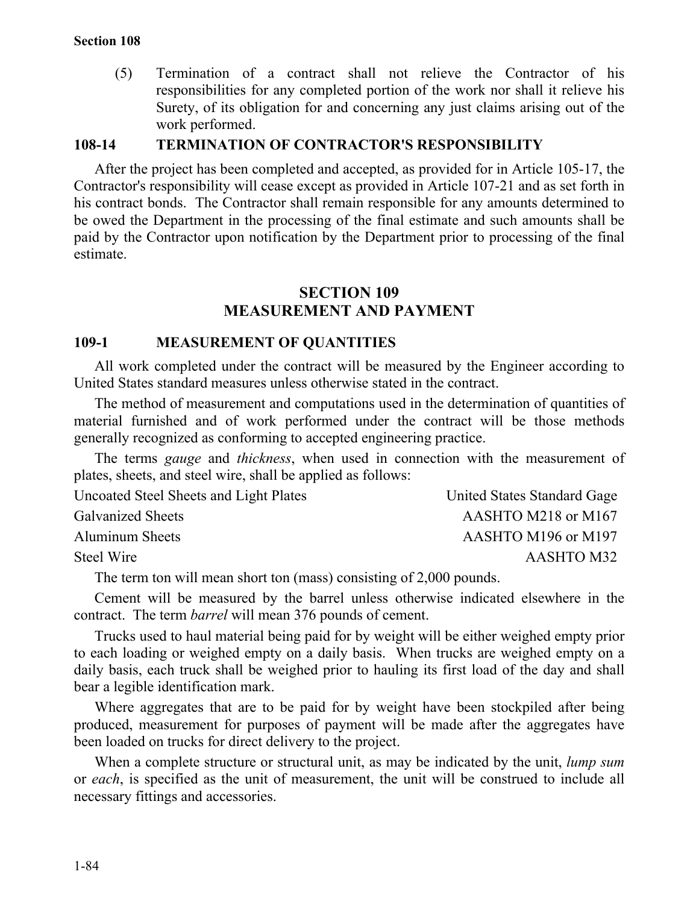(5) Termination of a contract shall not relieve the Contractor of his responsibilities for any completed portion of the work nor shall it relieve his Surety, of its obligation for and concerning any just claims arising out of the work performed.

### 108-14 TERMINATION OF CONTRACTOR'S RESPONSIBILITY

After the project has been completed and accepted, as provided for in Article 105-17, the Contractor's responsibility will cease except as provided in Article 107-21 and as set forth in his contract bonds. The Contractor shall remain responsible for any amounts determined to be owed the Department in the processing of the final estimate and such amounts shall be paid by the Contractor upon notification by the Department prior to processing of the final estimate.

## SECTION 109
## MEASUREMENT AND PAYMENT

### 109-1 MEASUREMENT OF QUANTITIES

All work completed under the contract will be measured by the Engineer according to United States standard measures unless otherwise stated in the contract.

The method of measurement and computations used in the determination of quantities of material furnished and of work performed under the contract will be those methods generally recognized as conforming to accepted engineering practice.

The terms *gauge* and *thickness*, when used in connection with the measurement of plates, sheets, and steel wire, shall be applied as follows:

| | |
|---|---|
| Uncoated Steel Sheets and Light Plates | United States Standard Gage |
| Galvanized Sheets | AASHTO M218 or M167 |
| Aluminum Sheets | AASHTO M196 or M197 |
| Steel Wire | AASHTO M32 |

The term ton will mean short ton (mass) consisting of 2,000 pounds.

Cement will be measured by the barrel unless otherwise indicated elsewhere in the contract. The term *barrel* will mean 376 pounds of cement.

Trucks used to haul material being paid for by weight will be either weighed empty prior to each loading or weighed empty on a daily basis. When trucks are weighed empty on a daily basis, each truck shall be weighed prior to hauling its first load of the day and shall bear a legible identification mark.

Where aggregates that are to be paid for by weight have been stockpiled after being produced, measurement for purposes of payment will be made after the aggregates have been loaded on trucks for direct delivery to the project.

When a complete structure or structural unit, as may be indicated by the unit, *lump sum* or *each*, is specified as the unit of measurement, the unit will be construed to include all necessary fittings and accessories.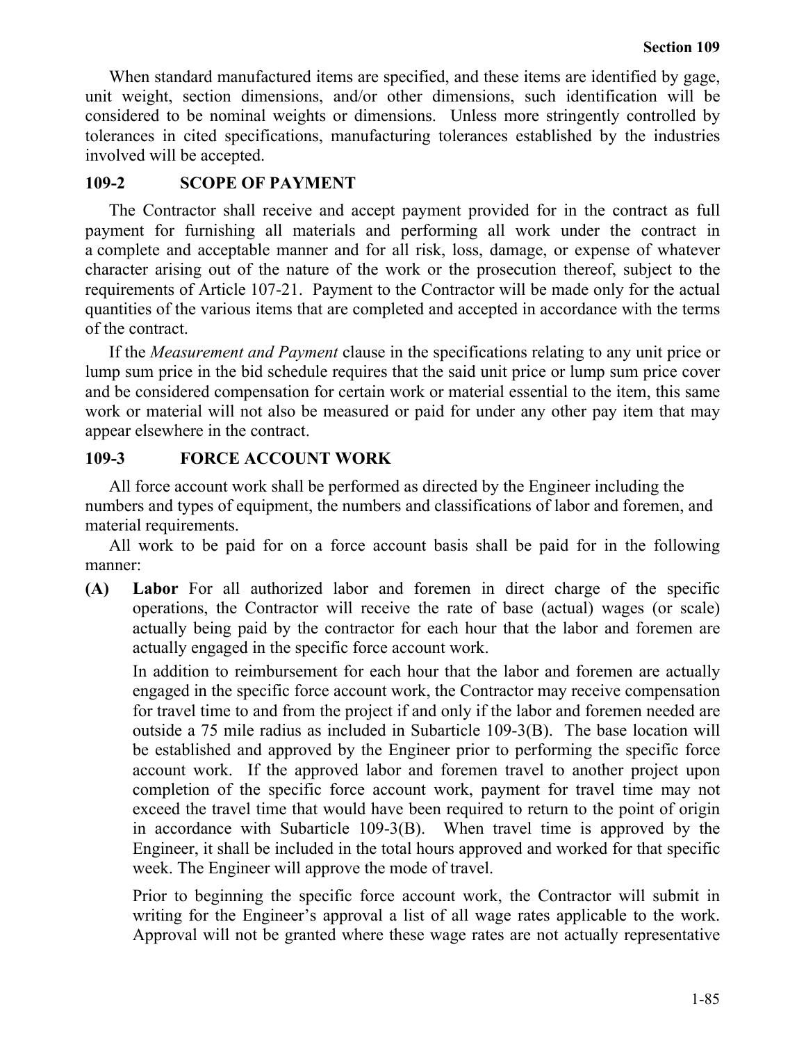When standard manufactured items are specified, and these items are identified by gage, unit weight, section dimensions, and/or other dimensions, such identification will be considered to be nominal weights or dimensions. Unless more stringently controlled by tolerances in cited specifications, manufacturing tolerances established by the industries involved will be accepted.

## 109-2 SCOPE OF PAYMENT

The Contractor shall receive and accept payment provided for in the contract as full payment for furnishing all materials and performing all work under the contract in a complete and acceptable manner and for all risk, loss, damage, or expense of whatever character arising out of the nature of the work or the prosecution thereof, subject to the requirements of Article 107-21. Payment to the Contractor will be made only for the actual quantities of the various items that are completed and accepted in accordance with the terms of the contract.

If the *Measurement and Payment* clause in the specifications relating to any unit price or lump sum price in the bid schedule requires that the said unit price or lump sum price cover and be considered compensation for certain work or material essential to the item, this same work or material will not also be measured or paid for under any other pay item that may appear elsewhere in the contract.

## 109-3 FORCE ACCOUNT WORK

All force account work shall be performed as directed by the Engineer including the numbers and types of equipment, the numbers and classifications of labor and foremen, and material requirements.

All work to be paid for on a force account basis shall be paid for in the following manner:

**(A) Labor** For all authorized labor and foremen in direct charge of the specific operations, the Contractor will receive the rate of base (actual) wages (or scale) actually being paid by the contractor for each hour that the labor and foremen are actually engaged in the specific force account work.

In addition to reimbursement for each hour that the labor and foremen are actually engaged in the specific force account work, the Contractor may receive compensation for travel time to and from the project if and only if the labor and foremen needed are outside a 75 mile radius as included in Subarticle 109-3(B). The base location will be established and approved by the Engineer prior to performing the specific force account work. If the approved labor and foremen travel to another project upon completion of the specific force account work, payment for travel time may not exceed the travel time that would have been required to return to the point of origin in accordance with Subarticle 109-3(B). When travel time is approved by the Engineer, it shall be included in the total hours approved and worked for that specific week. The Engineer will approve the mode of travel.

Prior to beginning the specific force account work, the Contractor will submit in writing for the Engineer's approval a list of all wage rates applicable to the work. Approval will not be granted where these wage rates are not actually representative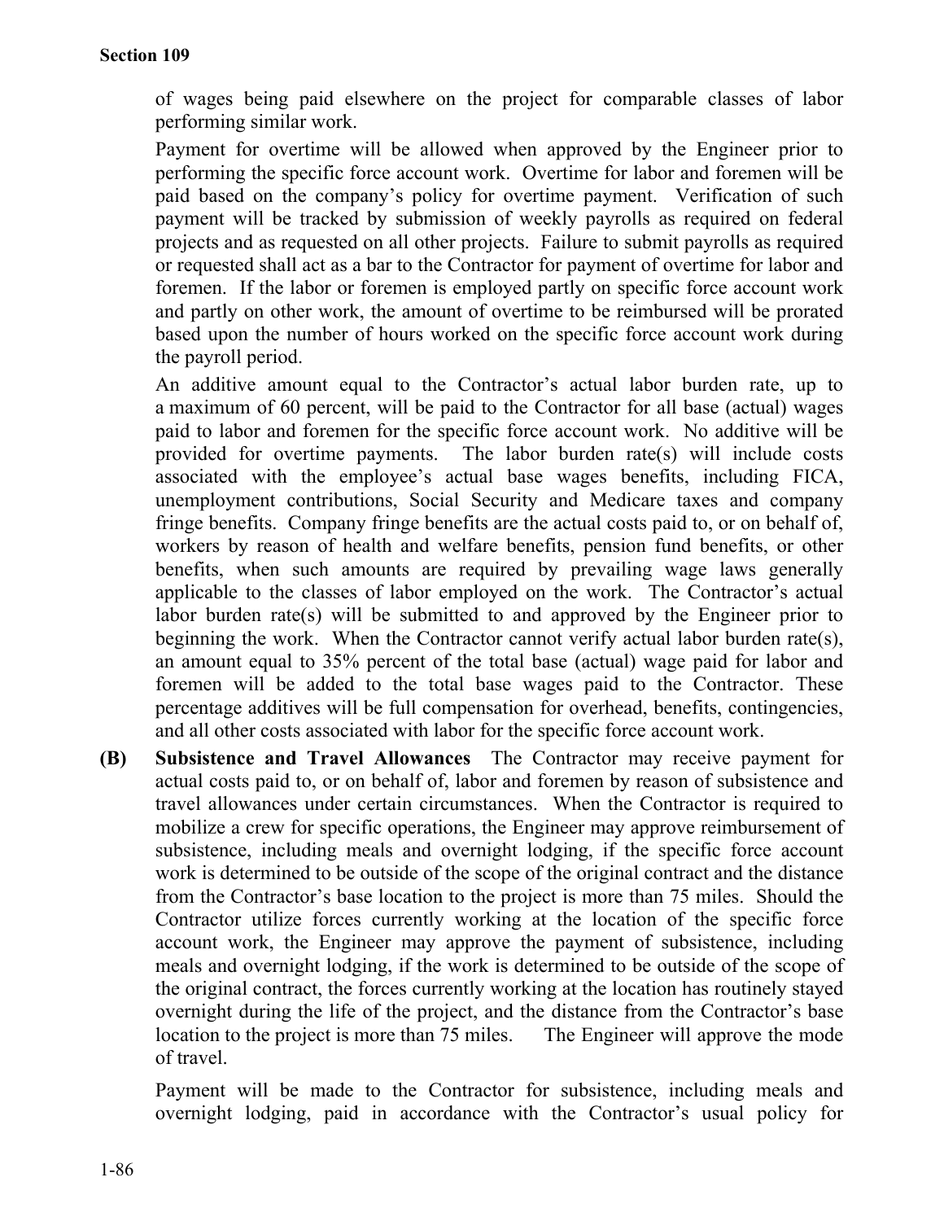of wages being paid elsewhere on the project for comparable classes of labor performing similar work.

Payment for overtime will be allowed when approved by the Engineer prior to performing the specific force account work. Overtime for labor and foremen will be paid based on the company's policy for overtime payment. Verification of such payment will be tracked by submission of weekly payrolls as required on federal projects and as requested on all other projects. Failure to submit payrolls as required or requested shall act as a bar to the Contractor for payment of overtime for labor and foremen. If the labor or foremen is employed partly on specific force account work and partly on other work, the amount of overtime to be reimbursed will be prorated based upon the number of hours worked on the specific force account work during the payroll period.

An additive amount equal to the Contractor's actual labor burden rate, up to a maximum of 60 percent, will be paid to the Contractor for all base (actual) wages paid to labor and foremen for the specific force account work. No additive will be provided for overtime payments. The labor burden rate(s) will include costs associated with the employee's actual base wages benefits, including FICA, unemployment contributions, Social Security and Medicare taxes and company fringe benefits. Company fringe benefits are the actual costs paid to, or on behalf of, workers by reason of health and welfare benefits, pension fund benefits, or other benefits, when such amounts are required by prevailing wage laws generally applicable to the classes of labor employed on the work. The Contractor's actual labor burden rate(s) will be submitted to and approved by the Engineer prior to beginning the work. When the Contractor cannot verify actual labor burden rate(s), an amount equal to 35% percent of the total base (actual) wage paid for labor and foremen will be added to the total base wages paid to the Contractor. These percentage additives will be full compensation for overhead, benefits, contingencies, and all other costs associated with labor for the specific force account work.

**(B) Subsistence and Travel Allowances** The Contractor may receive payment for actual costs paid to, or on behalf of, labor and foremen by reason of subsistence and travel allowances under certain circumstances. When the Contractor is required to mobilize a crew for specific operations, the Engineer may approve reimbursement of subsistence, including meals and overnight lodging, if the specific force account work is determined to be outside of the scope of the original contract and the distance from the Contractor's base location to the project is more than 75 miles. Should the Contractor utilize forces currently working at the location of the specific force account work, the Engineer may approve the payment of subsistence, including meals and overnight lodging, if the work is determined to be outside of the scope of the original contract, the forces currently working at the location has routinely stayed overnight during the life of the project, and the distance from the Contractor's base location to the project is more than 75 miles. The Engineer will approve the mode of travel.

Payment will be made to the Contractor for subsistence, including meals and overnight lodging, paid in accordance with the Contractor's usual policy for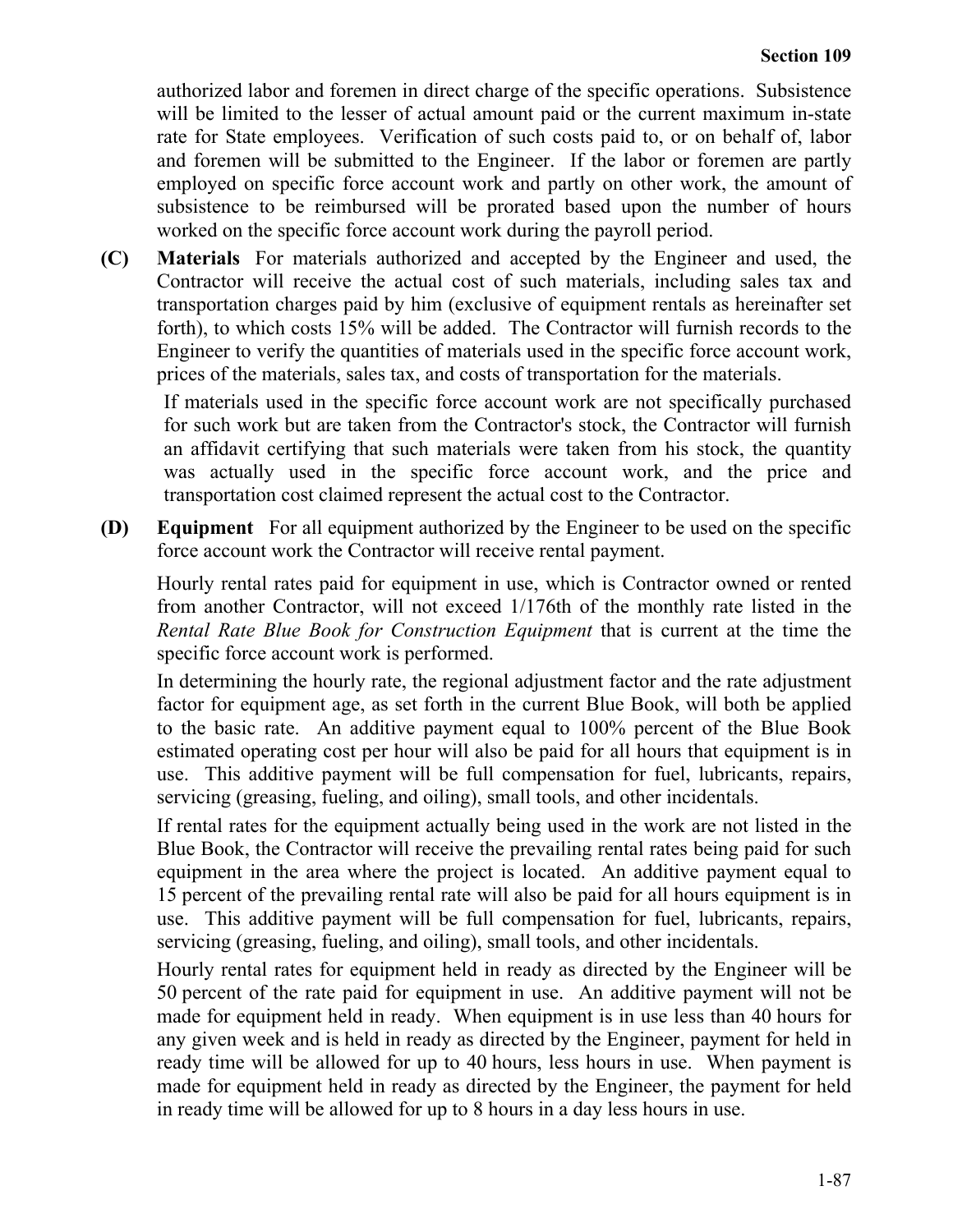authorized labor and foremen in direct charge of the specific operations. Subsistence will be limited to the lesser of actual amount paid or the current maximum in-state rate for State employees. Verification of such costs paid to, or on behalf of, labor and foremen will be submitted to the Engineer. If the labor or foremen are partly employed on specific force account work and partly on other work, the amount of subsistence to be reimbursed will be prorated based upon the number of hours worked on the specific force account work during the payroll period.

**(C) Materials** For materials authorized and accepted by the Engineer and used, the Contractor will receive the actual cost of such materials, including sales tax and transportation charges paid by him (exclusive of equipment rentals as hereinafter set forth), to which costs 15% will be added. The Contractor will furnish records to the Engineer to verify the quantities of materials used in the specific force account work, prices of the materials, sales tax, and costs of transportation for the materials.

If materials used in the specific force account work are not specifically purchased for such work but are taken from the Contractor's stock, the Contractor will furnish an affidavit certifying that such materials were taken from his stock, the quantity was actually used in the specific force account work, and the price and transportation cost claimed represent the actual cost to the Contractor.

**(D) Equipment** For all equipment authorized by the Engineer to be used on the specific force account work the Contractor will receive rental payment.

Hourly rental rates paid for equipment in use, which is Contractor owned or rented from another Contractor, will not exceed 1/176th of the monthly rate listed in the *Rental Rate Blue Book for Construction Equipment* that is current at the time the specific force account work is performed.

In determining the hourly rate, the regional adjustment factor and the rate adjustment factor for equipment age, as set forth in the current Blue Book, will both be applied to the basic rate. An additive payment equal to 100% percent of the Blue Book estimated operating cost per hour will also be paid for all hours that equipment is in use. This additive payment will be full compensation for fuel, lubricants, repairs, servicing (greasing, fueling, and oiling), small tools, and other incidentals.

If rental rates for the equipment actually being used in the work are not listed in the Blue Book, the Contractor will receive the prevailing rental rates being paid for such equipment in the area where the project is located. An additive payment equal to 15 percent of the prevailing rental rate will also be paid for all hours equipment is in use. This additive payment will be full compensation for fuel, lubricants, repairs, servicing (greasing, fueling, and oiling), small tools, and other incidentals.

Hourly rental rates for equipment held in ready as directed by the Engineer will be 50 percent of the rate paid for equipment in use. An additive payment will not be made for equipment held in ready. When equipment is in use less than 40 hours for any given week and is held in ready as directed by the Engineer, payment for held in ready time will be allowed for up to 40 hours, less hours in use. When payment is made for equipment held in ready as directed by the Engineer, the payment for held in ready time will be allowed for up to 8 hours in a day less hours in use.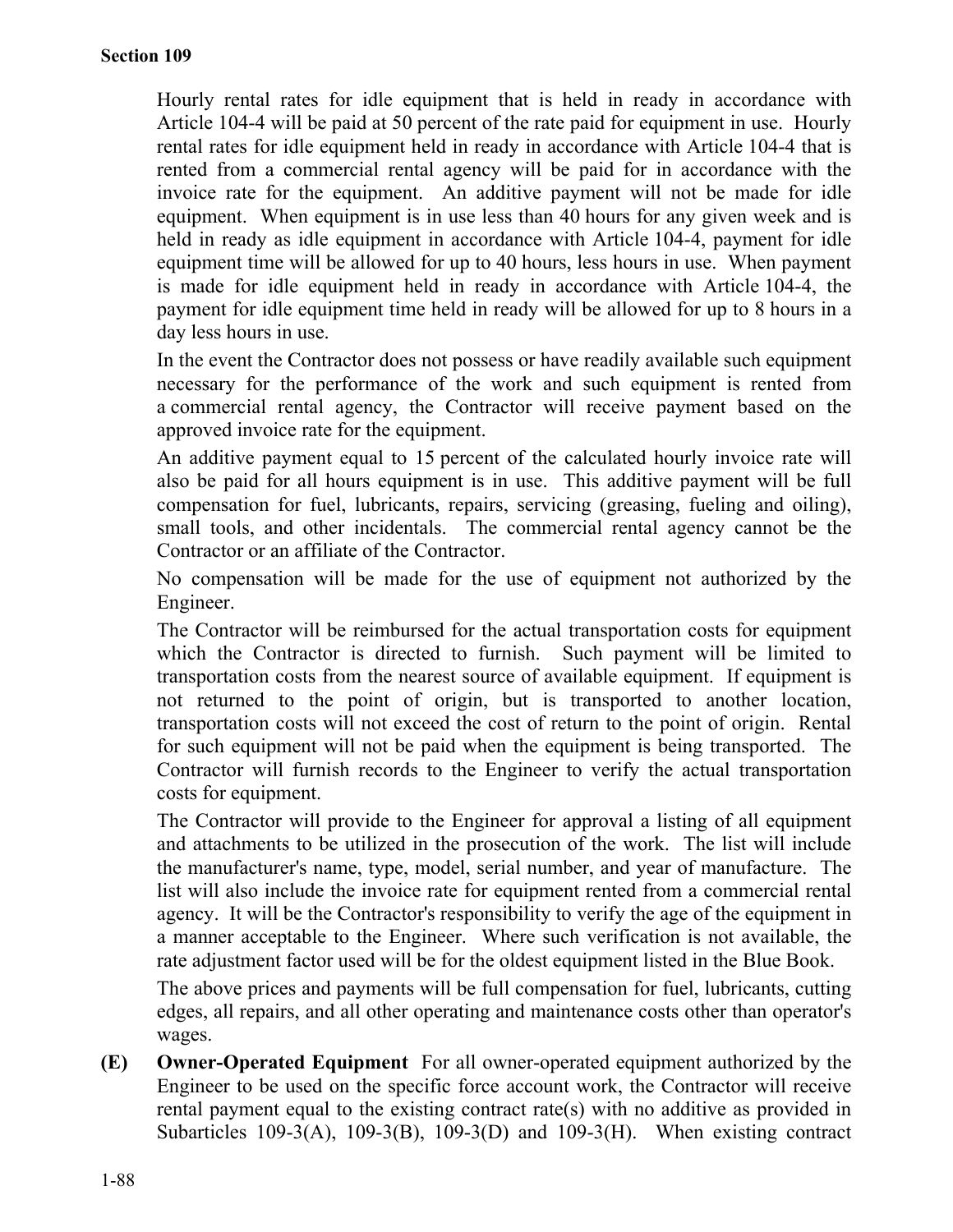Hourly rental rates for idle equipment that is held in ready in accordance with Article 104-4 will be paid at 50 percent of the rate paid for equipment in use. Hourly rental rates for idle equipment held in ready in accordance with Article 104-4 that is rented from a commercial rental agency will be paid for in accordance with the invoice rate for the equipment. An additive payment will not be made for idle equipment. When equipment is in use less than 40 hours for any given week and is held in ready as idle equipment in accordance with Article 104-4, payment for idle equipment time will be allowed for up to 40 hours, less hours in use. When payment is made for idle equipment held in ready in accordance with Article 104-4, the payment for idle equipment time held in ready will be allowed for up to 8 hours in a day less hours in use.

In the event the Contractor does not possess or have readily available such equipment necessary for the performance of the work and such equipment is rented from a commercial rental agency, the Contractor will receive payment based on the approved invoice rate for the equipment.

An additive payment equal to 15 percent of the calculated hourly invoice rate will also be paid for all hours equipment is in use. This additive payment will be full compensation for fuel, lubricants, repairs, servicing (greasing, fueling and oiling), small tools, and other incidentals. The commercial rental agency cannot be the Contractor or an affiliate of the Contractor.

No compensation will be made for the use of equipment not authorized by the Engineer.

The Contractor will be reimbursed for the actual transportation costs for equipment which the Contractor is directed to furnish. Such payment will be limited to transportation costs from the nearest source of available equipment. If equipment is not returned to the point of origin, but is transported to another location, transportation costs will not exceed the cost of return to the point of origin. Rental for such equipment will not be paid when the equipment is being transported. The Contractor will furnish records to the Engineer to verify the actual transportation costs for equipment.

The Contractor will provide to the Engineer for approval a listing of all equipment and attachments to be utilized in the prosecution of the work. The list will include the manufacturer's name, type, model, serial number, and year of manufacture. The list will also include the invoice rate for equipment rented from a commercial rental agency. It will be the Contractor's responsibility to verify the age of the equipment in a manner acceptable to the Engineer. Where such verification is not available, the rate adjustment factor used will be for the oldest equipment listed in the Blue Book.

The above prices and payments will be full compensation for fuel, lubricants, cutting edges, all repairs, and all other operating and maintenance costs other than operator's wages.

**(E) Owner-Operated Equipment** For all owner-operated equipment authorized by the Engineer to be used on the specific force account work, the Contractor will receive rental payment equal to the existing contract rate(s) with no additive as provided in Subarticles 109-3(A), 109-3(B), 109-3(D) and 109-3(H). When existing contract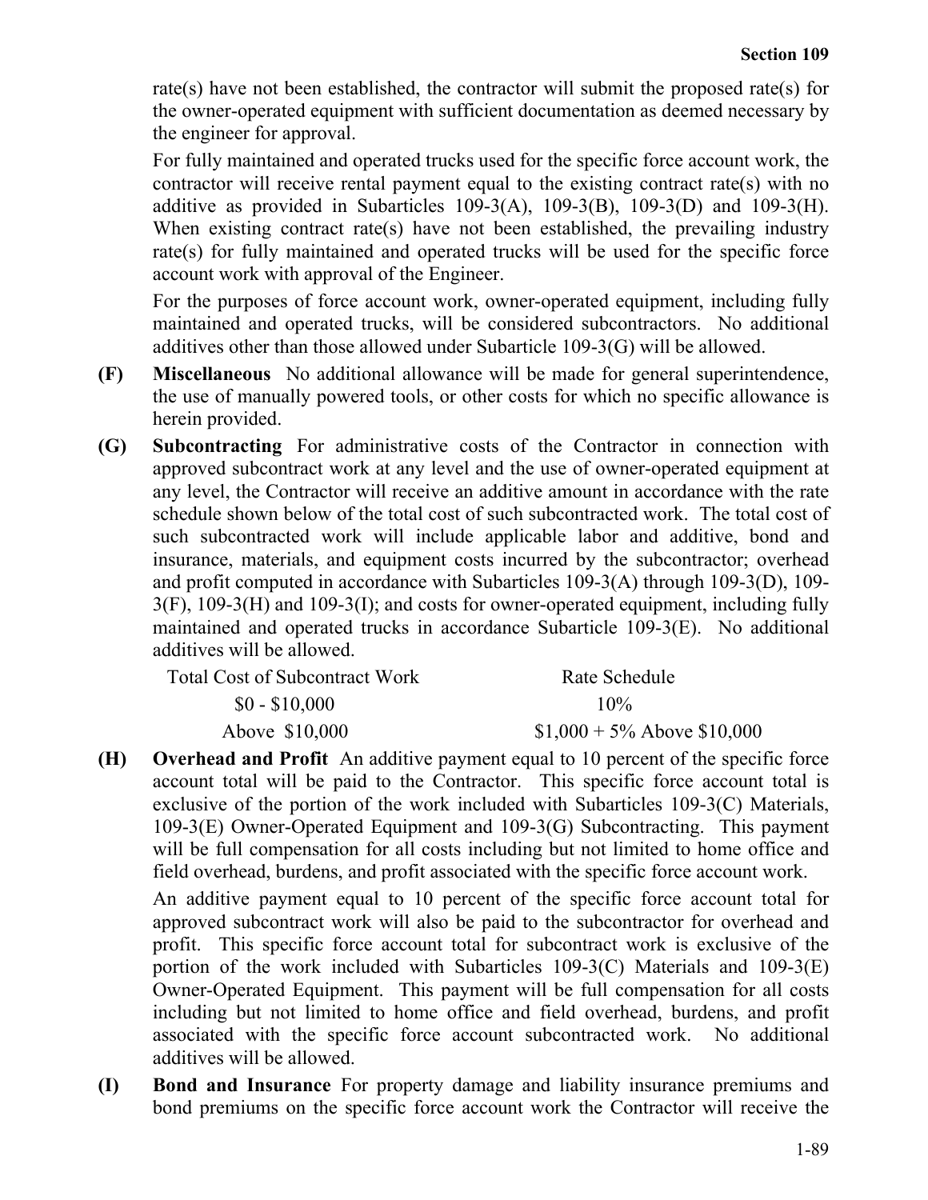rate(s) have not been established, the contractor will submit the proposed rate(s) for the owner-operated equipment with sufficient documentation as deemed necessary by the engineer for approval.

For fully maintained and operated trucks used for the specific force account work, the contractor will receive rental payment equal to the existing contract rate(s) with no additive as provided in Subarticles 109-3(A), 109-3(B), 109-3(D) and 109-3(H). When existing contract rate(s) have not been established, the prevailing industry rate(s) for fully maintained and operated trucks will be used for the specific force account work with approval of the Engineer.

For the purposes of force account work, owner-operated equipment, including fully maintained and operated trucks, will be considered subcontractors. No additional additives other than those allowed under Subarticle 109-3(G) will be allowed.

**(F) Miscellaneous** No additional allowance will be made for general superintendence, the use of manually powered tools, or other costs for which no specific allowance is herein provided.

**(G) Subcontracting** For administrative costs of the Contractor in connection with approved subcontract work at any level and the use of owner-operated equipment at any level, the Contractor will receive an additive amount in accordance with the rate schedule shown below of the total cost of such subcontracted work. The total cost of such subcontracted work will include applicable labor and additive, bond and insurance, materials, and equipment costs incurred by the subcontractor; overhead and profit computed in accordance with Subarticles 109-3(A) through 109-3(D), 109-3(F), 109-3(H) and 109-3(I); and costs for owner-operated equipment, including fully maintained and operated trucks in accordance Subarticle 109-3(E). No additional additives will be allowed.

| Total Cost of Subcontract Work | Rate Schedule |
|---|---|
| $0 - $10,000 | 10% |
| Above $10,000 | $1,000 + 5% Above $10,000 |

**(H) Overhead and Profit** An additive payment equal to 10 percent of the specific force account total will be paid to the Contractor. This specific force account total is exclusive of the portion of the work included with Subarticles 109-3(C) Materials, 109-3(E) Owner-Operated Equipment and 109-3(G) Subcontracting. This payment will be full compensation for all costs including but not limited to home office and field overhead, burdens, and profit associated with the specific force account work.

An additive payment equal to 10 percent of the specific force account total for approved subcontract work will also be paid to the subcontractor for overhead and profit. This specific force account total for subcontract work is exclusive of the portion of the work included with Subarticles 109-3(C) Materials and 109-3(E) Owner-Operated Equipment. This payment will be full compensation for all costs including but not limited to home office and field overhead, burdens, and profit associated with the specific force account subcontracted work. No additional additives will be allowed.

**(I) Bond and Insurance** For property damage and liability insurance premiums and bond premiums on the specific force account work the Contractor will receive the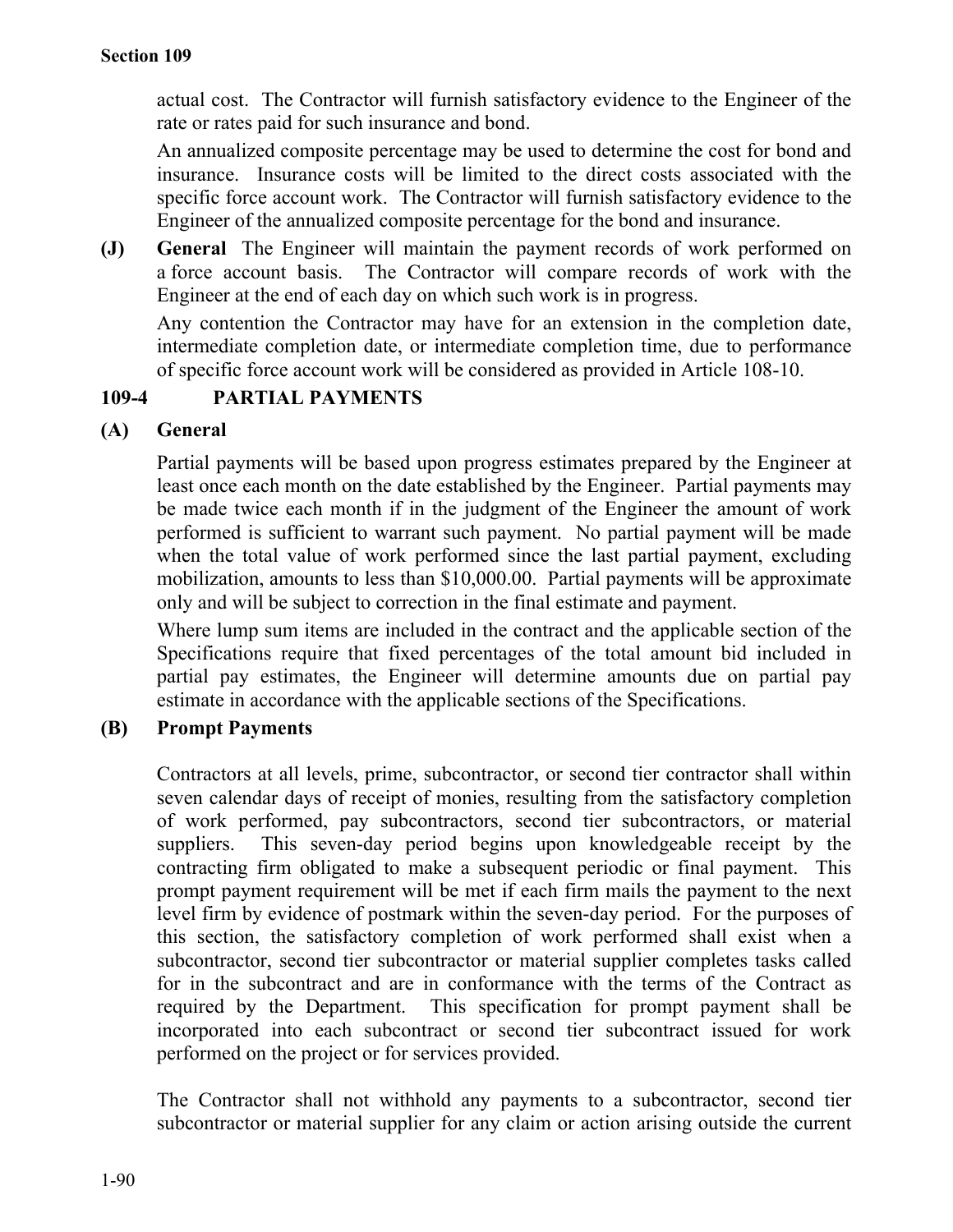actual cost. The Contractor will furnish satisfactory evidence to the Engineer of the rate or rates paid for such insurance and bond.

An annualized composite percentage may be used to determine the cost for bond and insurance. Insurance costs will be limited to the direct costs associated with the specific force account work. The Contractor will furnish satisfactory evidence to the Engineer of the annualized composite percentage for the bond and insurance.

**(J) General** The Engineer will maintain the payment records of work performed on a force account basis. The Contractor will compare records of work with the Engineer at the end of each day on which such work is in progress.

Any contention the Contractor may have for an extension in the completion date, intermediate completion date, or intermediate completion time, due to performance of specific force account work will be considered as provided in Article 108-10.

## 109-4 PARTIAL PAYMENTS

### (A) General

Partial payments will be based upon progress estimates prepared by the Engineer at least once each month on the date established by the Engineer. Partial payments may be made twice each month if in the judgment of the Engineer the amount of work performed is sufficient to warrant such payment. No partial payment will be made when the total value of work performed since the last partial payment, excluding mobilization, amounts to less than $10,000.00. Partial payments will be approximate only and will be subject to correction in the final estimate and payment.

Where lump sum items are included in the contract and the applicable section of the Specifications require that fixed percentages of the total amount bid included in partial pay estimates, the Engineer will determine amounts due on partial pay estimate in accordance with the applicable sections of the Specifications.

### (B) Prompt Payments

Contractors at all levels, prime, subcontractor, or second tier contractor shall within seven calendar days of receipt of monies, resulting from the satisfactory completion of work performed, pay subcontractors, second tier subcontractors, or material suppliers. This seven-day period begins upon knowledgeable receipt by the contracting firm obligated to make a subsequent periodic or final payment. This prompt payment requirement will be met if each firm mails the payment to the next level firm by evidence of postmark within the seven-day period. For the purposes of this section, the satisfactory completion of work performed shall exist when a subcontractor, second tier subcontractor or material supplier completes tasks called for in the subcontract and are in conformance with the terms of the Contract as required by the Department. This specification for prompt payment shall be incorporated into each subcontract or second tier subcontract issued for work performed on the project or for services provided.

The Contractor shall not withhold any payments to a subcontractor, second tier subcontractor or material supplier for any claim or action arising outside the current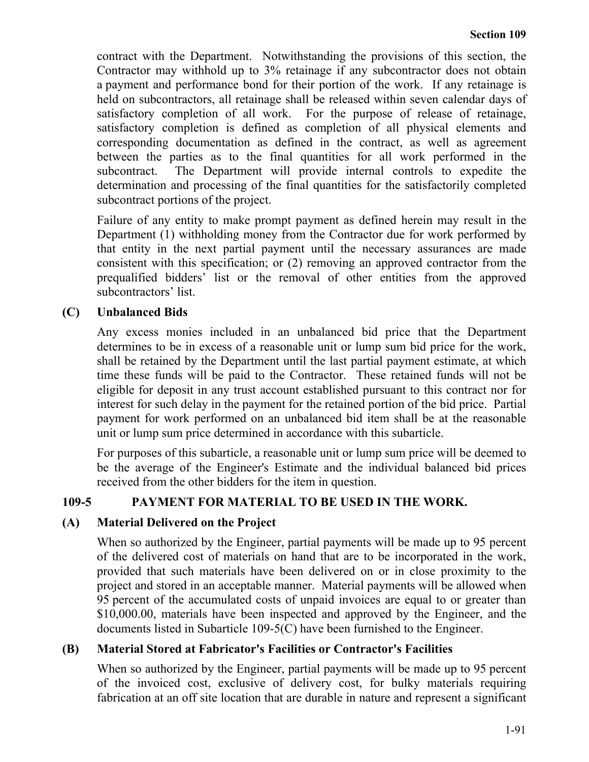contract with the Department. Notwithstanding the provisions of this section, the Contractor may withhold up to 3% retainage if any subcontractor does not obtain a payment and performance bond for their portion of the work. If any retainage is held on subcontractors, all retainage shall be released within seven calendar days of satisfactory completion of all work. For the purpose of release of retainage, satisfactory completion is defined as completion of all physical elements and corresponding documentation as defined in the contract, as well as agreement between the parties as to the final quantities for all work performed in the subcontract. The Department will provide internal controls to expedite the determination and processing of the final quantities for the satisfactorily completed subcontract portions of the project.

Failure of any entity to make prompt payment as defined herein may result in the Department (1) withholding money from the Contractor due for work performed by that entity in the next partial payment until the necessary assurances are made consistent with this specification; or (2) removing an approved contractor from the prequalified bidders' list or the removal of other entities from the approved subcontractors' list.

### (C) Unbalanced Bids

Any excess monies included in an unbalanced bid price that the Department determines to be in excess of a reasonable unit or lump sum bid price for the work, shall be retained by the Department until the last partial payment estimate, at which time these funds will be paid to the Contractor. These retained funds will not be eligible for deposit in any trust account established pursuant to this contract nor for interest for such delay in the payment for the retained portion of the bid price. Partial payment for work performed on an unbalanced bid item shall be at the reasonable unit or lump sum price determined in accordance with this subarticle.

For purposes of this subarticle, a reasonable unit or lump sum price will be deemed to be the average of the Engineer's Estimate and the individual balanced bid prices received from the other bidders for the item in question.

## 109-5 PAYMENT FOR MATERIAL TO BE USED IN THE WORK.

### (A) Material Delivered on the Project

When so authorized by the Engineer, partial payments will be made up to 95 percent of the delivered cost of materials on hand that are to be incorporated in the work, provided that such materials have been delivered on or in close proximity to the project and stored in an acceptable manner. Material payments will be allowed when 95 percent of the accumulated costs of unpaid invoices are equal to or greater than $10,000.00, materials have been inspected and approved by the Engineer, and the documents listed in Subarticle 109-5(C) have been furnished to the Engineer.

### (B) Material Stored at Fabricator's Facilities or Contractor's Facilities

When so authorized by the Engineer, partial payments will be made up to 95 percent of the invoiced cost, exclusive of delivery cost, for bulky materials requiring fabrication at an off site location that are durable in nature and represent a significant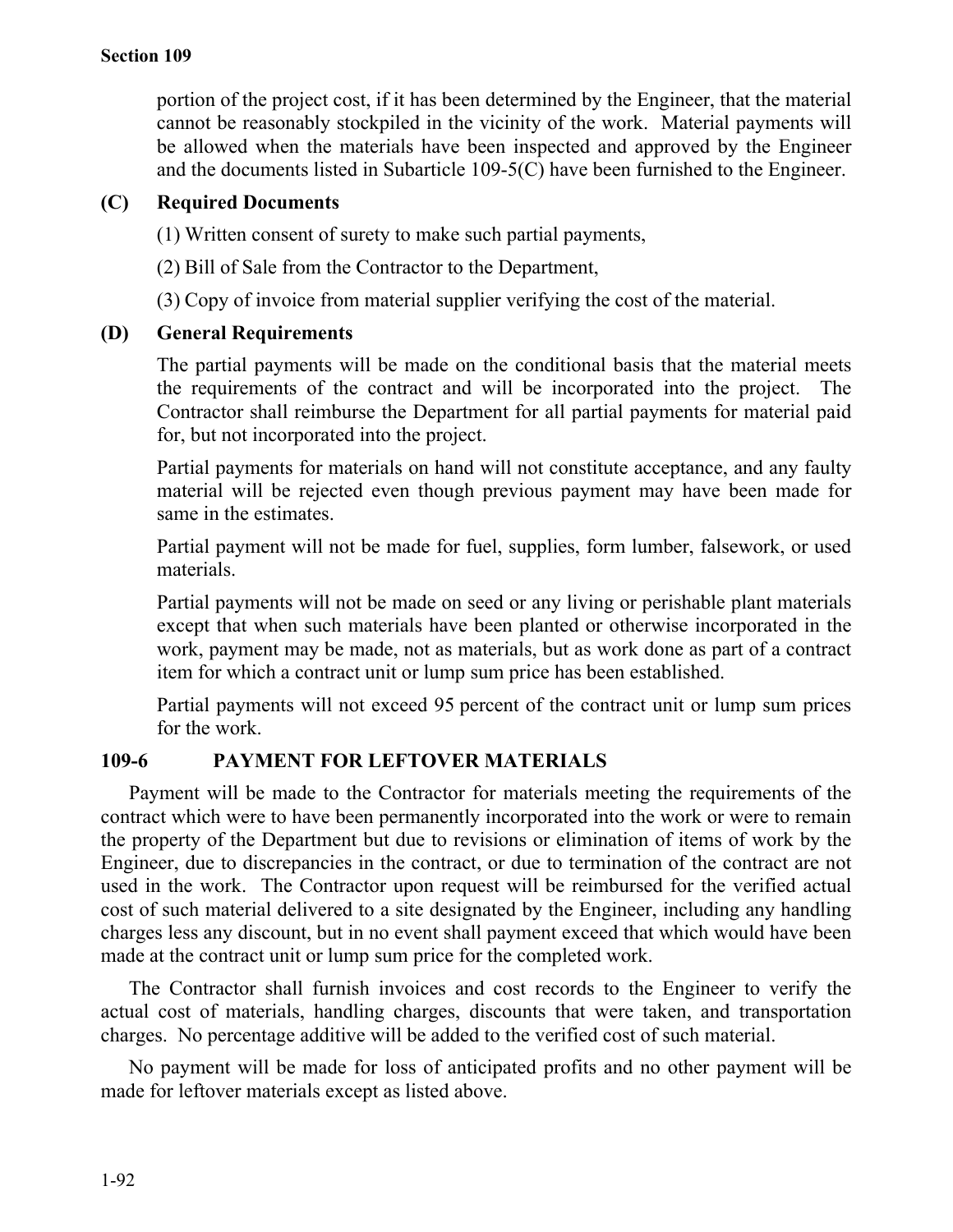portion of the project cost, if it has been determined by the Engineer, that the material cannot be reasonably stockpiled in the vicinity of the work. Material payments will be allowed when the materials have been inspected and approved by the Engineer and the documents listed in Subarticle 109-5(C) have been furnished to the Engineer.

### (C) Required Documents

(1) Written consent of surety to make such partial payments,

(2) Bill of Sale from the Contractor to the Department,

(3) Copy of invoice from material supplier verifying the cost of the material.

### (D) General Requirements

The partial payments will be made on the conditional basis that the material meets the requirements of the contract and will be incorporated into the project. The Contractor shall reimburse the Department for all partial payments for material paid for, but not incorporated into the project.

Partial payments for materials on hand will not constitute acceptance, and any faulty material will be rejected even though previous payment may have been made for same in the estimates.

Partial payment will not be made for fuel, supplies, form lumber, falsework, or used materials.

Partial payments will not be made on seed or any living or perishable plant materials except that when such materials have been planted or otherwise incorporated in the work, payment may be made, not as materials, but as work done as part of a contract item for which a contract unit or lump sum price has been established.

Partial payments will not exceed 95 percent of the contract unit or lump sum prices for the work.

## 109-6 PAYMENT FOR LEFTOVER MATERIALS

Payment will be made to the Contractor for materials meeting the requirements of the contract which were to have been permanently incorporated into the work or were to remain the property of the Department but due to revisions or elimination of items of work by the Engineer, due to discrepancies in the contract, or due to termination of the contract are not used in the work. The Contractor upon request will be reimbursed for the verified actual cost of such material delivered to a site designated by the Engineer, including any handling charges less any discount, but in no event shall payment exceed that which would have been made at the contract unit or lump sum price for the completed work.

The Contractor shall furnish invoices and cost records to the Engineer to verify the actual cost of materials, handling charges, discounts that were taken, and transportation charges. No percentage additive will be added to the verified cost of such material.

No payment will be made for loss of anticipated profits and no other payment will be made for leftover materials except as listed above.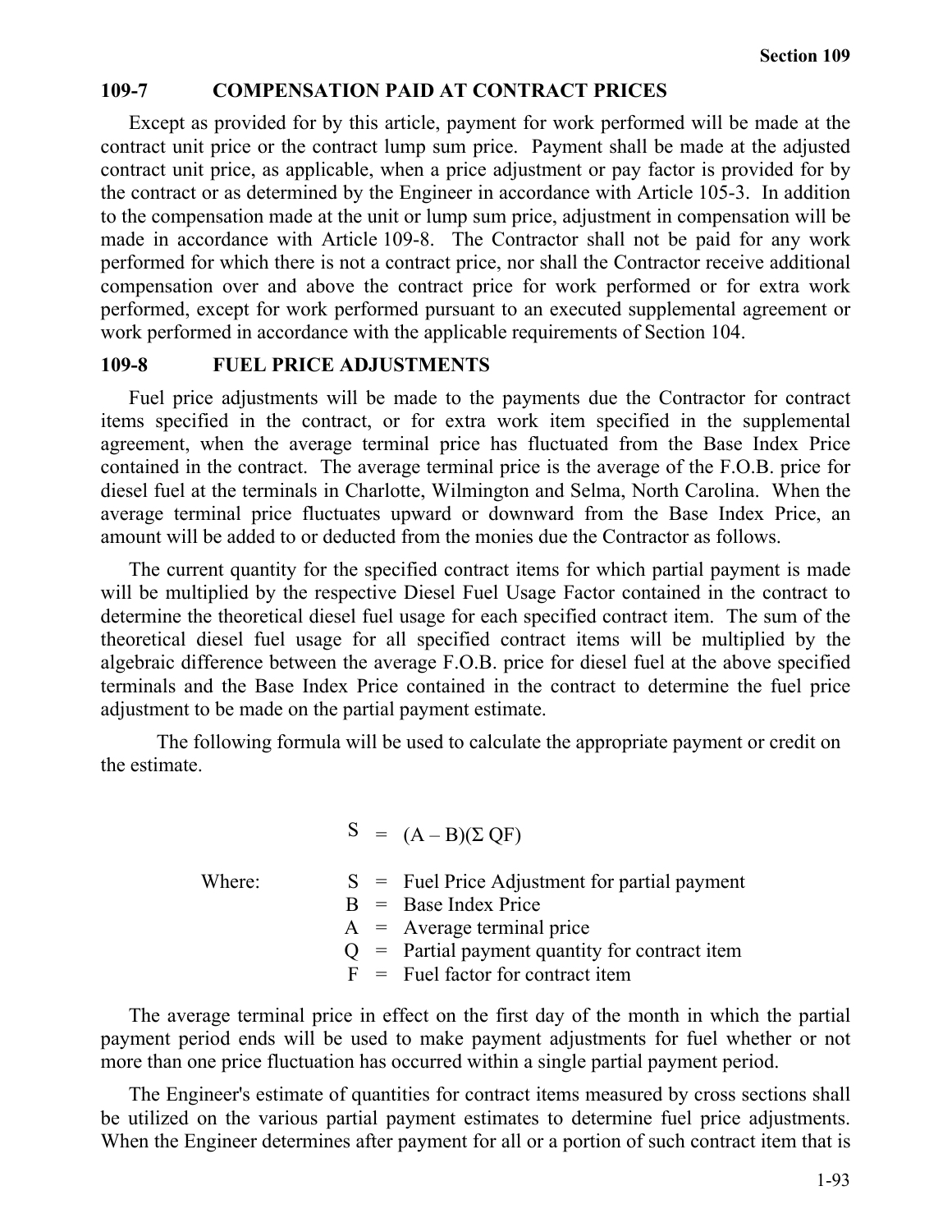## 109-7 COMPENSATION PAID AT CONTRACT PRICES

Except as provided for by this article, payment for work performed will be made at the contract unit price or the contract lump sum price. Payment shall be made at the adjusted contract unit price, as applicable, when a price adjustment or pay factor is provided for by the contract or as determined by the Engineer in accordance with Article 105-3. In addition to the compensation made at the unit or lump sum price, adjustment in compensation will be made in accordance with Article 109-8. The Contractor shall not be paid for any work performed for which there is not a contract price, nor shall the Contractor receive additional compensation over and above the contract price for work performed or for extra work performed, except for work performed pursuant to an executed supplemental agreement or work performed in accordance with the applicable requirements of Section 104.

## 109-8 FUEL PRICE ADJUSTMENTS

Fuel price adjustments will be made to the payments due the Contractor for contract items specified in the contract, or for extra work item specified in the supplemental agreement, when the average terminal price has fluctuated from the Base Index Price contained in the contract. The average terminal price is the average of the F.O.B. price for diesel fuel at the terminals in Charlotte, Wilmington and Selma, North Carolina. When the average terminal price fluctuates upward or downward from the Base Index Price, an amount will be added to or deducted from the monies due the Contractor as follows.

The current quantity for the specified contract items for which partial payment is made will be multiplied by the respective Diesel Fuel Usage Factor contained in the contract to determine the theoretical diesel fuel usage for each specified contract item. The sum of the theoretical diesel fuel usage for all specified contract items will be multiplied by the algebraic difference between the average F.O.B. price for diesel fuel at the above specified terminals and the Base Index Price contained in the contract to determine the fuel price adjustment to be made on the partial payment estimate.

The following formula will be used to calculate the appropriate payment or credit on the estimate.

$$S = (A - B)(\Sigma\, QF)$$

Where:

- $S$ = Fuel Price Adjustment for partial payment
- $B$ = Base Index Price
- $A$ = Average terminal price
- $Q$ = Partial payment quantity for contract item
- $F$ = Fuel factor for contract item

The average terminal price in effect on the first day of the month in which the partial payment period ends will be used to make payment adjustments for fuel whether or not more than one price fluctuation has occurred within a single partial payment period.

The Engineer's estimate of quantities for contract items measured by cross sections shall be utilized on the various partial payment estimates to determine fuel price adjustments. When the Engineer determines after payment for all or a portion of such contract item that is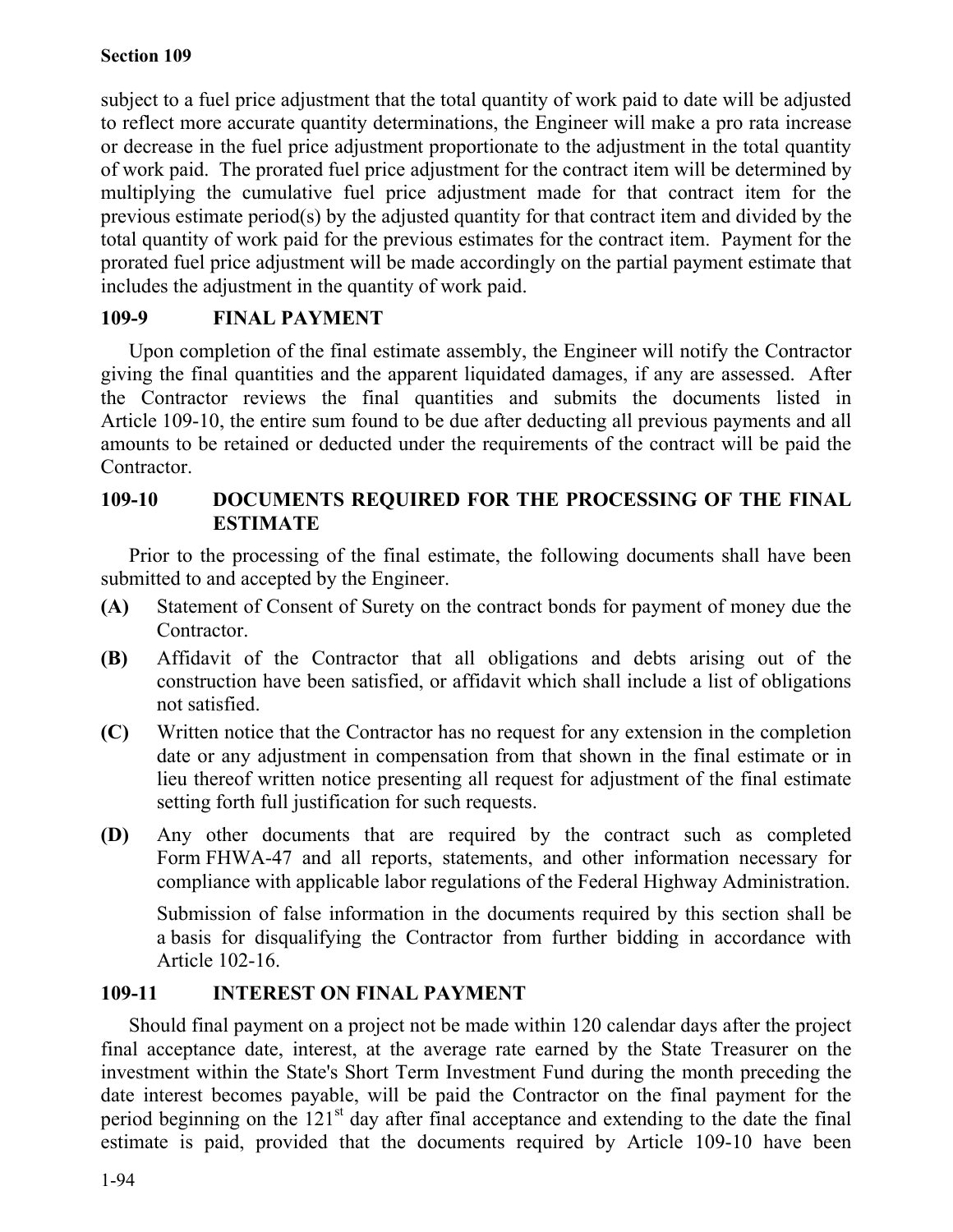subject to a fuel price adjustment that the total quantity of work paid to date will be adjusted to reflect more accurate quantity determinations, the Engineer will make a pro rata increase or decrease in the fuel price adjustment proportionate to the adjustment in the total quantity of work paid. The prorated fuel price adjustment for the contract item will be determined by multiplying the cumulative fuel price adjustment made for that contract item for the previous estimate period(s) by the adjusted quantity for that contract item and divided by the total quantity of work paid for the previous estimates for the contract item. Payment for the prorated fuel price adjustment will be made accordingly on the partial payment estimate that includes the adjustment in the quantity of work paid.

## 109-9 FINAL PAYMENT

Upon completion of the final estimate assembly, the Engineer will notify the Contractor giving the final quantities and the apparent liquidated damages, if any are assessed. After the Contractor reviews the final quantities and submits the documents listed in Article 109-10, the entire sum found to be due after deducting all previous payments and all amounts to be retained or deducted under the requirements of the contract will be paid the Contractor.

## 109-10 DOCUMENTS REQUIRED FOR THE PROCESSING OF THE FINAL ESTIMATE

Prior to the processing of the final estimate, the following documents shall have been submitted to and accepted by the Engineer.

**(A)** Statement of Consent of Surety on the contract bonds for payment of money due the Contractor.

**(B)** Affidavit of the Contractor that all obligations and debts arising out of the construction have been satisfied, or affidavit which shall include a list of obligations not satisfied.

**(C)** Written notice that the Contractor has no request for any extension in the completion date or any adjustment in compensation from that shown in the final estimate or in lieu thereof written notice presenting all request for adjustment of the final estimate setting forth full justification for such requests.

**(D)** Any other documents that are required by the contract such as completed Form FHWA-47 and all reports, statements, and other information necessary for compliance with applicable labor regulations of the Federal Highway Administration.

Submission of false information in the documents required by this section shall be a basis for disqualifying the Contractor from further bidding in accordance with Article 102-16.

## 109-11 INTEREST ON FINAL PAYMENT

Should final payment on a project not be made within 120 calendar days after the project final acceptance date, interest, at the average rate earned by the State Treasurer on the investment within the State's Short Term Investment Fund during the month preceding the date interest becomes payable, will be paid the Contractor on the final payment for the period beginning on the 121st day after final acceptance and extending to the date the final estimate is paid, provided that the documents required by Article 109-10 have been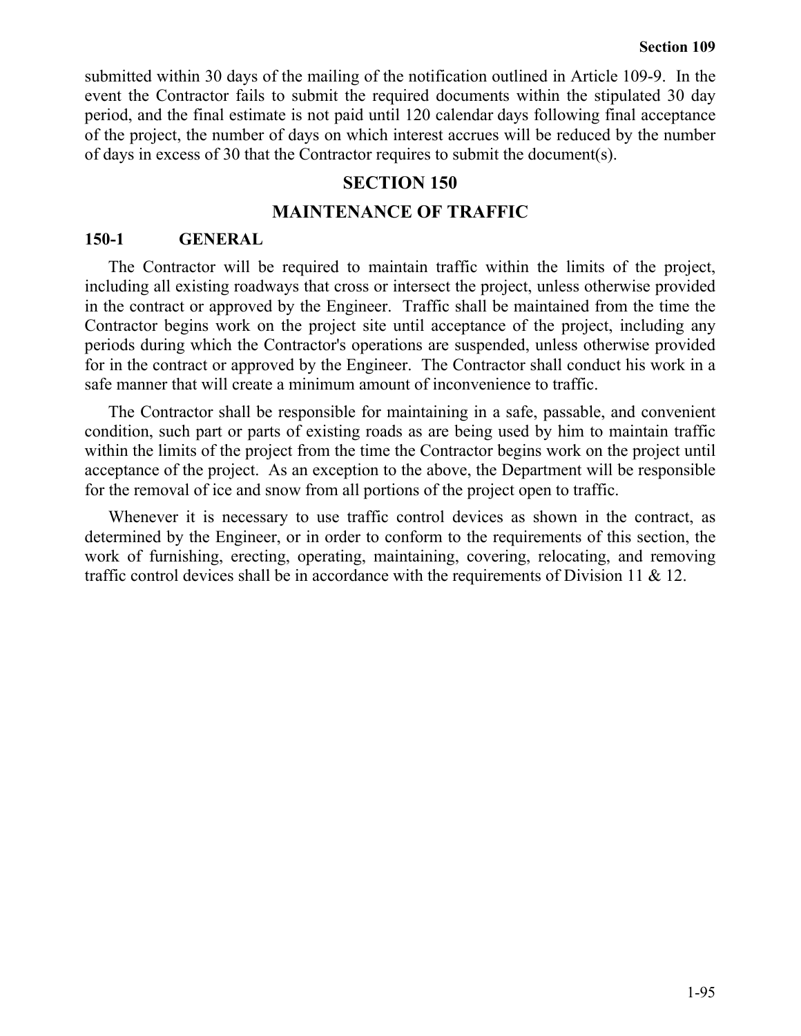submitted within 30 days of the mailing of the notification outlined in Article 109-9. In the event the Contractor fails to submit the required documents within the stipulated 30 day period, and the final estimate is not paid until 120 calendar days following final acceptance of the project, the number of days on which interest accrues will be reduced by the number of days in excess of 30 that the Contractor requires to submit the document(s).

# SECTION 150

# MAINTENANCE OF TRAFFIC

## 150-1 GENERAL

The Contractor will be required to maintain traffic within the limits of the project, including all existing roadways that cross or intersect the project, unless otherwise provided in the contract or approved by the Engineer. Traffic shall be maintained from the time the Contractor begins work on the project site until acceptance of the project, including any periods during which the Contractor's operations are suspended, unless otherwise provided for in the contract or approved by the Engineer. The Contractor shall conduct his work in a safe manner that will create a minimum amount of inconvenience to traffic.

The Contractor shall be responsible for maintaining in a safe, passable, and convenient condition, such part or parts of existing roads as are being used by him to maintain traffic within the limits of the project from the time the Contractor begins work on the project until acceptance of the project. As an exception to the above, the Department will be responsible for the removal of ice and snow from all portions of the project open to traffic.

Whenever it is necessary to use traffic control devices as shown in the contract, as determined by the Engineer, or in order to conform to the requirements of this section, the work of furnishing, erecting, operating, maintaining, covering, relocating, and removing traffic control devices shall be in accordance with the requirements of Division 11 & 12.